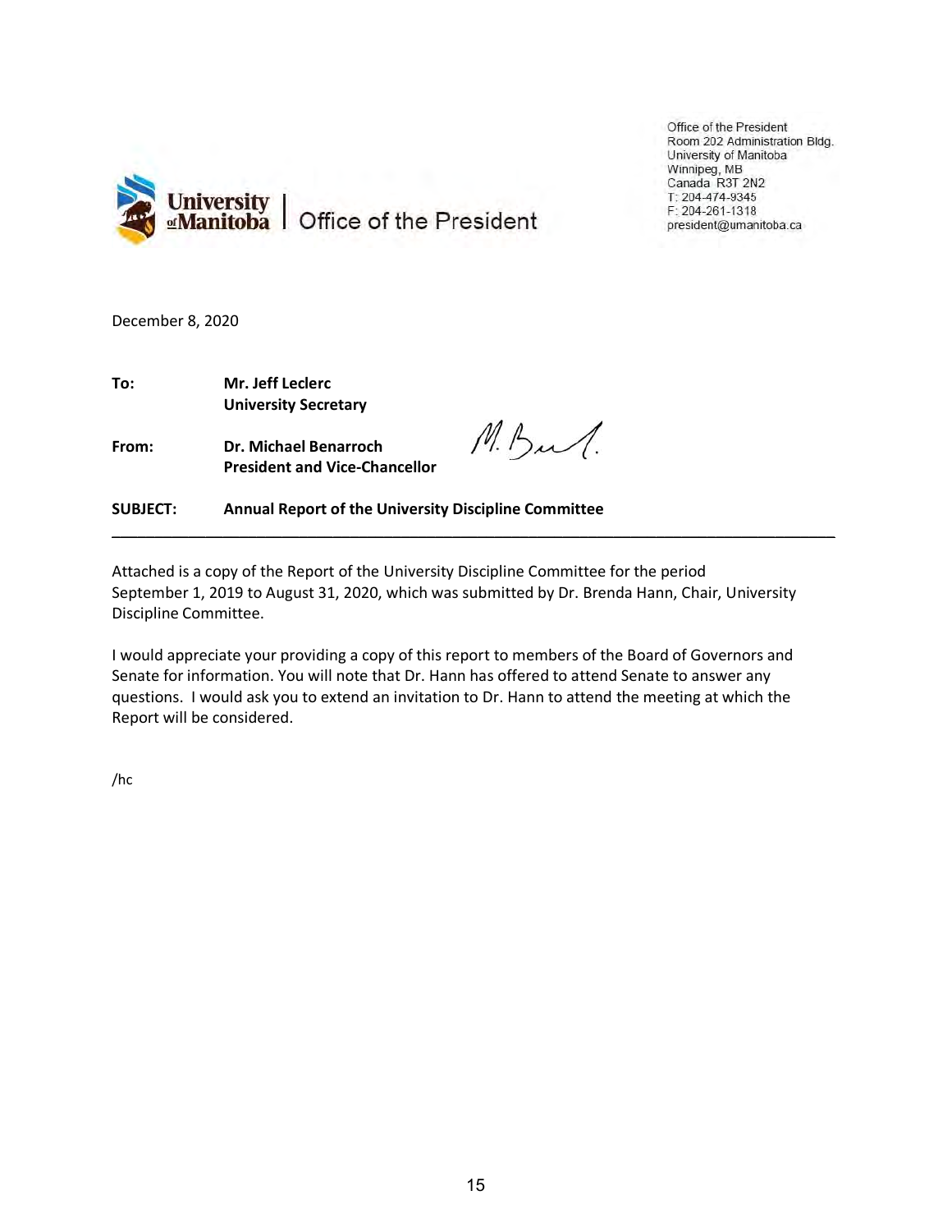Office of the President
Room 202 Administration Bldg.
University of Manitoba
Winnipeg, MB
Canada R3T 2N2
T: 204-474-9345
F: 204-261-1318
president@umanitoba.ca

University of Manitoba | Office of the President

December 8, 2020

**To:** **Mr. Jeff Leclerc**
**University Secretary**

**From:** **Dr. Michael Benarroch**
**President and Vice-Chancellor**

**SUBJECT:** **Annual Report of the University Discipline Committee**

---

Attached is a copy of the Report of the University Discipline Committee for the period September 1, 2019 to August 31, 2020, which was submitted by Dr. Brenda Hann, Chair, University Discipline Committee.

I would appreciate your providing a copy of this report to members of the Board of Governors and Senate for information. You will note that Dr. Hann has offered to attend Senate to answer any questions. I would ask you to extend an invitation to Dr. Hann to attend the meeting at which the Report will be considered.

/hc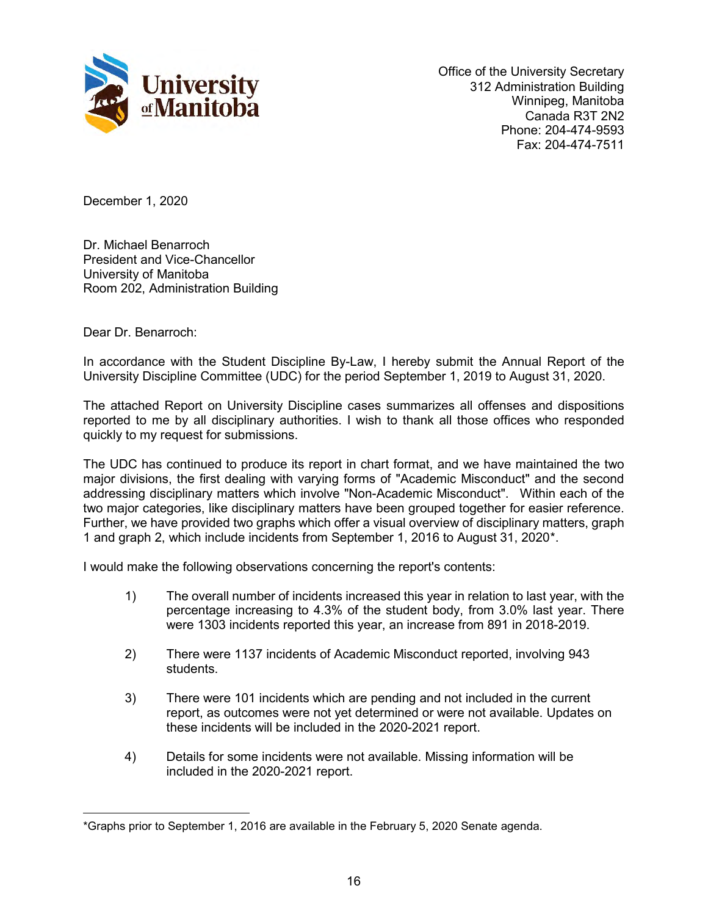**University of Manitoba**

Office of the University Secretary
312 Administration Building
Winnipeg, Manitoba
Canada R3T 2N2
Phone: 204-474-9593
Fax: 204-474-7511

December 1, 2020

Dr. Michael Benarroch
President and Vice-Chancellor
University of Manitoba
Room 202, Administration Building

Dear Dr. Benarroch:

In accordance with the Student Discipline By-Law, I hereby submit the Annual Report of the University Discipline Committee (UDC) for the period September 1, 2019 to August 31, 2020.

The attached Report on University Discipline cases summarizes all offenses and dispositions reported to me by all disciplinary authorities. I wish to thank all those offices who responded quickly to my request for submissions.

The UDC has continued to produce its report in chart format, and we have maintained the two major divisions, the first dealing with varying forms of "Academic Misconduct" and the second addressing disciplinary matters which involve "Non-Academic Misconduct". Within each of the two major categories, like disciplinary matters have been grouped together for easier reference. Further, we have provided two graphs which offer a visual overview of disciplinary matters, graph 1 and graph 2, which include incidents from September 1, 2016 to August 31, 2020*.

I would make the following observations concerning the report's contents:

1) The overall number of incidents increased this year in relation to last year, with the percentage increasing to 4.3% of the student body, from 3.0% last year. There were 1303 incidents reported this year, an increase from 891 in 2018-2019.

2) There were 1137 incidents of Academic Misconduct reported, involving 943 students.

3) There were 101 incidents which are pending and not included in the current report, as outcomes were not yet determined or were not available. Updates on these incidents will be included in the 2020-2021 report.

4) Details for some incidents were not available. Missing information will be included in the 2020-2021 report.

---

*Graphs prior to September 1, 2016 are available in the February 5, 2020 Senate agenda.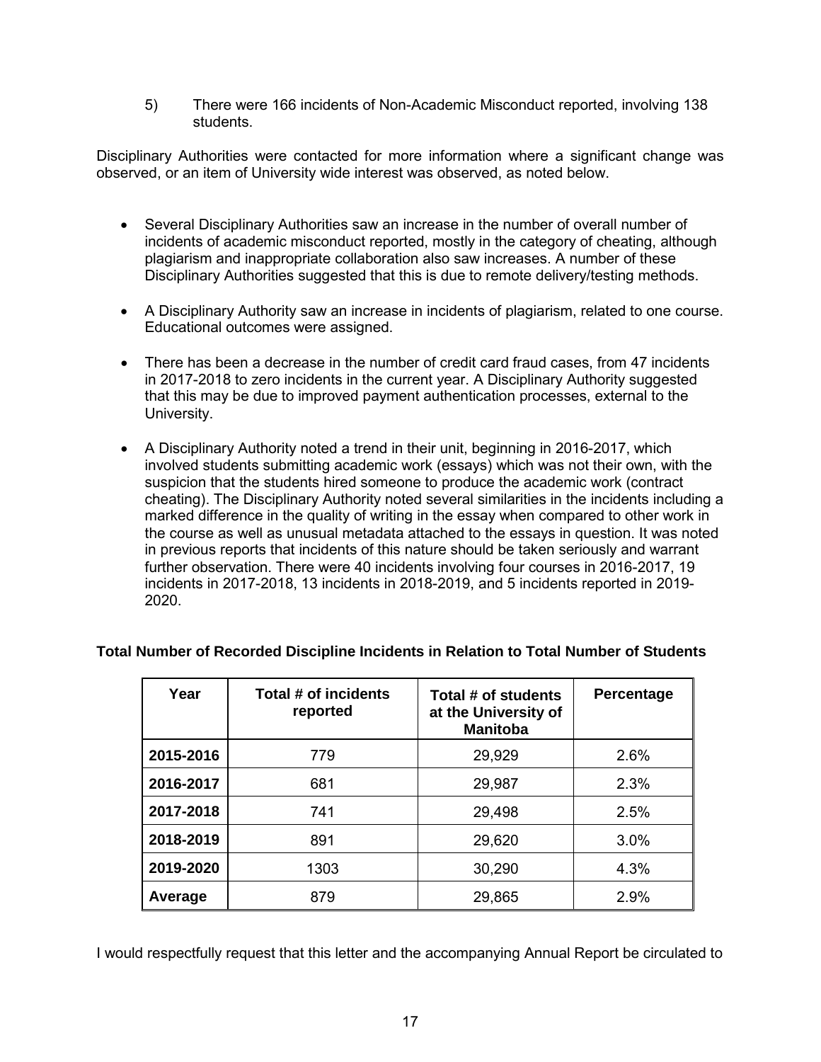5) There were 166 incidents of Non-Academic Misconduct reported, involving 138 students.

Disciplinary Authorities were contacted for more information where a significant change was observed, or an item of University wide interest was observed, as noted below.

- Several Disciplinary Authorities saw an increase in the number of overall number of incidents of academic misconduct reported, mostly in the category of cheating, although plagiarism and inappropriate collaboration also saw increases. A number of these Disciplinary Authorities suggested that this is due to remote delivery/testing methods.

- A Disciplinary Authority saw an increase in incidents of plagiarism, related to one course. Educational outcomes were assigned.

- There has been a decrease in the number of credit card fraud cases, from 47 incidents in 2017-2018 to zero incidents in the current year. A Disciplinary Authority suggested that this may be due to improved payment authentication processes, external to the University.

- A Disciplinary Authority noted a trend in their unit, beginning in 2016-2017, which involved students submitting academic work (essays) which was not their own, with the suspicion that the students hired someone to produce the academic work (contract cheating). The Disciplinary Authority noted several similarities in the incidents including a marked difference in the quality of writing in the essay when compared to other work in the course as well as unusual metadata attached to the essays in question. It was noted in previous reports that incidents of this nature should be taken seriously and warrant further observation. There were 40 incidents involving four courses in 2016-2017, 19 incidents in 2017-2018, 13 incidents in 2018-2019, and 5 incidents reported in 2019-2020.

**Total Number of Recorded Discipline Incidents in Relation to Total Number of Students**

| Year | Total # of incidents reported | Total # of students at the University of Manitoba | Percentage |
|---|---|---|---|
| **2015-2016** | 779 | 29,929 | 2.6% |
| **2016-2017** | 681 | 29,987 | 2.3% |
| **2017-2018** | 741 | 29,498 | 2.5% |
| **2018-2019** | 891 | 29,620 | 3.0% |
| **2019-2020** | 1303 | 30,290 | 4.3% |
| **Average** | 879 | 29,865 | 2.9% |

I would respectfully request that this letter and the accompanying Annual Report be circulated to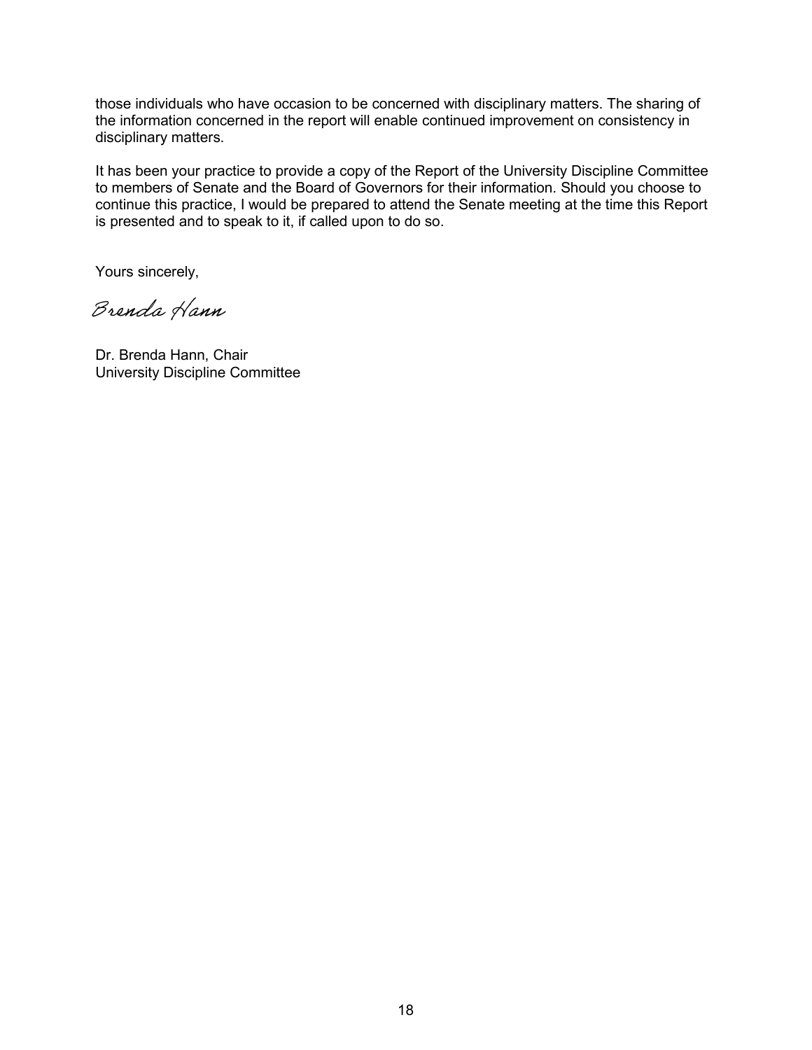those individuals who have occasion to be concerned with disciplinary matters. The sharing of the information concerned in the report will enable continued improvement on consistency in disciplinary matters.

It has been your practice to provide a copy of the Report of the University Discipline Committee to members of Senate and the Board of Governors for their information. Should you choose to continue this practice, I would be prepared to attend the Senate meeting at the time this Report is presented and to speak to it, if called upon to do so.

Yours sincerely,

Brenda Hann

Dr. Brenda Hann, Chair
University Discipline Committee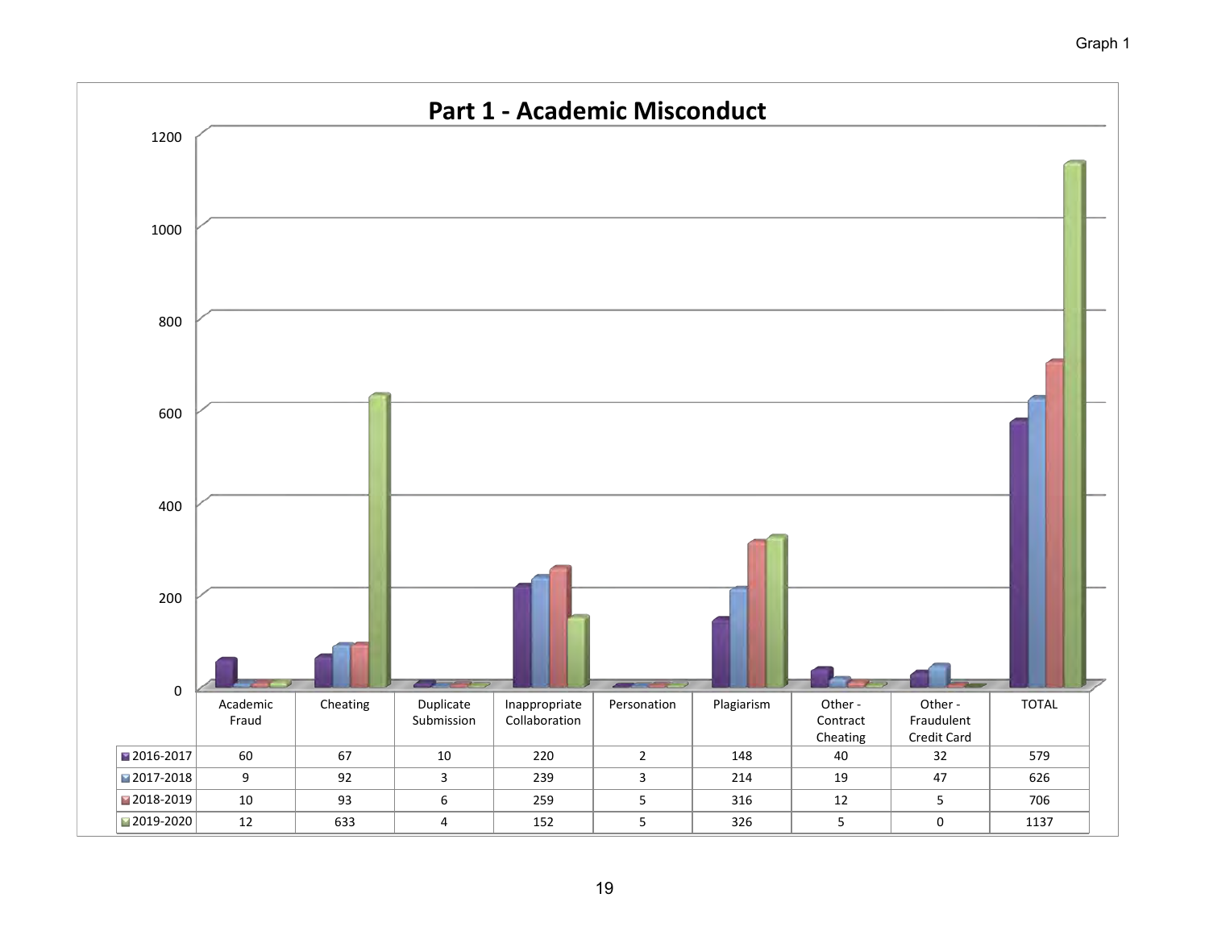Graph 1

# Part 1 - Academic Misconduct

| | Academic Fraud | Cheating | Duplicate Submission | Inappropriate Collaboration | Personation | Plagiarism | Other - Contract Cheating | Other - Fraudulent Credit Card | TOTAL |
|---|---|---|---|---|---|---|---|---|---|
| 2016-2017 | 60 | 67 | 10 | 220 | 2 | 148 | 40 | 32 | 579 |
| 2017-2018 | 9 | 92 | 3 | 239 | 3 | 214 | 19 | 47 | 626 |
| 2018-2019 | 10 | 93 | 6 | 259 | 5 | 316 | 12 | 5 | 706 |
| 2019-2020 | 12 | 633 | 4 | 152 | 5 | 326 | 5 | 0 | 1137 |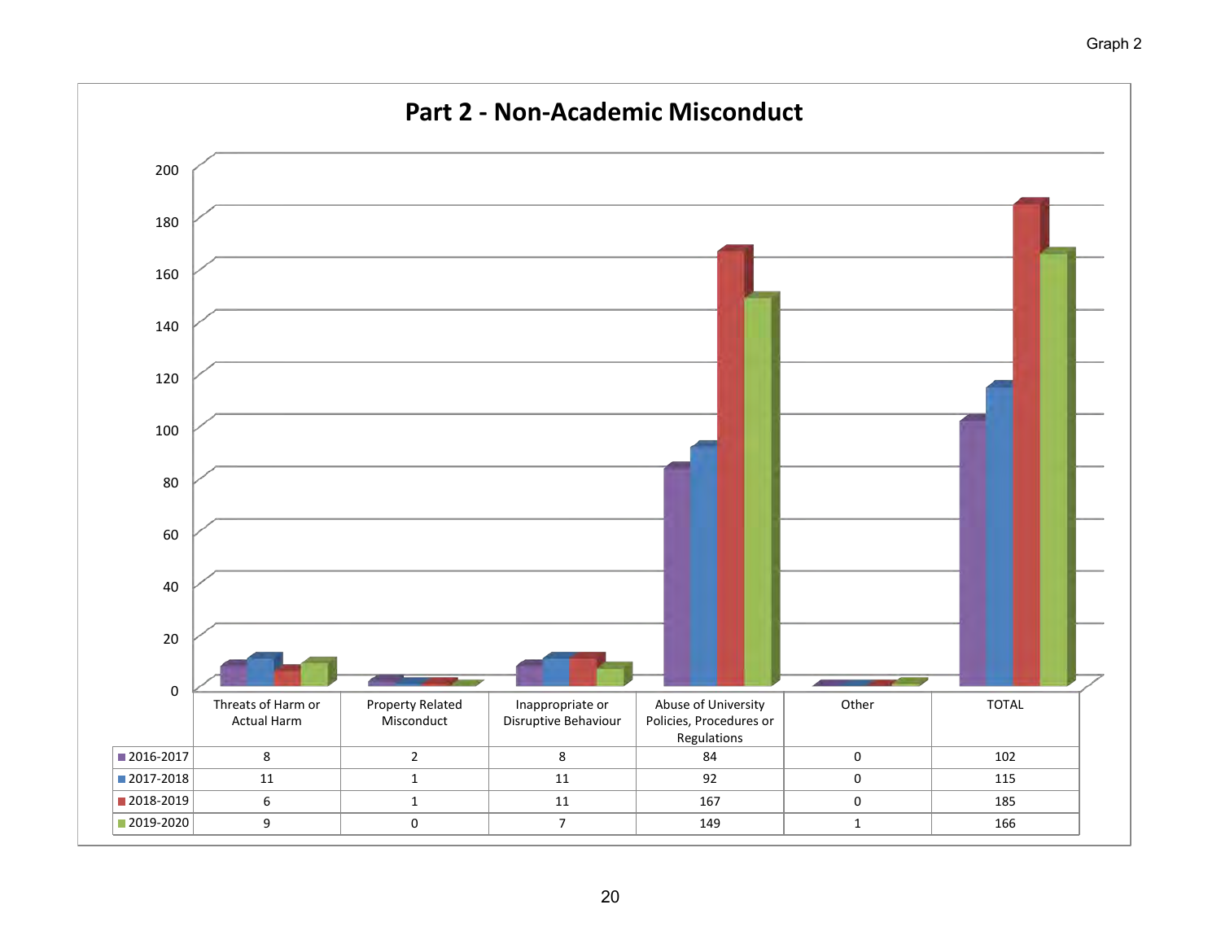Graph 2

# Part 2 - Non-Academic Misconduct

| | Threats of Harm or Actual Harm | Property Related Misconduct | Inappropriate or Disruptive Behaviour | Abuse of University Policies, Procedures or Regulations | Other | TOTAL |
|---|---|---|---|---|---|---|
| 2016-2017 | 8 | 2 | 8 | 84 | 0 | 102 |
| 2017-2018 | 11 | 1 | 11 | 92 | 0 | 115 |
| 2018-2019 | 6 | 1 | 11 | 167 | 0 | 185 |
| 2019-2020 | 9 | 0 | 7 | 149 | 1 | 166 |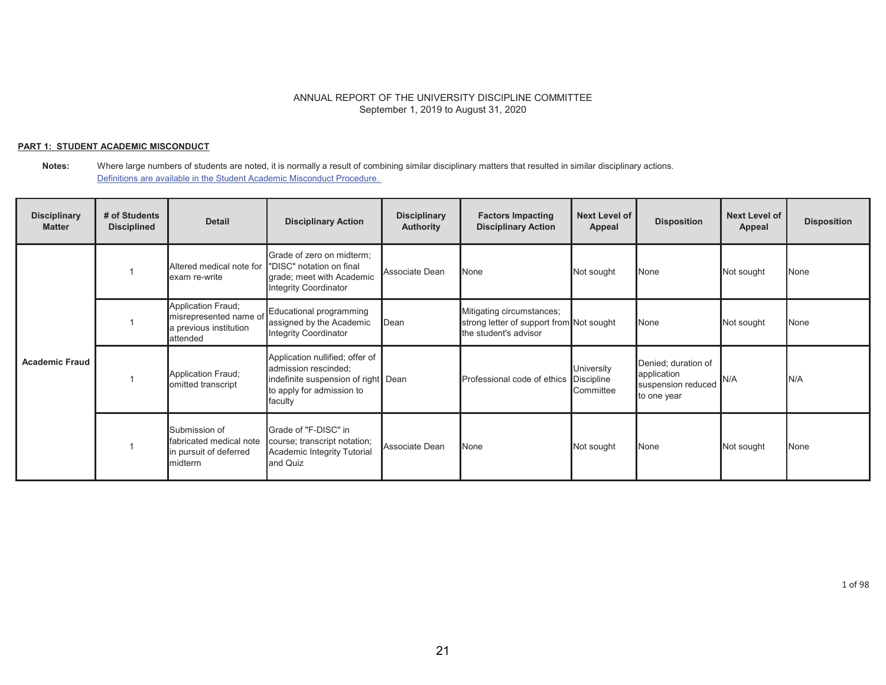ANNUAL REPORT OF THE UNIVERSITY DISCIPLINE COMMITTEE
September 1, 2019 to August 31, 2020

**PART 1: STUDENT ACADEMIC MISCONDUCT**

**Notes:** Where large numbers of students are noted, it is normally a result of combining similar disciplinary matters that resulted in similar disciplinary actions.
Definitions are available in the Student Academic Misconduct Procedure.

| Disciplinary Matter | # of Students Disciplined | Detail | Disciplinary Action | Disciplinary Authority | Factors Impacting Disciplinary Action | Next Level of Appeal | Disposition | Next Level of Appeal | Disposition |
|---|---|---|---|---|---|---|---|---|---|
| Academic Fraud | 1 | Altered medical note for exam re-write | Grade of zero on midterm; "DISC" notation on final grade; meet with Academic Integrity Coordinator | Associate Dean | None | Not sought | None | Not sought | None |
| | 1 | Application Fraud; misrepresented name of a previous institution attended | Educational programming assigned by the Academic Integrity Coordinator | Dean | Mitigating circumstances; strong letter of support from the student's advisor | Not sought | None | Not sought | None |
| | 1 | Application Fraud; omitted transcript | Application nullified; offer of admission rescinded; indefinite suspension of right to apply for admission to faculty | Dean | Professional code of ethics | University Discipline Committee | Denied; duration of application suspension reduced to one year | N/A | N/A |
| | 1 | Submission of fabricated medical note in pursuit of deferred midterm | Grade of "F-DISC" in course; transcript notation; Academic Integrity Tutorial and Quiz | Associate Dean | None | Not sought | None | Not sought | None |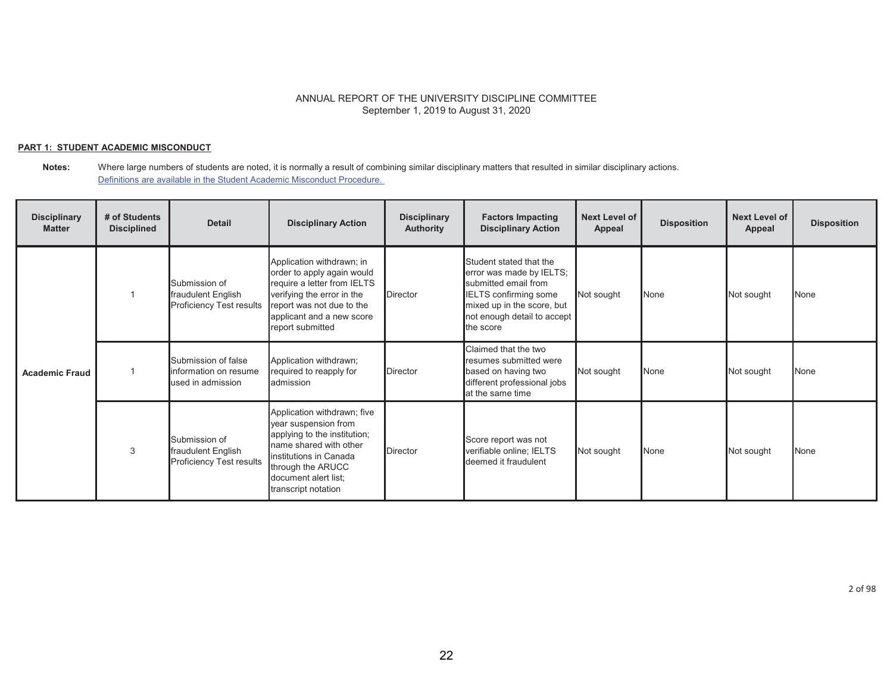ANNUAL REPORT OF THE UNIVERSITY DISCIPLINE COMMITTEE
September 1, 2019 to August 31, 2020

**PART 1: STUDENT ACADEMIC MISCONDUCT**

**Notes:** Where large numbers of students are noted, it is normally a result of combining similar disciplinary matters that resulted in similar disciplinary actions.
Definitions are available in the Student Academic Misconduct Procedure.

| Disciplinary Matter | # of Students Disciplined | Detail | Disciplinary Action | Disciplinary Authority | Factors Impacting Disciplinary Action | Next Level of Appeal | Disposition | Next Level of Appeal | Disposition |
|---|---|---|---|---|---|---|---|---|---|
| **Academic Fraud** | 1 | Submission of fraudulent English Proficiency Test results | Application withdrawn; in order to apply again would require a letter from IELTS verifying the error in the report was not due to the applicant and a new score report submitted | Director | Student stated that the error was made by IELTS; submitted email from IELTS confirming some mixed up in the score, but not enough detail to accept the score | Not sought | None | Not sought | None |
| | 1 | Submission of false information on resume used in admission | Application withdrawn; required to reapply for admission | Director | Claimed that the two resumes submitted were based on having two different professional jobs at the same time | Not sought | None | Not sought | None |
| | 3 | Submission of fraudulent English Proficiency Test results | Application withdrawn; five year suspension from applying to the institution; name shared with other institutions in Canada through the ARUCC document alert list; transcript notation | Director | Score report was not verifiable online; IELTS deemed it fraudulent | Not sought | None | Not sought | None |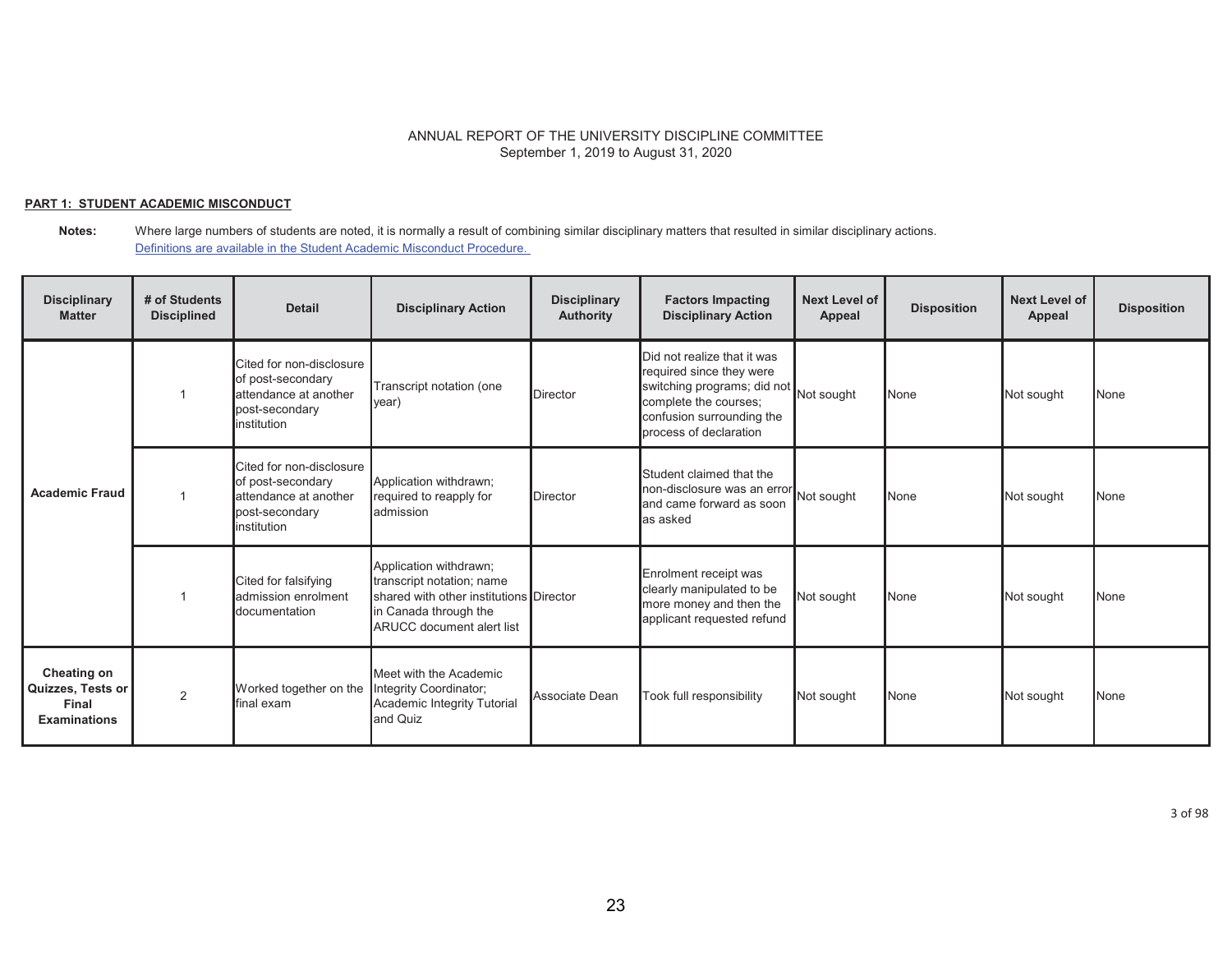ANNUAL REPORT OF THE UNIVERSITY DISCIPLINE COMMITTEE
September 1, 2019 to August 31, 2020

**PART 1: STUDENT ACADEMIC MISCONDUCT**

**Notes:** Where large numbers of students are noted, it is normally a result of combining similar disciplinary matters that resulted in similar disciplinary actions.
Definitions are available in the Student Academic Misconduct Procedure.

| Disciplinary Matter | # of Students Disciplined | Detail | Disciplinary Action | Disciplinary Authority | Factors Impacting Disciplinary Action | Next Level of Appeal | Disposition | Next Level of Appeal | Disposition |
|---|---|---|---|---|---|---|---|---|---|
| **Academic Fraud** | 1 | Cited for non-disclosure of post-secondary attendance at another post-secondary institution | Transcript notation (one year) | Director | Did not realize that it was required since they were switching programs; did not complete the courses; confusion surrounding the process of declaration | Not sought | None | Not sought | None |
| | 1 | Cited for non-disclosure of post-secondary attendance at another post-secondary institution | Application withdrawn; required to reapply for admission | Director | Student claimed that the non-disclosure was an error and came forward as soon as asked | Not sought | None | Not sought | None |
| | 1 | Cited for falsifying admission enrolment documentation | Application withdrawn; transcript notation; name shared with other institutions in Canada through the ARUCC document alert list | Director | Enrolment receipt was clearly manipulated to be more money and then the applicant requested refund | Not sought | None | Not sought | None |
| **Cheating on Quizzes, Tests or Final Examinations** | 2 | Worked together on the final exam | Meet with the Academic Integrity Coordinator; Academic Integrity Tutorial and Quiz | Associate Dean | Took full responsibility | Not sought | None | Not sought | None |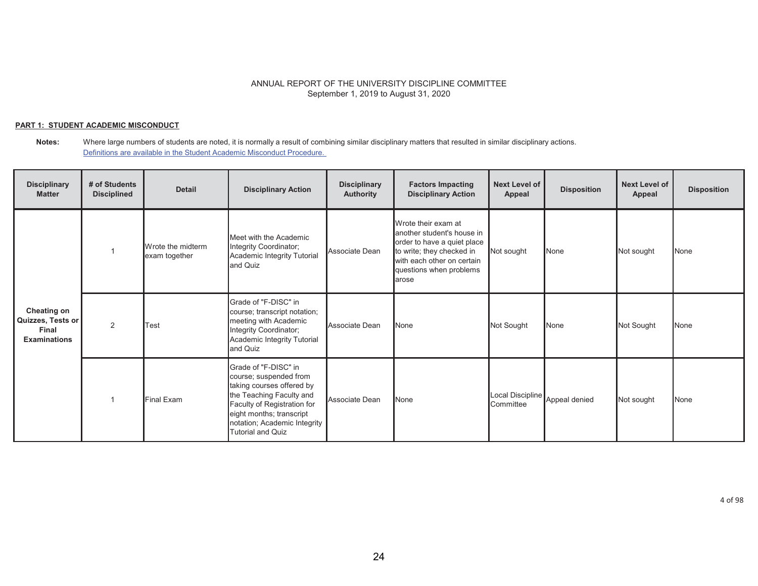ANNUAL REPORT OF THE UNIVERSITY DISCIPLINE COMMITTEE
September 1, 2019 to August 31, 2020

**PART 1: STUDENT ACADEMIC MISCONDUCT**

**Notes:** Where large numbers of students are noted, it is normally a result of combining similar disciplinary matters that resulted in similar disciplinary actions.
[Definitions are available in the Student Academic Misconduct Procedure.]

| Disciplinary Matter | # of Students Disciplined | Detail | Disciplinary Action | Disciplinary Authority | Factors Impacting Disciplinary Action | Next Level of Appeal | Disposition | Next Level of Appeal | Disposition |
|---|---|---|---|---|---|---|---|---|---|
| **Cheating on Quizzes, Tests or Final Examinations** | 1 | Wrote the midterm exam together | Meet with the Academic Integrity Coordinator; Academic Integrity Tutorial and Quiz | Associate Dean | Wrote their exam at another student's house in order to have a quiet place to write; they checked in with each other on certain questions when problems arose | Not sought | None | Not sought | None |
| | 2 | Test | Grade of "F-DISC" in course; transcript notation; meeting with Academic Integrity Coordinator; Academic Integrity Tutorial and Quiz | Associate Dean | None | Not Sought | None | Not Sought | None |
| | 1 | Final Exam | Grade of "F-DISC" in course; suspended from taking courses offered by the Teaching Faculty and Faculty of Registration for eight months; transcript notation; Academic Integrity Tutorial and Quiz | Associate Dean | None | Local Discipline Committee | Appeal denied | Not sought | None |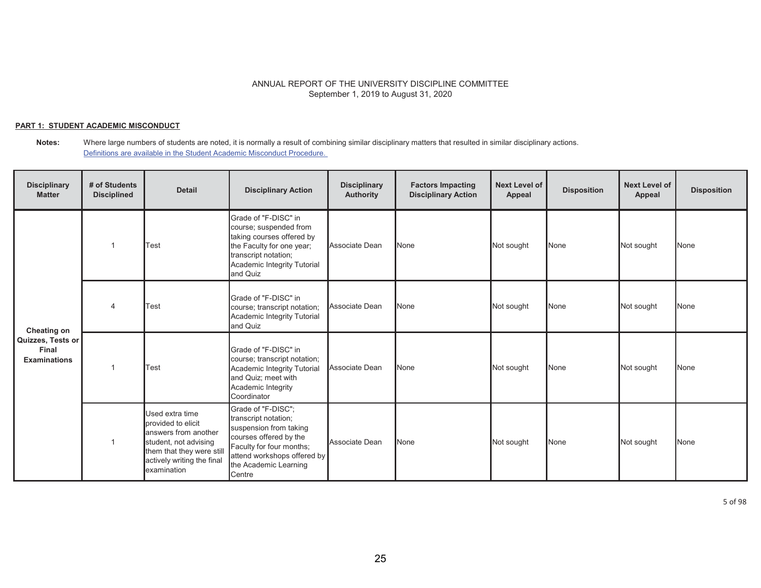ANNUAL REPORT OF THE UNIVERSITY DISCIPLINE COMMITTEE
September 1, 2019 to August 31, 2020

**PART 1: STUDENT ACADEMIC MISCONDUCT**

**Notes:** Where large numbers of students are noted, it is normally a result of combining similar disciplinary matters that resulted in similar disciplinary actions.
Definitions are available in the Student Academic Misconduct Procedure.

| Disciplinary Matter | # of Students Disciplined | Detail | Disciplinary Action | Disciplinary Authority | Factors Impacting Disciplinary Action | Next Level of Appeal | Disposition | Next Level of Appeal | Disposition |
|---|---|---|---|---|---|---|---|---|---|
| Cheating on Quizzes, Tests or Final Examinations | 1 | Test | Grade of "F-DISC" in course; suspended from taking courses offered by the Faculty for one year; transcript notation; Academic Integrity Tutorial and Quiz | Associate Dean | None | Not sought | None | Not sought | None |
| | 4 | Test | Grade of "F-DISC" in course; transcript notation; Academic Integrity Tutorial and Quiz | Associate Dean | None | Not sought | None | Not sought | None |
| | 1 | Test | Grade of "F-DISC" in course; transcript notation; Academic Integrity Tutorial and Quiz; meet with Academic Integrity Coordinator | Associate Dean | None | Not sought | None | Not sought | None |
| | 1 | Used extra time provided to elicit answers from another student, not advising them that they were still actively writing the final examination | Grade of "F-DISC"; transcript notation; suspension from taking courses offered by the Faculty for four months; attend workshops offered by the Academic Learning Centre | Associate Dean | None | Not sought | None | Not sought | None |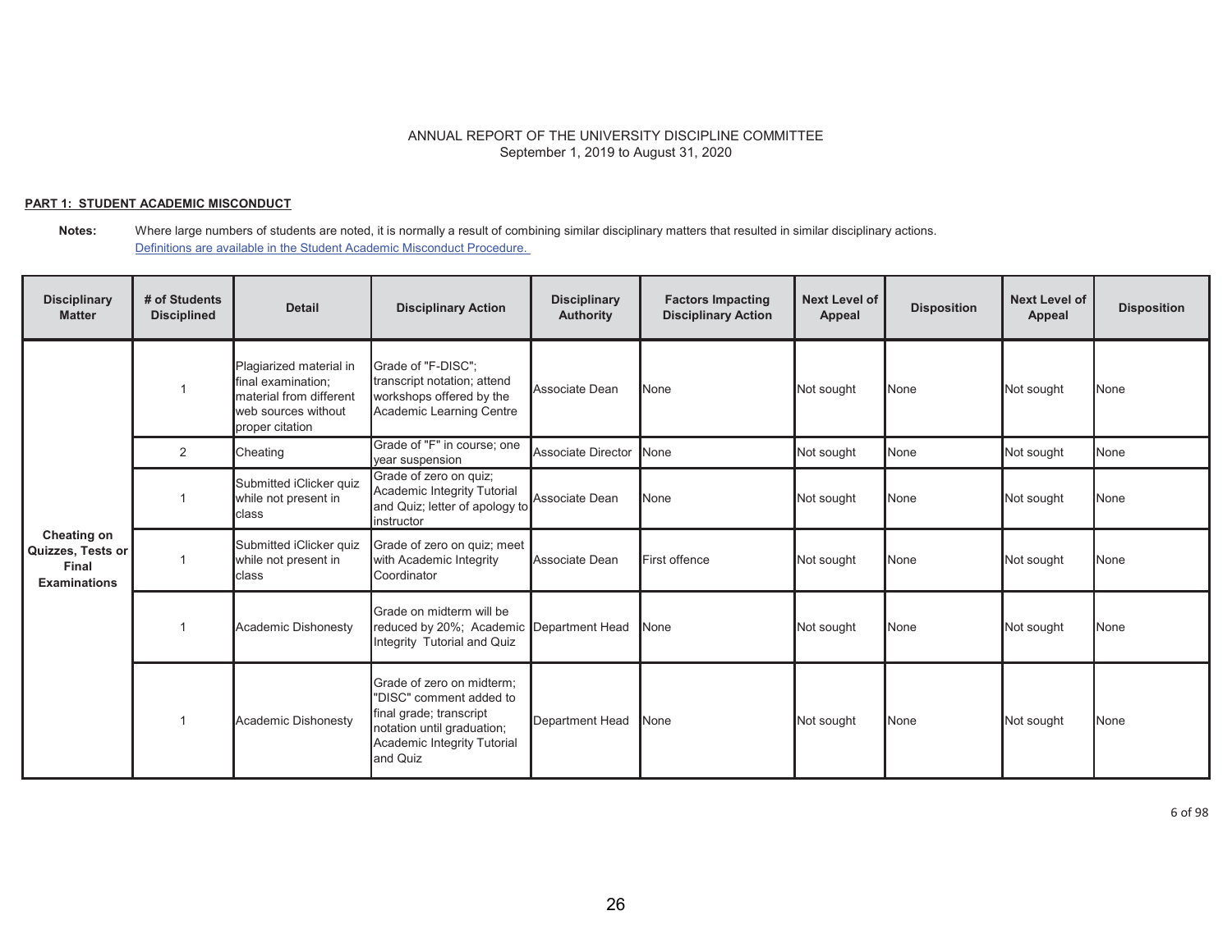ANNUAL REPORT OF THE UNIVERSITY DISCIPLINE COMMITTEE
September 1, 2019 to August 31, 2020

**PART 1: STUDENT ACADEMIC MISCONDUCT**

**Notes:** Where large numbers of students are noted, it is normally a result of combining similar disciplinary matters that resulted in similar disciplinary actions.
Definitions are available in the Student Academic Misconduct Procedure.

| Disciplinary Matter | # of Students Disciplined | Detail | Disciplinary Action | Disciplinary Authority | Factors Impacting Disciplinary Action | Next Level of Appeal | Disposition | Next Level of Appeal | Disposition |
|---|---|---|---|---|---|---|---|---|---|
| **Cheating on Quizzes, Tests or Final Examinations** | 1 | Plagiarized material in final examination; material from different web sources without proper citation | Grade of "F-DISC"; transcript notation; attend workshops offered by the Academic Learning Centre | Associate Dean | None | Not sought | None | Not sought | None |
| | 2 | Cheating | Grade of "F" in course; one year suspension | Associate Director | None | Not sought | None | Not sought | None |
| | 1 | Submitted iClicker quiz while not present in class | Grade of zero on quiz; Academic Integrity Tutorial and Quiz; letter of apology to instructor | Associate Dean | None | Not sought | None | Not sought | None |
| | 1 | Submitted iClicker quiz while not present in class | Grade of zero on quiz; meet with Academic Integrity Coordinator | Associate Dean | First offence | Not sought | None | Not sought | None |
| | 1 | Academic Dishonesty | Grade on midterm will be reduced by 20%; Academic Integrity Tutorial and Quiz | Department Head | None | Not sought | None | Not sought | None |
| | 1 | Academic Dishonesty | Grade of zero on midterm; "DISC" comment added to final grade; transcript notation until graduation; Academic Integrity Tutorial and Quiz | Department Head | None | Not sought | None | Not sought | None |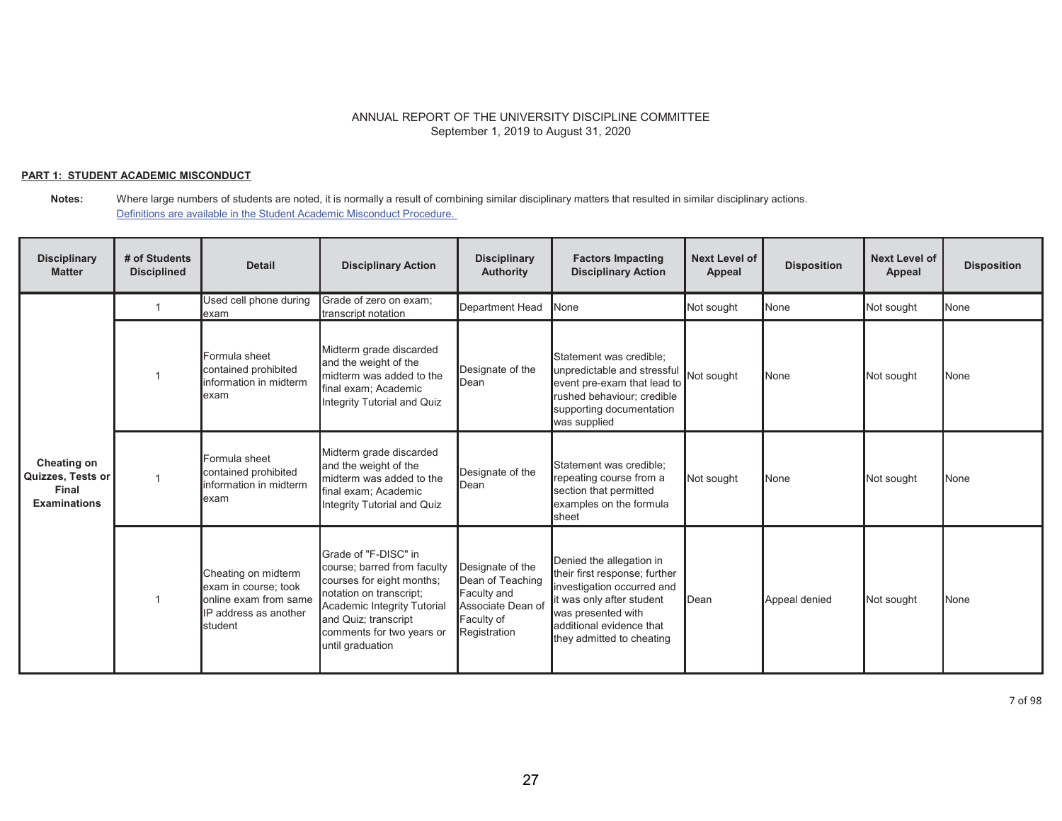ANNUAL REPORT OF THE UNIVERSITY DISCIPLINE COMMITTEE
September 1, 2019 to August 31, 2020

**PART 1: STUDENT ACADEMIC MISCONDUCT**

**Notes:** Where large numbers of students are noted, it is normally a result of combining similar disciplinary matters that resulted in similar disciplinary actions.
[Definitions are available in the Student Academic Misconduct Procedure.](#)

| Disciplinary Matter | # of Students Disciplined | Detail | Disciplinary Action | Disciplinary Authority | Factors Impacting Disciplinary Action | Next Level of Appeal | Disposition | Next Level of Appeal | Disposition |
|---|---|---|---|---|---|---|---|---|---|
| **Cheating on Quizzes, Tests or Final Examinations** | 1 | Used cell phone during exam | Grade of zero on exam; transcript notation | Department Head | None | Not sought | None | Not sought | None |
| | 1 | Formula sheet contained prohibited information in midterm exam | Midterm grade discarded and the weight of the midterm was added to the final exam; Academic Integrity Tutorial and Quiz | Designate of the Dean | Statement was credible; unpredictable and stressful event pre-exam that lead to rushed behaviour; credible supporting documentation was supplied | Not sought | None | Not sought | None |
| | 1 | Formula sheet contained prohibited information in midterm exam | Midterm grade discarded and the weight of the midterm was added to the final exam; Academic Integrity Tutorial and Quiz | Designate of the Dean | Statement was credible; repeating course from a section that permitted examples on the formula sheet | Not sought | None | Not sought | None |
| | 1 | Cheating on midterm exam in course; took online exam from same IP address as another student | Grade of "F-DISC" in course; barred from faculty courses for eight months; notation on transcript; Academic Integrity Tutorial and Quiz; transcript comments for two years or until graduation | Designate of the Dean of Teaching Faculty and Associate Dean of Faculty of Registration | Denied the allegation in their first response; further investigation occurred and it was only after student was presented with additional evidence that they admitted to cheating | Dean | Appeal denied | Not sought | None |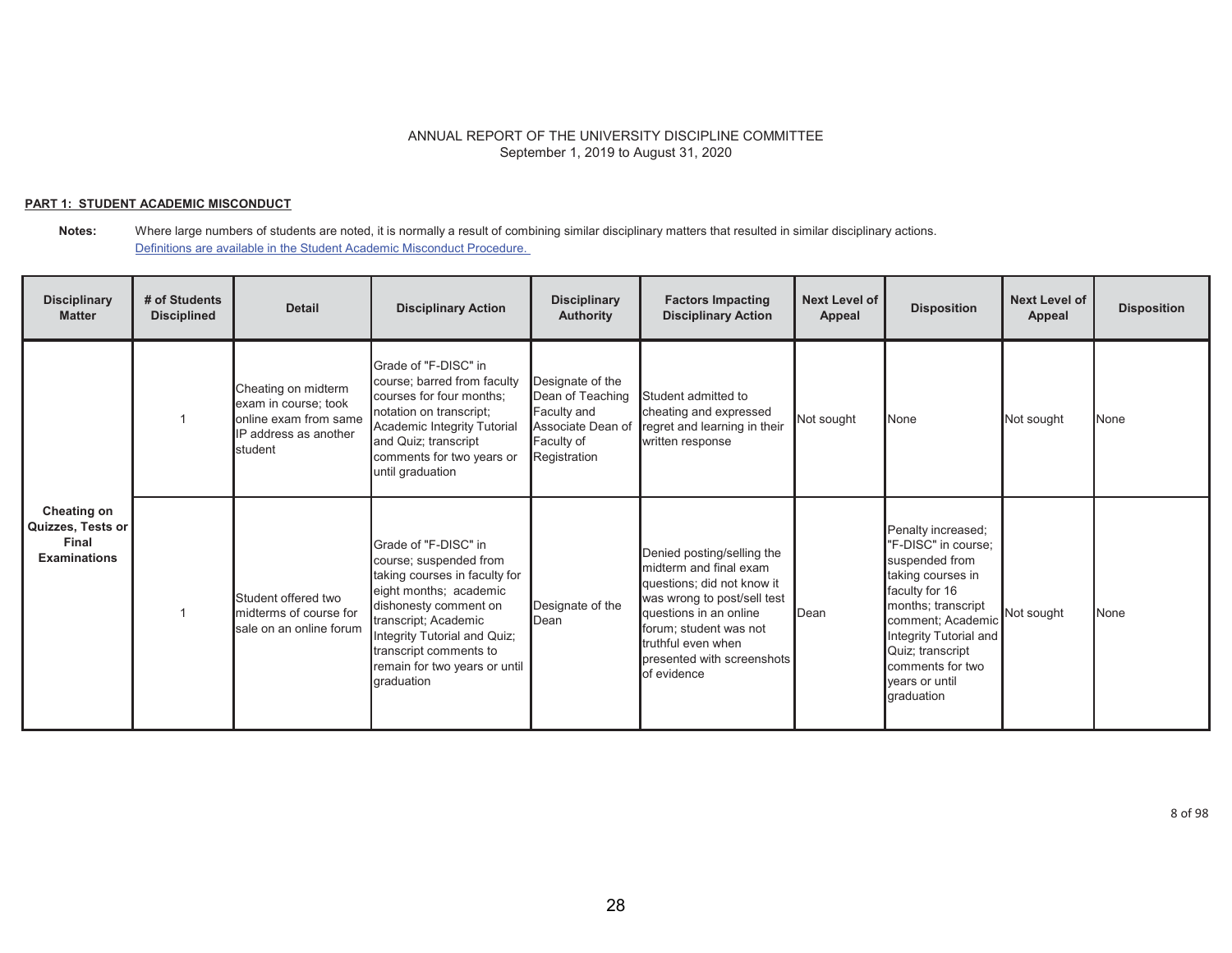ANNUAL REPORT OF THE UNIVERSITY DISCIPLINE COMMITTEE
September 1, 2019 to August 31, 2020

**PART 1: STUDENT ACADEMIC MISCONDUCT**

**Notes:** Where large numbers of students are noted, it is normally a result of combining similar disciplinary matters that resulted in similar disciplinary actions.
[Definitions are available in the Student Academic Misconduct Procedure.]

| Disciplinary Matter | # of Students Disciplined | Detail | Disciplinary Action | Disciplinary Authority | Factors Impacting Disciplinary Action | Next Level of Appeal | Disposition | Next Level of Appeal | Disposition |
|---|---|---|---|---|---|---|---|---|---|
| **Cheating on Quizzes, Tests or Final Examinations** | 1 | Cheating on midterm exam in course; took online exam from same IP address as another student | Grade of "F-DISC" in course; barred from faculty courses for four months; notation on transcript; Academic Integrity Tutorial and Quiz; transcript comments for two years or until graduation | Designate of the Dean of Teaching Faculty and Associate Dean of Faculty of Registration | Student admitted to cheating and expressed regret and learning in their written response | Not sought | None | Not sought | None |
| | 1 | Student offered two midterms of course for sale on an online forum | Grade of "F-DISC" in course; suspended from taking courses in faculty for eight months; academic dishonesty comment on transcript; Academic Integrity Tutorial and Quiz; transcript comments to remain for two years or until graduation | Designate of the Dean | Denied posting/selling the midterm and final exam questions; did not know it was wrong to post/sell test questions in an online forum; student was not truthful even when presented with screenshots of evidence | Dean | Penalty increased; "F-DISC" in course; suspended from taking courses in faculty for 16 months; transcript comment; Academic Integrity Tutorial and Quiz; transcript comments for two years or until graduation | Not sought | None |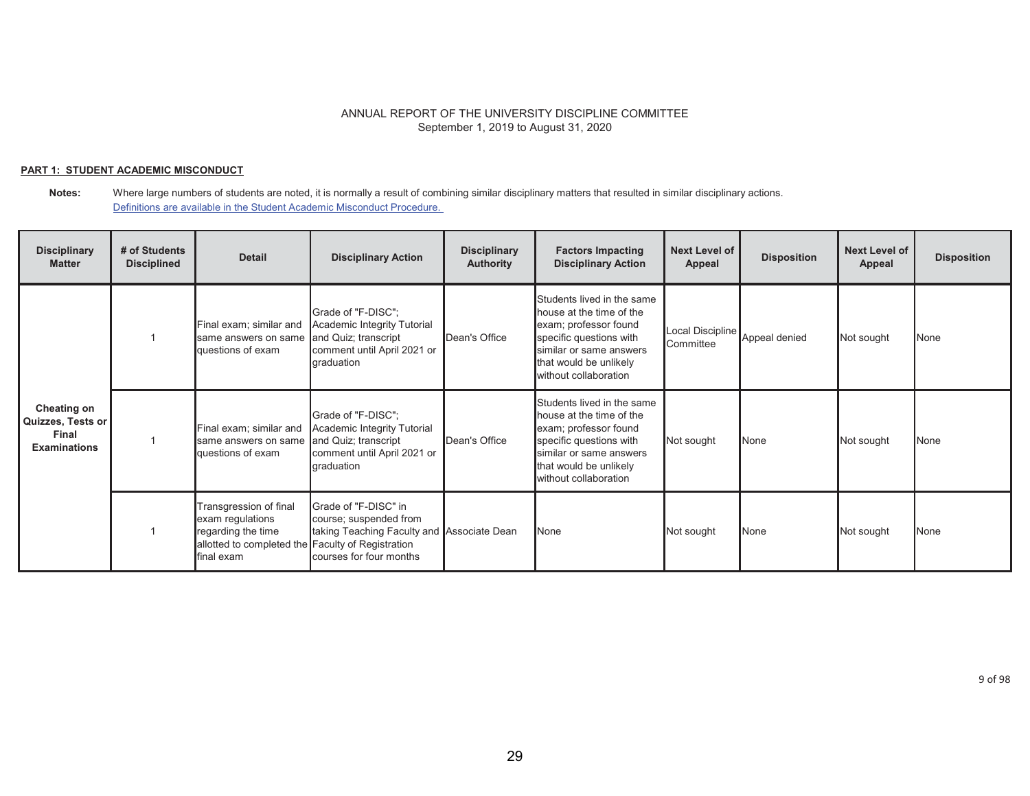ANNUAL REPORT OF THE UNIVERSITY DISCIPLINE COMMITTEE
September 1, 2019 to August 31, 2020

**PART 1: STUDENT ACADEMIC MISCONDUCT**

**Notes:** Where large numbers of students are noted, it is normally a result of combining similar disciplinary matters that resulted in similar disciplinary actions.
Definitions are available in the Student Academic Misconduct Procedure.

| Disciplinary Matter | # of Students Disciplined | Detail | Disciplinary Action | Disciplinary Authority | Factors Impacting Disciplinary Action | Next Level of Appeal | Disposition | Next Level of Appeal | Disposition |
|---|---|---|---|---|---|---|---|---|---|
| **Cheating on Quizzes, Tests or Final Examinations** | 1 | Final exam; similar and same answers on same questions of exam | Grade of "F-DISC"; Academic Integrity Tutorial and Quiz; transcript comment until April 2021 or graduation | Dean's Office | Students lived in the same house at the time of the exam; professor found specific questions with similar or same answers that would be unlikely without collaboration | Local Discipline Committee | Appeal denied | Not sought | None |
| | 1 | Final exam; similar and same answers on same questions of exam | Grade of "F-DISC"; Academic Integrity Tutorial and Quiz; transcript comment until April 2021 or graduation | Dean's Office | Students lived in the same house at the time of the exam; professor found specific questions with similar or same answers that would be unlikely without collaboration | Not sought | None | Not sought | None |
| | 1 | Transgression of final exam regulations regarding the time allotted to completed the final exam | Grade of "F-DISC" in course; suspended from taking Teaching Faculty and Faculty of Registration courses for four months | Associate Dean | None | Not sought | None | Not sought | None |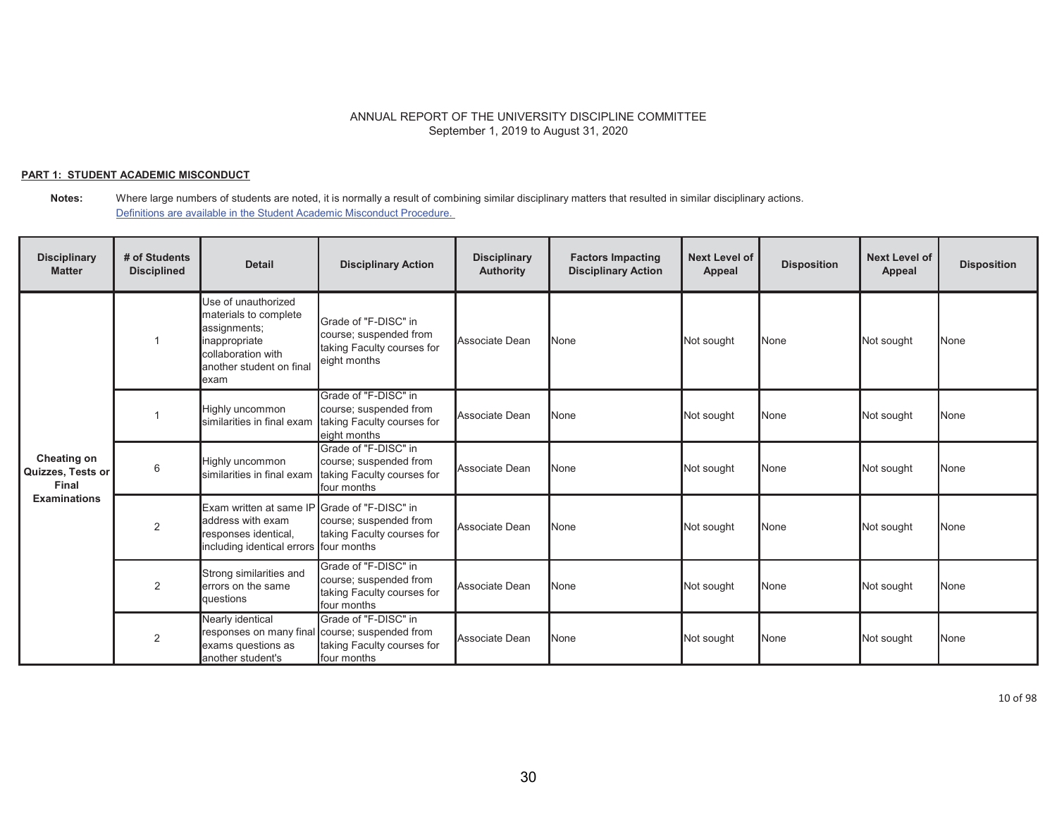ANNUAL REPORT OF THE UNIVERSITY DISCIPLINE COMMITTEE
September 1, 2019 to August 31, 2020

**PART 1: STUDENT ACADEMIC MISCONDUCT**

**Notes:** Where large numbers of students are noted, it is normally a result of combining similar disciplinary matters that resulted in similar disciplinary actions.
Definitions are available in the Student Academic Misconduct Procedure.

| Disciplinary Matter | # of Students Disciplined | Detail | Disciplinary Action | Disciplinary Authority | Factors Impacting Disciplinary Action | Next Level of Appeal | Disposition | Next Level of Appeal | Disposition |
|---|---|---|---|---|---|---|---|---|---|
| Cheating on Quizzes, Tests or Final Examinations | 1 | Use of unauthorized materials to complete assignments; inappropriate collaboration with another student on final exam | Grade of "F-DISC" in course; suspended from taking Faculty courses for eight months | Associate Dean | None | Not sought | None | Not sought | None |
| | 1 | Highly uncommon similarities in final exam | Grade of "F-DISC" in course; suspended from taking Faculty courses for eight months | Associate Dean | None | Not sought | None | Not sought | None |
| | 6 | Highly uncommon similarities in final exam | Grade of "F-DISC" in course; suspended from taking Faculty courses for four months | Associate Dean | None | Not sought | None | Not sought | None |
| | 2 | Exam written at same IP address with exam responses identical, including identical errors | Grade of "F-DISC" in course; suspended from taking Faculty courses for four months | Associate Dean | None | Not sought | None | Not sought | None |
| | 2 | Strong similarities and errors on the same questions | Grade of "F-DISC" in course; suspended from taking Faculty courses for four months | Associate Dean | None | Not sought | None | Not sought | None |
| | 2 | Nearly identical responses on many final exams questions as another student's | Grade of "F-DISC" in course; suspended from taking Faculty courses for four months | Associate Dean | None | Not sought | None | Not sought | None |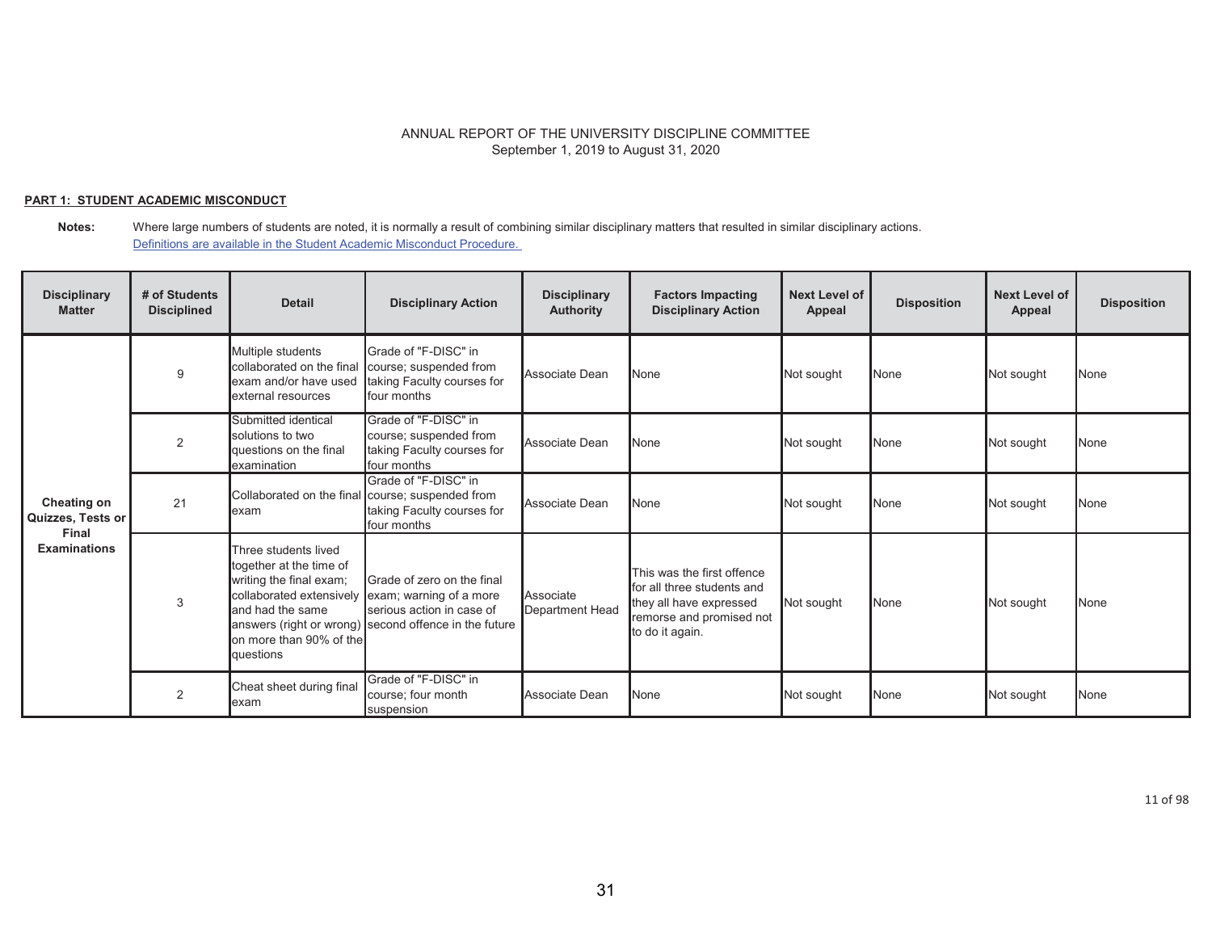ANNUAL REPORT OF THE UNIVERSITY DISCIPLINE COMMITTEE
September 1, 2019 to August 31, 2020

**PART 1: STUDENT ACADEMIC MISCONDUCT**

**Notes:** Where large numbers of students are noted, it is normally a result of combining similar disciplinary matters that resulted in similar disciplinary actions.
Definitions are available in the Student Academic Misconduct Procedure.

| Disciplinary Matter | # of Students Disciplined | Detail | Disciplinary Action | Disciplinary Authority | Factors Impacting Disciplinary Action | Next Level of Appeal | Disposition | Next Level of Appeal | Disposition |
|---|---|---|---|---|---|---|---|---|---|
| Cheating on Quizzes, Tests or Final Examinations | 9 | Multiple students collaborated on the final exam and/or have used external resources | Grade of "F-DISC" in course; suspended from taking Faculty courses for four months | Associate Dean | None | Not sought | None | Not sought | None |
| | 2 | Submitted identical solutions to two questions on the final examination | Grade of "F-DISC" in course; suspended from taking Faculty courses for four months | Associate Dean | None | Not sought | None | Not sought | None |
| | 21 | Collaborated on the final exam | Grade of "F-DISC" in course; suspended from taking Faculty courses for four months | Associate Dean | None | Not sought | None | Not sought | None |
| | 3 | Three students lived together at the time of writing the final exam; collaborated extensively and had the same answers (right or wrong) on more than 90% of the questions | Grade of zero on the final exam; warning of a more serious action in case of second offence in the future | Associate Department Head | This was the first offence for all three students and they all have expressed remorse and promised not to do it again. | Not sought | None | Not sought | None |
| | 2 | Cheat sheet during final exam | Grade of "F-DISC" in course; four month suspension | Associate Dean | None | Not sought | None | Not sought | None |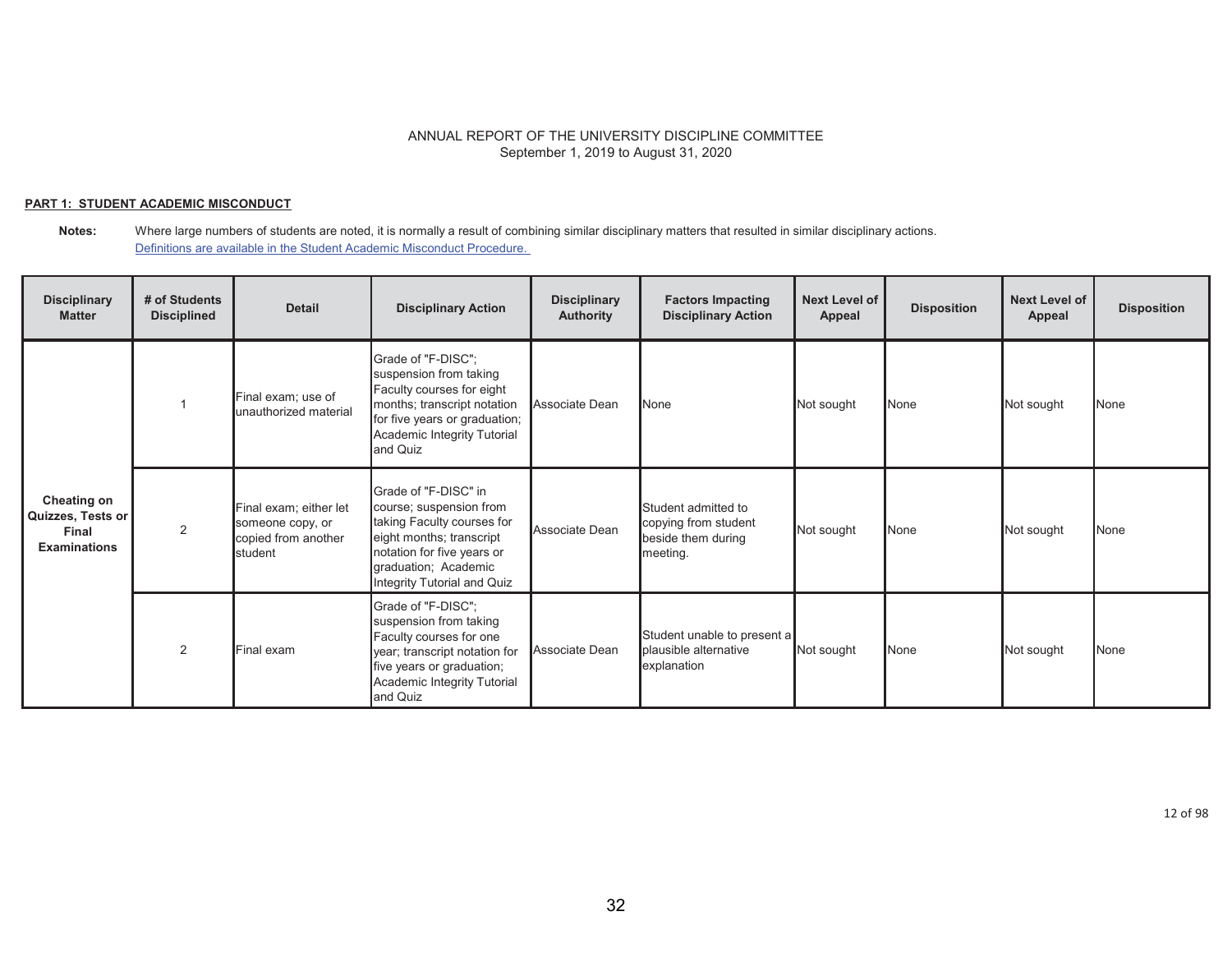ANNUAL REPORT OF THE UNIVERSITY DISCIPLINE COMMITTEE
September 1, 2019 to August 31, 2020

**PART 1: STUDENT ACADEMIC MISCONDUCT**

**Notes:** Where large numbers of students are noted, it is normally a result of combining similar disciplinary matters that resulted in similar disciplinary actions.
[Definitions are available in the Student Academic Misconduct Procedure.]

| Disciplinary Matter | # of Students Disciplined | Detail | Disciplinary Action | Disciplinary Authority | Factors Impacting Disciplinary Action | Next Level of Appeal | Disposition | Next Level of Appeal | Disposition |
|---|---|---|---|---|---|---|---|---|---|
| **Cheating on Quizzes, Tests or Final Examinations** | 1 | Final exam; use of unauthorized material | Grade of "F-DISC"; suspension from taking Faculty courses for eight months; transcript notation for five years or graduation; Academic Integrity Tutorial and Quiz | Associate Dean | None | Not sought | None | Not sought | None |
| | 2 | Final exam; either let someone copy, or copied from another student | Grade of "F-DISC" in course; suspension from taking Faculty courses for eight months; transcript notation for five years or graduation; Academic Integrity Tutorial and Quiz | Associate Dean | Student admitted to copying from student beside them during meeting. | Not sought | None | Not sought | None |
| | 2 | Final exam | Grade of "F-DISC"; suspension from taking Faculty courses for one year; transcript notation for five years or graduation; Academic Integrity Tutorial and Quiz | Associate Dean | Student unable to present a plausible alternative explanation | Not sought | None | Not sought | None |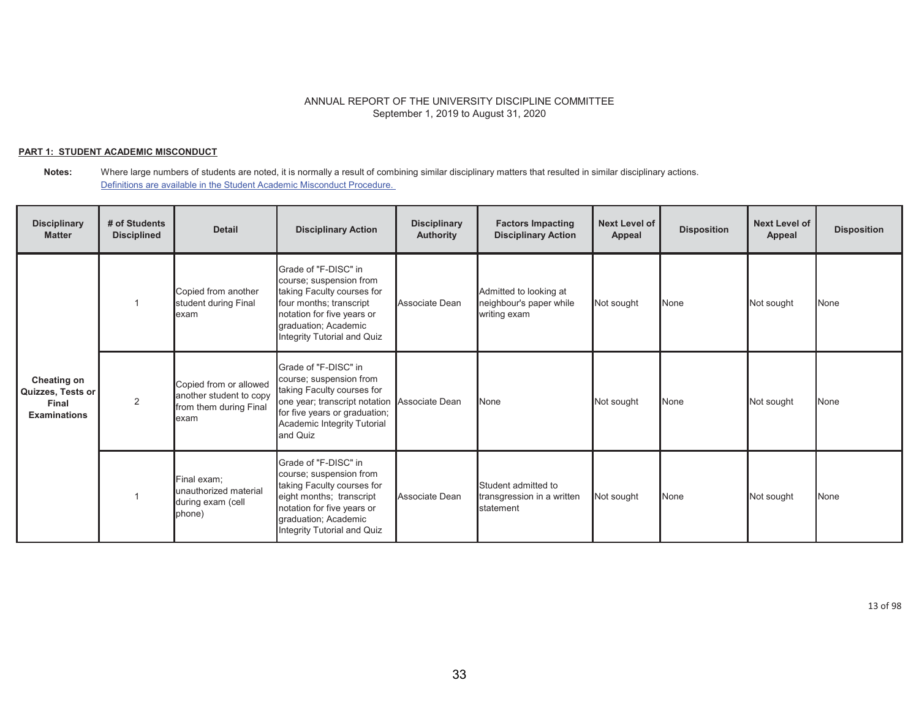ANNUAL REPORT OF THE UNIVERSITY DISCIPLINE COMMITTEE
September 1, 2019 to August 31, 2020

**PART 1: STUDENT ACADEMIC MISCONDUCT**

**Notes:** Where large numbers of students are noted, it is normally a result of combining similar disciplinary matters that resulted in similar disciplinary actions.
Definitions are available in the Student Academic Misconduct Procedure.

| Disciplinary Matter | # of Students Disciplined | Detail | Disciplinary Action | Disciplinary Authority | Factors Impacting Disciplinary Action | Next Level of Appeal | Disposition | Next Level of Appeal | Disposition |
|---|---|---|---|---|---|---|---|---|---|
| **Cheating on Quizzes, Tests or Final Examinations** | 1 | Copied from another student during Final exam | Grade of "F-DISC" in course; suspension from taking Faculty courses for four months; transcript notation for five years or graduation; Academic Integrity Tutorial and Quiz | Associate Dean | Admitted to looking at neighbour's paper while writing exam | Not sought | None | Not sought | None |
| | 2 | Copied from or allowed another student to copy from them during Final exam | Grade of "F-DISC" in course; suspension from taking Faculty courses for one year; transcript notation for five years or graduation; Academic Integrity Tutorial and Quiz | Associate Dean | None | Not sought | None | Not sought | None |
| | 1 | Final exam; unauthorized material during exam (cell phone) | Grade of "F-DISC" in course; suspension from taking Faculty courses for eight months; transcript notation for five years or graduation; Academic Integrity Tutorial and Quiz | Associate Dean | Student admitted to transgression in a written statement | Not sought | None | Not sought | None |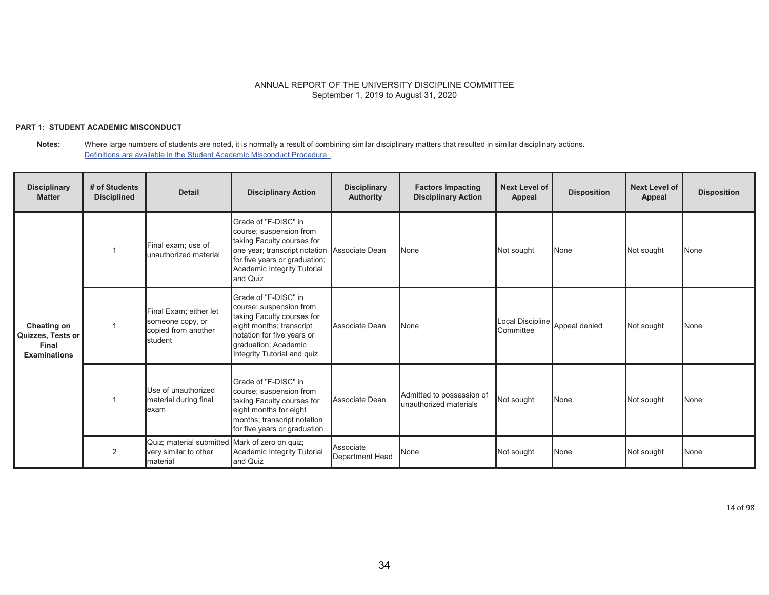ANNUAL REPORT OF THE UNIVERSITY DISCIPLINE COMMITTEE
September 1, 2019 to August 31, 2020

**PART 1: STUDENT ACADEMIC MISCONDUCT**

**Notes:** Where large numbers of students are noted, it is normally a result of combining similar disciplinary matters that resulted in similar disciplinary actions.
[Definitions are available in the Student Academic Misconduct Procedure.]

| Disciplinary Matter | # of Students Disciplined | Detail | Disciplinary Action | Disciplinary Authority | Factors Impacting Disciplinary Action | Next Level of Appeal | Disposition | Next Level of Appeal | Disposition |
|---|---|---|---|---|---|---|---|---|---|
| **Cheating on Quizzes, Tests or Final Examinations** | 1 | Final exam; use of unauthorized material | Grade of "F-DISC" in course; suspension from taking Faculty courses for one year; transcript notation for five years or graduation; Academic Integrity Tutorial and Quiz | Associate Dean | None | Not sought | None | Not sought | None |
| | 1 | Final Exam; either let someone copy, or copied from another student | Grade of "F-DISC" in course; suspension from taking Faculty courses for eight months; transcript notation for five years or graduation; Academic Integrity Tutorial and quiz | Associate Dean | None | Local Discipline Committee | Appeal denied | Not sought | None |
| | 1 | Use of unauthorized material during final exam | Grade of "F-DISC" in course; suspension from taking Faculty courses for eight months for eight months; transcript notation for five years or graduation | Associate Dean | Admitted to possession of unauthorized materials | Not sought | None | Not sought | None |
| | 2 | Quiz; material submitted very similar to other material | Mark of zero on quiz; Academic Integrity Tutorial and Quiz | Associate Department Head | None | Not sought | None | Not sought | None |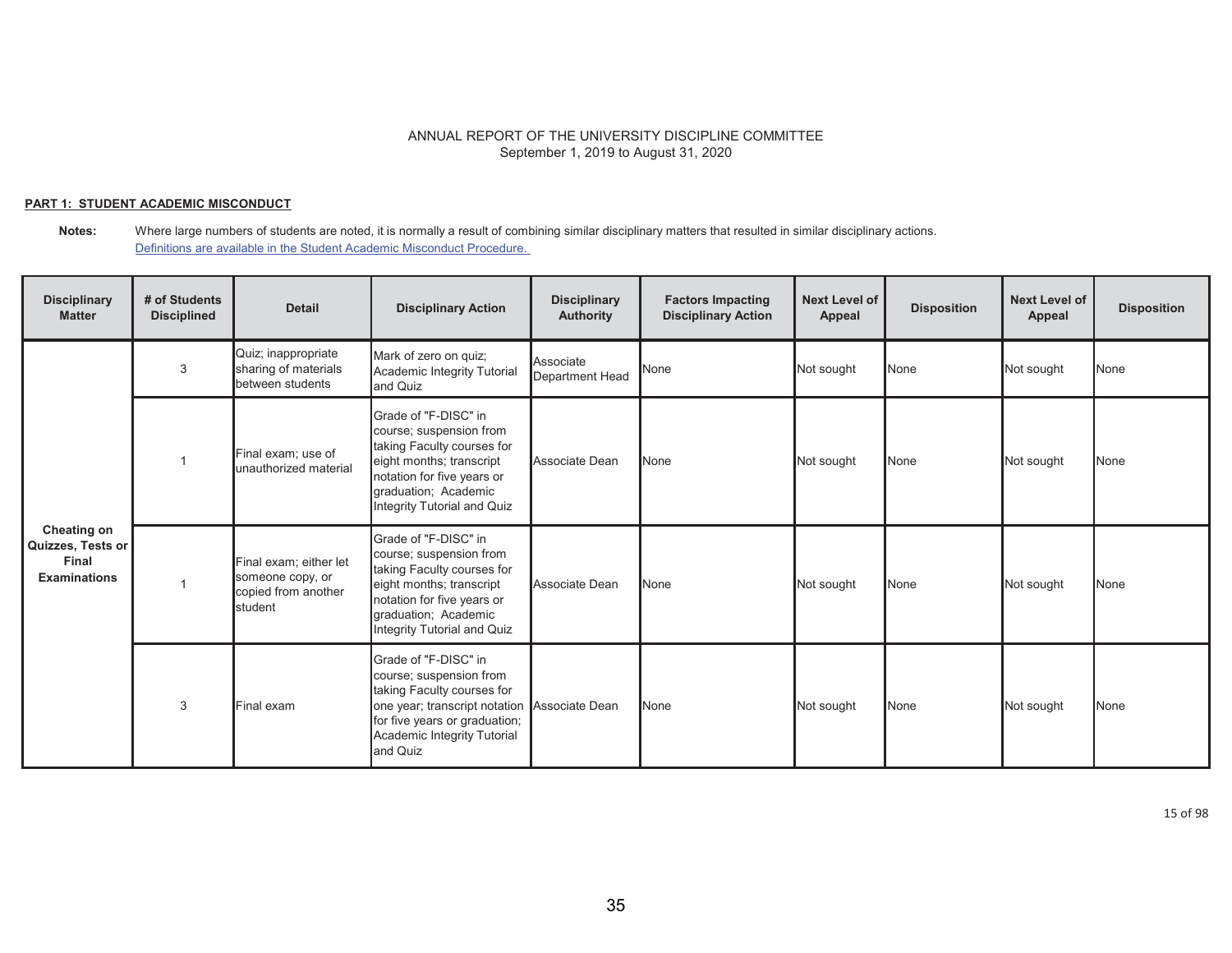ANNUAL REPORT OF THE UNIVERSITY DISCIPLINE COMMITTEE
September 1, 2019 to August 31, 2020

**PART 1: STUDENT ACADEMIC MISCONDUCT**

**Notes:** Where large numbers of students are noted, it is normally a result of combining similar disciplinary matters that resulted in similar disciplinary actions.
Definitions are available in the Student Academic Misconduct Procedure.

| Disciplinary Matter | # of Students Disciplined | Detail | Disciplinary Action | Disciplinary Authority | Factors Impacting Disciplinary Action | Next Level of Appeal | Disposition | Next Level of Appeal | Disposition |
|---|---|---|---|---|---|---|---|---|---|
| **Cheating on Quizzes, Tests or Final Examinations** | 3 | Quiz; inappropriate sharing of materials between students | Mark of zero on quiz; Academic Integrity Tutorial and Quiz | Associate Department Head | None | Not sought | None | Not sought | None |
| | 1 | Final exam; use of unauthorized material | Grade of "F-DISC" in course; suspension from taking Faculty courses for eight months; transcript notation for five years or graduation; Academic Integrity Tutorial and Quiz | Associate Dean | None | Not sought | None | Not sought | None |
| | 1 | Final exam; either let someone copy, or copied from another student | Grade of "F-DISC" in course; suspension from taking Faculty courses for eight months; transcript notation for five years or graduation; Academic Integrity Tutorial and Quiz | Associate Dean | None | Not sought | None | Not sought | None |
| | 3 | Final exam | Grade of "F-DISC" in course; suspension from taking Faculty courses for one year; transcript notation for five years or graduation; Academic Integrity Tutorial and Quiz | Associate Dean | None | Not sought | None | Not sought | None |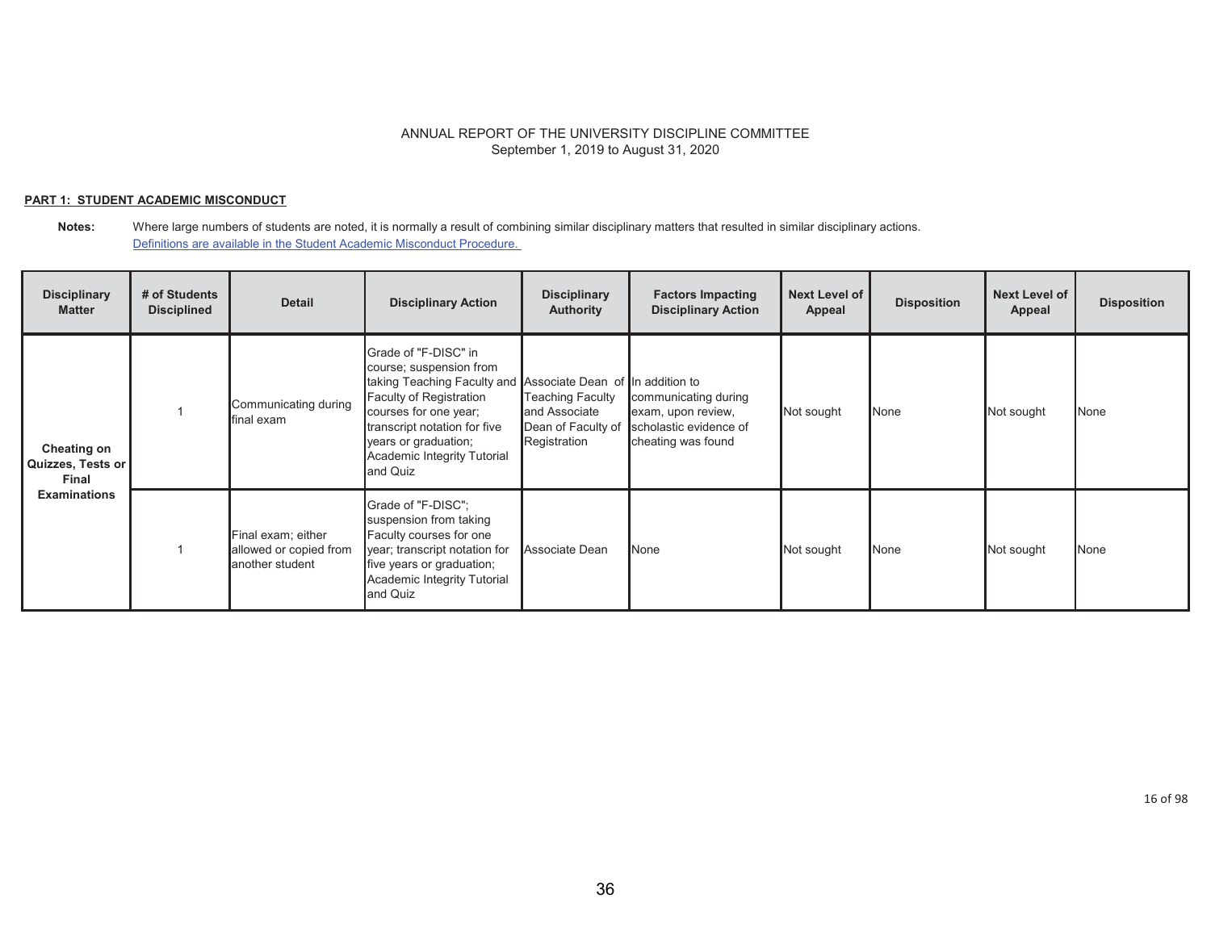ANNUAL REPORT OF THE UNIVERSITY DISCIPLINE COMMITTEE
September 1, 2019 to August 31, 2020

**PART 1: STUDENT ACADEMIC MISCONDUCT**

**Notes:** Where large numbers of students are noted, it is normally a result of combining similar disciplinary matters that resulted in similar disciplinary actions.
Definitions are available in the Student Academic Misconduct Procedure.

| Disciplinary Matter | # of Students Disciplined | Detail | Disciplinary Action | Disciplinary Authority | Factors Impacting Disciplinary Action | Next Level of Appeal | Disposition | Next Level of Appeal | Disposition |
|---|---|---|---|---|---|---|---|---|---|
| **Cheating on Quizzes, Tests or Final Examinations** | 1 | Communicating during final exam | Grade of "F-DISC" in course; suspension from taking Teaching Faculty and Faculty of Registration courses for one year; transcript notation for five years or graduation; Academic Integrity Tutorial and Quiz | Associate Dean of Teaching Faculty and Associate Dean of Faculty of Registration | In addition to communicating during exam, upon review, scholastic evidence of cheating was found | Not sought | None | Not sought | None |
| | 1 | Final exam; either allowed or copied from another student | Grade of "F-DISC"; suspension from taking Faculty courses for one year; transcript notation for five years or graduation; Academic Integrity Tutorial and Quiz | Associate Dean | None | Not sought | None | Not sought | None |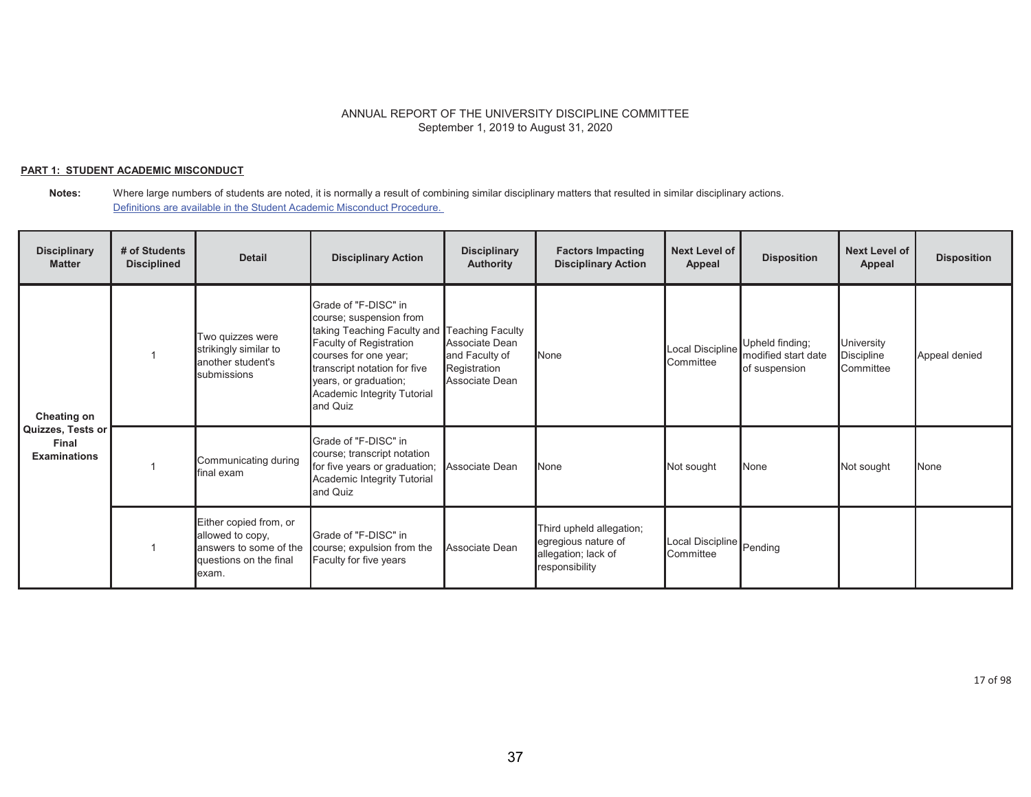ANNUAL REPORT OF THE UNIVERSITY DISCIPLINE COMMITTEE
September 1, 2019 to August 31, 2020

**PART 1: STUDENT ACADEMIC MISCONDUCT**

**Notes:** Where large numbers of students are noted, it is normally a result of combining similar disciplinary matters that resulted in similar disciplinary actions.
[Definitions are available in the Student Academic Misconduct Procedure.]

| Disciplinary Matter | # of Students Disciplined | Detail | Disciplinary Action | Disciplinary Authority | Factors Impacting Disciplinary Action | Next Level of Appeal | Disposition | Next Level of Appeal | Disposition |
|---|---|---|---|---|---|---|---|---|---|
| **Cheating on Quizzes, Tests or Final Examinations** | 1 | Two quizzes were strikingly similar to another student's submissions | Grade of "F-DISC" in course; suspension from taking Teaching Faculty and Faculty of Registration courses for one year; transcript notation for five years, or graduation; Academic Integrity Tutorial and Quiz | Teaching Faculty Associate Dean and Faculty of Registration Associate Dean | None | Local Discipline Committee | Upheld finding; modified start date of suspension | University Discipline Committee | Appeal denied |
| | 1 | Communicating during final exam | Grade of "F-DISC" in course; transcript notation for five years or graduation; Academic Integrity Tutorial and Quiz | Associate Dean | None | Not sought | None | Not sought | None |
| | 1 | Either copied from, or allowed to copy, answers to some of the questions on the final exam. | Grade of "F-DISC" in course; expulsion from the Faculty for five years | Associate Dean | Third upheld allegation; egregious nature of allegation; lack of responsibility | Local Discipline Committee | Pending | | |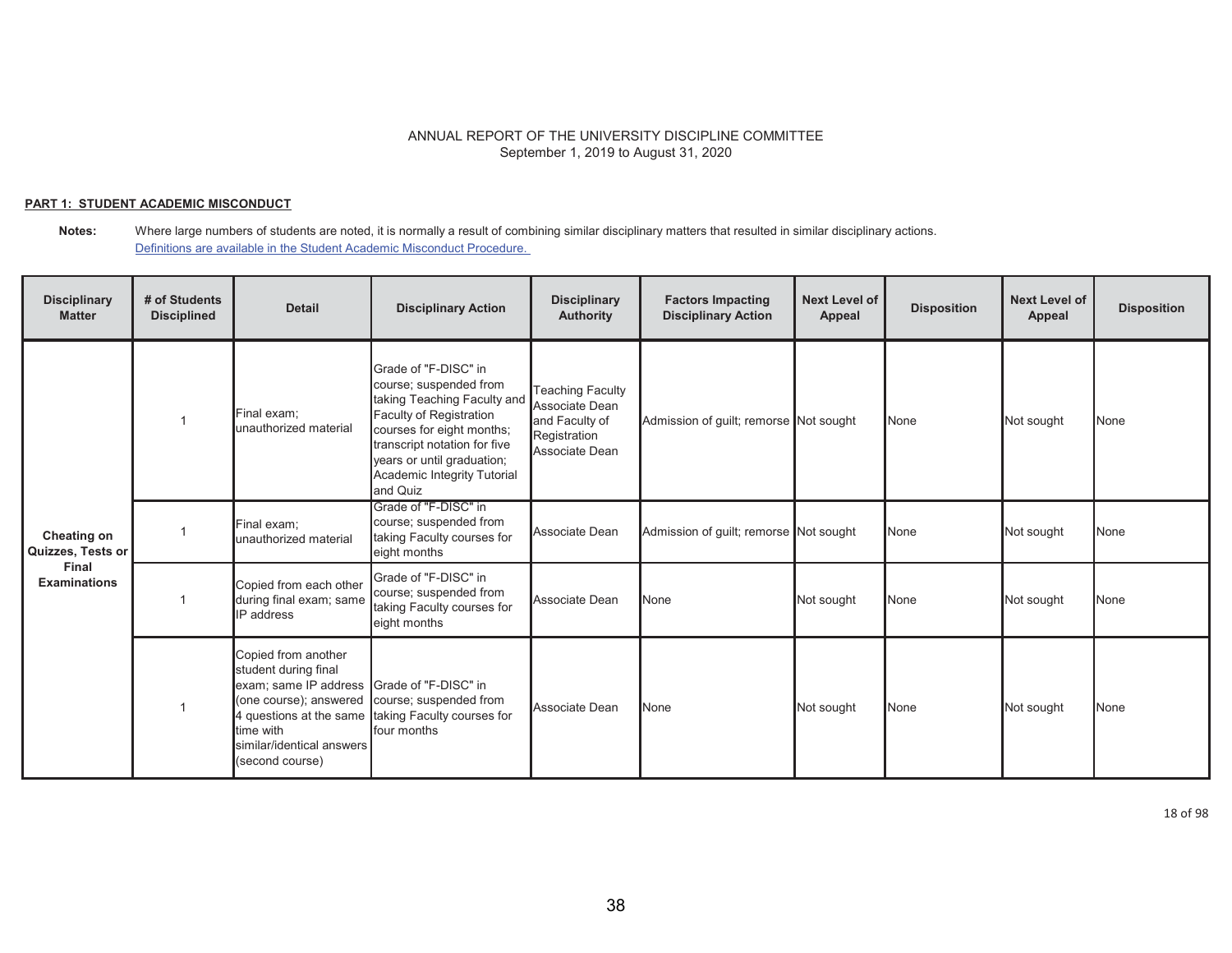ANNUAL REPORT OF THE UNIVERSITY DISCIPLINE COMMITTEE
September 1, 2019 to August 31, 2020

**PART 1: STUDENT ACADEMIC MISCONDUCT**

**Notes:** Where large numbers of students are noted, it is normally a result of combining similar disciplinary matters that resulted in similar disciplinary actions.
[Definitions are available in the Student Academic Misconduct Procedure.]

| Disciplinary Matter | # of Students Disciplined | Detail | Disciplinary Action | Disciplinary Authority | Factors Impacting Disciplinary Action | Next Level of Appeal | Disposition | Next Level of Appeal | Disposition |
|---|---|---|---|---|---|---|---|---|---|
| **Cheating on Quizzes, Tests or Final Examinations** | 1 | Final exam; unauthorized material | Grade of "F-DISC" in course; suspended from taking Teaching Faculty and Faculty of Registration courses for eight months; transcript notation for five years or until graduation; Academic Integrity Tutorial and Quiz | Teaching Faculty Associate Dean and Faculty of Registration Associate Dean | Admission of guilt; remorse | Not sought | None | Not sought | None |
| | 1 | Final exam; unauthorized material | Grade of "F-DISC" in course; suspended from taking Faculty courses for eight months | Associate Dean | Admission of guilt; remorse | Not sought | None | Not sought | None |
| | 1 | Copied from each other during final exam; same IP address | Grade of "F-DISC" in course; suspended from taking Faculty courses for eight months | Associate Dean | None | Not sought | None | Not sought | None |
| | 1 | Copied from another student during final exam; same IP address (one course); answered 4 questions at the same time with similar/identical answers (second course) | Grade of "F-DISC" in course; suspended from taking Faculty courses for four months | Associate Dean | None | Not sought | None | Not sought | None |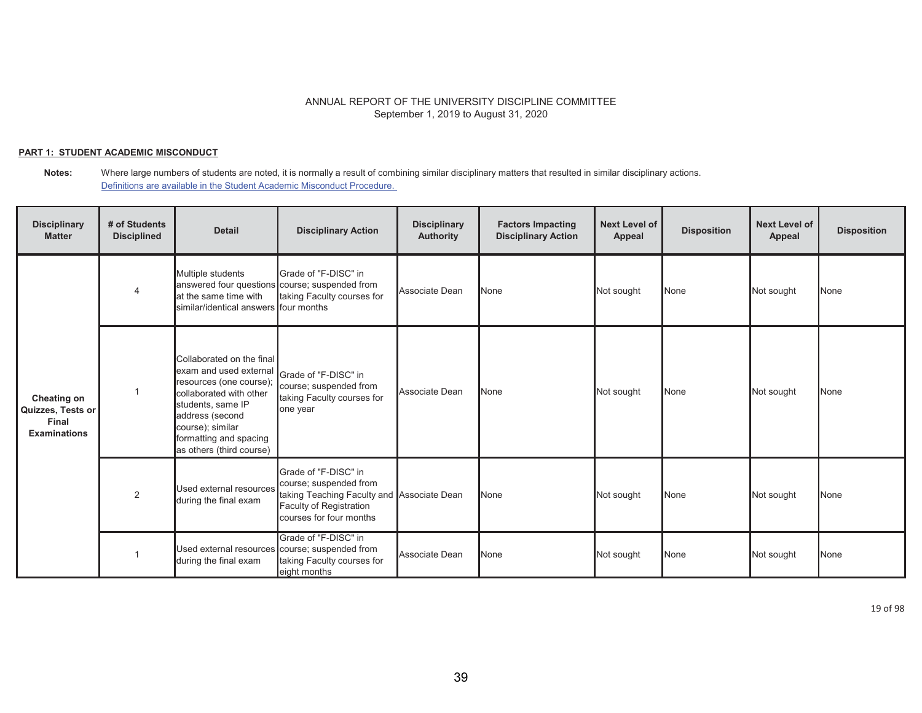ANNUAL REPORT OF THE UNIVERSITY DISCIPLINE COMMITTEE
September 1, 2019 to August 31, 2020

**PART 1: STUDENT ACADEMIC MISCONDUCT**

**Notes:** Where large numbers of students are noted, it is normally a result of combining similar disciplinary matters that resulted in similar disciplinary actions.
Definitions are available in the Student Academic Misconduct Procedure.

| Disciplinary Matter | # of Students Disciplined | Detail | Disciplinary Action | Disciplinary Authority | Factors Impacting Disciplinary Action | Next Level of Appeal | Disposition | Next Level of Appeal | Disposition |
|---|---|---|---|---|---|---|---|---|---|
| **Cheating on Quizzes, Tests or Final Examinations** | 4 | Multiple students answered four questions at the same time with similar/identical answers | Grade of "F-DISC" in course; suspended from taking Faculty courses for four months | Associate Dean | None | Not sought | None | Not sought | None |
| | 1 | Collaborated on the final exam and used external resources (one course); collaborated with other students, same IP address (second course); similar formatting and spacing as others (third course) | Grade of "F-DISC" in course; suspended from taking Faculty courses for one year | Associate Dean | None | Not sought | None | Not sought | None |
| | 2 | Used external resources during the final exam | Grade of "F-DISC" in course; suspended from taking Teaching Faculty and Faculty of Registration courses for four months | Associate Dean | None | Not sought | None | Not sought | None |
| | 1 | Used external resources during the final exam | Grade of "F-DISC" in course; suspended from taking Faculty courses for eight months | Associate Dean | None | Not sought | None | Not sought | None |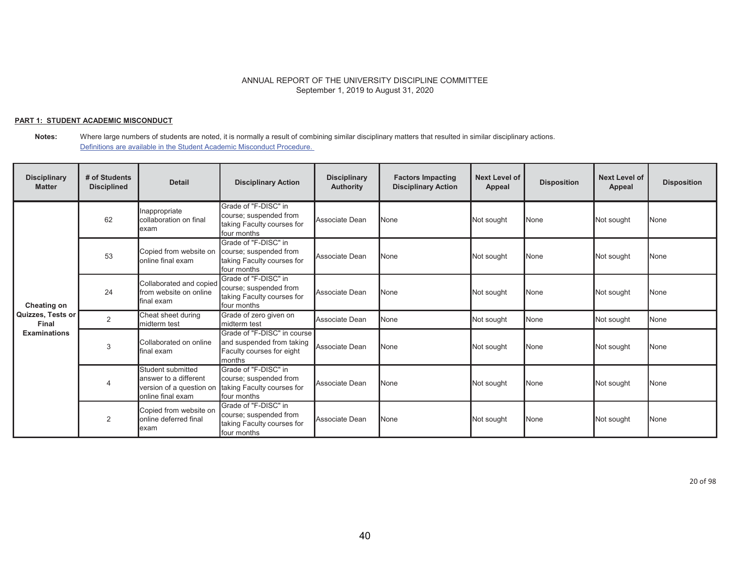ANNUAL REPORT OF THE UNIVERSITY DISCIPLINE COMMITTEE
September 1, 2019 to August 31, 2020

**PART 1: STUDENT ACADEMIC MISCONDUCT**

**Notes:** Where large numbers of students are noted, it is normally a result of combining similar disciplinary matters that resulted in similar disciplinary actions.
Definitions are available in the Student Academic Misconduct Procedure.

| Disciplinary Matter | # of Students Disciplined | Detail | Disciplinary Action | Disciplinary Authority | Factors Impacting Disciplinary Action | Next Level of Appeal | Disposition | Next Level of Appeal | Disposition |
|---|---|---|---|---|---|---|---|---|---|
| Cheating on Quizzes, Tests or Final Examinations | 62 | Inappropriate collaboration on final exam | Grade of "F-DISC" in course; suspended from taking Faculty courses for four months | Associate Dean | None | Not sought | None | Not sought | None |
| | 53 | Copied from website on online final exam | Grade of "F-DISC" in course; suspended from taking Faculty courses for four months | Associate Dean | None | Not sought | None | Not sought | None |
| | 24 | Collaborated and copied from website on online final exam | Grade of "F-DISC" in course; suspended from taking Faculty courses for four months | Associate Dean | None | Not sought | None | Not sought | None |
| | 2 | Cheat sheet during midterm test | Grade of zero given on midterm test | Associate Dean | None | Not sought | None | Not sought | None |
| | 3 | Collaborated on online final exam | Grade of "F-DISC" in course and suspended from taking Faculty courses for eight months | Associate Dean | None | Not sought | None | Not sought | None |
| | 4 | Student submitted answer to a different version of a question on online final exam | Grade of "F-DISC" in course; suspended from taking Faculty courses for four months | Associate Dean | None | Not sought | None | Not sought | None |
| | 2 | Copied from website on online deferred final exam | Grade of "F-DISC" in course; suspended from taking Faculty courses for four months | Associate Dean | None | Not sought | None | Not sought | None |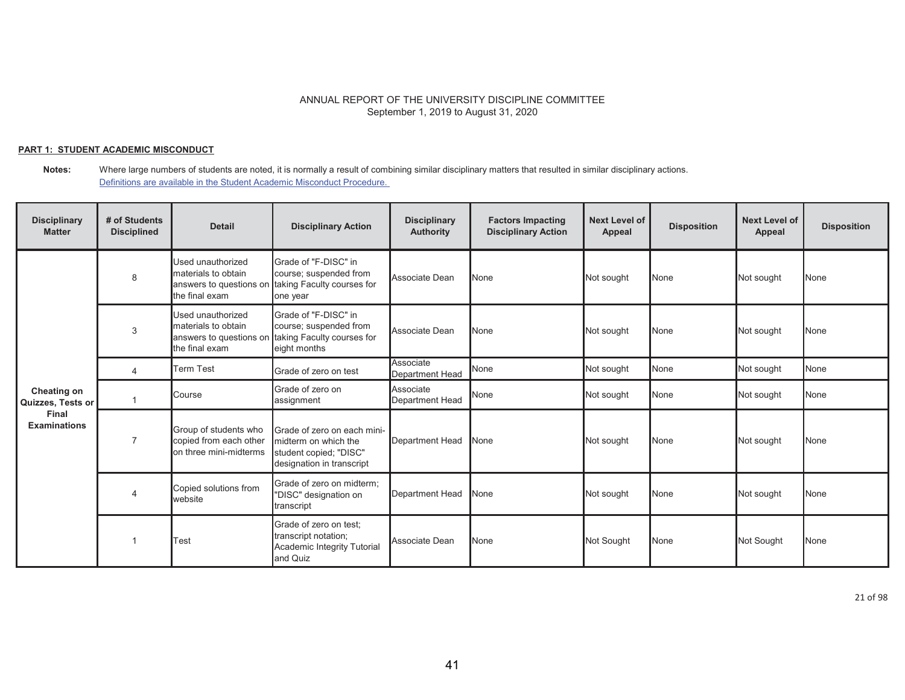ANNUAL REPORT OF THE UNIVERSITY DISCIPLINE COMMITTEE
September 1, 2019 to August 31, 2020

**PART 1: STUDENT ACADEMIC MISCONDUCT**

**Notes:** Where large numbers of students are noted, it is normally a result of combining similar disciplinary matters that resulted in similar disciplinary actions.
Definitions are available in the Student Academic Misconduct Procedure.

| Disciplinary Matter | # of Students Disciplined | Detail | Disciplinary Action | Disciplinary Authority | Factors Impacting Disciplinary Action | Next Level of Appeal | Disposition | Next Level of Appeal | Disposition |
|---|---|---|---|---|---|---|---|---|---|
| Cheating on Quizzes, Tests or Final Examinations | 8 | Used unauthorized materials to obtain answers to questions on the final exam | Grade of "F-DISC" in course; suspended from taking Faculty courses for one year | Associate Dean | None | Not sought | None | Not sought | None |
| | 3 | Used unauthorized materials to obtain answers to questions on the final exam | Grade of "F-DISC" in course; suspended from taking Faculty courses for eight months | Associate Dean | None | Not sought | None | Not sought | None |
| | 4 | Term Test | Grade of zero on test | Associate Department Head | None | Not sought | None | Not sought | None |
| | 1 | Course | Grade of zero on assignment | Associate Department Head | None | Not sought | None | Not sought | None |
| | 7 | Group of students who copied from each other on three mini-midterms | Grade of zero on each mini-midterm on which the student copied; "DISC" designation in transcript | Department Head | None | Not sought | None | Not sought | None |
| | 4 | Copied solutions from website | Grade of zero on midterm; "DISC" designation on transcript | Department Head | None | Not sought | None | Not sought | None |
| | 1 | Test | Grade of zero on test; transcript notation; Academic Integrity Tutorial and Quiz | Associate Dean | None | Not Sought | None | Not Sought | None |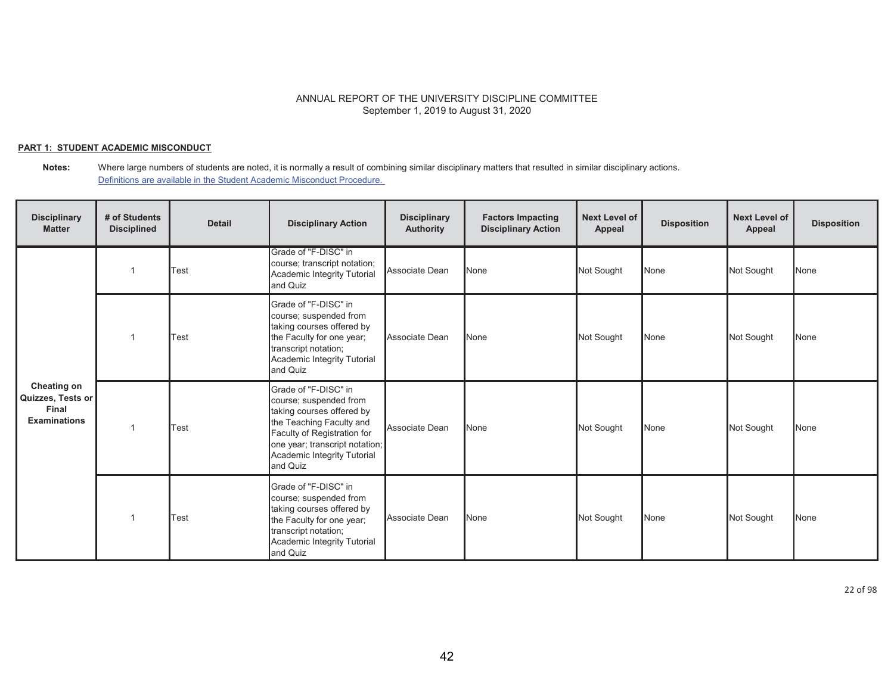ANNUAL REPORT OF THE UNIVERSITY DISCIPLINE COMMITTEE
September 1, 2019 to August 31, 2020

**PART 1: STUDENT ACADEMIC MISCONDUCT**

**Notes:** Where large numbers of students are noted, it is normally a result of combining similar disciplinary matters that resulted in similar disciplinary actions.
Definitions are available in the Student Academic Misconduct Procedure.

| Disciplinary Matter | # of Students Disciplined | Detail | Disciplinary Action | Disciplinary Authority | Factors Impacting Disciplinary Action | Next Level of Appeal | Disposition | Next Level of Appeal | Disposition |
|---|---|---|---|---|---|---|---|---|---|
| Cheating on Quizzes, Tests or Final Examinations | 1 | Test | Grade of "F-DISC" in course; transcript notation; Academic Integrity Tutorial and Quiz | Associate Dean | None | Not Sought | None | Not Sought | None |
| | 1 | Test | Grade of "F-DISC" in course; suspended from taking courses offered by the Faculty for one year; transcript notation; Academic Integrity Tutorial and Quiz | Associate Dean | None | Not Sought | None | Not Sought | None |
| | 1 | Test | Grade of "F-DISC" in course; suspended from taking courses offered by the Teaching Faculty and Faculty of Registration for one year; transcript notation; Academic Integrity Tutorial and Quiz | Associate Dean | None | Not Sought | None | Not Sought | None |
| | 1 | Test | Grade of "F-DISC" in course; suspended from taking courses offered by the Faculty for one year; transcript notation; Academic Integrity Tutorial and Quiz | Associate Dean | None | Not Sought | None | Not Sought | None |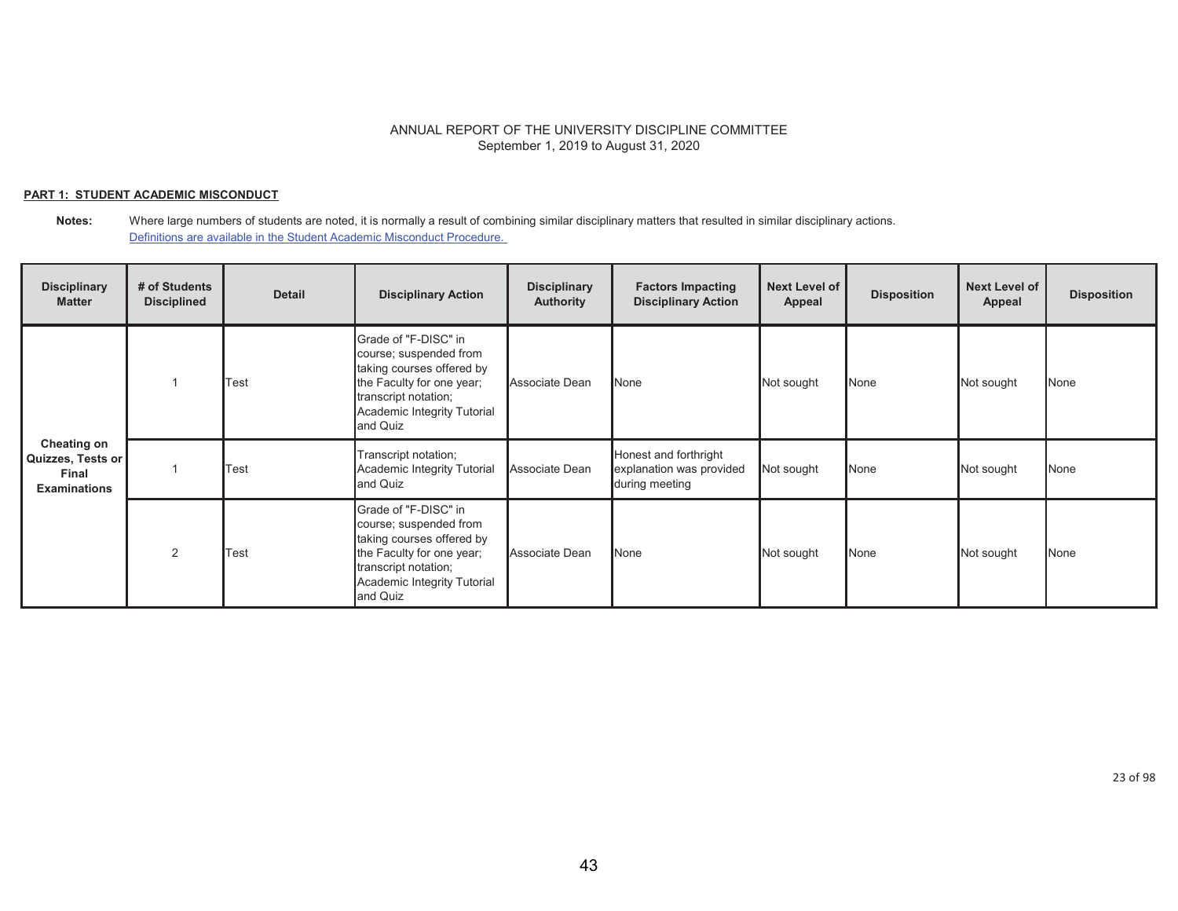ANNUAL REPORT OF THE UNIVERSITY DISCIPLINE COMMITTEE
September 1, 2019 to August 31, 2020

**PART 1: STUDENT ACADEMIC MISCONDUCT**

**Notes:** Where large numbers of students are noted, it is normally a result of combining similar disciplinary matters that resulted in similar disciplinary actions.
Definitions are available in the Student Academic Misconduct Procedure.

| Disciplinary Matter | # of Students Disciplined | Detail | Disciplinary Action | Disciplinary Authority | Factors Impacting Disciplinary Action | Next Level of Appeal | Disposition | Next Level of Appeal | Disposition |
|---|---|---|---|---|---|---|---|---|---|
| **Cheating on Quizzes, Tests or Final Examinations** | 1 | Test | Grade of "F-DISC" in course; suspended from taking courses offered by the Faculty for one year; transcript notation; Academic Integrity Tutorial and Quiz | Associate Dean | None | Not sought | None | Not sought | None |
| | 1 | Test | Transcript notation; Academic Integrity Tutorial and Quiz | Associate Dean | Honest and forthright explanation was provided during meeting | Not sought | None | Not sought | None |
| | 2 | Test | Grade of "F-DISC" in course; suspended from taking courses offered by the Faculty for one year; transcript notation; Academic Integrity Tutorial and Quiz | Associate Dean | None | Not sought | None | Not sought | None |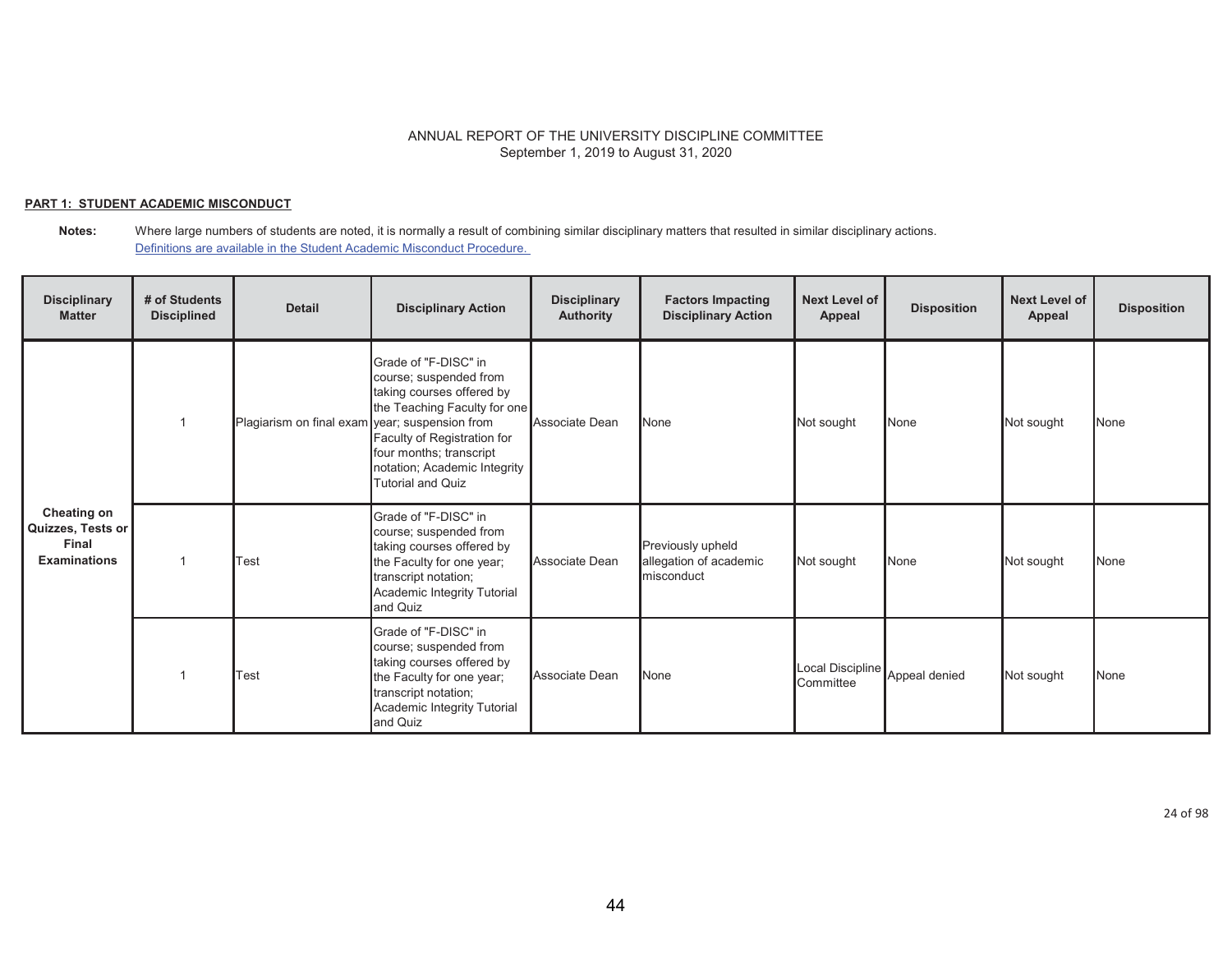ANNUAL REPORT OF THE UNIVERSITY DISCIPLINE COMMITTEE
September 1, 2019 to August 31, 2020

**PART 1: STUDENT ACADEMIC MISCONDUCT**

**Notes:** Where large numbers of students are noted, it is normally a result of combining similar disciplinary matters that resulted in similar disciplinary actions.
[Definitions are available in the Student Academic Misconduct Procedure.]

| Disciplinary Matter | # of Students Disciplined | Detail | Disciplinary Action | Disciplinary Authority | Factors Impacting Disciplinary Action | Next Level of Appeal | Disposition | Next Level of Appeal | Disposition |
|---|---|---|---|---|---|---|---|---|---|
| **Cheating on Quizzes, Tests or Final Examinations** | 1 | Plagiarism on final exam | Grade of "F-DISC" in course; suspended from taking courses offered by the Teaching Faculty for one year; suspension from Faculty of Registration for four months; transcript notation; Academic Integrity Tutorial and Quiz | Associate Dean | None | Not sought | None | Not sought | None |
| | 1 | Test | Grade of "F-DISC" in course; suspended from taking courses offered by the Faculty for one year; transcript notation; Academic Integrity Tutorial and Quiz | Associate Dean | Previously upheld allegation of academic misconduct | Not sought | None | Not sought | None |
| | 1 | Test | Grade of "F-DISC" in course; suspended from taking courses offered by the Faculty for one year; transcript notation; Academic Integrity Tutorial and Quiz | Associate Dean | None | Local Discipline Committee | Appeal denied | Not sought | None |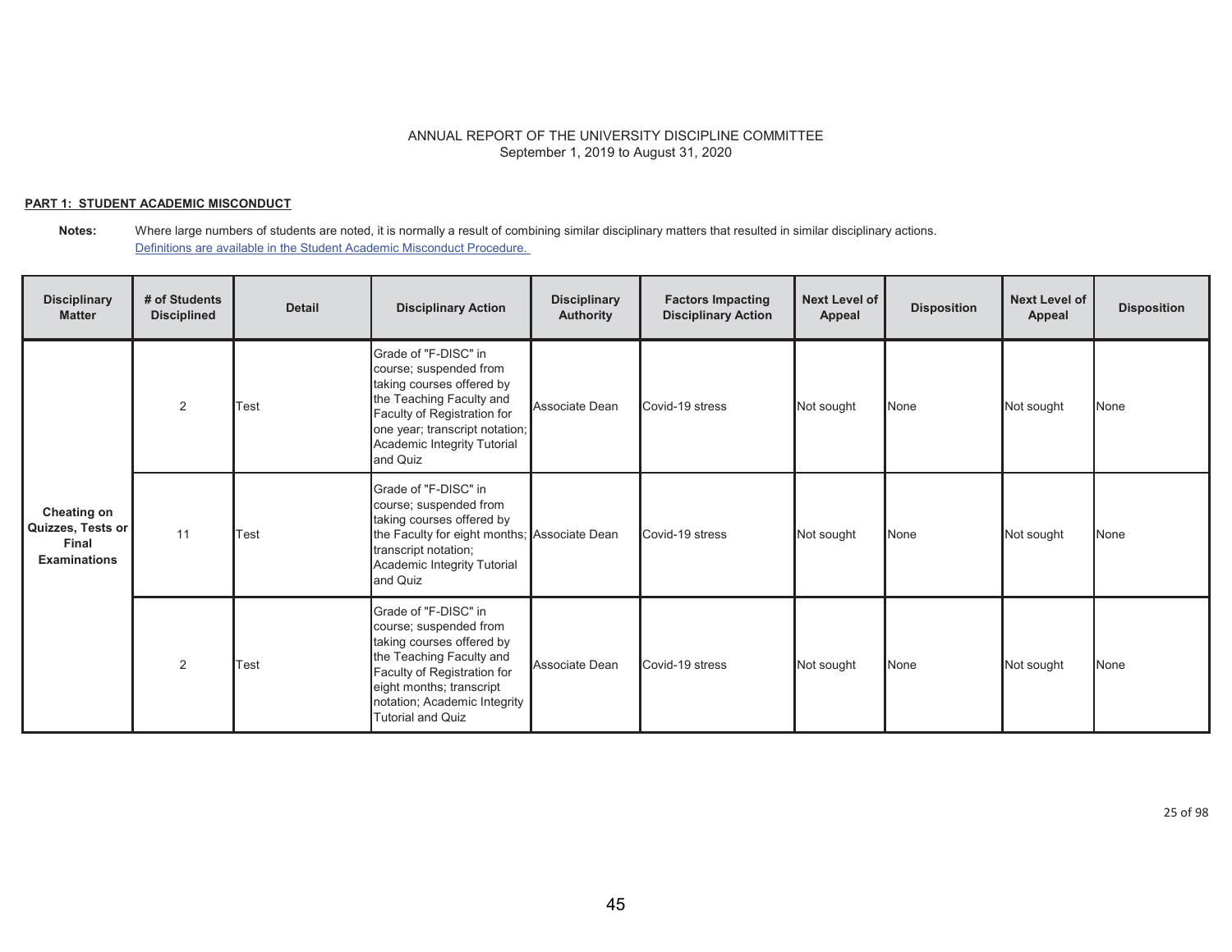ANNUAL REPORT OF THE UNIVERSITY DISCIPLINE COMMITTEE
September 1, 2019 to August 31, 2020

**PART 1: STUDENT ACADEMIC MISCONDUCT**

**Notes:** Where large numbers of students are noted, it is normally a result of combining similar disciplinary matters that resulted in similar disciplinary actions.
[Definitions are available in the Student Academic Misconduct Procedure.]

| Disciplinary Matter | # of Students Disciplined | Detail | Disciplinary Action | Disciplinary Authority | Factors Impacting Disciplinary Action | Next Level of Appeal | Disposition | Next Level of Appeal | Disposition |
|---|---|---|---|---|---|---|---|---|---|
| **Cheating on Quizzes, Tests or Final Examinations** | 2 | Test | Grade of "F-DISC" in course; suspended from taking courses offered by the Teaching Faculty and Faculty of Registration for one year; transcript notation; Academic Integrity Tutorial and Quiz | Associate Dean | Covid-19 stress | Not sought | None | Not sought | None |
| | 11 | Test | Grade of "F-DISC" in course; suspended from taking courses offered by the Faculty for eight months; transcript notation; Academic Integrity Tutorial and Quiz | Associate Dean | Covid-19 stress | Not sought | None | Not sought | None |
| | 2 | Test | Grade of "F-DISC" in course; suspended from taking courses offered by the Teaching Faculty and Faculty of Registration for eight months; transcript notation; Academic Integrity Tutorial and Quiz | Associate Dean | Covid-19 stress | Not sought | None | Not sought | None |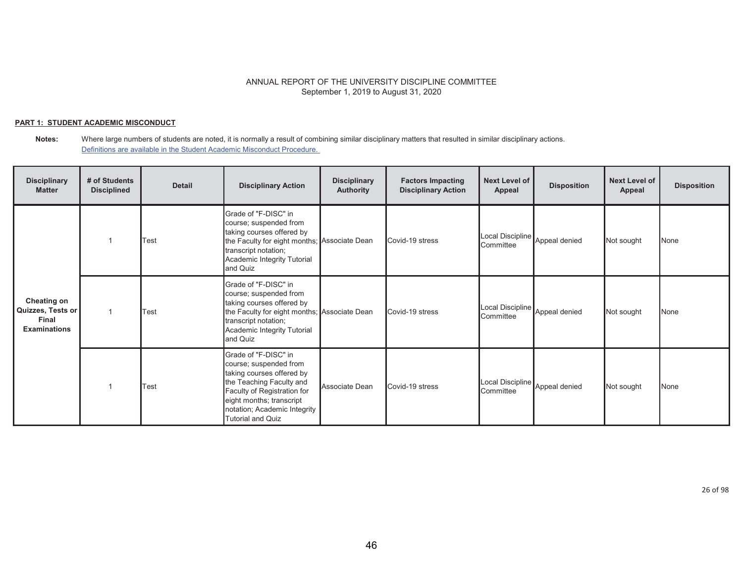ANNUAL REPORT OF THE UNIVERSITY DISCIPLINE COMMITTEE
September 1, 2019 to August 31, 2020

**PART 1: STUDENT ACADEMIC MISCONDUCT**

**Notes:** Where large numbers of students are noted, it is normally a result of combining similar disciplinary matters that resulted in similar disciplinary actions.
Definitions are available in the Student Academic Misconduct Procedure.

| Disciplinary Matter | # of Students Disciplined | Detail | Disciplinary Action | Disciplinary Authority | Factors Impacting Disciplinary Action | Next Level of Appeal | Disposition | Next Level of Appeal | Disposition |
|---|---|---|---|---|---|---|---|---|---|
| **Cheating on Quizzes, Tests or Final Examinations** | 1 | Test | Grade of "F-DISC" in course; suspended from taking courses offered by the Faculty for eight months; transcript notation; Academic Integrity Tutorial and Quiz | Associate Dean | Covid-19 stress | Local Discipline Committee | Appeal denied | Not sought | None |
| | 1 | Test | Grade of "F-DISC" in course; suspended from taking courses offered by the Faculty for eight months; transcript notation; Academic Integrity Tutorial and Quiz | Associate Dean | Covid-19 stress | Local Discipline Committee | Appeal denied | Not sought | None |
| | 1 | Test | Grade of "F-DISC" in course; suspended from taking courses offered by the Teaching Faculty and Faculty of Registration for eight months; transcript notation; Academic Integrity Tutorial and Quiz | Associate Dean | Covid-19 stress | Local Discipline Committee | Appeal denied | Not sought | None |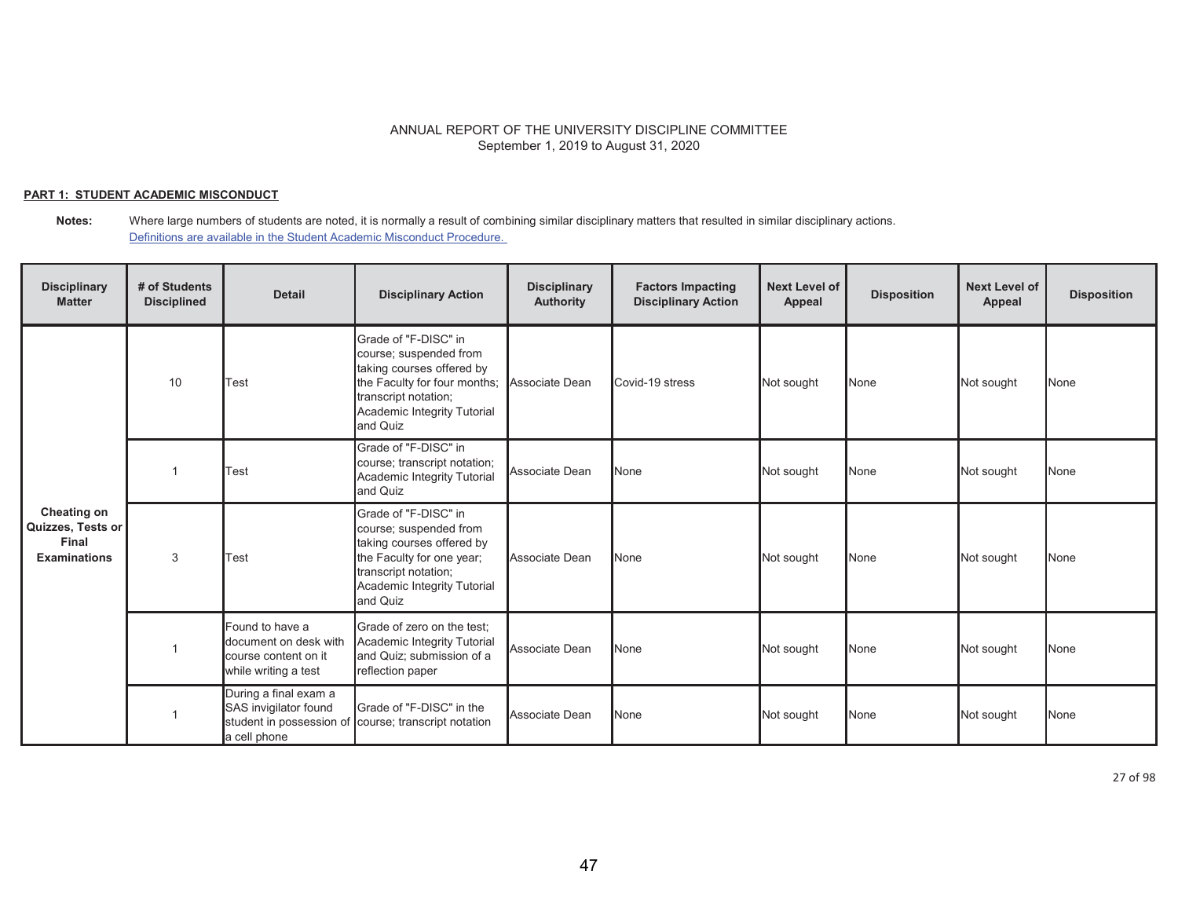ANNUAL REPORT OF THE UNIVERSITY DISCIPLINE COMMITTEE
September 1, 2019 to August 31, 2020

**PART 1: STUDENT ACADEMIC MISCONDUCT**

**Notes:** Where large numbers of students are noted, it is normally a result of combining similar disciplinary matters that resulted in similar disciplinary actions.
Definitions are available in the Student Academic Misconduct Procedure.

| Disciplinary Matter | # of Students Disciplined | Detail | Disciplinary Action | Disciplinary Authority | Factors Impacting Disciplinary Action | Next Level of Appeal | Disposition | Next Level of Appeal | Disposition |
|---|---|---|---|---|---|---|---|---|---|
| **Cheating on Quizzes, Tests or Final Examinations** | 10 | Test | Grade of "F-DISC" in course; suspended from taking courses offered by the Faculty for four months; transcript notation; Academic Integrity Tutorial and Quiz | Associate Dean | Covid-19 stress | Not sought | None | Not sought | None |
| | 1 | Test | Grade of "F-DISC" in course; transcript notation; Academic Integrity Tutorial and Quiz | Associate Dean | None | Not sought | None | Not sought | None |
| | 3 | Test | Grade of "F-DISC" in course; suspended from taking courses offered by the Faculty for one year; transcript notation; Academic Integrity Tutorial and Quiz | Associate Dean | None | Not sought | None | Not sought | None |
| | 1 | Found to have a document on desk with course content on it while writing a test | Grade of zero on the test; Academic Integrity Tutorial and Quiz; submission of a reflection paper | Associate Dean | None | Not sought | None | Not sought | None |
| | 1 | During a final exam a SAS invigilator found student in possession of a cell phone | Grade of "F-DISC" in the course; transcript notation | Associate Dean | None | Not sought | None | Not sought | None |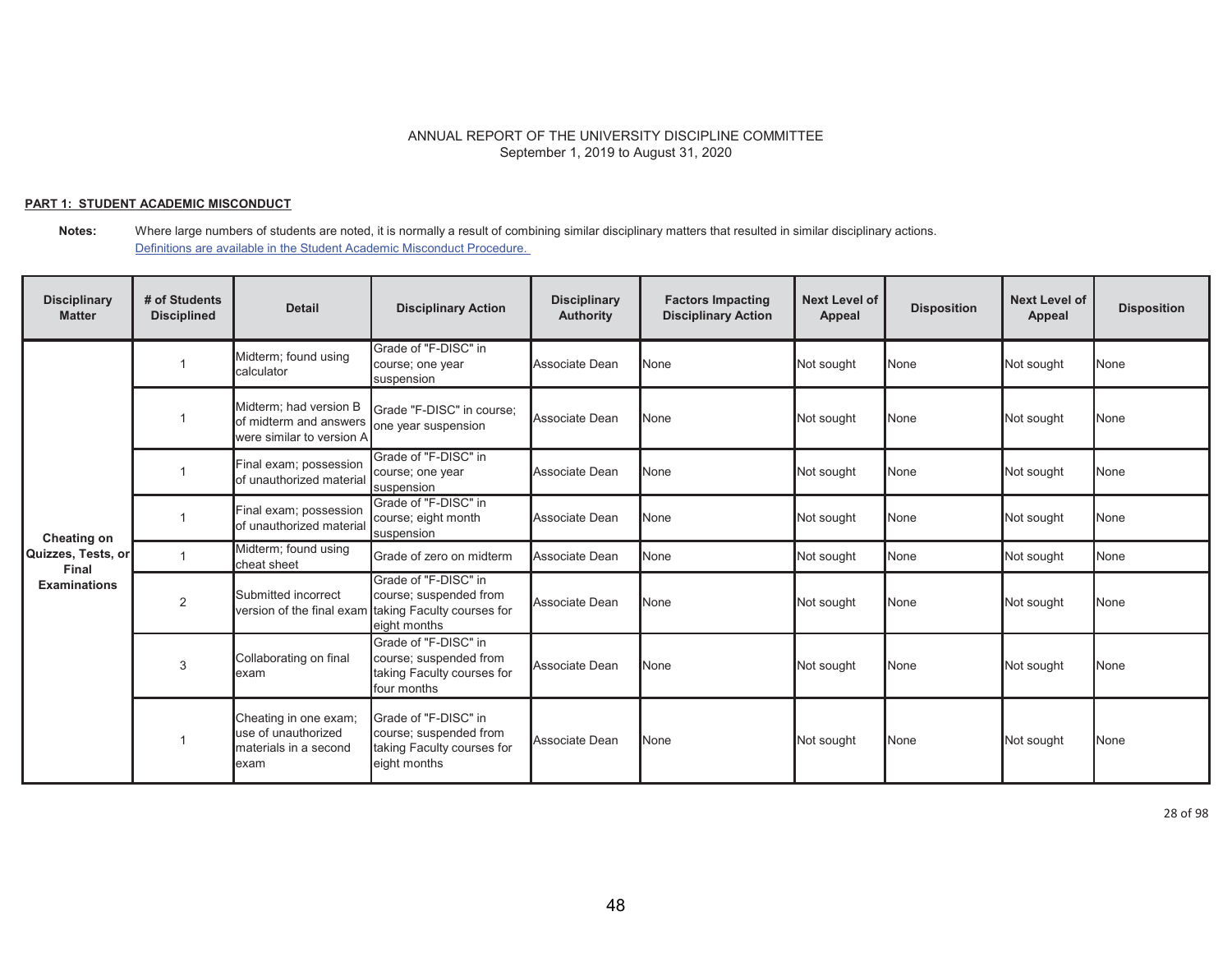ANNUAL REPORT OF THE UNIVERSITY DISCIPLINE COMMITTEE
September 1, 2019 to August 31, 2020

**PART 1: STUDENT ACADEMIC MISCONDUCT**

**Notes:** Where large numbers of students are noted, it is normally a result of combining similar disciplinary matters that resulted in similar disciplinary actions.
Definitions are available in the Student Academic Misconduct Procedure.

| Disciplinary Matter | # of Students Disciplined | Detail | Disciplinary Action | Disciplinary Authority | Factors Impacting Disciplinary Action | Next Level of Appeal | Disposition | Next Level of Appeal | Disposition |
|---|---|---|---|---|---|---|---|---|---|
| **Cheating on Quizzes, Tests, or Final Examinations** | 1 | Midterm; found using calculator | Grade of "F-DISC" in course; one year suspension | Associate Dean | None | Not sought | None | Not sought | None |
| | 1 | Midterm; had version B of midterm and answers were similar to version A | Grade "F-DISC" in course; one year suspension | Associate Dean | None | Not sought | None | Not sought | None |
| | 1 | Final exam; possession of unauthorized material | Grade of "F-DISC" in course; one year suspension | Associate Dean | None | Not sought | None | Not sought | None |
| | 1 | Final exam; possession of unauthorized material | Grade of "F-DISC" in course; eight month suspension | Associate Dean | None | Not sought | None | Not sought | None |
| | 1 | Midterm; found using cheat sheet | Grade of zero on midterm | Associate Dean | None | Not sought | None | Not sought | None |
| | 2 | Submitted incorrect version of the final exam | Grade of "F-DISC" in course; suspended from taking Faculty courses for eight months | Associate Dean | None | Not sought | None | Not sought | None |
| | 3 | Collaborating on final exam | Grade of "F-DISC" in course; suspended from taking Faculty courses for four months | Associate Dean | None | Not sought | None | Not sought | None |
| | 1 | Cheating in one exam; use of unauthorized materials in a second exam | Grade of "F-DISC" in course; suspended from taking Faculty courses for eight months | Associate Dean | None | Not sought | None | Not sought | None |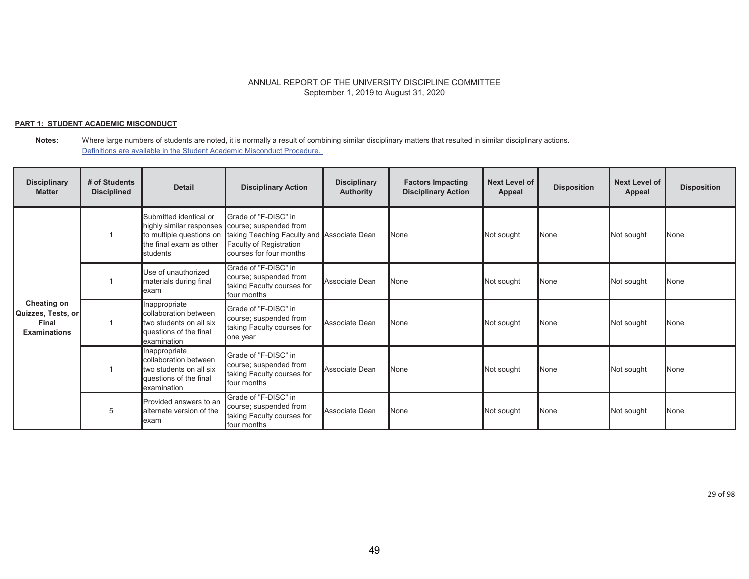ANNUAL REPORT OF THE UNIVERSITY DISCIPLINE COMMITTEE
September 1, 2019 to August 31, 2020

**PART 1: STUDENT ACADEMIC MISCONDUCT**

**Notes:** Where large numbers of students are noted, it is normally a result of combining similar disciplinary matters that resulted in similar disciplinary actions.
[Definitions are available in the Student Academic Misconduct Procedure.]

| Disciplinary Matter | # of Students Disciplined | Detail | Disciplinary Action | Disciplinary Authority | Factors Impacting Disciplinary Action | Next Level of Appeal | Disposition | Next Level of Appeal | Disposition |
|---|---|---|---|---|---|---|---|---|---|
| **Cheating on Quizzes, Tests, or Final Examinations** | 1 | Submitted identical or highly similar responses to multiple questions on the final exam as other students | Grade of "F-DISC" in course; suspended from taking Teaching Faculty and Faculty of Registration courses for four months | Associate Dean | None | Not sought | None | Not sought | None |
| | 1 | Use of unauthorized materials during final exam | Grade of "F-DISC" in course; suspended from taking Faculty courses for four months | Associate Dean | None | Not sought | None | Not sought | None |
| | 1 | Inappropriate collaboration between two students on all six questions of the final examination | Grade of "F-DISC" in course; suspended from taking Faculty courses for one year | Associate Dean | None | Not sought | None | Not sought | None |
| | 1 | Inappropriate collaboration between two students on all six questions of the final examination | Grade of "F-DISC" in course; suspended from taking Faculty courses for four months | Associate Dean | None | Not sought | None | Not sought | None |
| | 5 | Provided answers to an alternate version of the exam | Grade of "F-DISC" in course; suspended from taking Faculty courses for four months | Associate Dean | None | Not sought | None | Not sought | None |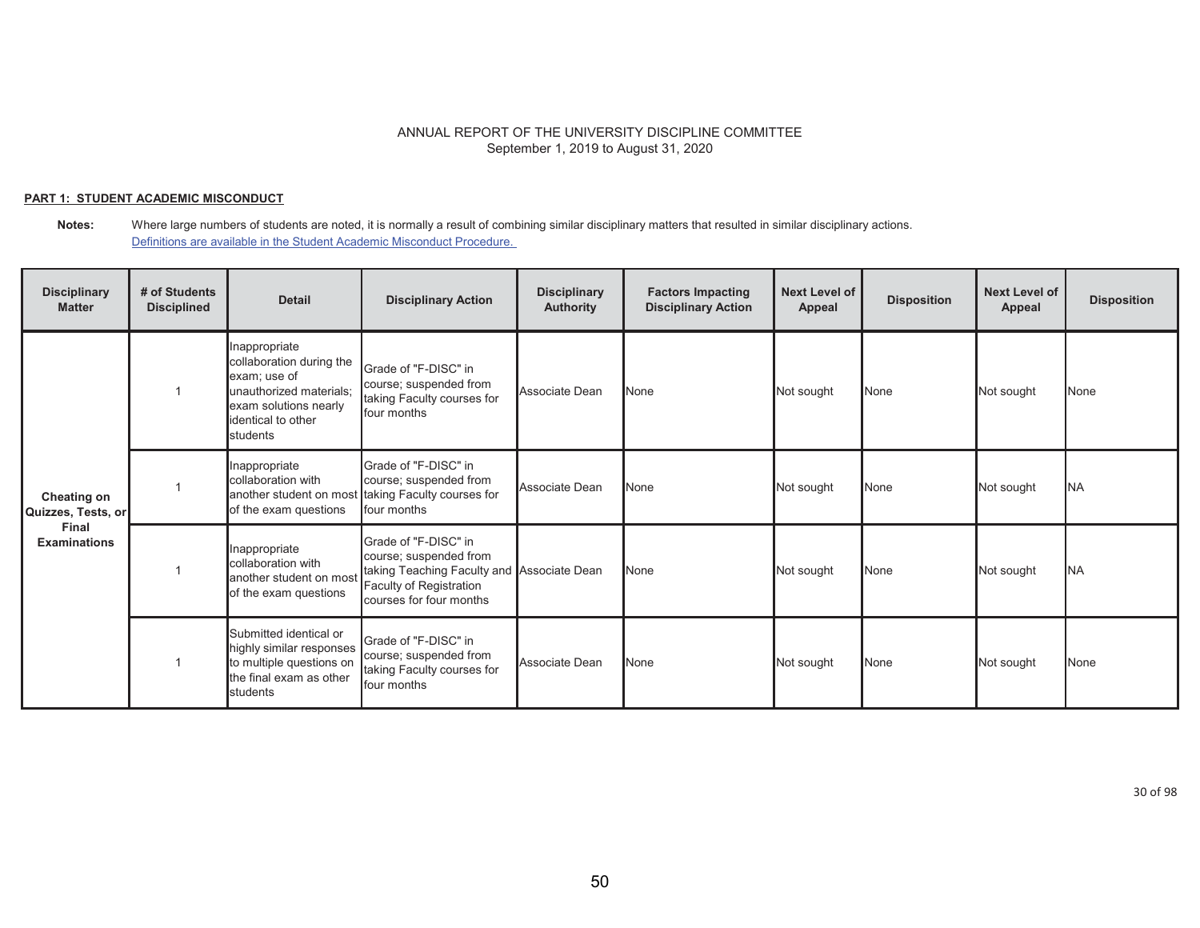ANNUAL REPORT OF THE UNIVERSITY DISCIPLINE COMMITTEE
September 1, 2019 to August 31, 2020

**PART 1: STUDENT ACADEMIC MISCONDUCT**

**Notes:** Where large numbers of students are noted, it is normally a result of combining similar disciplinary matters that resulted in similar disciplinary actions.
Definitions are available in the Student Academic Misconduct Procedure.

| Disciplinary Matter | # of Students Disciplined | Detail | Disciplinary Action | Disciplinary Authority | Factors Impacting Disciplinary Action | Next Level of Appeal | Disposition | Next Level of Appeal | Disposition |
|---|---|---|---|---|---|---|---|---|---|
| Cheating on Quizzes, Tests, or Final Examinations | 1 | Inappropriate collaboration during the exam; use of unauthorized materials; exam solutions nearly identical to other students | Grade of "F-DISC" in course; suspended from taking Faculty courses for four months | Associate Dean | None | Not sought | None | Not sought | None |
| | 1 | Inappropriate collaboration with another student on most of the exam questions | Grade of "F-DISC" in course; suspended from taking Faculty courses for four months | Associate Dean | None | Not sought | None | Not sought | NA |
| | 1 | Inappropriate collaboration with another student on most of the exam questions | Grade of "F-DISC" in course; suspended from taking Teaching Faculty and Faculty of Registration courses for four months | Associate Dean | None | Not sought | None | Not sought | NA |
| | 1 | Submitted identical or highly similar responses to multiple questions on the final exam as other students | Grade of "F-DISC" in course; suspended from taking Faculty courses for four months | Associate Dean | None | Not sought | None | Not sought | None |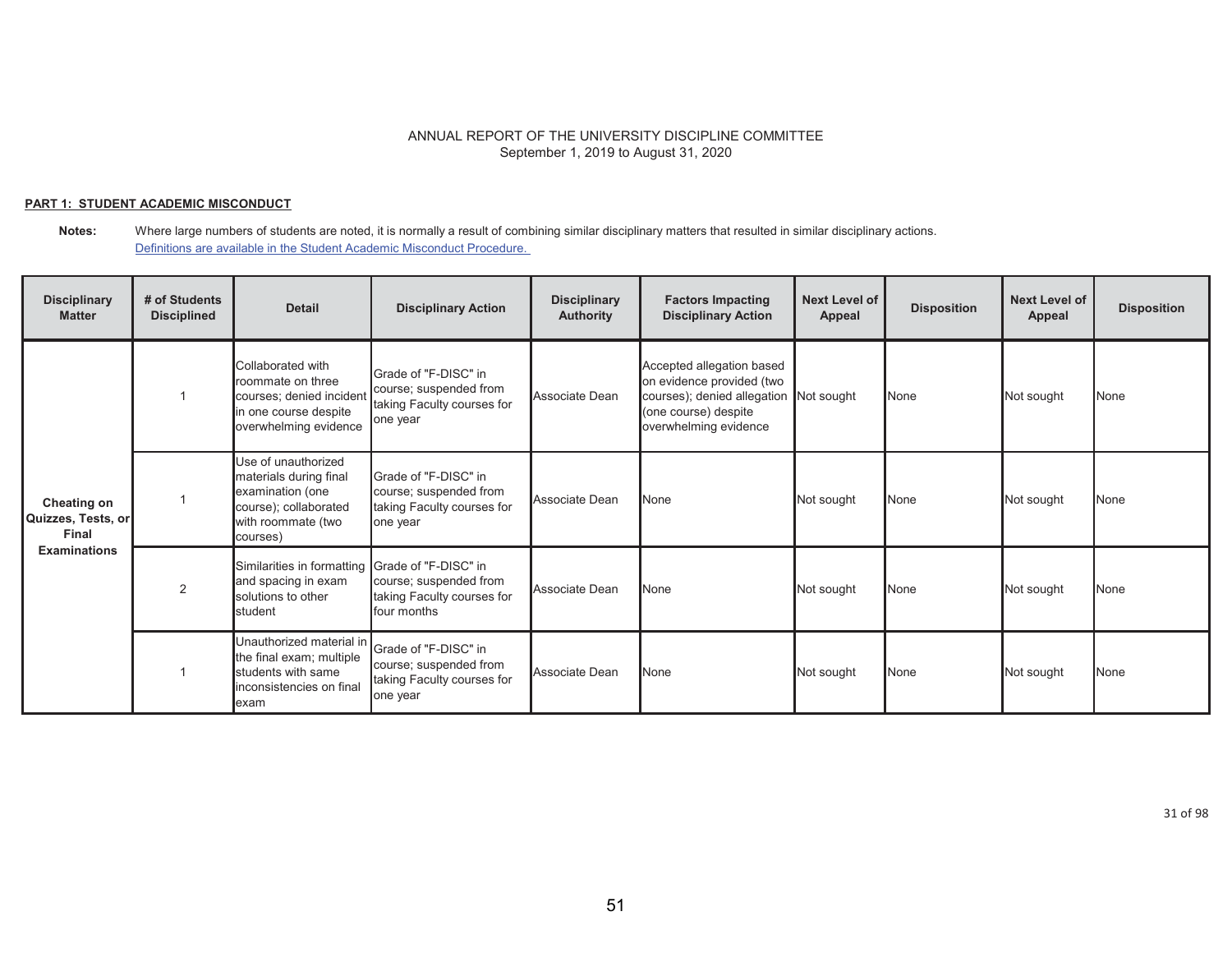ANNUAL REPORT OF THE UNIVERSITY DISCIPLINE COMMITTEE
September 1, 2019 to August 31, 2020

**PART 1: STUDENT ACADEMIC MISCONDUCT**

**Notes:** Where large numbers of students are noted, it is normally a result of combining similar disciplinary matters that resulted in similar disciplinary actions.
[Definitions are available in the Student Academic Misconduct Procedure.](#)

| Disciplinary Matter | # of Students Disciplined | Detail | Disciplinary Action | Disciplinary Authority | Factors Impacting Disciplinary Action | Next Level of Appeal | Disposition | Next Level of Appeal | Disposition |
|---|---|---|---|---|---|---|---|---|---|
| Cheating on Quizzes, Tests, or Final Examinations | 1 | Collaborated with roommate on three courses; denied incident in one course despite overwhelming evidence | Grade of "F-DISC" in course; suspended from taking Faculty courses for one year | Associate Dean | Accepted allegation based on evidence provided (two courses); denied allegation (one course) despite overwhelming evidence | Not sought | None | Not sought | None |
| | 1 | Use of unauthorized materials during final examination (one course); collaborated with roommate (two courses) | Grade of "F-DISC" in course; suspended from taking Faculty courses for one year | Associate Dean | None | Not sought | None | Not sought | None |
| | 2 | Similarities in formatting and spacing in exam solutions to other student | Grade of "F-DISC" in course; suspended from taking Faculty courses for four months | Associate Dean | None | Not sought | None | Not sought | None |
| | 1 | Unauthorized material in the final exam; multiple students with same inconsistencies on final exam | Grade of "F-DISC" in course; suspended from taking Faculty courses for one year | Associate Dean | None | Not sought | None | Not sought | None |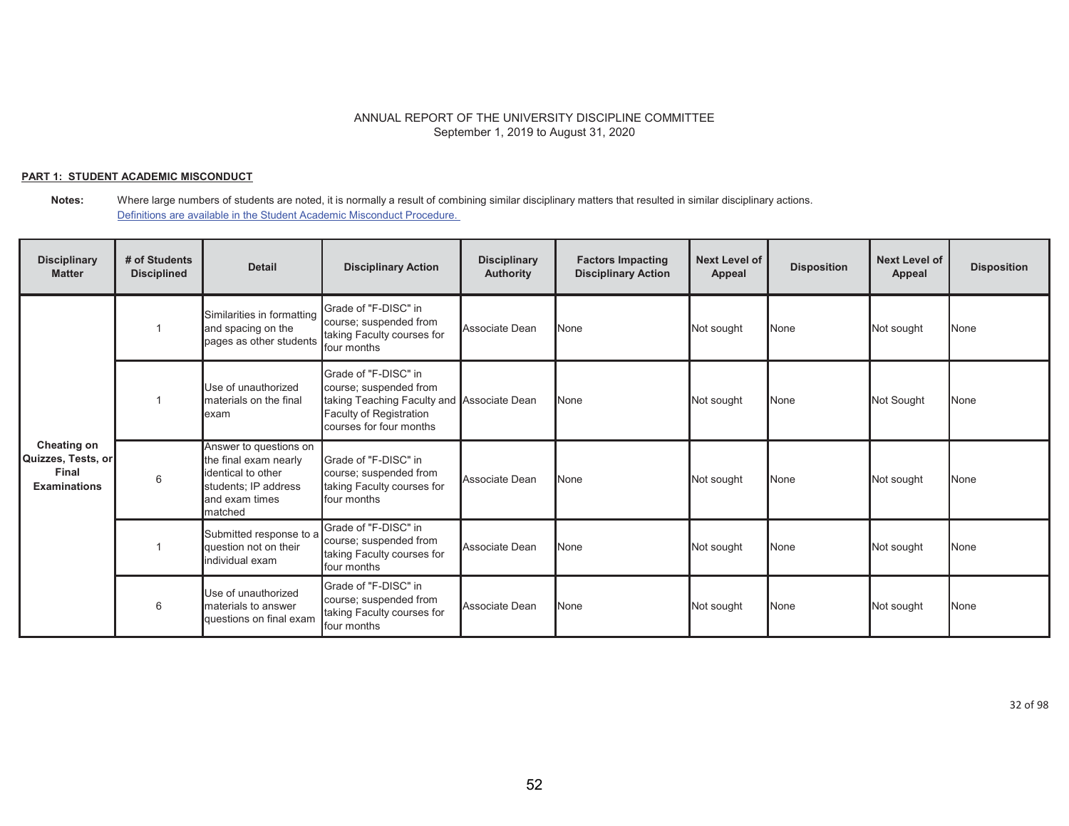ANNUAL REPORT OF THE UNIVERSITY DISCIPLINE COMMITTEE
September 1, 2019 to August 31, 2020

**PART 1: STUDENT ACADEMIC MISCONDUCT**

**Notes:** Where large numbers of students are noted, it is normally a result of combining similar disciplinary matters that resulted in similar disciplinary actions.
[Definitions are available in the Student Academic Misconduct Procedure.]

| Disciplinary Matter | # of Students Disciplined | Detail | Disciplinary Action | Disciplinary Authority | Factors Impacting Disciplinary Action | Next Level of Appeal | Disposition | Next Level of Appeal | Disposition |
|---|---|---|---|---|---|---|---|---|---|
| **Cheating on Quizzes, Tests, or Final Examinations** | 1 | Similarities in formatting and spacing on the pages as other students | Grade of "F-DISC" in course; suspended from taking Faculty courses for four months | Associate Dean | None | Not sought | None | Not sought | None |
| | 1 | Use of unauthorized materials on the final exam | Grade of "F-DISC" in course; suspended from taking Teaching Faculty and Faculty of Registration courses for four months | Associate Dean | None | Not sought | None | Not Sought | None |
| | 6 | Answer to questions on the final exam nearly identical to other students; IP address and exam times matched | Grade of "F-DISC" in course; suspended from taking Faculty courses for four months | Associate Dean | None | Not sought | None | Not sought | None |
| | 1 | Submitted response to a question not on their individual exam | Grade of "F-DISC" in course; suspended from taking Faculty courses for four months | Associate Dean | None | Not sought | None | Not sought | None |
| | 6 | Use of unauthorized materials to answer questions on final exam | Grade of "F-DISC" in course; suspended from taking Faculty courses for four months | Associate Dean | None | Not sought | None | Not sought | None |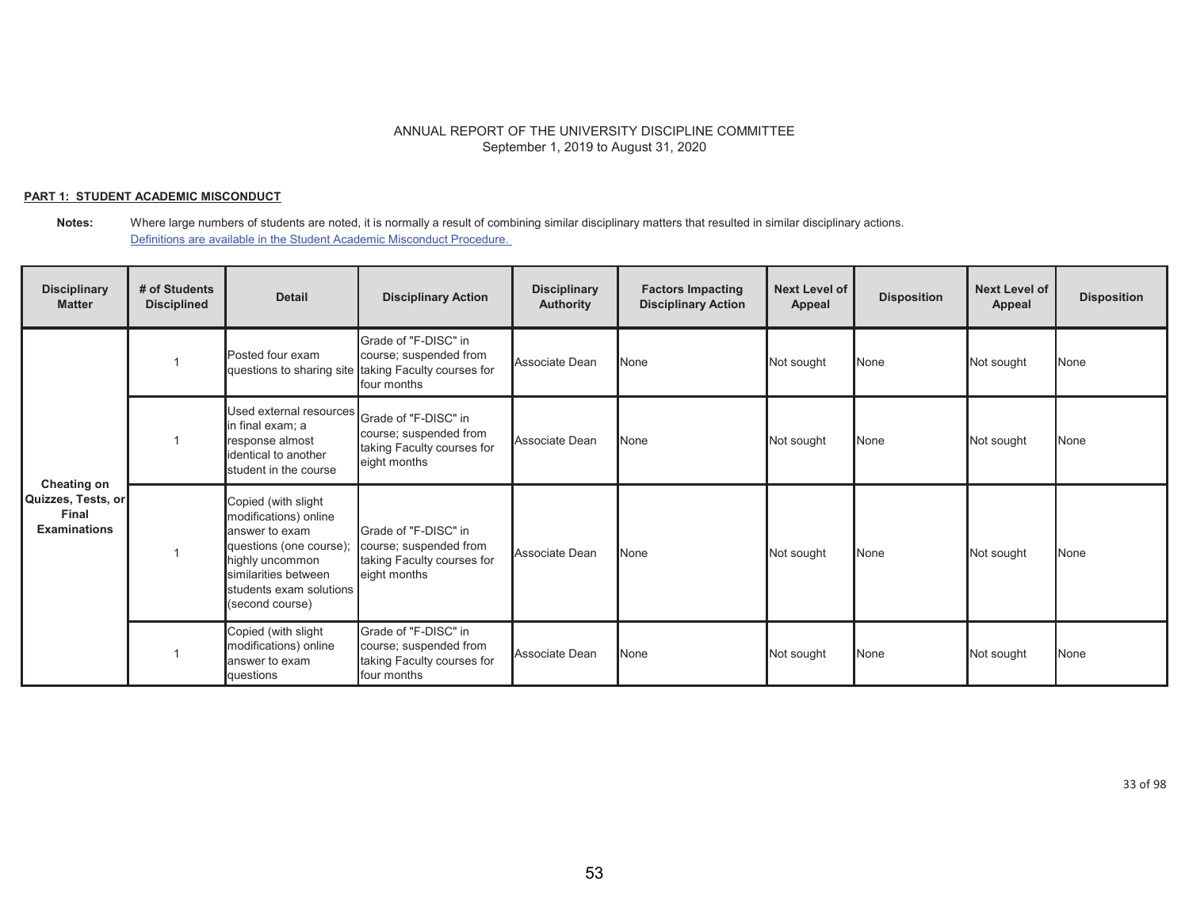ANNUAL REPORT OF THE UNIVERSITY DISCIPLINE COMMITTEE
September 1, 2019 to August 31, 2020

**PART 1: STUDENT ACADEMIC MISCONDUCT**

**Notes:** Where large numbers of students are noted, it is normally a result of combining similar disciplinary matters that resulted in similar disciplinary actions.
[Definitions are available in the Student Academic Misconduct Procedure.]

| Disciplinary Matter | # of Students Disciplined | Detail | Disciplinary Action | Disciplinary Authority | Factors Impacting Disciplinary Action | Next Level of Appeal | Disposition | Next Level of Appeal | Disposition |
|---|---|---|---|---|---|---|---|---|---|
| **Cheating on Quizzes, Tests, or Final Examinations** | 1 | Posted four exam questions to sharing site | Grade of "F-DISC" in course; suspended from taking Faculty courses for four months | Associate Dean | None | Not sought | None | Not sought | None |
| | 1 | Used external resources in final exam; a response almost identical to another student in the course | Grade of "F-DISC" in course; suspended from taking Faculty courses for eight months | Associate Dean | None | Not sought | None | Not sought | None |
| | 1 | Copied (with slight modifications) online answer to exam questions (one course); highly uncommon similarities between students exam solutions (second course) | Grade of "F-DISC" in course; suspended from taking Faculty courses for eight months | Associate Dean | None | Not sought | None | Not sought | None |
| | 1 | Copied (with slight modifications) online answer to exam questions | Grade of "F-DISC" in course; suspended from taking Faculty courses for four months | Associate Dean | None | Not sought | None | Not sought | None |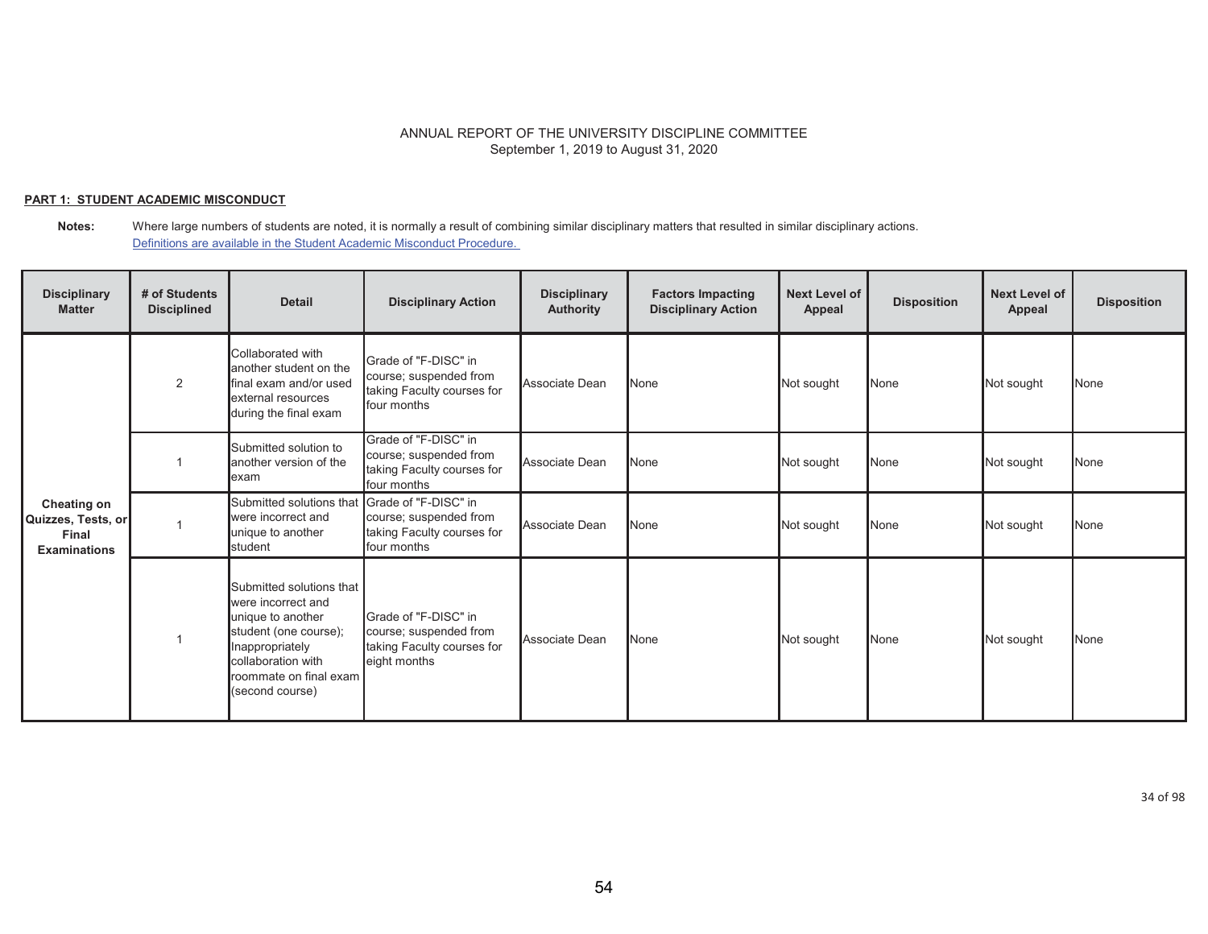ANNUAL REPORT OF THE UNIVERSITY DISCIPLINE COMMITTEE
September 1, 2019 to August 31, 2020

**PART 1: STUDENT ACADEMIC MISCONDUCT**

**Notes:** Where large numbers of students are noted, it is normally a result of combining similar disciplinary matters that resulted in similar disciplinary actions.
[Definitions are available in the Student Academic Misconduct Procedure.](#)

| Disciplinary Matter | # of Students Disciplined | Detail | Disciplinary Action | Disciplinary Authority | Factors Impacting Disciplinary Action | Next Level of Appeal | Disposition | Next Level of Appeal | Disposition |
|---|---|---|---|---|---|---|---|---|---|
| Cheating on Quizzes, Tests, or Final Examinations | 2 | Collaborated with another student on the final exam and/or used external resources during the final exam | Grade of "F-DISC" in course; suspended from taking Faculty courses for four months | Associate Dean | None | Not sought | None | Not sought | None |
| | 1 | Submitted solution to another version of the exam | Grade of "F-DISC" in course; suspended from taking Faculty courses for four months | Associate Dean | None | Not sought | None | Not sought | None |
| | 1 | Submitted solutions that were incorrect and unique to another student | Grade of "F-DISC" in course; suspended from taking Faculty courses for four months | Associate Dean | None | Not sought | None | Not sought | None |
| | 1 | Submitted solutions that were incorrect and unique to another student (one course); Inappropriately collaboration with roommate on final exam (second course) | Grade of "F-DISC" in course; suspended from taking Faculty courses for eight months | Associate Dean | None | Not sought | None | Not sought | None |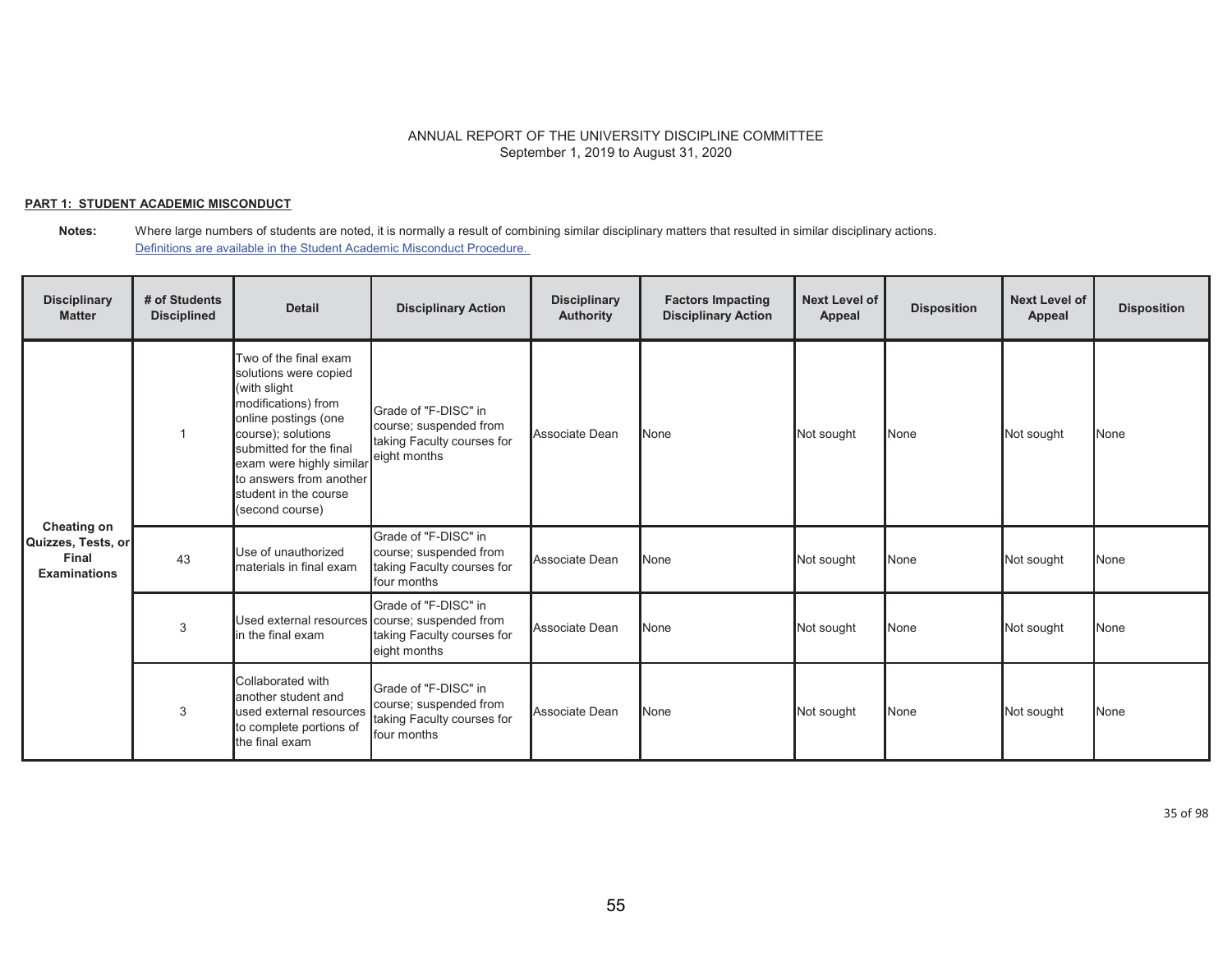ANNUAL REPORT OF THE UNIVERSITY DISCIPLINE COMMITTEE
September 1, 2019 to August 31, 2020

**PART 1: STUDENT ACADEMIC MISCONDUCT**

**Notes:** Where large numbers of students are noted, it is normally a result of combining similar disciplinary matters that resulted in similar disciplinary actions.
Definitions are available in the Student Academic Misconduct Procedure.

| Disciplinary Matter | # of Students Disciplined | Detail | Disciplinary Action | Disciplinary Authority | Factors Impacting Disciplinary Action | Next Level of Appeal | Disposition | Next Level of Appeal | Disposition |
|---|---|---|---|---|---|---|---|---|---|
| **Cheating on Quizzes, Tests, or Final Examinations** | 1 | Two of the final exam solutions were copied (with slight modifications) from online postings (one course); solutions submitted for the final exam were highly similar to answers from another student in the course (second course) | Grade of "F-DISC" in course; suspended from taking Faculty courses for eight months | Associate Dean | None | Not sought | None | Not sought | None |
| | 43 | Use of unauthorized materials in final exam | Grade of "F-DISC" in course; suspended from taking Faculty courses for four months | Associate Dean | None | Not sought | None | Not sought | None |
| | 3 | Used external resources in the final exam | Grade of "F-DISC" in course; suspended from taking Faculty courses for eight months | Associate Dean | None | Not sought | None | Not sought | None |
| | 3 | Collaborated with another student and used external resources to complete portions of the final exam | Grade of "F-DISC" in course; suspended from taking Faculty courses for four months | Associate Dean | None | Not sought | None | Not sought | None |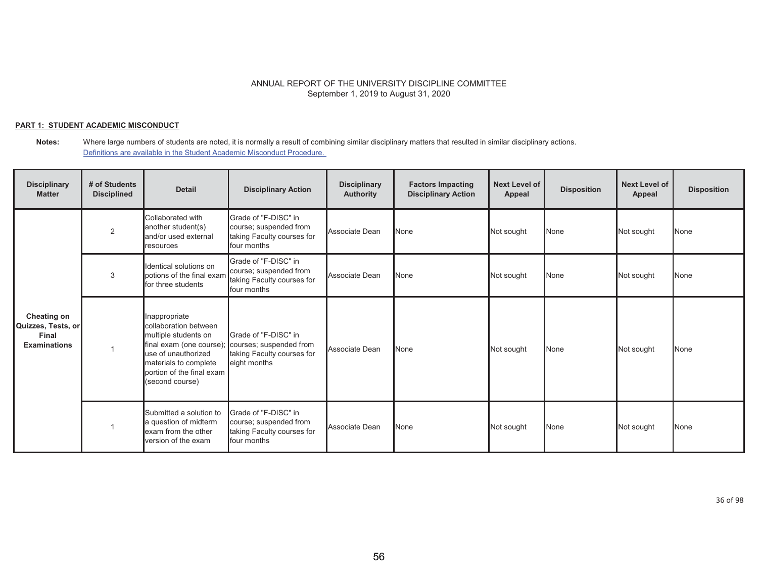ANNUAL REPORT OF THE UNIVERSITY DISCIPLINE COMMITTEE
September 1, 2019 to August 31, 2020

**PART 1: STUDENT ACADEMIC MISCONDUCT**

**Notes:** Where large numbers of students are noted, it is normally a result of combining similar disciplinary matters that resulted in similar disciplinary actions.
[Definitions are available in the Student Academic Misconduct Procedure.](#)

| Disciplinary Matter | # of Students Disciplined | Detail | Disciplinary Action | Disciplinary Authority | Factors Impacting Disciplinary Action | Next Level of Appeal | Disposition | Next Level of Appeal | Disposition |
|---|---|---|---|---|---|---|---|---|---|
| **Cheating on Quizzes, Tests, or Final Examinations** | 2 | Collaborated with another student(s) and/or used external resources | Grade of "F-DISC" in course; suspended from taking Faculty courses for four months | Associate Dean | None | Not sought | None | Not sought | None |
| | 3 | Identical solutions on potions of the final exam for three students | Grade of "F-DISC" in course; suspended from taking Faculty courses for four months | Associate Dean | None | Not sought | None | Not sought | None |
| | 1 | Inappropriate collaboration between multiple students on final exam (one course); use of unauthorized materials to complete portion of the final exam (second course) | Grade of "F-DISC" in courses; suspended from taking Faculty courses for eight months | Associate Dean | None | Not sought | None | Not sought | None |
| | 1 | Submitted a solution to a question of midterm exam from the other version of the exam | Grade of "F-DISC" in course; suspended from taking Faculty courses for four months | Associate Dean | None | Not sought | None | Not sought | None |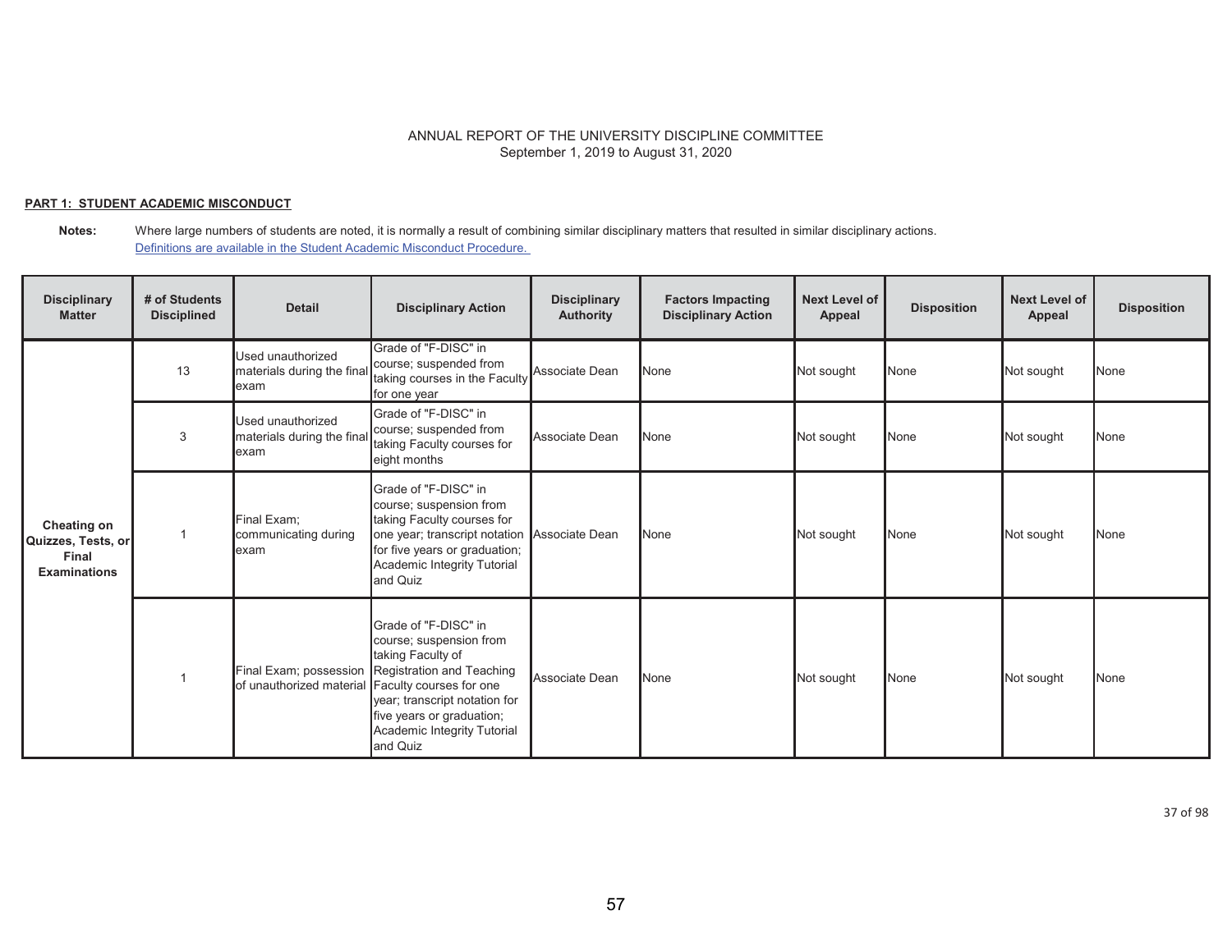ANNUAL REPORT OF THE UNIVERSITY DISCIPLINE COMMITTEE
September 1, 2019 to August 31, 2020

**PART 1: STUDENT ACADEMIC MISCONDUCT**

**Notes:** Where large numbers of students are noted, it is normally a result of combining similar disciplinary matters that resulted in similar disciplinary actions.
Definitions are available in the Student Academic Misconduct Procedure.

| Disciplinary Matter | # of Students Disciplined | Detail | Disciplinary Action | Disciplinary Authority | Factors Impacting Disciplinary Action | Next Level of Appeal | Disposition | Next Level of Appeal | Disposition |
|---|---|---|---|---|---|---|---|---|---|
| Cheating on Quizzes, Tests, or Final Examinations | 13 | Used unauthorized materials during the final exam | Grade of "F-DISC" in course; suspended from taking courses in the Faculty for one year | Associate Dean | None | Not sought | None | Not sought | None |
| | 3 | Used unauthorized materials during the final exam | Grade of "F-DISC" in course; suspended from taking Faculty courses for eight months | Associate Dean | None | Not sought | None | Not sought | None |
| | 1 | Final Exam; communicating during exam | Grade of "F-DISC" in course; suspension from taking Faculty courses for one year; transcript notation for five years or graduation; Academic Integrity Tutorial and Quiz | Associate Dean | None | Not sought | None | Not sought | None |
| | 1 | Final Exam; possession of unauthorized material | Grade of "F-DISC" in course; suspension from taking Faculty of Registration and Teaching Faculty courses for one year; transcript notation for five years or graduation; Academic Integrity Tutorial and Quiz | Associate Dean | None | Not sought | None | Not sought | None |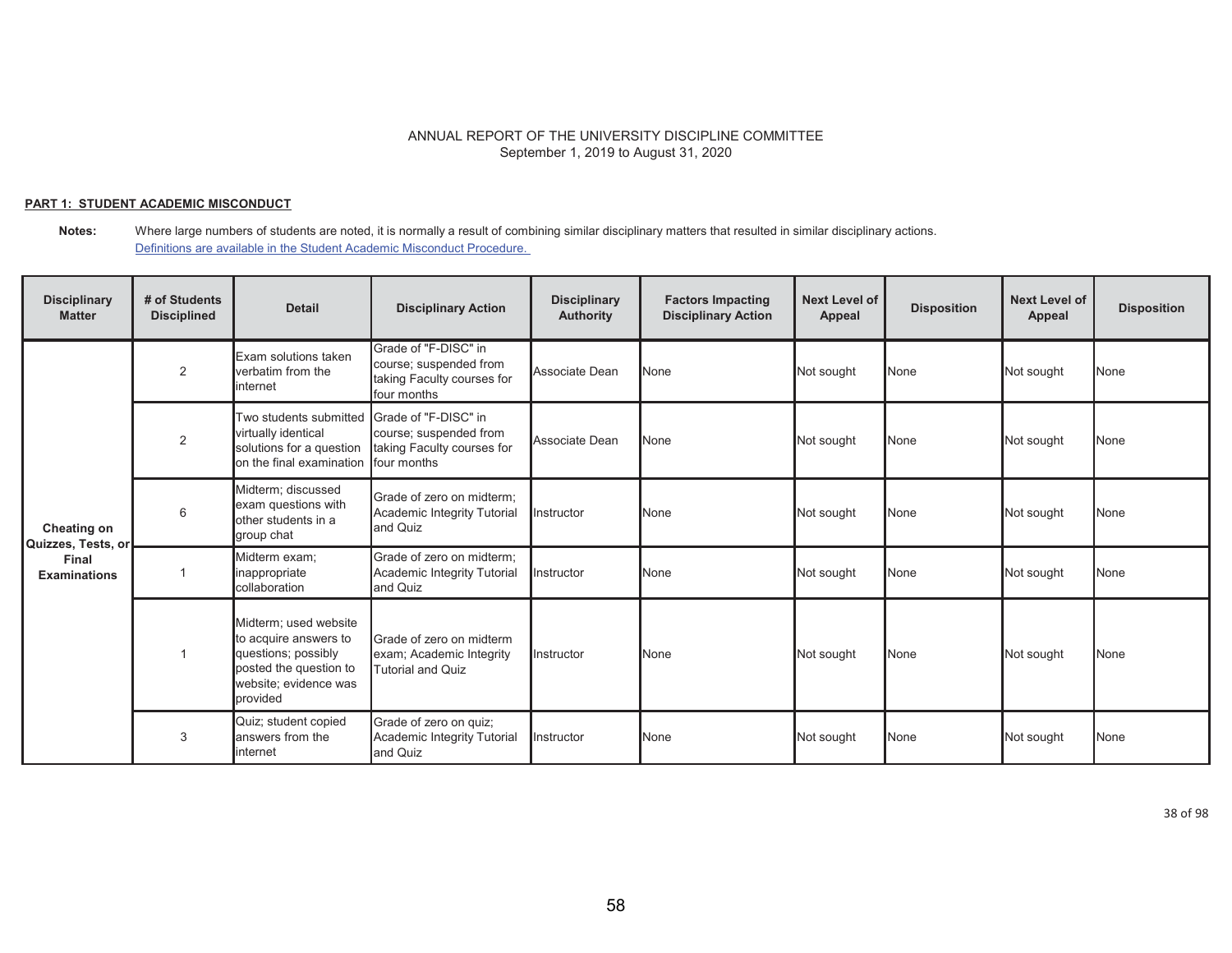ANNUAL REPORT OF THE UNIVERSITY DISCIPLINE COMMITTEE
September 1, 2019 to August 31, 2020

**PART 1: STUDENT ACADEMIC MISCONDUCT**

**Notes:** Where large numbers of students are noted, it is normally a result of combining similar disciplinary matters that resulted in similar disciplinary actions.
[Definitions are available in the Student Academic Misconduct Procedure.]

| Disciplinary Matter | # of Students Disciplined | Detail | Disciplinary Action | Disciplinary Authority | Factors Impacting Disciplinary Action | Next Level of Appeal | Disposition | Next Level of Appeal | Disposition |
|---|---|---|---|---|---|---|---|---|---|
| **Cheating on Quizzes, Tests, or Final Examinations** | 2 | Exam solutions taken verbatim from the internet | Grade of "F-DISC" in course; suspended from taking Faculty courses for four months | Associate Dean | None | Not sought | None | Not sought | None |
| | 2 | Two students submitted virtually identical solutions for a question on the final examination | Grade of "F-DISC" in course; suspended from taking Faculty courses for four months | Associate Dean | None | Not sought | None | Not sought | None |
| | 6 | Midterm; discussed exam questions with other students in a group chat | Grade of zero on midterm; Academic Integrity Tutorial and Quiz | Instructor | None | Not sought | None | Not sought | None |
| | 1 | Midterm exam; inappropriate collaboration | Grade of zero on midterm; Academic Integrity Tutorial and Quiz | Instructor | None | Not sought | None | Not sought | None |
| | 1 | Midterm; used website to acquire answers to questions; possibly posted the question to website; evidence was provided | Grade of zero on midterm exam; Academic Integrity Tutorial and Quiz | Instructor | None | Not sought | None | Not sought | None |
| | 3 | Quiz; student copied answers from the internet | Grade of zero on quiz; Academic Integrity Tutorial and Quiz | Instructor | None | Not sought | None | Not sought | None |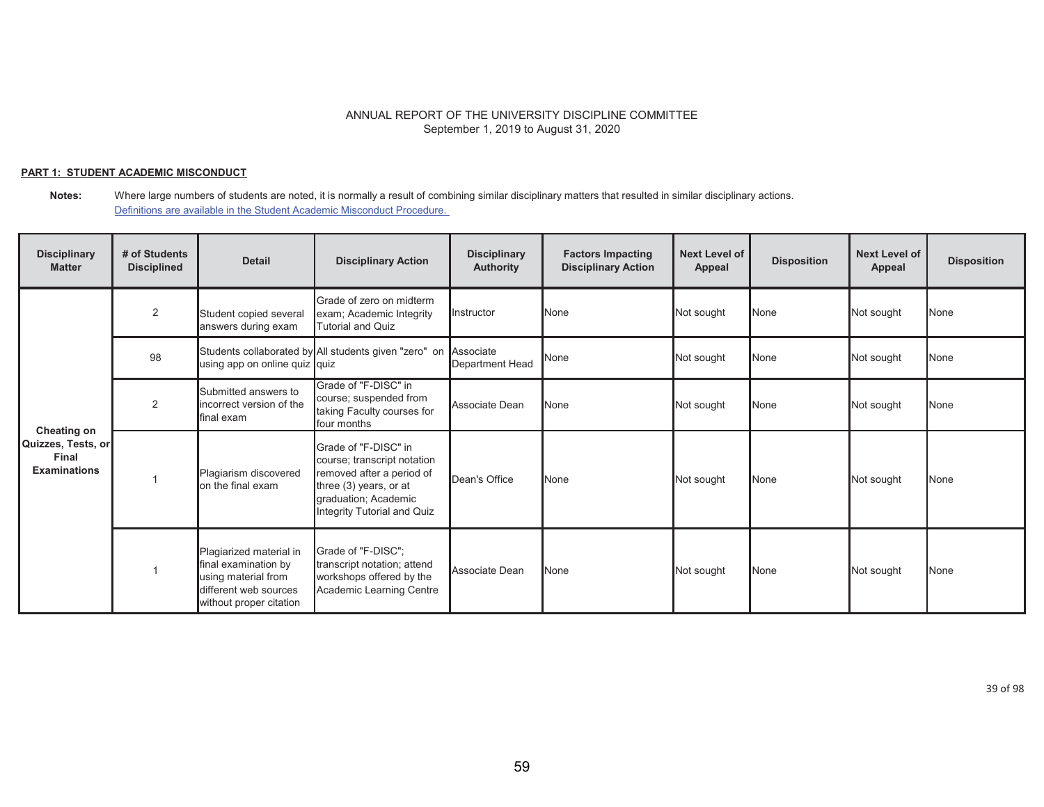ANNUAL REPORT OF THE UNIVERSITY DISCIPLINE COMMITTEE
September 1, 2019 to August 31, 2020

**PART 1: STUDENT ACADEMIC MISCONDUCT**

**Notes:** Where large numbers of students are noted, it is normally a result of combining similar disciplinary matters that resulted in similar disciplinary actions.
Definitions are available in the Student Academic Misconduct Procedure.

| Disciplinary Matter | # of Students Disciplined | Detail | Disciplinary Action | Disciplinary Authority | Factors Impacting Disciplinary Action | Next Level of Appeal | Disposition | Next Level of Appeal | Disposition |
|---|---|---|---|---|---|---|---|---|---|
| **Cheating on Quizzes, Tests, or Final Examinations** | 2 | Student copied several answers during exam | Grade of zero on midterm exam; Academic Integrity Tutorial and Quiz | Instructor | None | Not sought | None | Not sought | None |
| | 98 | Students collaborated by using app on online quiz | All students given "zero" on quiz | Associate Department Head | None | Not sought | None | Not sought | None |
| | 2 | Submitted answers to incorrect version of the final exam | Grade of "F-DISC" in course; suspended from taking Faculty courses for four months | Associate Dean | None | Not sought | None | Not sought | None |
| | 1 | Plagiarism discovered on the final exam | Grade of "F-DISC" in course; transcript notation removed after a period of three (3) years, or at graduation; Academic Integrity Tutorial and Quiz | Dean's Office | None | Not sought | None | Not sought | None |
| | 1 | Plagiarized material in final examination by using material from different web sources without proper citation | Grade of "F-DISC"; transcript notation; attend workshops offered by the Academic Learning Centre | Associate Dean | None | Not sought | None | Not sought | None |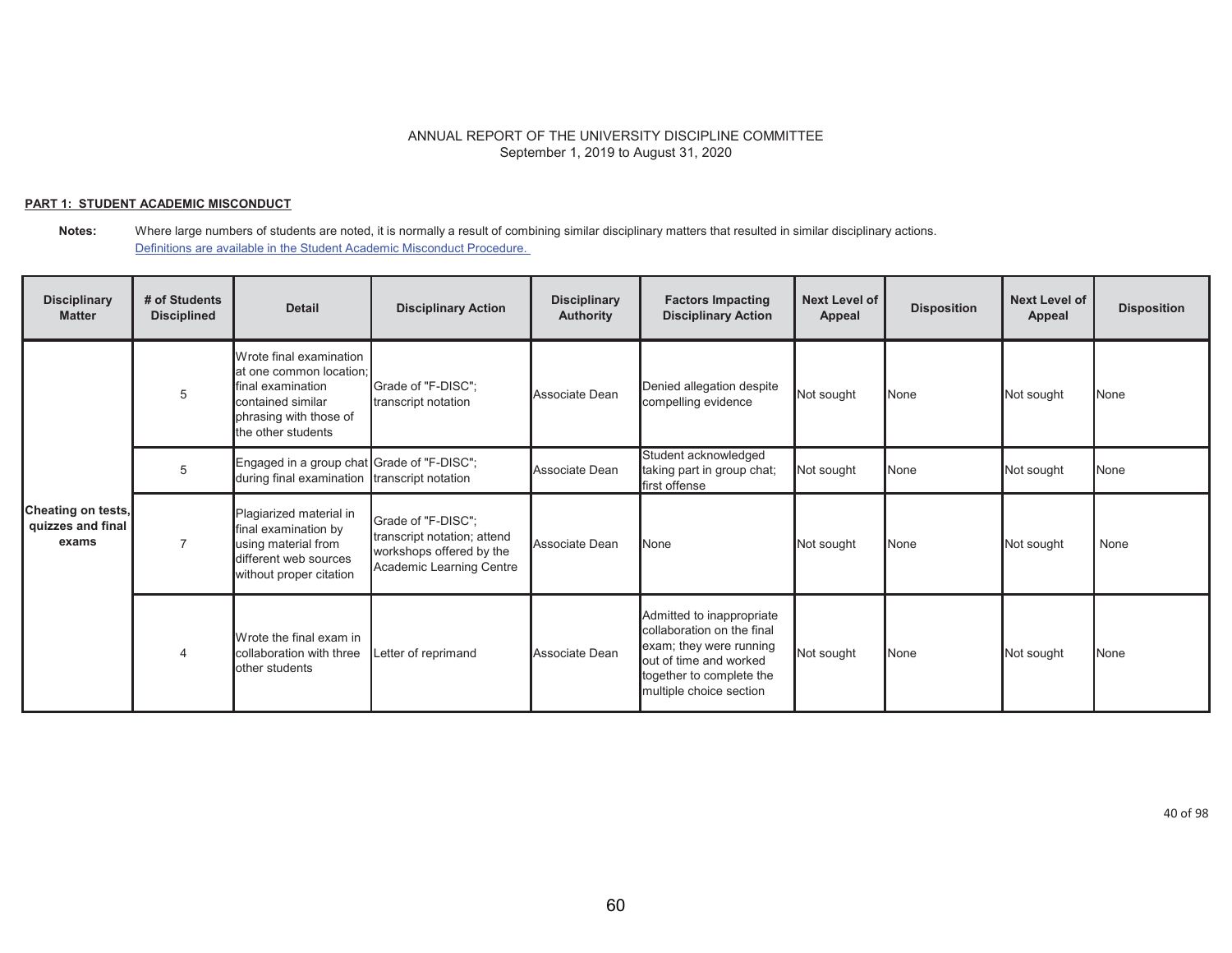ANNUAL REPORT OF THE UNIVERSITY DISCIPLINE COMMITTEE
September 1, 2019 to August 31, 2020

**PART 1: STUDENT ACADEMIC MISCONDUCT**

**Notes:** Where large numbers of students are noted, it is normally a result of combining similar disciplinary matters that resulted in similar disciplinary actions.
Definitions are available in the Student Academic Misconduct Procedure.

| Disciplinary Matter | # of Students Disciplined | Detail | Disciplinary Action | Disciplinary Authority | Factors Impacting Disciplinary Action | Next Level of Appeal | Disposition | Next Level of Appeal | Disposition |
|---|---|---|---|---|---|---|---|---|---|
| **Cheating on tests, quizzes and final exams** | 5 | Wrote final examination at one common location; final examination contained similar phrasing with those of the other students | Grade of "F-DISC"; transcript notation | Associate Dean | Denied allegation despite compelling evidence | Not sought | None | Not sought | None |
| | 5 | Engaged in a group chat during final examination | Grade of "F-DISC"; transcript notation | Associate Dean | Student acknowledged taking part in group chat; first offense | Not sought | None | Not sought | None |
| | 7 | Plagiarized material in final examination by using material from different web sources without proper citation | Grade of "F-DISC"; transcript notation; attend workshops offered by the Academic Learning Centre | Associate Dean | None | Not sought | None | Not sought | None |
| | 4 | Wrote the final exam in collaboration with three other students | Letter of reprimand | Associate Dean | Admitted to inappropriate collaboration on the final exam; they were running out of time and worked together to complete the multiple choice section | Not sought | None | Not sought | None |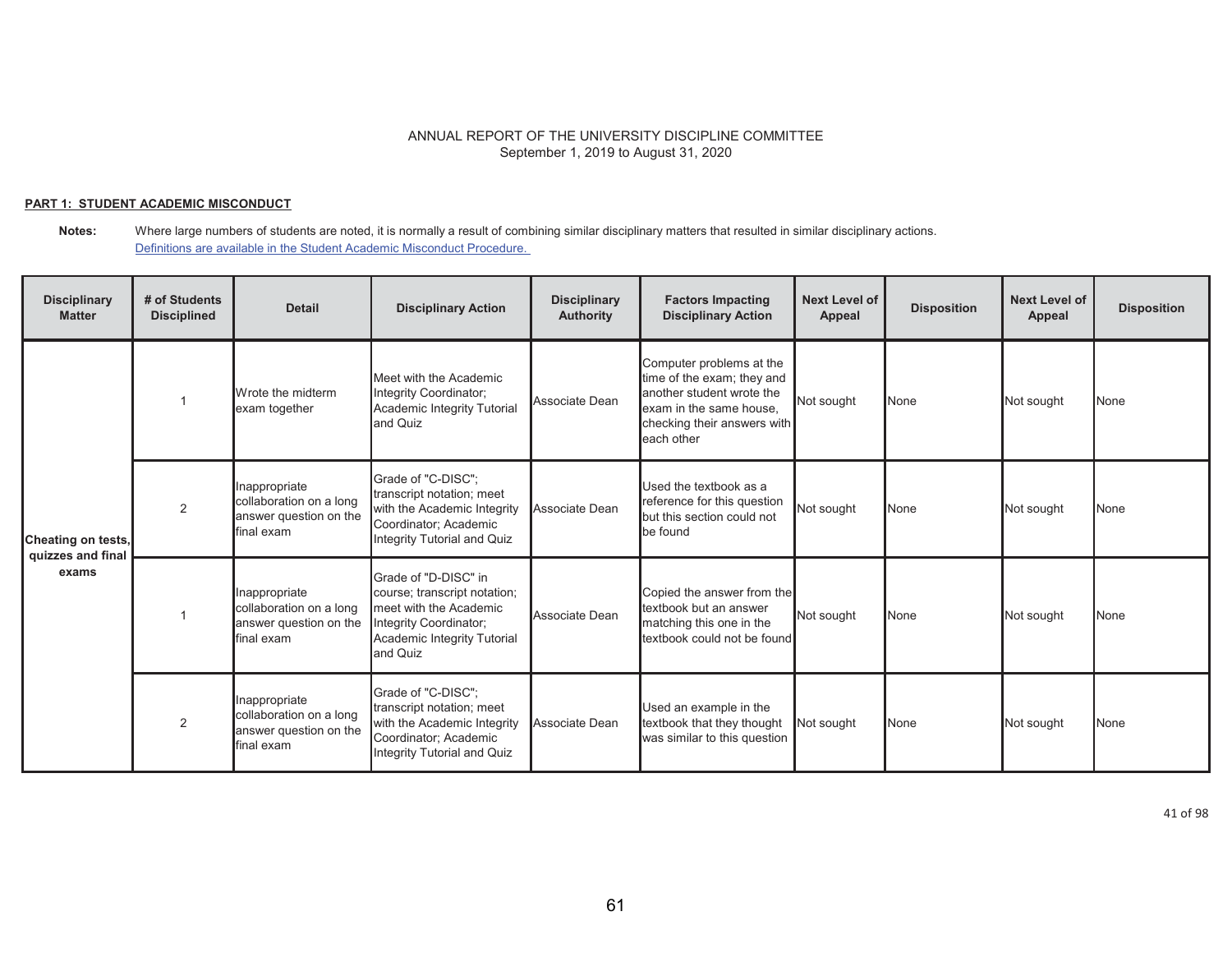ANNUAL REPORT OF THE UNIVERSITY DISCIPLINE COMMITTEE
September 1, 2019 to August 31, 2020

**PART 1: STUDENT ACADEMIC MISCONDUCT**

**Notes:** Where large numbers of students are noted, it is normally a result of combining similar disciplinary matters that resulted in similar disciplinary actions.
Definitions are available in the Student Academic Misconduct Procedure.

| Disciplinary Matter | # of Students Disciplined | Detail | Disciplinary Action | Disciplinary Authority | Factors Impacting Disciplinary Action | Next Level of Appeal | Disposition | Next Level of Appeal | Disposition |
|---|---|---|---|---|---|---|---|---|---|
| Cheating on tests, quizzes and final exams | 1 | Wrote the midterm exam together | Meet with the Academic Integrity Coordinator; Academic Integrity Tutorial and Quiz | Associate Dean | Computer problems at the time of the exam; they and another student wrote the exam in the same house, checking their answers with each other | Not sought | None | Not sought | None |
| | 2 | Inappropriate collaboration on a long answer question on the final exam | Grade of "C-DISC"; transcript notation; meet with the Academic Integrity Coordinator; Academic Integrity Tutorial and Quiz | Associate Dean | Used the textbook as a reference for this question but this section could not be found | Not sought | None | Not sought | None |
| | 1 | Inappropriate collaboration on a long answer question on the final exam | Grade of "D-DISC" in course; transcript notation; meet with the Academic Integrity Coordinator; Academic Integrity Tutorial and Quiz | Associate Dean | Copied the answer from the textbook but an answer matching this one in the textbook could not be found | Not sought | None | Not sought | None |
| | 2 | Inappropriate collaboration on a long answer question on the final exam | Grade of "C-DISC"; transcript notation; meet with the Academic Integrity Coordinator; Academic Integrity Tutorial and Quiz | Associate Dean | Used an example in the textbook that they thought was similar to this question | Not sought | None | Not sought | None |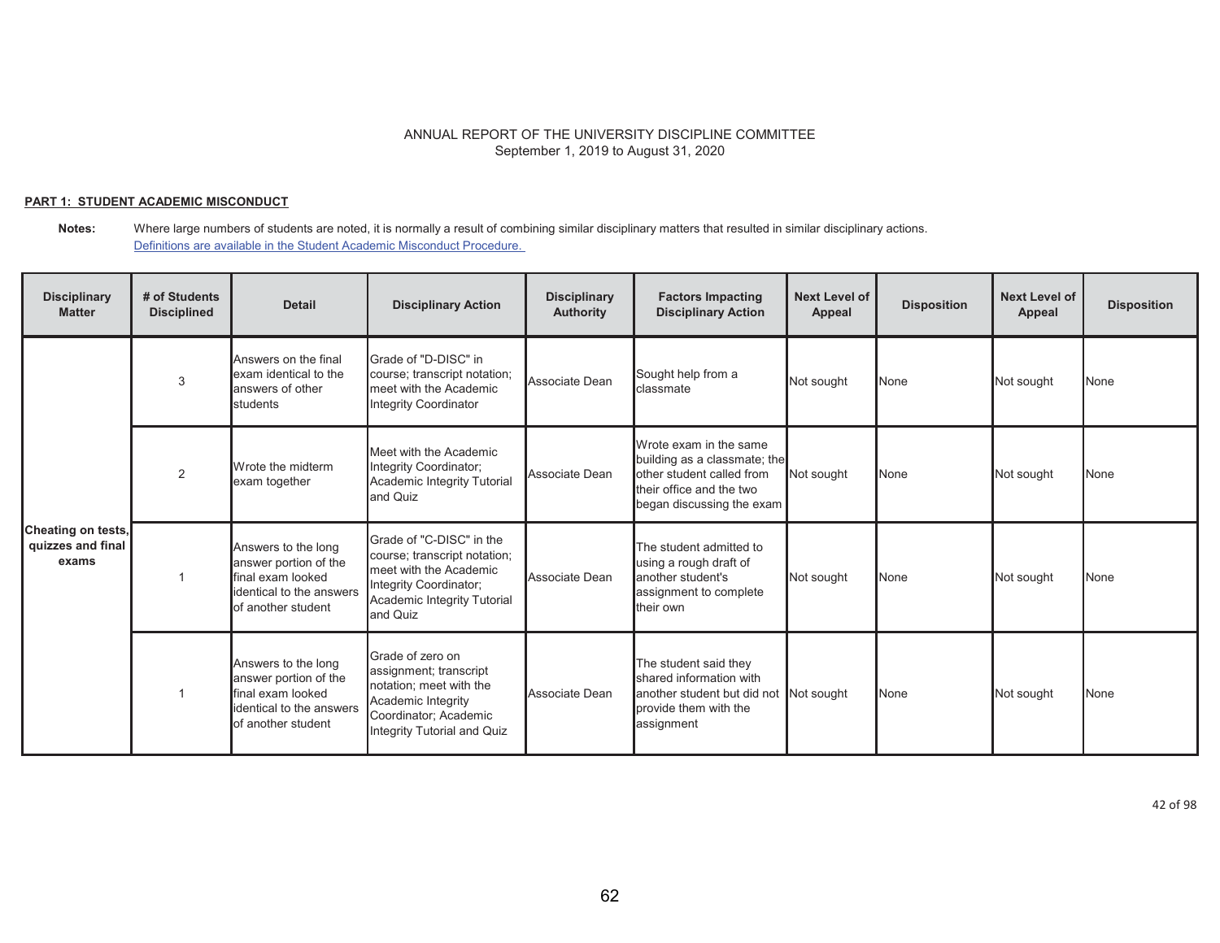ANNUAL REPORT OF THE UNIVERSITY DISCIPLINE COMMITTEE
September 1, 2019 to August 31, 2020

**PART 1: STUDENT ACADEMIC MISCONDUCT**

**Notes:** Where large numbers of students are noted, it is normally a result of combining similar disciplinary matters that resulted in similar disciplinary actions.
[Definitions are available in the Student Academic Misconduct Procedure.]

| Disciplinary Matter | # of Students Disciplined | Detail | Disciplinary Action | Disciplinary Authority | Factors Impacting Disciplinary Action | Next Level of Appeal | Disposition | Next Level of Appeal | Disposition |
|---|---|---|---|---|---|---|---|---|---|
| **Cheating on tests, quizzes and final exams** | 3 | Answers on the final exam identical to the answers of other students | Grade of "D-DISC" in course; transcript notation; meet with the Academic Integrity Coordinator | Associate Dean | Sought help from a classmate | Not sought | None | Not sought | None |
| | 2 | Wrote the midterm exam together | Meet with the Academic Integrity Coordinator; Academic Integrity Tutorial and Quiz | Associate Dean | Wrote exam in the same building as a classmate; the other student called from their office and the two began discussing the exam | Not sought | None | Not sought | None |
| | 1 | Answers to the long answer portion of the final exam looked identical to the answers of another student | Grade of "C-DISC" in the course; transcript notation; meet with the Academic Integrity Coordinator; Academic Integrity Tutorial and Quiz | Associate Dean | The student admitted to using a rough draft of another student's assignment to complete their own | Not sought | None | Not sought | None |
| | 1 | Answers to the long answer portion of the final exam looked identical to the answers of another student | Grade of zero on assignment; transcript notation; meet with the Academic Integrity Coordinator; Academic Integrity Tutorial and Quiz | Associate Dean | The student said they shared information with another student but did not provide them with the assignment | Not sought | None | Not sought | None |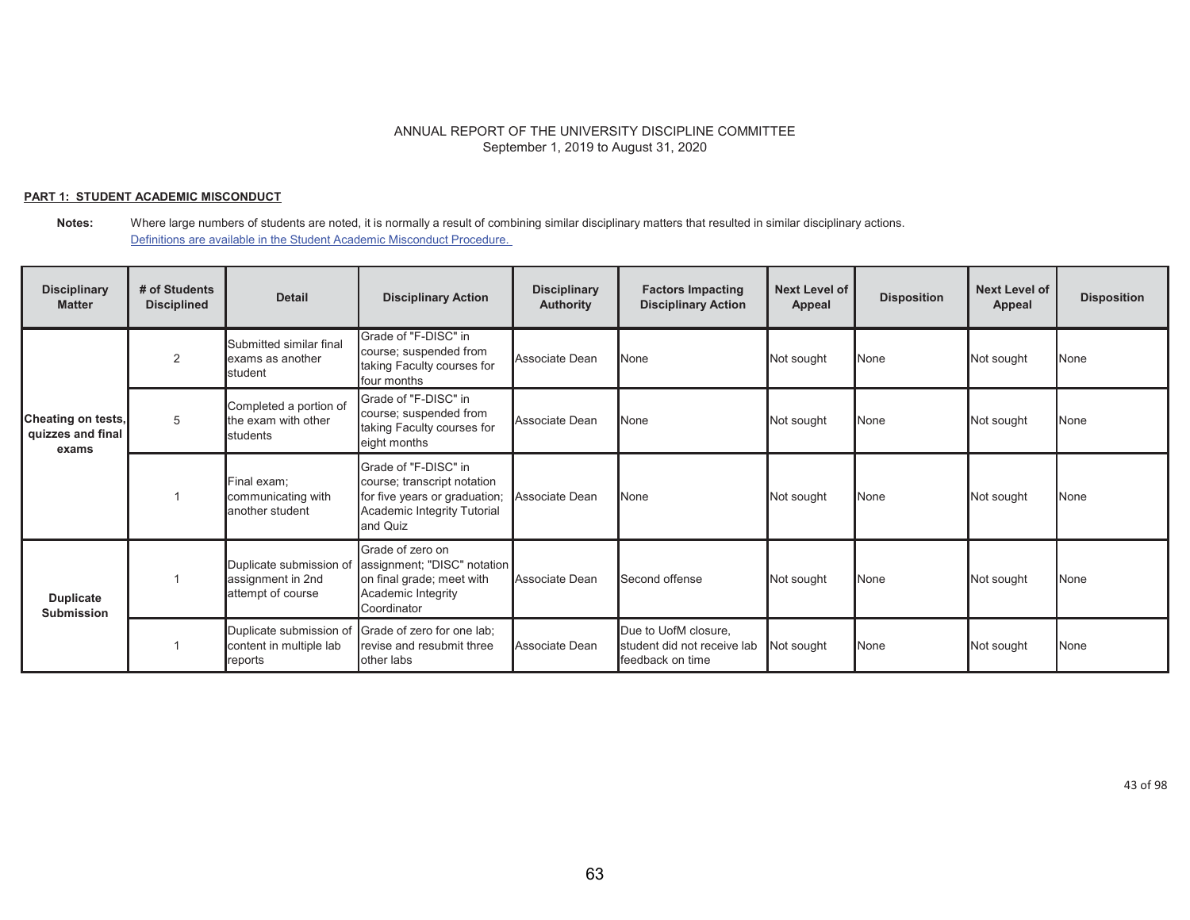ANNUAL REPORT OF THE UNIVERSITY DISCIPLINE COMMITTEE
September 1, 2019 to August 31, 2020

**PART 1: STUDENT ACADEMIC MISCONDUCT**

**Notes:** Where large numbers of students are noted, it is normally a result of combining similar disciplinary matters that resulted in similar disciplinary actions.
[Definitions are available in the Student Academic Misconduct Procedure.]

| Disciplinary Matter | # of Students Disciplined | Detail | Disciplinary Action | Disciplinary Authority | Factors Impacting Disciplinary Action | Next Level of Appeal | Disposition | Next Level of Appeal | Disposition |
|---|---|---|---|---|---|---|---|---|---|
| **Cheating on tests, quizzes and final exams** | 2 | Submitted similar final exams as another student | Grade of "F-DISC" in course; suspended from taking Faculty courses for four months | Associate Dean | None | Not sought | None | Not sought | None |
| | 5 | Completed a portion of the exam with other students | Grade of "F-DISC" in course; suspended from taking Faculty courses for eight months | Associate Dean | None | Not sought | None | Not sought | None |
| | 1 | Final exam; communicating with another student | Grade of "F-DISC" in course; transcript notation for five years or graduation; Academic Integrity Tutorial and Quiz | Associate Dean | None | Not sought | None | Not sought | None |
| **Duplicate Submission** | 1 | Duplicate submission of assignment in 2nd attempt of course | Grade of zero on assignment; "DISC" notation on final grade; meet with Academic Integrity Coordinator | Associate Dean | Second offense | Not sought | None | Not sought | None |
| | 1 | Duplicate submission of content in multiple lab reports | Grade of zero for one lab; revise and resubmit three other labs | Associate Dean | Due to UofM closure, student did not receive lab feedback on time | Not sought | None | Not sought | None |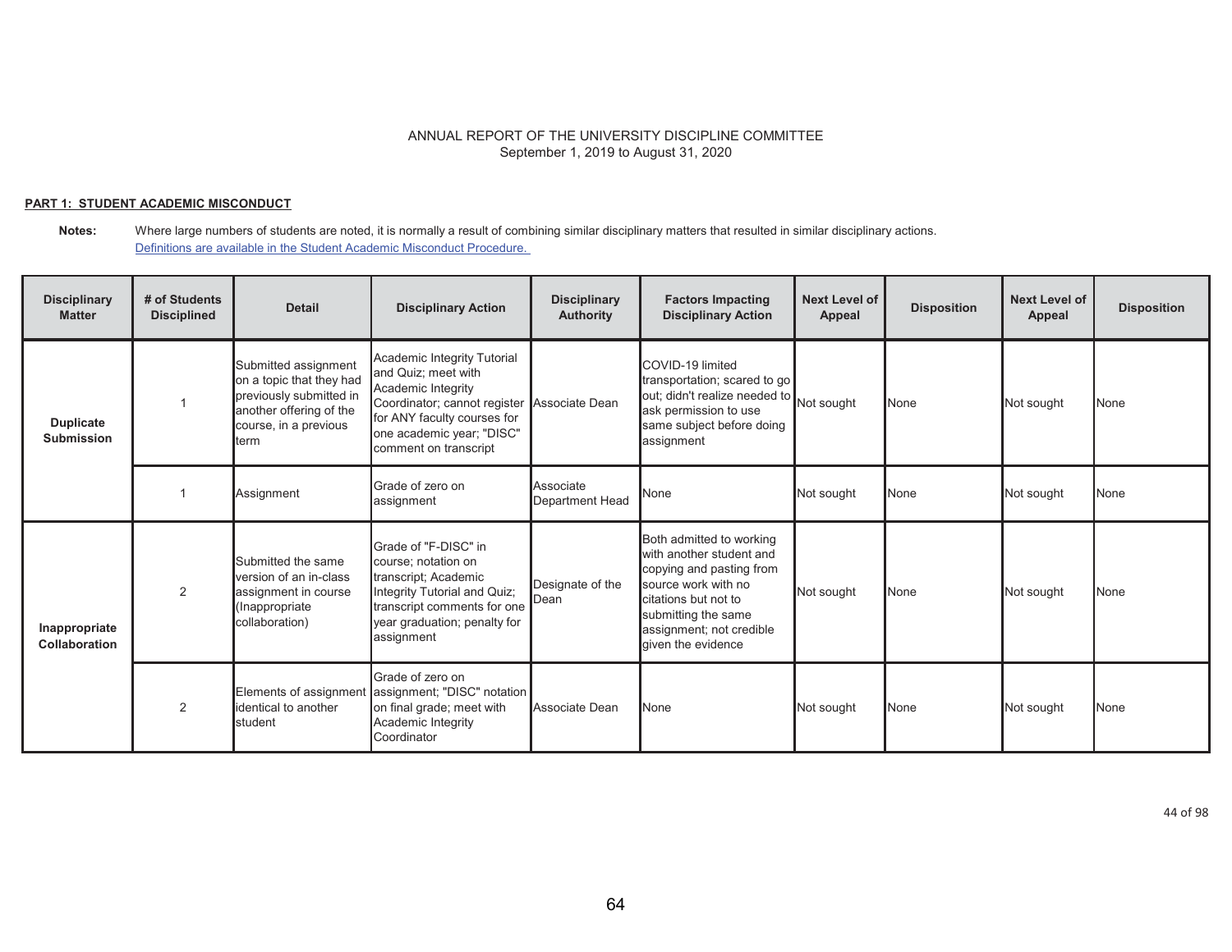ANNUAL REPORT OF THE UNIVERSITY DISCIPLINE COMMITTEE
September 1, 2019 to August 31, 2020

**PART 1: STUDENT ACADEMIC MISCONDUCT**

**Notes:** Where large numbers of students are noted, it is normally a result of combining similar disciplinary matters that resulted in similar disciplinary actions.
Definitions are available in the Student Academic Misconduct Procedure.

| Disciplinary Matter | # of Students Disciplined | Detail | Disciplinary Action | Disciplinary Authority | Factors Impacting Disciplinary Action | Next Level of Appeal | Disposition | Next Level of Appeal | Disposition |
|---|---|---|---|---|---|---|---|---|---|
| **Duplicate Submission** | 1 | Submitted assignment on a topic that they had previously submitted in another offering of the course, in a previous term | Academic Integrity Tutorial and Quiz; meet with Academic Integrity Coordinator; cannot register for ANY faculty courses for one academic year; "DISC" comment on transcript | Associate Dean | COVID-19 limited transportation; scared to go out; didn't realize needed to ask permission to use same subject before doing assignment | Not sought | None | Not sought | None |
| | 1 | Assignment | Grade of zero on assignment | Associate Department Head | None | Not sought | None | Not sought | None |
| **Inappropriate Collaboration** | 2 | Submitted the same version of an in-class assignment in course (Inappropriate collaboration) | Grade of "F-DISC" in course; notation on transcript; Academic Integrity Tutorial and Quiz; transcript comments for one year graduation; penalty for assignment | Designate of the Dean | Both admitted to working with another student and copying and pasting from source work with no citations but not to submitting the same assignment; not credible given the evidence | Not sought | None | Not sought | None |
| | 2 | Elements of assignment identical to another student | Grade of zero on assignment; "DISC" notation on final grade; meet with Academic Integrity Coordinator | Associate Dean | None | Not sought | None | Not sought | None |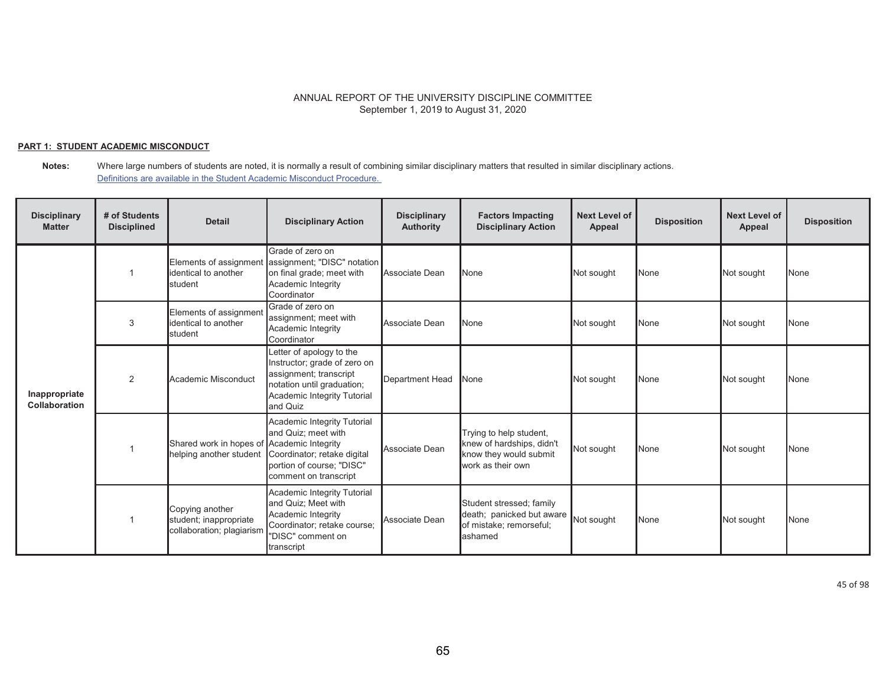ANNUAL REPORT OF THE UNIVERSITY DISCIPLINE COMMITTEE
September 1, 2019 to August 31, 2020

**PART 1: STUDENT ACADEMIC MISCONDUCT**

**Notes:** Where large numbers of students are noted, it is normally a result of combining similar disciplinary matters that resulted in similar disciplinary actions.
Definitions are available in the Student Academic Misconduct Procedure.

| Disciplinary Matter | # of Students Disciplined | Detail | Disciplinary Action | Disciplinary Authority | Factors Impacting Disciplinary Action | Next Level of Appeal | Disposition | Next Level of Appeal | Disposition |
|---|---|---|---|---|---|---|---|---|---|
| **Inappropriate Collaboration** | 1 | Elements of assignment identical to another student | Grade of zero on assignment; "DISC" notation on final grade; meet with Academic Integrity Coordinator | Associate Dean | None | Not sought | None | Not sought | None |
| | 3 | Elements of assignment identical to another student | Grade of zero on assignment; meet with Academic Integrity Coordinator | Associate Dean | None | Not sought | None | Not sought | None |
| | 2 | Academic Misconduct | Letter of apology to the Instructor; grade of zero on assignment; transcript notation until graduation; Academic Integrity Tutorial and Quiz | Department Head | None | Not sought | None | Not sought | None |
| | 1 | Shared work in hopes of helping another student | Academic Integrity Tutorial and Quiz; meet with Academic Integrity Coordinator; retake digital portion of course; "DISC" comment on transcript | Associate Dean | Trying to help student, knew of hardships, didn't know they would submit work as their own | Not sought | None | Not sought | None |
| | 1 | Copying another student; inappropriate collaboration; plagiarism | Academic Integrity Tutorial and Quiz; Meet with Academic Integrity Coordinator; retake course; "DISC" comment on transcript | Associate Dean | Student stressed; family death; panicked but aware of mistake; remorseful; ashamed | Not sought | None | Not sought | None |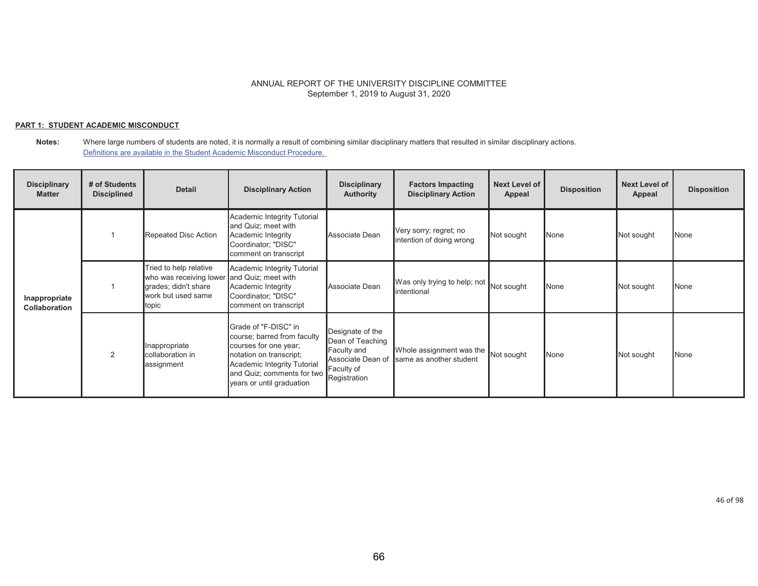ANNUAL REPORT OF THE UNIVERSITY DISCIPLINE COMMITTEE
September 1, 2019 to August 31, 2020

**PART 1: STUDENT ACADEMIC MISCONDUCT**

**Notes:** Where large numbers of students are noted, it is normally a result of combining similar disciplinary matters that resulted in similar disciplinary actions.
Definitions are available in the Student Academic Misconduct Procedure.

| Disciplinary Matter | # of Students Disciplined | Detail | Disciplinary Action | Disciplinary Authority | Factors Impacting Disciplinary Action | Next Level of Appeal | Disposition | Next Level of Appeal | Disposition |
|---|---|---|---|---|---|---|---|---|---|
| Inappropriate Collaboration | 1 | Repeated Disc Action | Academic Integrity Tutorial and Quiz; meet with Academic Integrity Coordinator; "DISC" comment on transcript | Associate Dean | Very sorry; regret; no intention of doing wrong | Not sought | None | Not sought | None |
| | 1 | Tried to help relative who was receiving lower grades; didn't share work but used same topic | Academic Integrity Tutorial and Quiz; meet with Academic Integrity Coordinator; "DISC" comment on transcript | Associate Dean | Was only trying to help; not intentional | Not sought | None | Not sought | None |
| | 2 | Inappropriate collaboration in assignment | Grade of "F-DISC" in course; barred from faculty courses for one year; notation on transcript; Academic Integrity Tutorial and Quiz; comments for two years or until graduation | Designate of the Dean of Teaching Faculty and Associate Dean of Faculty of Registration | Whole assignment was the same as another student | Not sought | None | Not sought | None |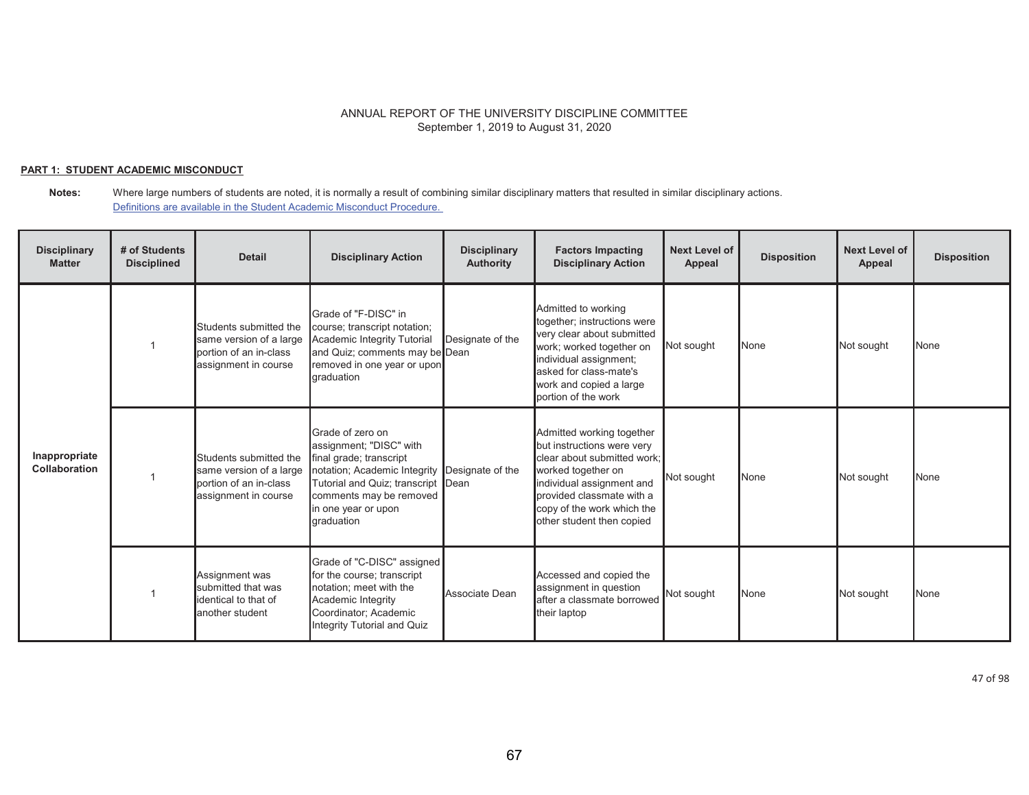ANNUAL REPORT OF THE UNIVERSITY DISCIPLINE COMMITTEE
September 1, 2019 to August 31, 2020

**PART 1: STUDENT ACADEMIC MISCONDUCT**

**Notes:** Where large numbers of students are noted, it is normally a result of combining similar disciplinary matters that resulted in similar disciplinary actions.
[Definitions are available in the Student Academic Misconduct Procedure.](#)

| Disciplinary Matter | # of Students Disciplined | Detail | Disciplinary Action | Disciplinary Authority | Factors Impacting Disciplinary Action | Next Level of Appeal | Disposition | Next Level of Appeal | Disposition |
|---|---|---|---|---|---|---|---|---|---|
| Inappropriate Collaboration | 1 | Students submitted the same version of a large portion of an in-class assignment in course | Grade of "F-DISC" in course; transcript notation; Academic Integrity Tutorial and Quiz; comments may be removed in one year or upon graduation | Designate of the Dean | Admitted to working together; instructions were very clear about submitted work; worked together on individual assignment; asked for class-mate's work and copied a large portion of the work | Not sought | None | Not sought | None |
| | 1 | Students submitted the same version of a large portion of an in-class assignment in course | Grade of zero on assignment; "DISC" with final grade; transcript notation; Academic Integrity Tutorial and Quiz; transcript comments may be removed in one year or upon graduation | Designate of the Dean | Admitted working together but instructions were very clear about submitted work; worked together on individual assignment and provided classmate with a copy of the work which the other student then copied | Not sought | None | Not sought | None |
| | 1 | Assignment was submitted that was identical to that of another student | Grade of "C-DISC" assigned for the course; transcript notation; meet with the Academic Integrity Coordinator; Academic Integrity Tutorial and Quiz | Associate Dean | Accessed and copied the assignment in question after a classmate borrowed their laptop | Not sought | None | Not sought | None |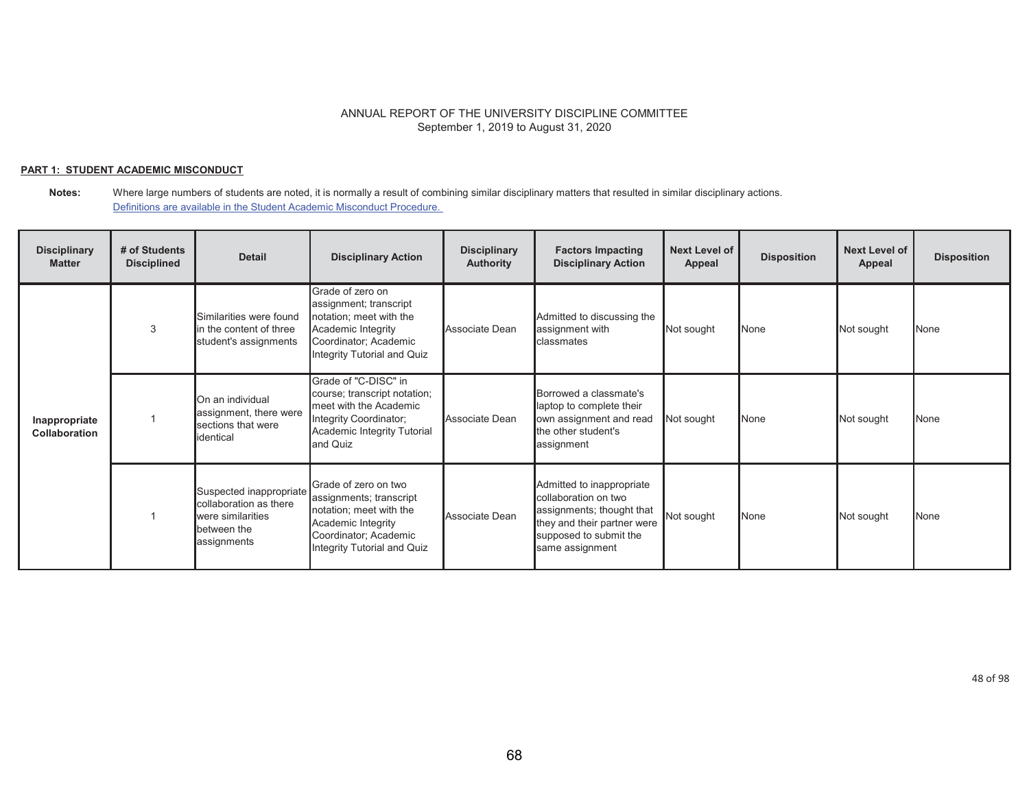ANNUAL REPORT OF THE UNIVERSITY DISCIPLINE COMMITTEE
September 1, 2019 to August 31, 2020

**PART 1: STUDENT ACADEMIC MISCONDUCT**

**Notes:** Where large numbers of students are noted, it is normally a result of combining similar disciplinary matters that resulted in similar disciplinary actions.
Definitions are available in the Student Academic Misconduct Procedure.

| Disciplinary Matter | # of Students Disciplined | Detail | Disciplinary Action | Disciplinary Authority | Factors Impacting Disciplinary Action | Next Level of Appeal | Disposition | Next Level of Appeal | Disposition |
|---|---|---|---|---|---|---|---|---|---|
| Inappropriate Collaboration | 3 | Similarities were found in the content of three student's assignments | Grade of zero on assignment; transcript notation; meet with the Academic Integrity Coordinator; Academic Integrity Tutorial and Quiz | Associate Dean | Admitted to discussing the assignment with classmates | Not sought | None | Not sought | None |
| | 1 | On an individual assignment, there were sections that were identical | Grade of "C-DISC" in course; transcript notation; meet with the Academic Integrity Coordinator; Academic Integrity Tutorial and Quiz | Associate Dean | Borrowed a classmate's laptop to complete their own assignment and read the other student's assignment | Not sought | None | Not sought | None |
| | 1 | Suspected inappropriate collaboration as there were similarities between the assignments | Grade of zero on two assignments; transcript notation; meet with the Academic Integrity Coordinator; Academic Integrity Tutorial and Quiz | Associate Dean | Admitted to inappropriate collaboration on two assignments; thought that they and their partner were supposed to submit the same assignment | Not sought | None | Not sought | None |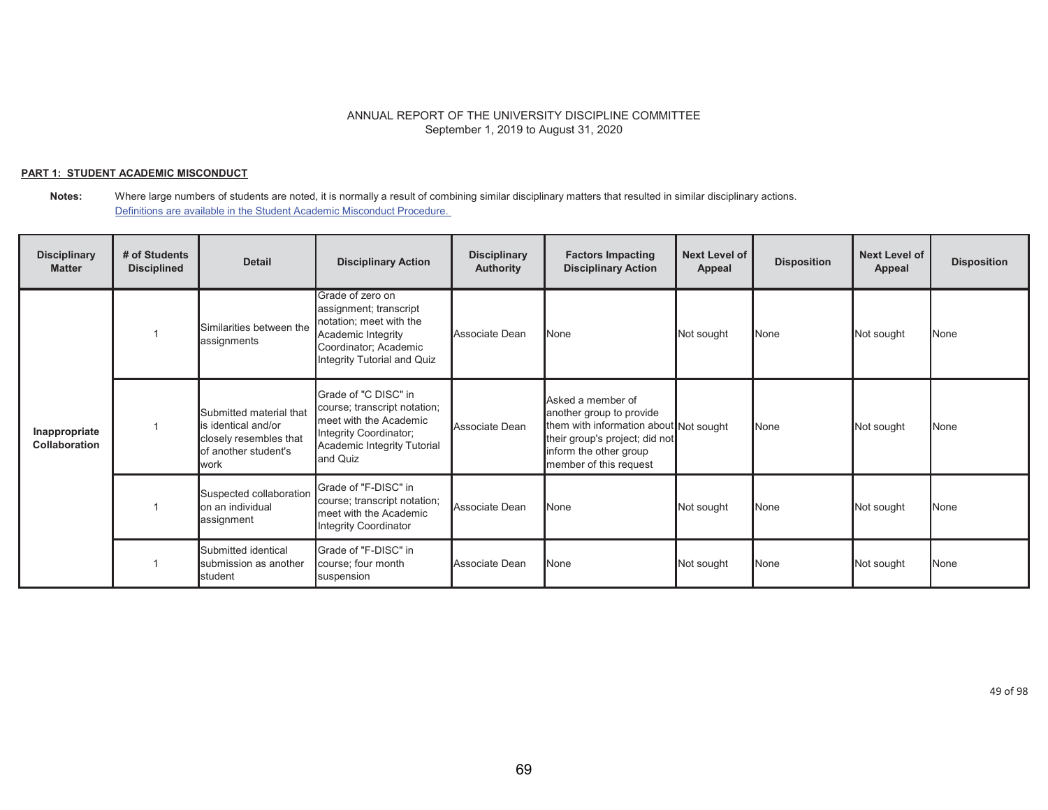ANNUAL REPORT OF THE UNIVERSITY DISCIPLINE COMMITTEE
September 1, 2019 to August 31, 2020

**PART 1: STUDENT ACADEMIC MISCONDUCT**

**Notes:** Where large numbers of students are noted, it is normally a result of combining similar disciplinary matters that resulted in similar disciplinary actions.
Definitions are available in the Student Academic Misconduct Procedure.

| Disciplinary Matter | # of Students Disciplined | Detail | Disciplinary Action | Disciplinary Authority | Factors Impacting Disciplinary Action | Next Level of Appeal | Disposition | Next Level of Appeal | Disposition |
|---|---|---|---|---|---|---|---|---|---|
| Inappropriate Collaboration | 1 | Similarities between the assignments | Grade of zero on assignment; transcript notation; meet with the Academic Integrity Coordinator; Academic Integrity Tutorial and Quiz | Associate Dean | None | Not sought | None | Not sought | None |
| | 1 | Submitted material that is identical and/or closely resembles that of another student's work | Grade of "C DISC" in course; transcript notation; meet with the Academic Integrity Coordinator; Academic Integrity Tutorial and Quiz | Associate Dean | Asked a member of another group to provide them with information about their group's project; did not inform the other group member of this request | Not sought | None | Not sought | None |
| | 1 | Suspected collaboration on an individual assignment | Grade of "F-DISC" in course; transcript notation; meet with the Academic Integrity Coordinator | Associate Dean | None | Not sought | None | Not sought | None |
| | 1 | Submitted identical submission as another student | Grade of "F-DISC" in course; four month suspension | Associate Dean | None | Not sought | None | Not sought | None |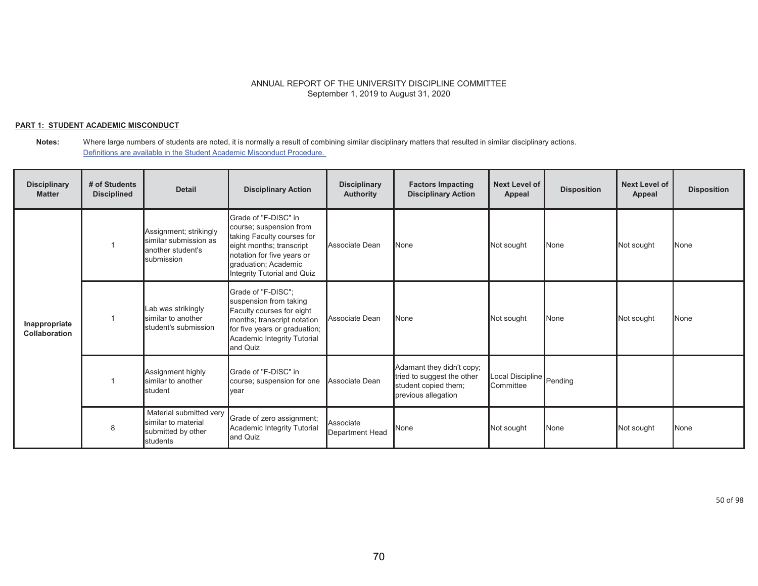ANNUAL REPORT OF THE UNIVERSITY DISCIPLINE COMMITTEE
September 1, 2019 to August 31, 2020

**PART 1: STUDENT ACADEMIC MISCONDUCT**

**Notes:** Where large numbers of students are noted, it is normally a result of combining similar disciplinary matters that resulted in similar disciplinary actions.
Definitions are available in the Student Academic Misconduct Procedure.

| Disciplinary Matter | # of Students Disciplined | Detail | Disciplinary Action | Disciplinary Authority | Factors Impacting Disciplinary Action | Next Level of Appeal | Disposition | Next Level of Appeal | Disposition |
|---|---|---|---|---|---|---|---|---|---|
| **Inappropriate Collaboration** | 1 | Assignment; strikingly similar submission as another student's submission | Grade of "F-DISC" in course; suspension from taking Faculty courses for eight months; transcript notation for five years or graduation; Academic Integrity Tutorial and Quiz | Associate Dean | None | Not sought | None | Not sought | None |
| | 1 | Lab was strikingly similar to another student's submission | Grade of "F-DISC"; suspension from taking Faculty courses for eight months; transcript notation for five years or graduation; Academic Integrity Tutorial and Quiz | Associate Dean | None | Not sought | None | Not sought | None |
| | 1 | Assignment highly similar to another student | Grade of "F-DISC" in course; suspension for one year | Associate Dean | Adamant they didn't copy; tried to suggest the other student copied them; previous allegation | Local Discipline Committee | Pending | | |
| | 8 | Material submitted very similar to material submitted by other students | Grade of zero assignment; Academic Integrity Tutorial and Quiz | Associate Department Head | None | Not sought | None | Not sought | None |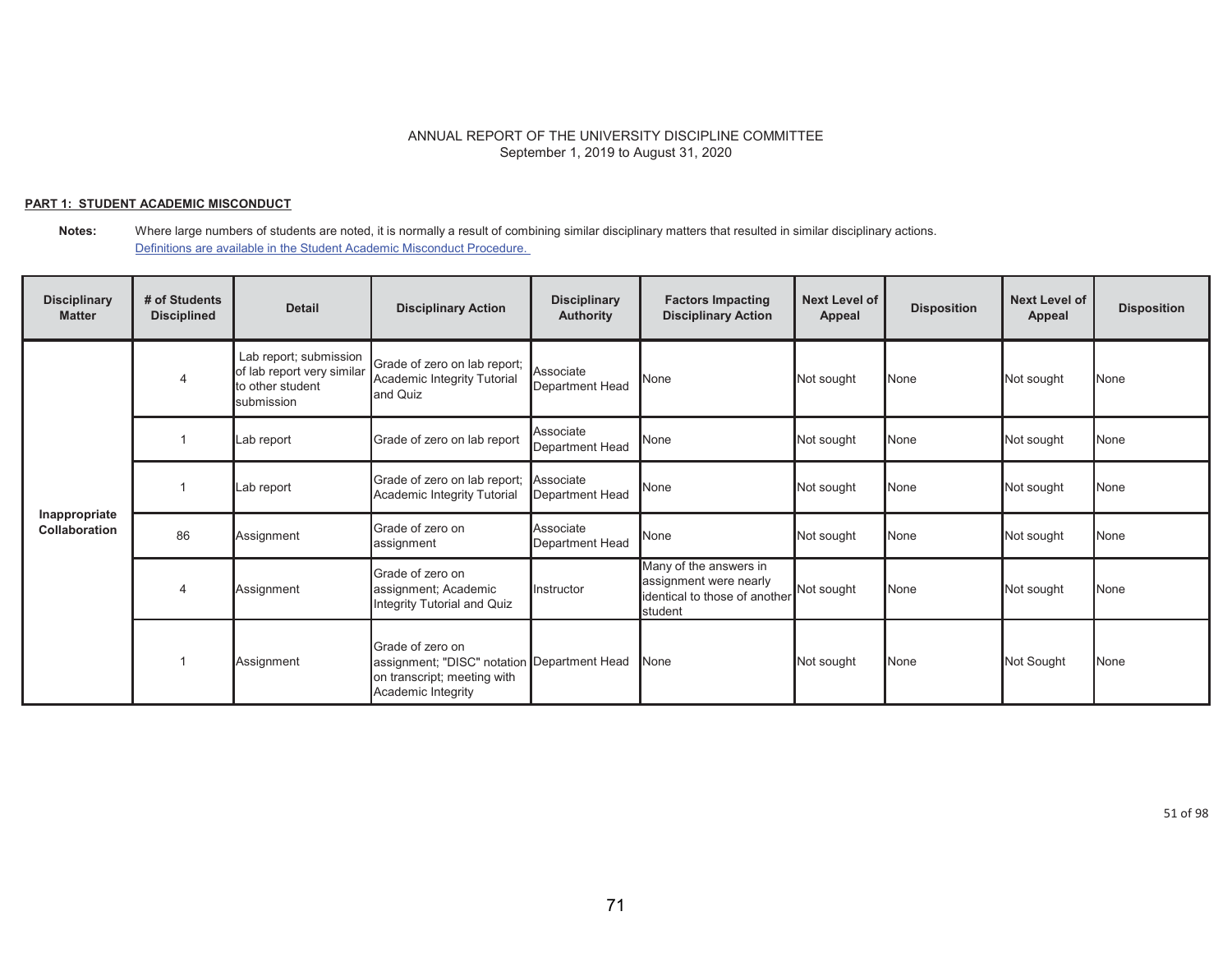ANNUAL REPORT OF THE UNIVERSITY DISCIPLINE COMMITTEE
September 1, 2019 to August 31, 2020

**PART 1: STUDENT ACADEMIC MISCONDUCT**

**Notes:** Where large numbers of students are noted, it is normally a result of combining similar disciplinary matters that resulted in similar disciplinary actions.
Definitions are available in the Student Academic Misconduct Procedure.

| Disciplinary Matter | # of Students Disciplined | Detail | Disciplinary Action | Disciplinary Authority | Factors Impacting Disciplinary Action | Next Level of Appeal | Disposition | Next Level of Appeal | Disposition |
|---|---|---|---|---|---|---|---|---|---|
| Inappropriate Collaboration | 4 | Lab report; submission of lab report very similar to other student submission | Grade of zero on lab report; Academic Integrity Tutorial and Quiz | Associate Department Head | None | Not sought | None | Not sought | None |
| | 1 | Lab report | Grade of zero on lab report | Associate Department Head | None | Not sought | None | Not sought | None |
| | 1 | Lab report | Grade of zero on lab report; Academic Integrity Tutorial | Associate Department Head | None | Not sought | None | Not sought | None |
| | 86 | Assignment | Grade of zero on assignment | Associate Department Head | None | Not sought | None | Not sought | None |
| | 4 | Assignment | Grade of zero on assignment; Academic Integrity Tutorial and Quiz | Instructor | Many of the answers in assignment were nearly identical to those of another student | Not sought | None | Not sought | None |
| | 1 | Assignment | Grade of zero on assignment; "DISC" notation on transcript; meeting with Academic Integrity | Department Head | None | Not sought | None | Not Sought | None |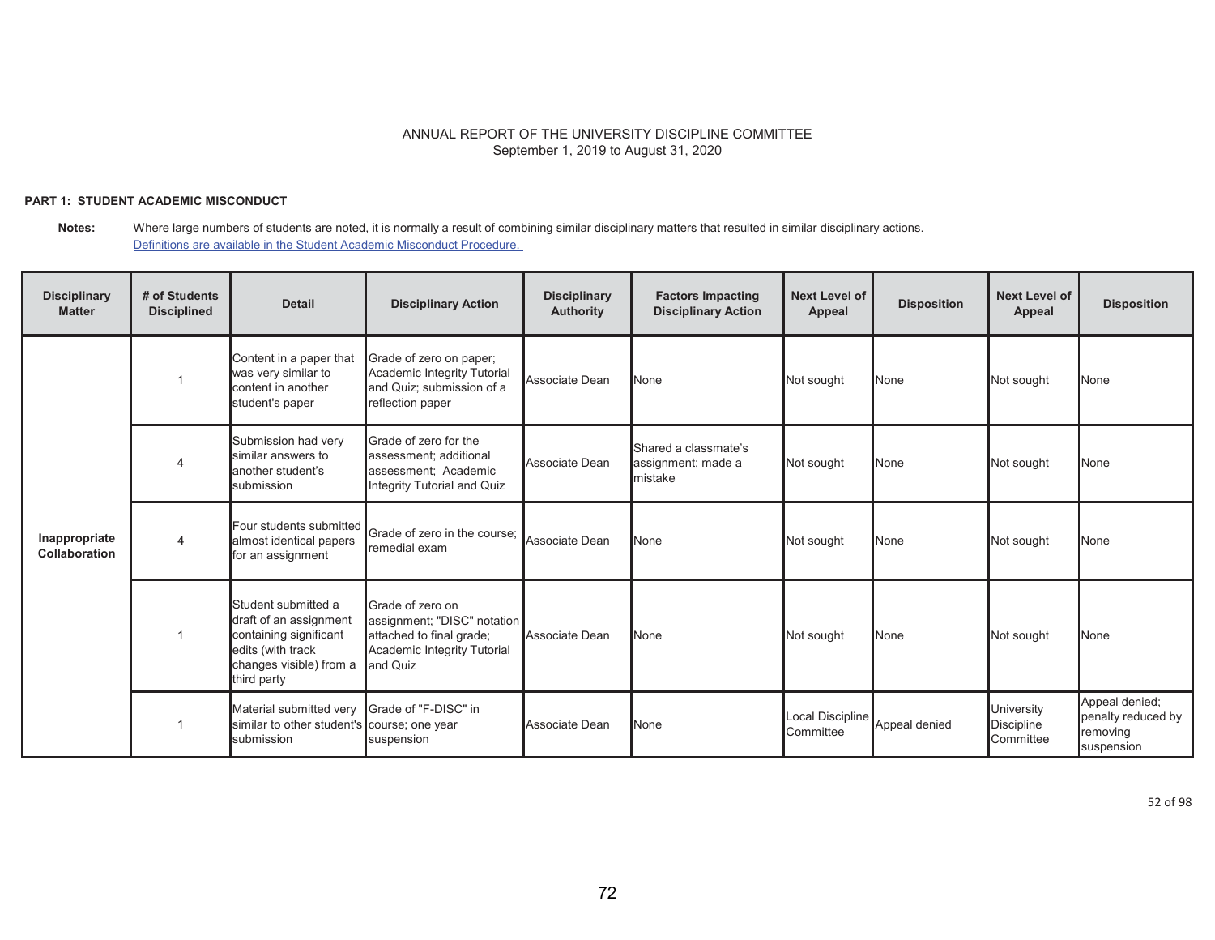ANNUAL REPORT OF THE UNIVERSITY DISCIPLINE COMMITTEE
September 1, 2019 to August 31, 2020

**PART 1: STUDENT ACADEMIC MISCONDUCT**

**Notes:** Where large numbers of students are noted, it is normally a result of combining similar disciplinary matters that resulted in similar disciplinary actions.
Definitions are available in the Student Academic Misconduct Procedure.

| Disciplinary Matter | # of Students Disciplined | Detail | Disciplinary Action | Disciplinary Authority | Factors Impacting Disciplinary Action | Next Level of Appeal | Disposition | Next Level of Appeal | Disposition |
|---|---|---|---|---|---|---|---|---|---|
| Inappropriate Collaboration | 1 | Content in a paper that was very similar to content in another student's paper | Grade of zero on paper; Academic Integrity Tutorial and Quiz; submission of a reflection paper | Associate Dean | None | Not sought | None | Not sought | None |
| | 4 | Submission had very similar answers to another student's submission | Grade of zero for the assessment; additional assessment; Academic Integrity Tutorial and Quiz | Associate Dean | Shared a classmate's assignment; made a mistake | Not sought | None | Not sought | None |
| | 4 | Four students submitted almost identical papers for an assignment | Grade of zero in the course; remedial exam | Associate Dean | None | Not sought | None | Not sought | None |
| | 1 | Student submitted a draft of an assignment containing significant edits (with track changes visible) from a third party | Grade of zero on assignment; "DISC" notation attached to final grade; Academic Integrity Tutorial and Quiz | Associate Dean | None | Not sought | None | Not sought | None |
| | 1 | Material submitted very similar to other student's submission | Grade of "F-DISC" in course; one year suspension | Associate Dean | None | Local Discipline Committee | Appeal denied | University Discipline Committee | Appeal denied; penalty reduced by removing suspension |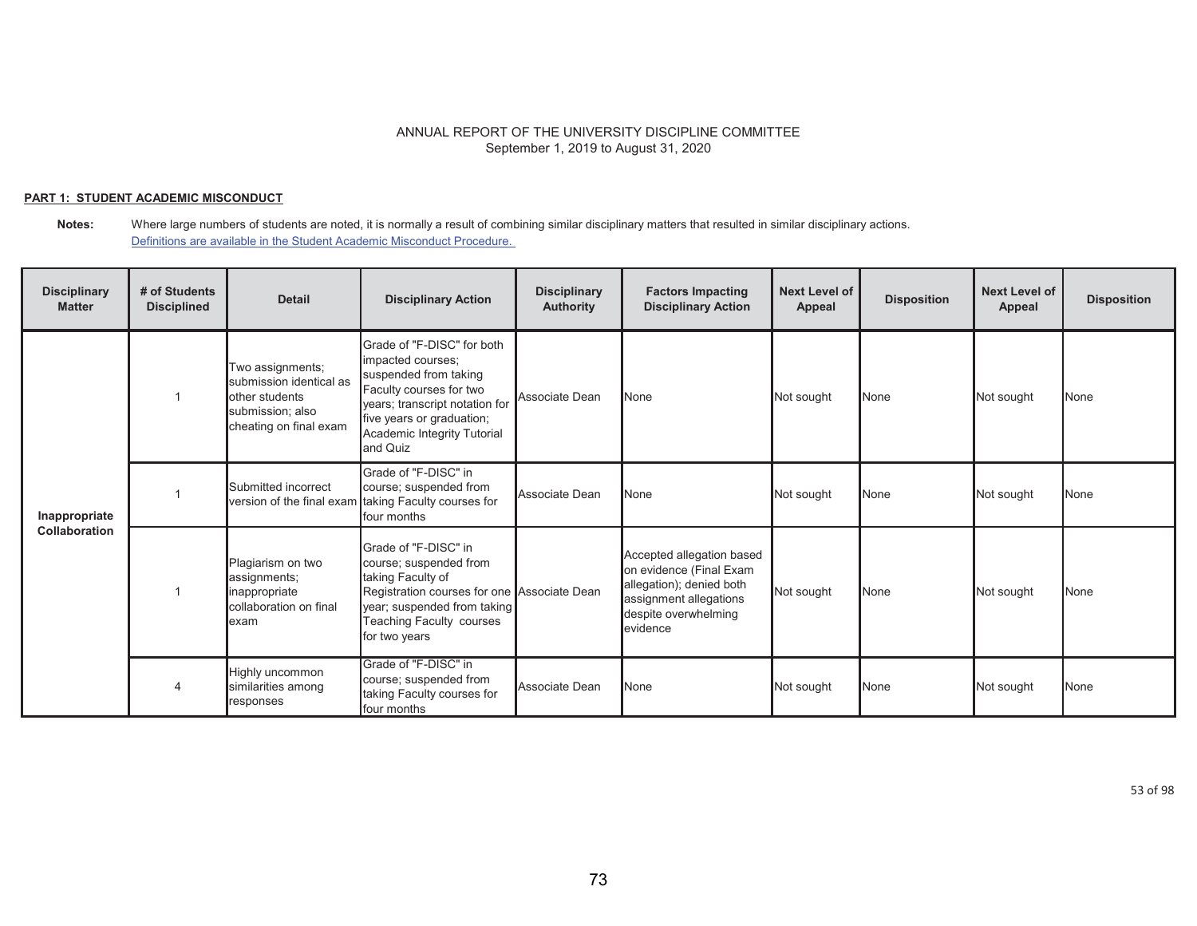ANNUAL REPORT OF THE UNIVERSITY DISCIPLINE COMMITTEE
September 1, 2019 to August 31, 2020

**PART 1: STUDENT ACADEMIC MISCONDUCT**

**Notes:** Where large numbers of students are noted, it is normally a result of combining similar disciplinary matters that resulted in similar disciplinary actions.
[Definitions are available in the Student Academic Misconduct Procedure.]

| Disciplinary Matter | # of Students Disciplined | Detail | Disciplinary Action | Disciplinary Authority | Factors Impacting Disciplinary Action | Next Level of Appeal | Disposition | Next Level of Appeal | Disposition |
|---|---|---|---|---|---|---|---|---|---|
| Inappropriate Collaboration | 1 | Two assignments; submission identical as other students submission; also cheating on final exam | Grade of "F-DISC" for both impacted courses; suspended from taking Faculty courses for two years; transcript notation for five years or graduation; Academic Integrity Tutorial and Quiz | Associate Dean | None | Not sought | None | Not sought | None |
| | 1 | Submitted incorrect version of the final exam | Grade of "F-DISC" in course; suspended from taking Faculty courses for four months | Associate Dean | None | Not sought | None | Not sought | None |
| | 1 | Plagiarism on two assignments; inappropriate collaboration on final exam | Grade of "F-DISC" in course; suspended from taking Faculty of Registration courses for one year; suspended from taking Teaching Faculty courses for two years | Associate Dean | Accepted allegation based on evidence (Final Exam allegation); denied both assignment allegations despite overwhelming evidence | Not sought | None | Not sought | None |
| | 4 | Highly uncommon similarities among responses | Grade of "F-DISC" in course; suspended from taking Faculty courses for four months | Associate Dean | None | Not sought | None | Not sought | None |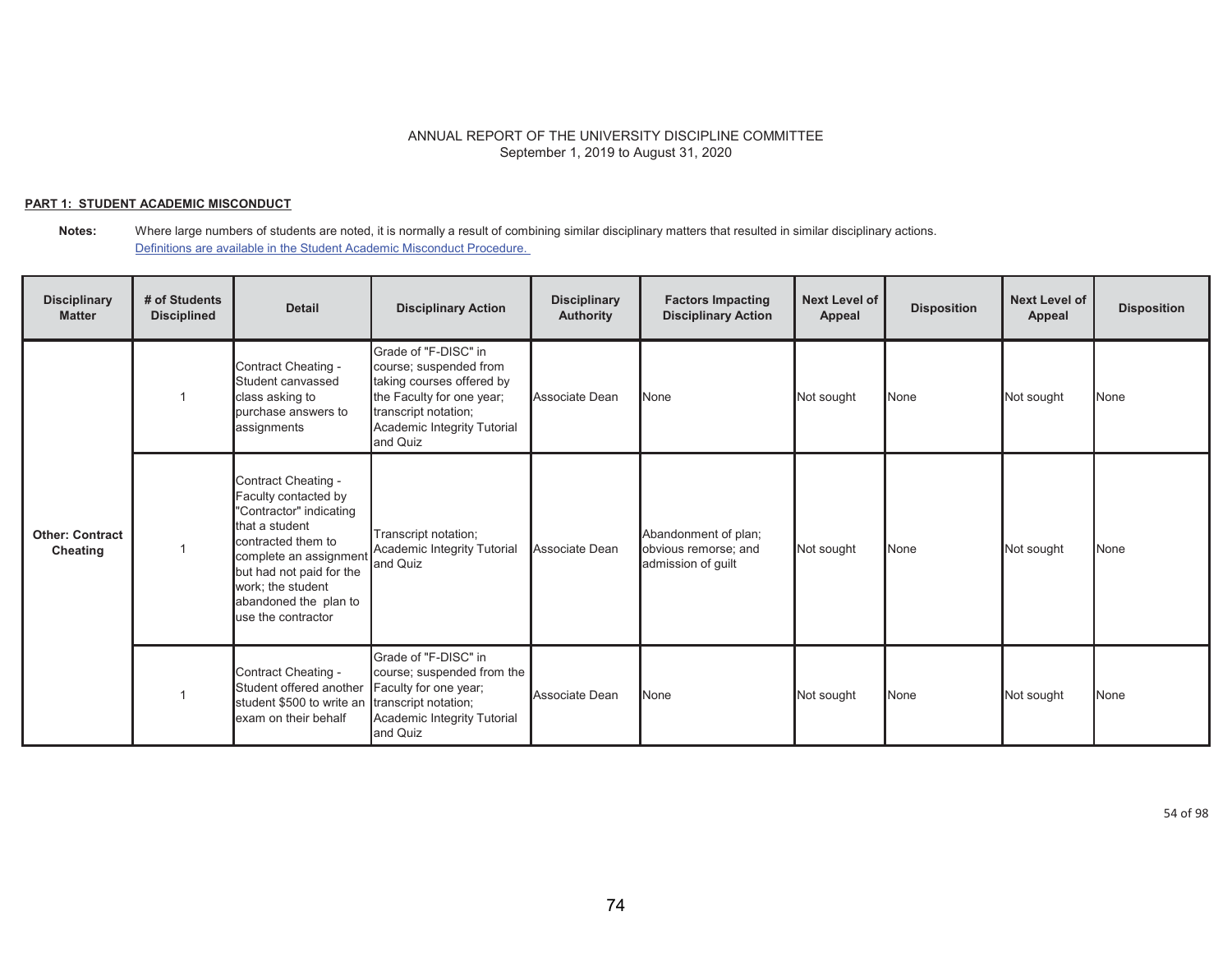ANNUAL REPORT OF THE UNIVERSITY DISCIPLINE COMMITTEE
September 1, 2019 to August 31, 2020

**PART 1: STUDENT ACADEMIC MISCONDUCT**

**Notes:** Where large numbers of students are noted, it is normally a result of combining similar disciplinary matters that resulted in similar disciplinary actions.
[Definitions are available in the Student Academic Misconduct Procedure.]

| Disciplinary Matter | # of Students Disciplined | Detail | Disciplinary Action | Disciplinary Authority | Factors Impacting Disciplinary Action | Next Level of Appeal | Disposition | Next Level of Appeal | Disposition |
|---|---|---|---|---|---|---|---|---|---|
| **Other: Contract Cheating** | 1 | Contract Cheating - Student canvassed class asking to purchase answers to assignments | Grade of "F-DISC" in course; suspended from taking courses offered by the Faculty for one year; transcript notation; Academic Integrity Tutorial and Quiz | Associate Dean | None | Not sought | None | Not sought | None |
| | 1 | Contract Cheating - Faculty contacted by "Contractor" indicating that a student contracted them to complete an assignment but had not paid for the work; the student abandoned the plan to use the contractor | Transcript notation; Academic Integrity Tutorial and Quiz | Associate Dean | Abandonment of plan; obvious remorse; and admission of guilt | Not sought | None | Not sought | None |
| | 1 | Contract Cheating - Student offered another student $500 to write an exam on their behalf | Grade of "F-DISC" in course; suspended from the Faculty for one year; transcript notation; Academic Integrity Tutorial and Quiz | Associate Dean | None | Not sought | None | Not sought | None |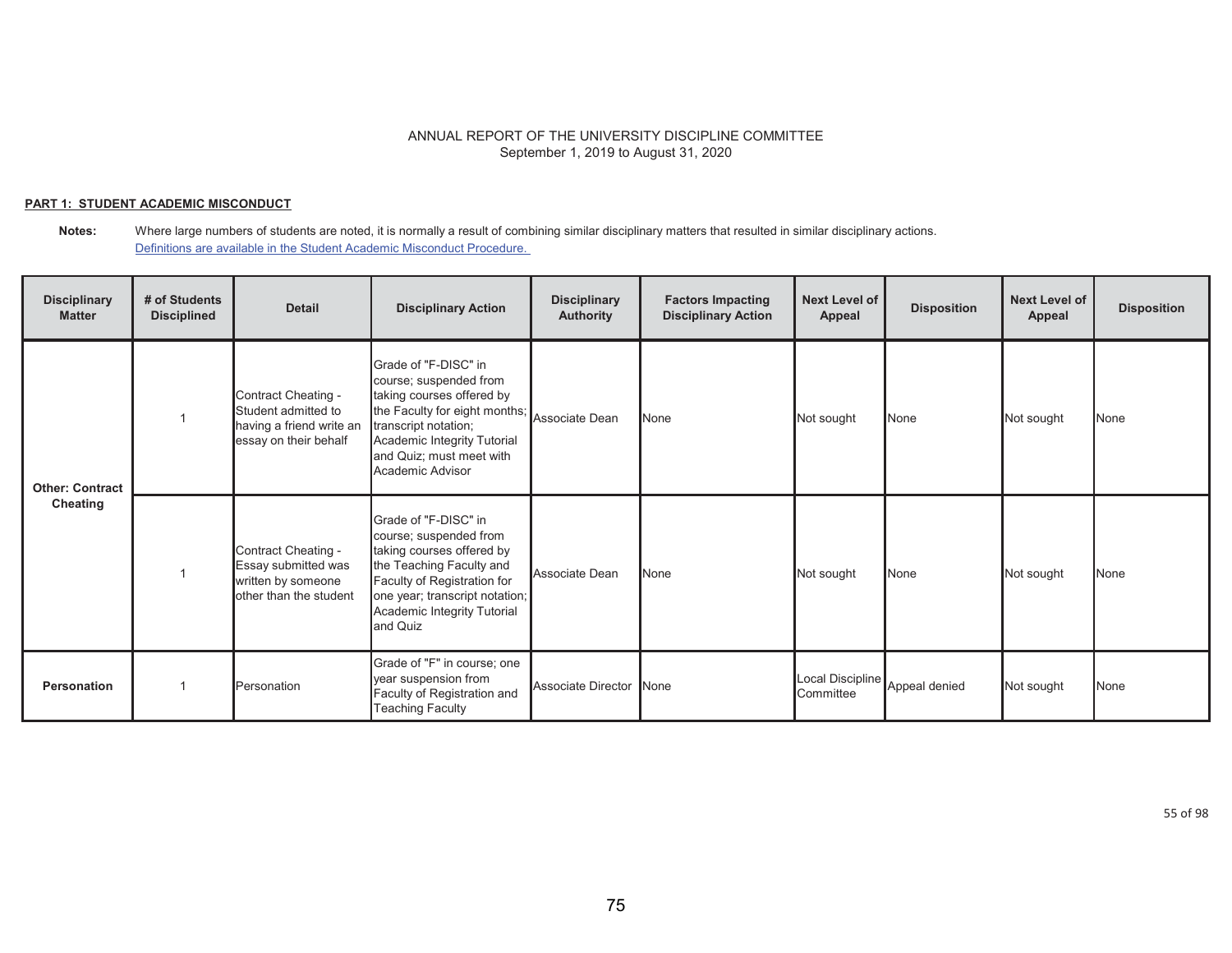ANNUAL REPORT OF THE UNIVERSITY DISCIPLINE COMMITTEE
September 1, 2019 to August 31, 2020

**PART 1: STUDENT ACADEMIC MISCONDUCT**

**Notes:** Where large numbers of students are noted, it is normally a result of combining similar disciplinary matters that resulted in similar disciplinary actions.
Definitions are available in the Student Academic Misconduct Procedure.

| Disciplinary Matter | # of Students Disciplined | Detail | Disciplinary Action | Disciplinary Authority | Factors Impacting Disciplinary Action | Next Level of Appeal | Disposition | Next Level of Appeal | Disposition |
|---|---|---|---|---|---|---|---|---|---|
| **Other: Contract Cheating** | 1 | Contract Cheating - Student admitted to having a friend write an essay on their behalf | Grade of "F-DISC" in course; suspended from taking courses offered by the Faculty for eight months; transcript notation; Academic Integrity Tutorial and Quiz; must meet with Academic Advisor | Associate Dean | None | Not sought | None | Not sought | None |
| | 1 | Contract Cheating - Essay submitted was written by someone other than the student | Grade of "F-DISC" in course; suspended from taking courses offered by the Teaching Faculty and Faculty of Registration for one year; transcript notation; Academic Integrity Tutorial and Quiz | Associate Dean | None | Not sought | None | Not sought | None |
| **Personation** | 1 | Personation | Grade of "F" in course; one year suspension from Faculty of Registration and Teaching Faculty | Associate Director | None | Local Discipline Committee | Appeal denied | Not sought | None |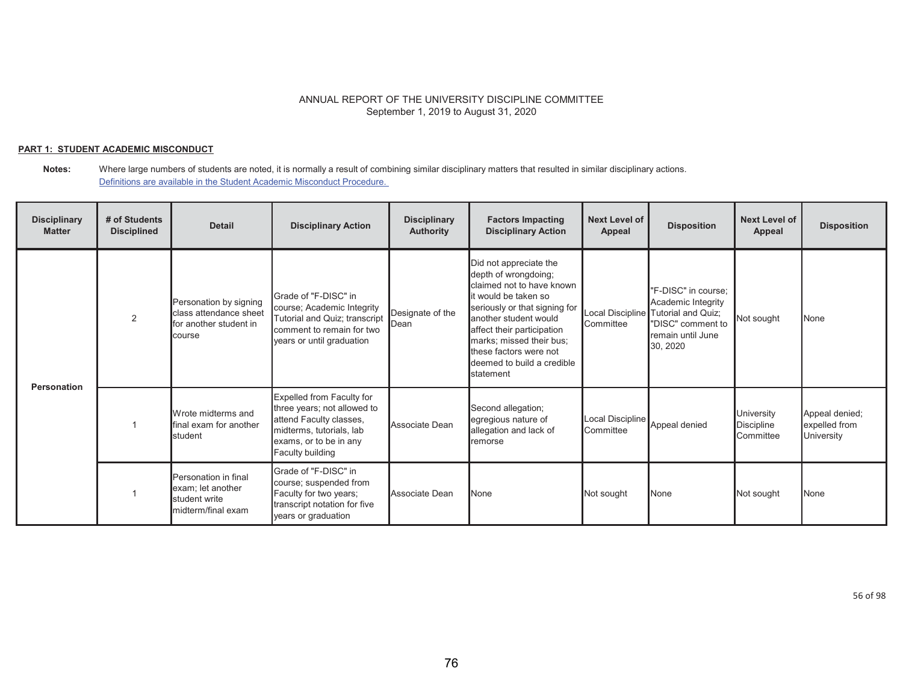ANNUAL REPORT OF THE UNIVERSITY DISCIPLINE COMMITTEE
September 1, 2019 to August 31, 2020

**PART 1: STUDENT ACADEMIC MISCONDUCT**

**Notes:** Where large numbers of students are noted, it is normally a result of combining similar disciplinary matters that resulted in similar disciplinary actions.
Definitions are available in the Student Academic Misconduct Procedure.

| Disciplinary Matter | # of Students Disciplined | Detail | Disciplinary Action | Disciplinary Authority | Factors Impacting Disciplinary Action | Next Level of Appeal | Disposition | Next Level of Appeal | Disposition |
|---|---|---|---|---|---|---|---|---|---|
| Personation | 2 | Personation by signing class attendance sheet for another student in course | Grade of "F-DISC" in course; Academic Integrity Tutorial and Quiz; transcript comment to remain for two years or until graduation | Designate of the Dean | Did not appreciate the depth of wrongdoing; claimed not to have known it would be taken so seriously or that signing for another student would affect their participation marks; missed their bus; these factors were not deemed to build a credible statement | Local Discipline Committee | "F-DISC" in course; Academic Integrity Tutorial and Quiz; "DISC" comment to remain until June 30, 2020 | Not sought | None |
| | 1 | Wrote midterms and final exam for another student | Expelled from Faculty for three years; not allowed to attend Faculty classes, midterms, tutorials, lab exams, or to be in any Faculty building | Associate Dean | Second allegation; egregious nature of allegation and lack of remorse | Local Discipline Committee | Appeal denied | University Discipline Committee | Appeal denied; expelled from University |
| | 1 | Personation in final exam; let another student write midterm/final exam | Grade of "F-DISC" in course; suspended from Faculty for two years; transcript notation for five years or graduation | Associate Dean | None | Not sought | None | Not sought | None |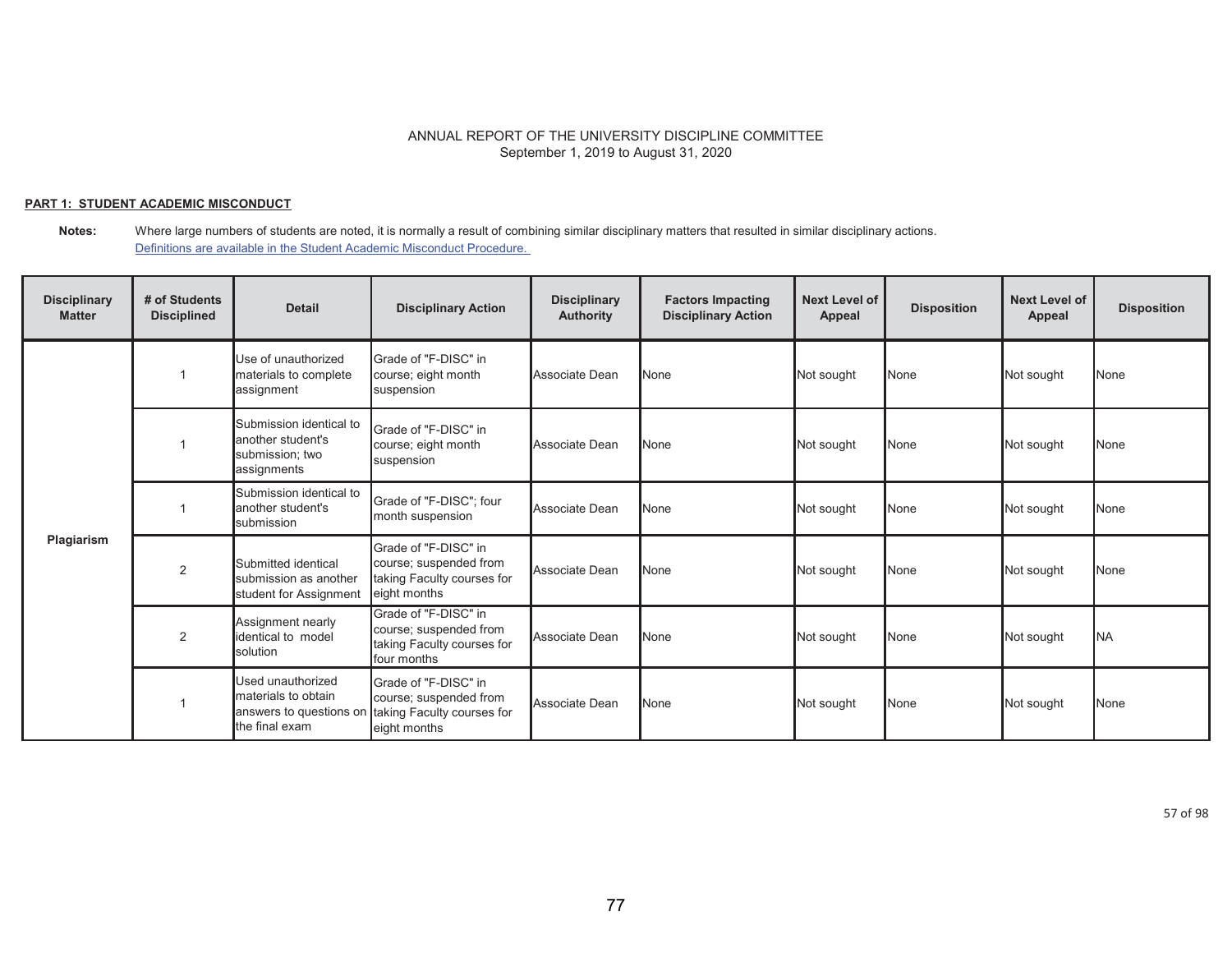ANNUAL REPORT OF THE UNIVERSITY DISCIPLINE COMMITTEE
September 1, 2019 to August 31, 2020

**PART 1: STUDENT ACADEMIC MISCONDUCT**

**Notes:** Where large numbers of students are noted, it is normally a result of combining similar disciplinary matters that resulted in similar disciplinary actions.
Definitions are available in the Student Academic Misconduct Procedure.

| Disciplinary Matter | # of Students Disciplined | Detail | Disciplinary Action | Disciplinary Authority | Factors Impacting Disciplinary Action | Next Level of Appeal | Disposition | Next Level of Appeal | Disposition |
|---|---|---|---|---|---|---|---|---|---|
| Plagiarism | 1 | Use of unauthorized materials to complete assignment | Grade of "F-DISC" in course; eight month suspension | Associate Dean | None | Not sought | None | Not sought | None |
| | 1 | Submission identical to another student's submission; two assignments | Grade of "F-DISC" in course; eight month suspension | Associate Dean | None | Not sought | None | Not sought | None |
| | 1 | Submission identical to another student's submission | Grade of "F-DISC"; four month suspension | Associate Dean | None | Not sought | None | Not sought | None |
| | 2 | Submitted identical submission as another student for Assignment | Grade of "F-DISC" in course; suspended from taking Faculty courses for eight months | Associate Dean | None | Not sought | None | Not sought | None |
| | 2 | Assignment nearly identical to model solution | Grade of "F-DISC" in course; suspended from taking Faculty courses for four months | Associate Dean | None | Not sought | None | Not sought | NA |
| | 1 | Used unauthorized materials to obtain answers to questions on the final exam | Grade of "F-DISC" in course; suspended from taking Faculty courses for eight months | Associate Dean | None | Not sought | None | Not sought | None |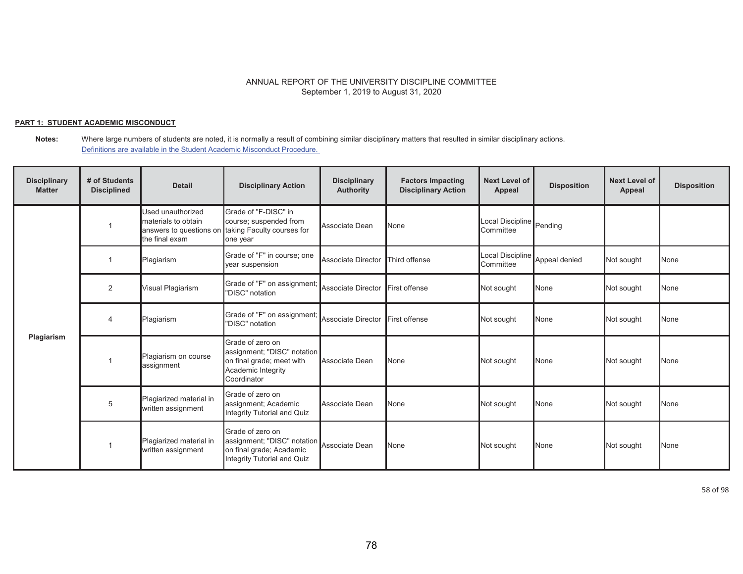ANNUAL REPORT OF THE UNIVERSITY DISCIPLINE COMMITTEE
September 1, 2019 to August 31, 2020

**PART 1: STUDENT ACADEMIC MISCONDUCT**

**Notes:** Where large numbers of students are noted, it is normally a result of combining similar disciplinary matters that resulted in similar disciplinary actions.
Definitions are available in the Student Academic Misconduct Procedure.

| Disciplinary Matter | # of Students Disciplined | Detail | Disciplinary Action | Disciplinary Authority | Factors Impacting Disciplinary Action | Next Level of Appeal | Disposition | Next Level of Appeal | Disposition |
|---|---|---|---|---|---|---|---|---|---|
| Plagiarism | 1 | Used unauthorized materials to obtain answers to questions on the final exam | Grade of "F-DISC" in course; suspended from taking Faculty courses for one year | Associate Dean | None | Local Discipline Committee | Pending | | |
| | 1 | Plagiarism | Grade of "F" in course; one year suspension | Associate Director | Third offense | Local Discipline Committee | Appeal denied | Not sought | None |
| | 2 | Visual Plagiarism | Grade of "F" on assignment; "DISC" notation | Associate Director | First offense | Not sought | None | Not sought | None |
| | 4 | Plagiarism | Grade of "F" on assignment; "DISC" notation | Associate Director | First offense | Not sought | None | Not sought | None |
| | 1 | Plagiarism on course assignment | Grade of zero on assignment; "DISC" notation on final grade; meet with Academic Integrity Coordinator | Associate Dean | None | Not sought | None | Not sought | None |
| | 5 | Plagiarized material in written assignment | Grade of zero on assignment; Academic Integrity Tutorial and Quiz | Associate Dean | None | Not sought | None | Not sought | None |
| | 1 | Plagiarized material in written assignment | Grade of zero on assignment; "DISC" notation on final grade; Academic Integrity Tutorial and Quiz | Associate Dean | None | Not sought | None | Not sought | None |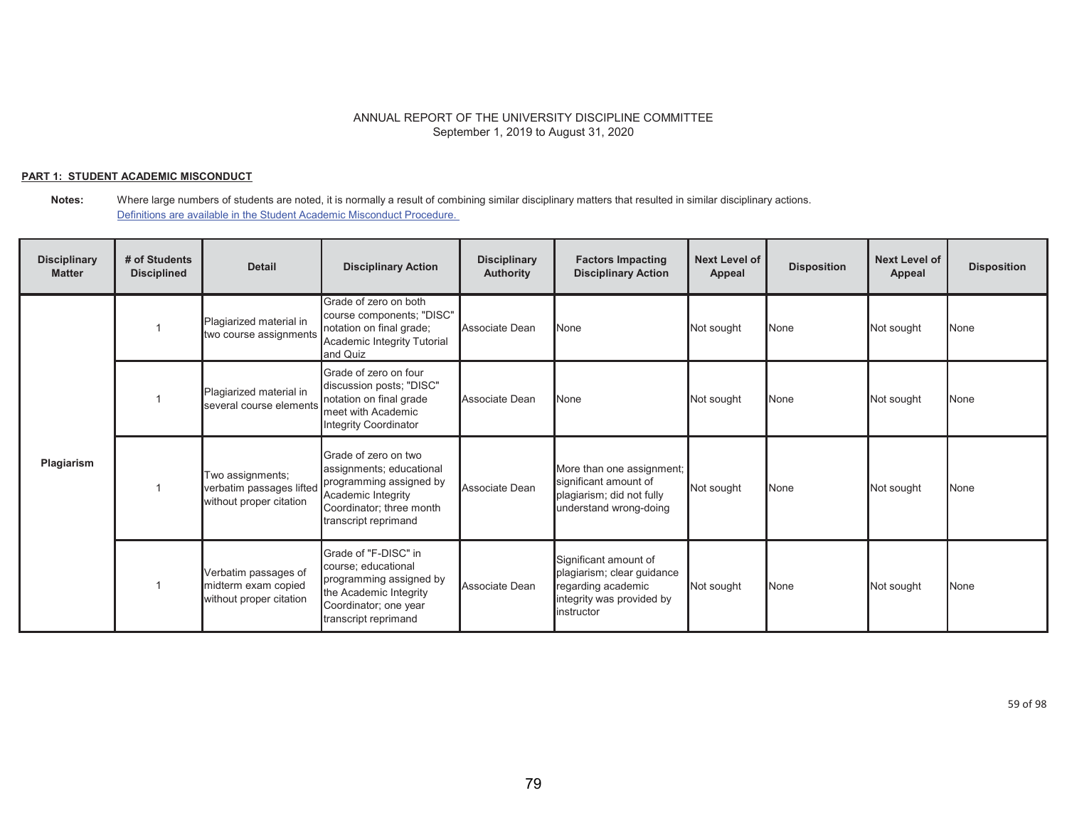ANNUAL REPORT OF THE UNIVERSITY DISCIPLINE COMMITTEE
September 1, 2019 to August 31, 2020

**PART 1: STUDENT ACADEMIC MISCONDUCT**

**Notes:** Where large numbers of students are noted, it is normally a result of combining similar disciplinary matters that resulted in similar disciplinary actions.
Definitions are available in the Student Academic Misconduct Procedure.

| Disciplinary Matter | # of Students Disciplined | Detail | Disciplinary Action | Disciplinary Authority | Factors Impacting Disciplinary Action | Next Level of Appeal | Disposition | Next Level of Appeal | Disposition |
|---|---|---|---|---|---|---|---|---|---|
| Plagiarism | 1 | Plagiarized material in two course assignments | Grade of zero on both course components; "DISC" notation on final grade; Academic Integrity Tutorial and Quiz | Associate Dean | None | Not sought | None | Not sought | None |
| | 1 | Plagiarized material in several course elements | Grade of zero on four discussion posts; "DISC" notation on final grade meet with Academic Integrity Coordinator | Associate Dean | None | Not sought | None | Not sought | None |
| | 1 | Two assignments; verbatim passages lifted without proper citation | Grade of zero on two assignments; educational programming assigned by Academic Integrity Coordinator; three month transcript reprimand | Associate Dean | More than one assignment; significant amount of plagiarism; did not fully understand wrong-doing | Not sought | None | Not sought | None |
| | 1 | Verbatim passages of midterm exam copied without proper citation | Grade of "F-DISC" in course; educational programming assigned by the Academic Integrity Coordinator; one year transcript reprimand | Associate Dean | Significant amount of plagiarism; clear guidance regarding academic integrity was provided by instructor | Not sought | None | Not sought | None |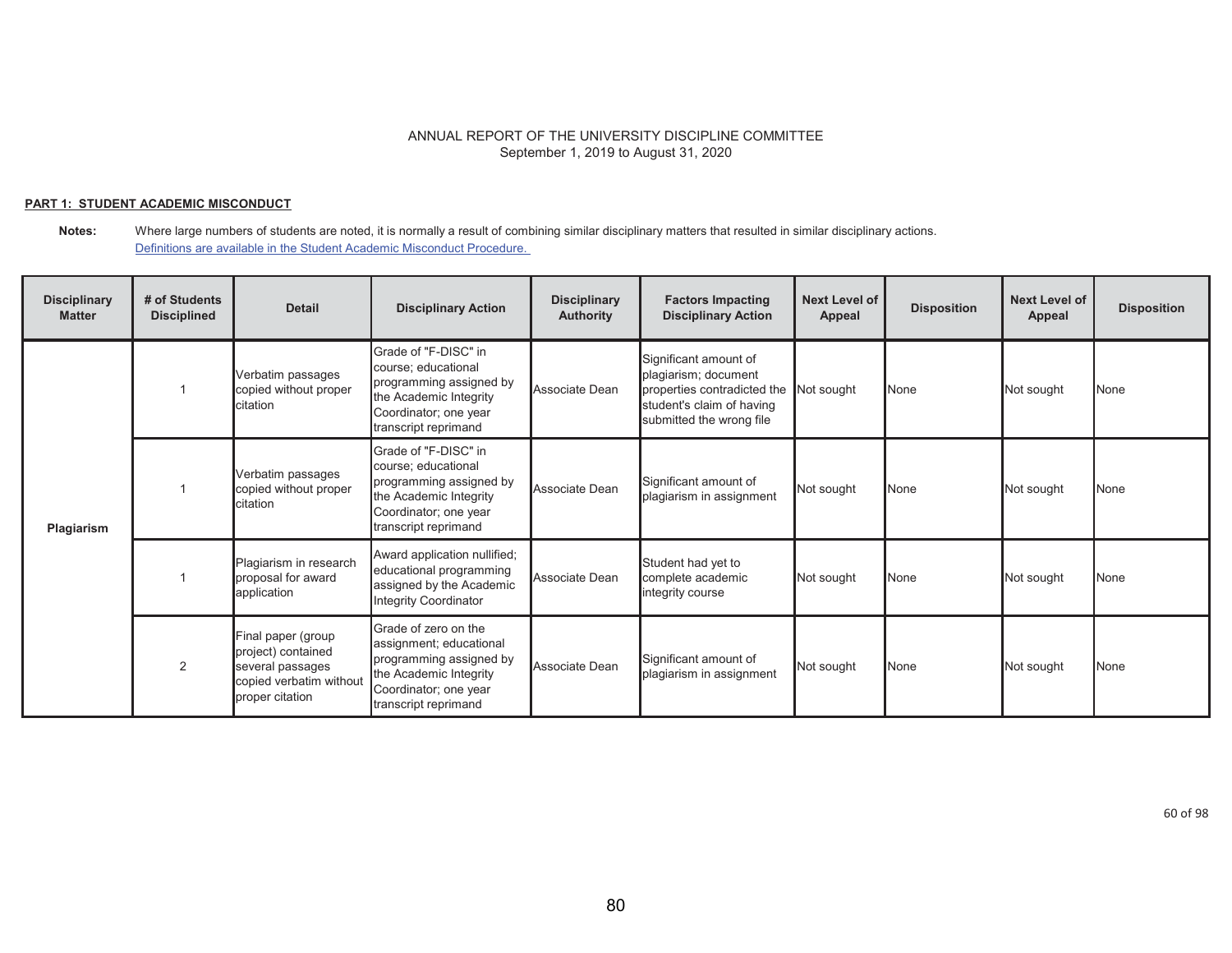ANNUAL REPORT OF THE UNIVERSITY DISCIPLINE COMMITTEE
September 1, 2019 to August 31, 2020

**PART 1: STUDENT ACADEMIC MISCONDUCT**

**Notes:** Where large numbers of students are noted, it is normally a result of combining similar disciplinary matters that resulted in similar disciplinary actions.
Definitions are available in the Student Academic Misconduct Procedure.

| Disciplinary Matter | # of Students Disciplined | Detail | Disciplinary Action | Disciplinary Authority | Factors Impacting Disciplinary Action | Next Level of Appeal | Disposition | Next Level of Appeal | Disposition |
|---|---|---|---|---|---|---|---|---|---|
| Plagiarism | 1 | Verbatim passages copied without proper citation | Grade of "F-DISC" in course; educational programming assigned by the Academic Integrity Coordinator; one year transcript reprimand | Associate Dean | Significant amount of plagiarism; document properties contradicted the student's claim of having submitted the wrong file | Not sought | None | Not sought | None |
| | 1 | Verbatim passages copied without proper citation | Grade of "F-DISC" in course; educational programming assigned by the Academic Integrity Coordinator; one year transcript reprimand | Associate Dean | Significant amount of plagiarism in assignment | Not sought | None | Not sought | None |
| | 1 | Plagiarism in research proposal for award application | Award application nullified; educational programming assigned by the Academic Integrity Coordinator | Associate Dean | Student had yet to complete academic integrity course | Not sought | None | Not sought | None |
| | 2 | Final paper (group project) contained several passages copied verbatim without proper citation | Grade of zero on the assignment; educational programming assigned by the Academic Integrity Coordinator; one year transcript reprimand | Associate Dean | Significant amount of plagiarism in assignment | Not sought | None | Not sought | None |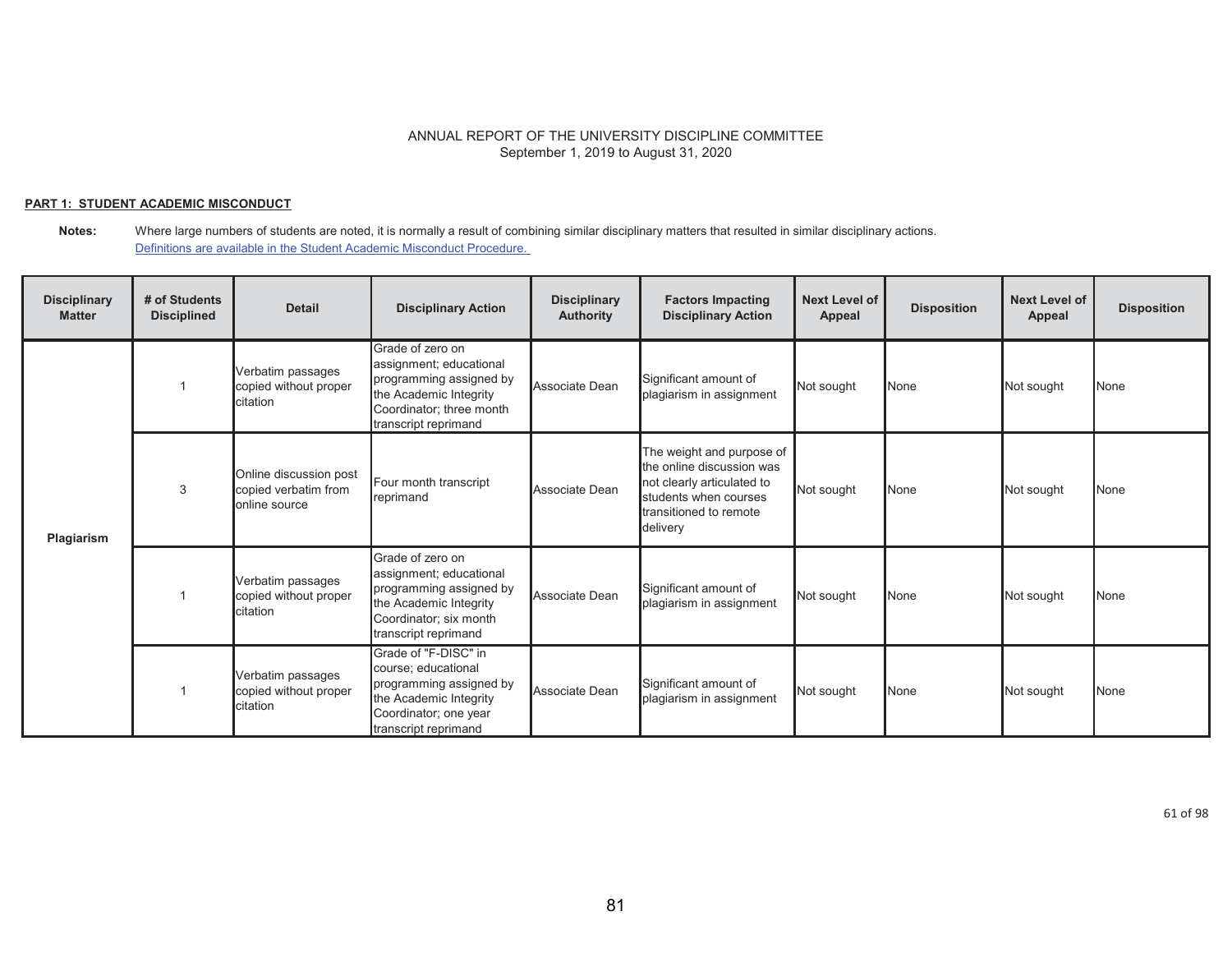ANNUAL REPORT OF THE UNIVERSITY DISCIPLINE COMMITTEE
September 1, 2019 to August 31, 2020

**PART 1: STUDENT ACADEMIC MISCONDUCT**

**Notes:** Where large numbers of students are noted, it is normally a result of combining similar disciplinary matters that resulted in similar disciplinary actions.
[Definitions are available in the Student Academic Misconduct Procedure.]

| Disciplinary Matter | # of Students Disciplined | Detail | Disciplinary Action | Disciplinary Authority | Factors Impacting Disciplinary Action | Next Level of Appeal | Disposition | Next Level of Appeal | Disposition |
|---|---|---|---|---|---|---|---|---|---|
| **Plagiarism** | 1 | Verbatim passages copied without proper citation | Grade of zero on assignment; educational programming assigned by the Academic Integrity Coordinator; three month transcript reprimand | Associate Dean | Significant amount of plagiarism in assignment | Not sought | None | Not sought | None |
| | 3 | Online discussion post copied verbatim from online source | Four month transcript reprimand | Associate Dean | The weight and purpose of the online discussion was not clearly articulated to students when courses transitioned to remote delivery | Not sought | None | Not sought | None |
| | 1 | Verbatim passages copied without proper citation | Grade of zero on assignment; educational programming assigned by the Academic Integrity Coordinator; six month transcript reprimand | Associate Dean | Significant amount of plagiarism in assignment | Not sought | None | Not sought | None |
| | 1 | Verbatim passages copied without proper citation | Grade of "F-DISC" in course; educational programming assigned by the Academic Integrity Coordinator; one year transcript reprimand | Associate Dean | Significant amount of plagiarism in assignment | Not sought | None | Not sought | None |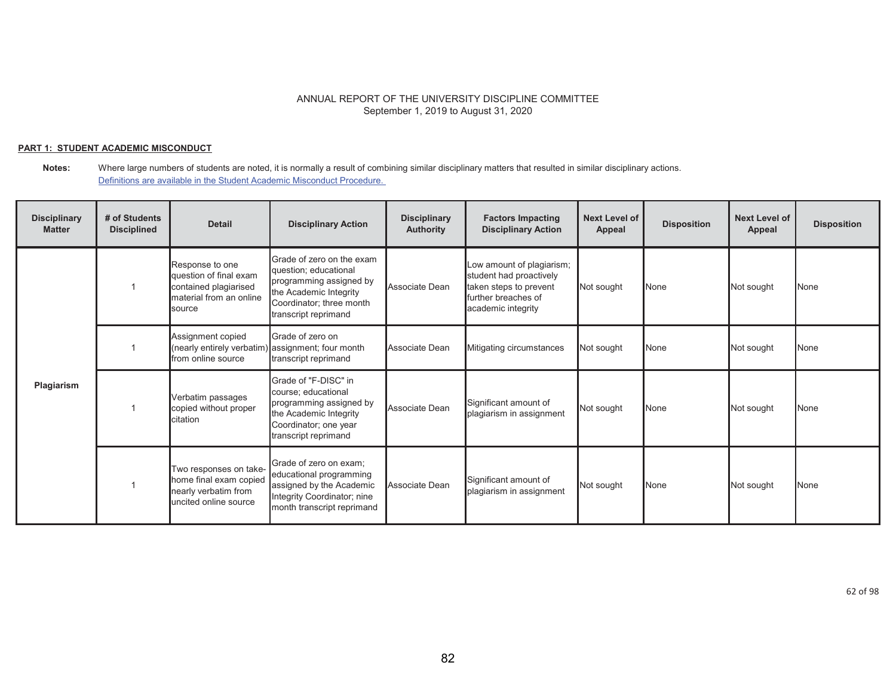ANNUAL REPORT OF THE UNIVERSITY DISCIPLINE COMMITTEE
September 1, 2019 to August 31, 2020

**PART 1: STUDENT ACADEMIC MISCONDUCT**

**Notes:** Where large numbers of students are noted, it is normally a result of combining similar disciplinary matters that resulted in similar disciplinary actions.
Definitions are available in the Student Academic Misconduct Procedure.

| Disciplinary Matter | # of Students Disciplined | Detail | Disciplinary Action | Disciplinary Authority | Factors Impacting Disciplinary Action | Next Level of Appeal | Disposition | Next Level of Appeal | Disposition |
|---|---|---|---|---|---|---|---|---|---|
| Plagiarism | 1 | Response to one question of final exam contained plagiarised material from an online source | Grade of zero on the exam question; educational programming assigned by the Academic Integrity Coordinator; three month transcript reprimand | Associate Dean | Low amount of plagiarism; student had proactively taken steps to prevent further breaches of academic integrity | Not sought | None | Not sought | None |
| | 1 | Assignment copied (nearly entirely verbatim) from online source | Grade of zero on assignment; four month transcript reprimand | Associate Dean | Mitigating circumstances | Not sought | None | Not sought | None |
| | 1 | Verbatim passages copied without proper citation | Grade of "F-DISC" in course; educational programming assigned by the Academic Integrity Coordinator; one year transcript reprimand | Associate Dean | Significant amount of plagiarism in assignment | Not sought | None | Not sought | None |
| | 1 | Two responses on take-home final exam copied nearly verbatim from uncited online source | Grade of zero on exam; educational programming assigned by the Academic Integrity Coordinator; nine month transcript reprimand | Associate Dean | Significant amount of plagiarism in assignment | Not sought | None | Not sought | None |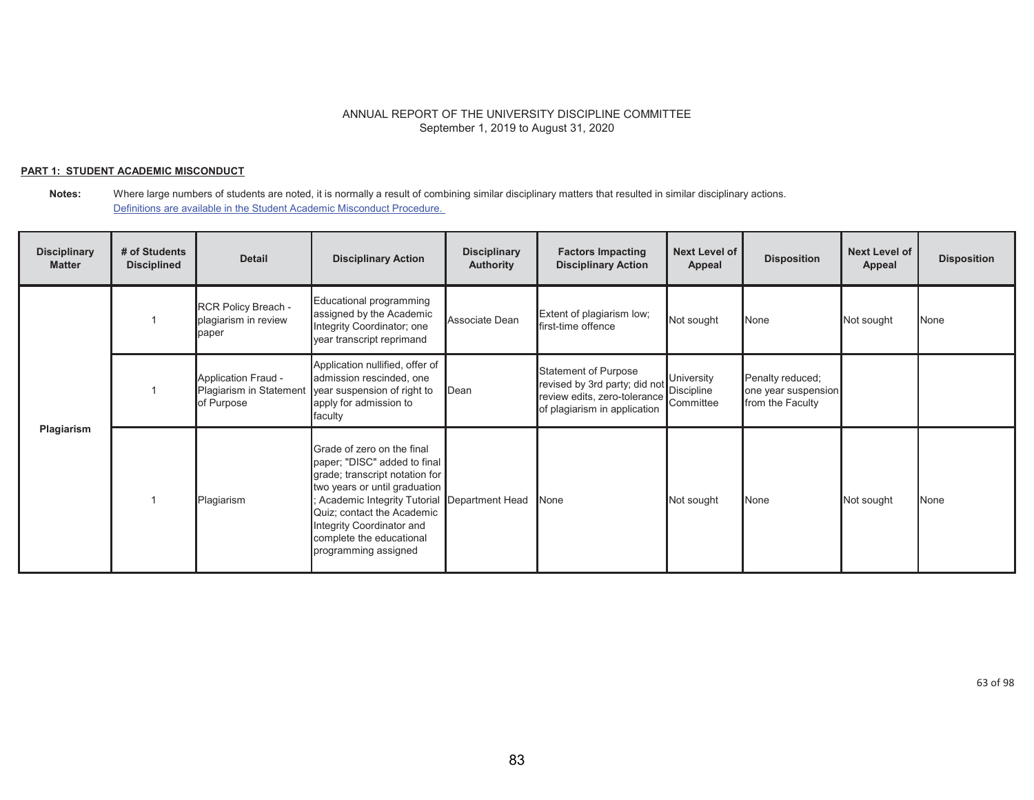ANNUAL REPORT OF THE UNIVERSITY DISCIPLINE COMMITTEE
September 1, 2019 to August 31, 2020

**PART 1: STUDENT ACADEMIC MISCONDUCT**

**Notes:** Where large numbers of students are noted, it is normally a result of combining similar disciplinary matters that resulted in similar disciplinary actions.
[Definitions are available in the Student Academic Misconduct Procedure.]

| Disciplinary Matter | # of Students Disciplined | Detail | Disciplinary Action | Disciplinary Authority | Factors Impacting Disciplinary Action | Next Level of Appeal | Disposition | Next Level of Appeal | Disposition |
|---|---|---|---|---|---|---|---|---|---|
| Plagiarism | 1 | RCR Policy Breach - plagiarism in review paper | Educational programming assigned by the Academic Integrity Coordinator; one year transcript reprimand | Associate Dean | Extent of plagiarism low; first-time offence | Not sought | None | Not sought | None |
| | 1 | Application Fraud - Plagiarism in Statement of Purpose | Application nullified, offer of admission rescinded, one year suspension of right to apply for admission to faculty | Dean | Statement of Purpose revised by 3rd party; did not review edits, zero-tolerance of plagiarism in application | University Discipline Committee | Penalty reduced; one year suspension from the Faculty | | |
| | 1 | Plagiarism | Grade of zero on the final paper; "DISC" added to final grade; transcript notation for two years or until graduation ; Academic Integrity Tutorial Quiz; contact the Academic Integrity Coordinator and complete the educational programming assigned | Department Head | None | Not sought | None | Not sought | None |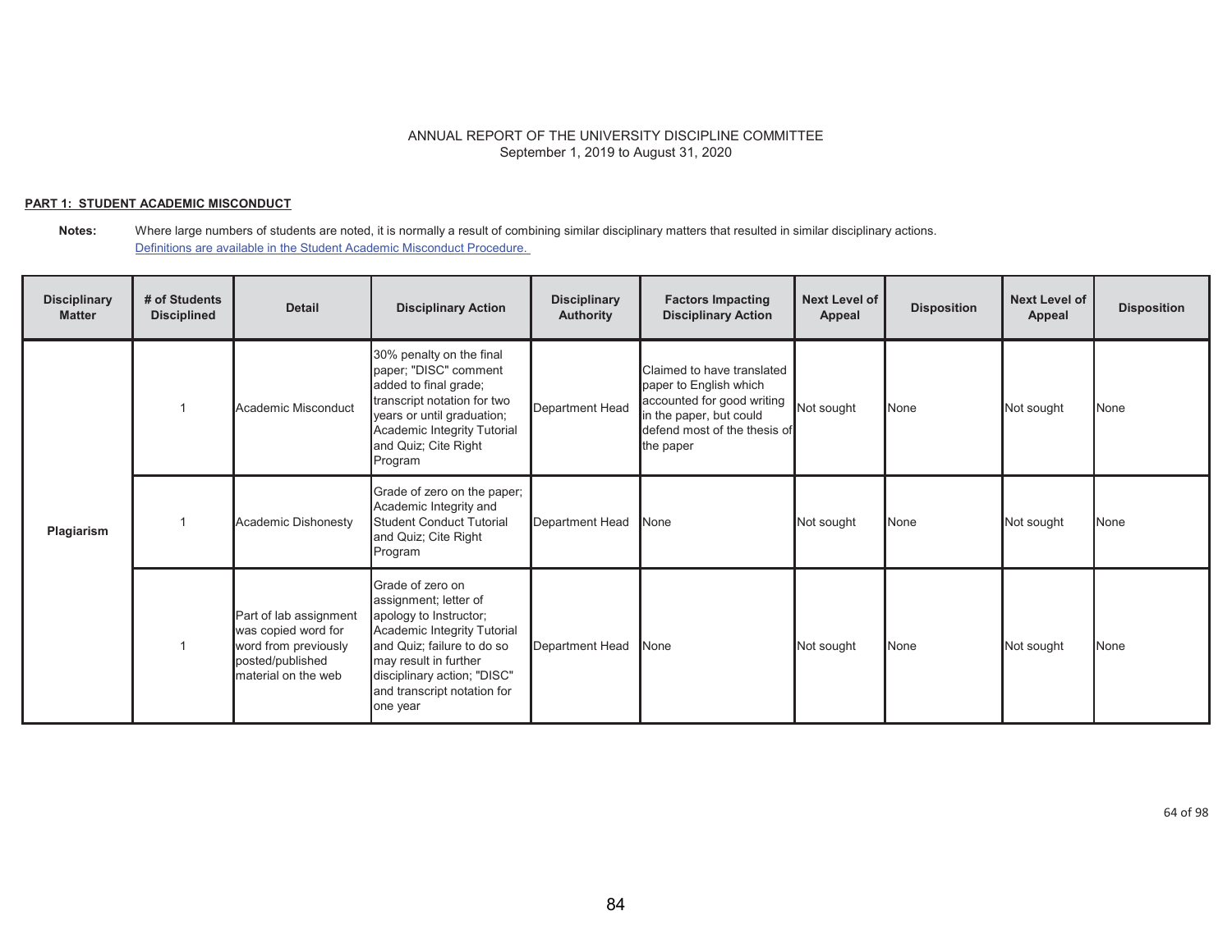ANNUAL REPORT OF THE UNIVERSITY DISCIPLINE COMMITTEE
September 1, 2019 to August 31, 2020

**PART 1: STUDENT ACADEMIC MISCONDUCT**

**Notes:** Where large numbers of students are noted, it is normally a result of combining similar disciplinary matters that resulted in similar disciplinary actions.
Definitions are available in the Student Academic Misconduct Procedure.

| Disciplinary Matter | # of Students Disciplined | Detail | Disciplinary Action | Disciplinary Authority | Factors Impacting Disciplinary Action | Next Level of Appeal | Disposition | Next Level of Appeal | Disposition |
|---|---|---|---|---|---|---|---|---|---|
| **Plagiarism** | 1 | Academic Misconduct | 30% penalty on the final paper; "DISC" comment added to final grade; transcript notation for two years or until graduation; Academic Integrity Tutorial and Quiz; Cite Right Program | Department Head | Claimed to have translated paper to English which accounted for good writing in the paper, but could defend most of the thesis of the paper | Not sought | None | Not sought | None |
| | 1 | Academic Dishonesty | Grade of zero on the paper; Academic Integrity and Student Conduct Tutorial and Quiz; Cite Right Program | Department Head | None | Not sought | None | Not sought | None |
| | 1 | Part of lab assignment was copied word for word from previously posted/published material on the web | Grade of zero on assignment; letter of apology to Instructor; Academic Integrity Tutorial and Quiz; failure to do so may result in further disciplinary action; "DISC" and transcript notation for one year | Department Head | None | Not sought | None | Not sought | None |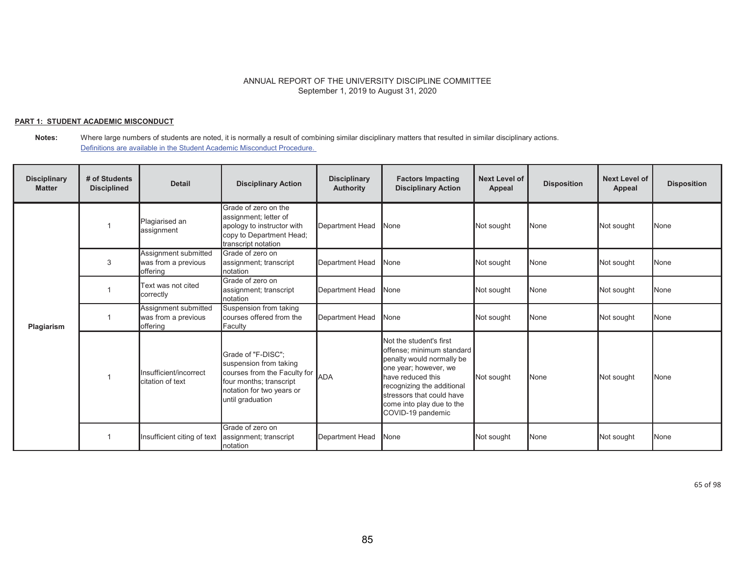ANNUAL REPORT OF THE UNIVERSITY DISCIPLINE COMMITTEE
September 1, 2019 to August 31, 2020

**PART 1: STUDENT ACADEMIC MISCONDUCT**

**Notes:** Where large numbers of students are noted, it is normally a result of combining similar disciplinary matters that resulted in similar disciplinary actions.
Definitions are available in the Student Academic Misconduct Procedure.

| Disciplinary Matter | # of Students Disciplined | Detail | Disciplinary Action | Disciplinary Authority | Factors Impacting Disciplinary Action | Next Level of Appeal | Disposition | Next Level of Appeal | Disposition |
|---|---|---|---|---|---|---|---|---|---|
| Plagiarism | 1 | Plagiarised an assignment | Grade of zero on the assignment; letter of apology to instructor with copy to Department Head; transcript notation | Department Head | None | Not sought | None | Not sought | None |
| | 3 | Assignment submitted was from a previous offering | Grade of zero on assignment; transcript notation | Department Head | None | Not sought | None | Not sought | None |
| | 1 | Text was not cited correctly | Grade of zero on assignment; transcript notation | Department Head | None | Not sought | None | Not sought | None |
| | 1 | Assignment submitted was from a previous offering | Suspension from taking courses offered from the Faculty | Department Head | None | Not sought | None | Not sought | None |
| | 1 | Insufficient/incorrect citation of text | Grade of "F-DISC"; suspension from taking courses from the Faculty for four months; transcript notation for two years or until graduation | ADA | Not the student's first offense; minimum standard penalty would normally be one year; however, we have reduced this recognizing the additional stressors that could have come into play due to the COVID-19 pandemic | Not sought | None | Not sought | None |
| | 1 | Insufficient citing of text | Grade of zero on assignment; transcript notation | Department Head | None | Not sought | None | Not sought | None |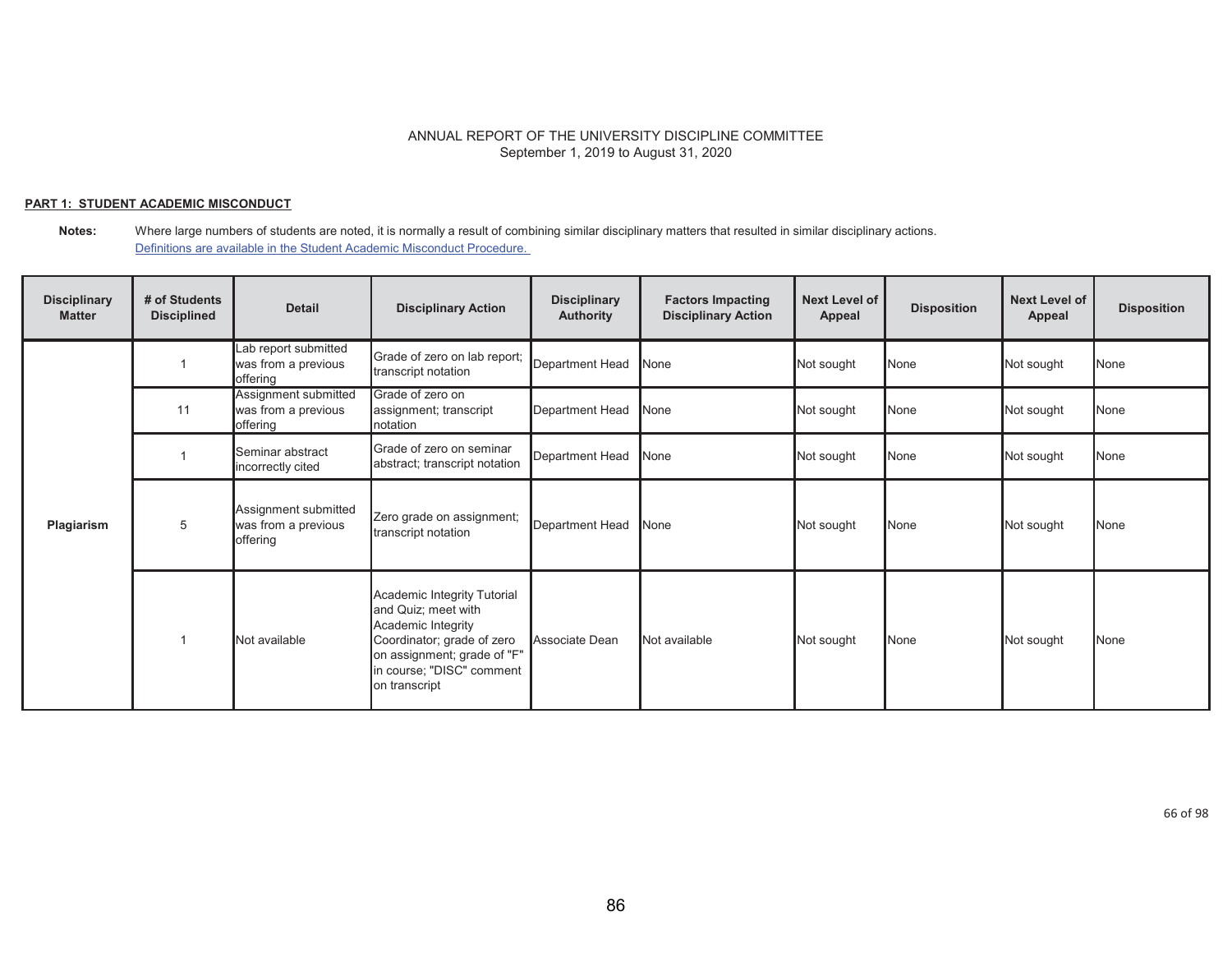ANNUAL REPORT OF THE UNIVERSITY DISCIPLINE COMMITTEE
September 1, 2019 to August 31, 2020

**PART 1: STUDENT ACADEMIC MISCONDUCT**

**Notes:** Where large numbers of students are noted, it is normally a result of combining similar disciplinary matters that resulted in similar disciplinary actions.
[Definitions are available in the Student Academic Misconduct Procedure.]

| Disciplinary Matter | # of Students Disciplined | Detail | Disciplinary Action | Disciplinary Authority | Factors Impacting Disciplinary Action | Next Level of Appeal | Disposition | Next Level of Appeal | Disposition |
|---|---|---|---|---|---|---|---|---|---|
| Plagiarism | 1 | Lab report submitted was from a previous offering | Grade of zero on lab report; transcript notation | Department Head | None | Not sought | None | Not sought | None |
| | 11 | Assignment submitted was from a previous offering | Grade of zero on assignment; transcript notation | Department Head | None | Not sought | None | Not sought | None |
| | 1 | Seminar abstract incorrectly cited | Grade of zero on seminar abstract; transcript notation | Department Head | None | Not sought | None | Not sought | None |
| | 5 | Assignment submitted was from a previous offering | Zero grade on assignment; transcript notation | Department Head | None | Not sought | None | Not sought | None |
| | 1 | Not available | Academic Integrity Tutorial and Quiz; meet with Academic Integrity Coordinator; grade of zero on assignment; grade of "F" in course; "DISC" comment on transcript | Associate Dean | Not available | Not sought | None | Not sought | None |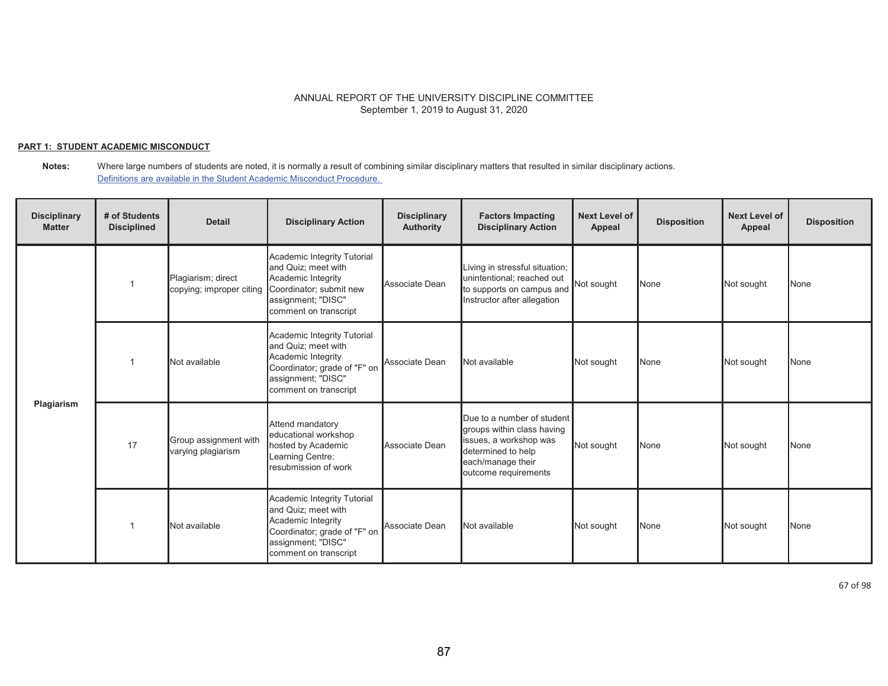ANNUAL REPORT OF THE UNIVERSITY DISCIPLINE COMMITTEE
September 1, 2019 to August 31, 2020

**PART 1: STUDENT ACADEMIC MISCONDUCT**

**Notes:** Where large numbers of students are noted, it is normally a result of combining similar disciplinary matters that resulted in similar disciplinary actions.
[Definitions are available in the Student Academic Misconduct Procedure.](#)

| Disciplinary Matter | # of Students Disciplined | Detail | Disciplinary Action | Disciplinary Authority | Factors Impacting Disciplinary Action | Next Level of Appeal | Disposition | Next Level of Appeal | Disposition |
|---|---|---|---|---|---|---|---|---|---|
| Plagiarism | 1 | Plagiarism; direct copying; improper citing | Academic Integrity Tutorial and Quiz; meet with Academic Integrity Coordinator; submit new assignment; "DISC" comment on transcript | Associate Dean | Living in stressful situation; unintentional; reached out to supports on campus and Instructor after allegation | Not sought | None | Not sought | None |
| | 1 | Not available | Academic Integrity Tutorial and Quiz; meet with Academic Integrity Coordinator; grade of "F" on assignment; "DISC" comment on transcript | Associate Dean | Not available | Not sought | None | Not sought | None |
| | 17 | Group assignment with varying plagiarism | Attend mandatory educational workshop hosted by Academic Learning Centre: resubmission of work | Associate Dean | Due to a number of student groups within class having issues, a workshop was determined to help each/manage their outcome requirements | Not sought | None | Not sought | None |
| | 1 | Not available | Academic Integrity Tutorial and Quiz; meet with Academic Integrity Coordinator; grade of "F" on assignment; "DISC" comment on transcript | Associate Dean | Not available | Not sought | None | Not sought | None |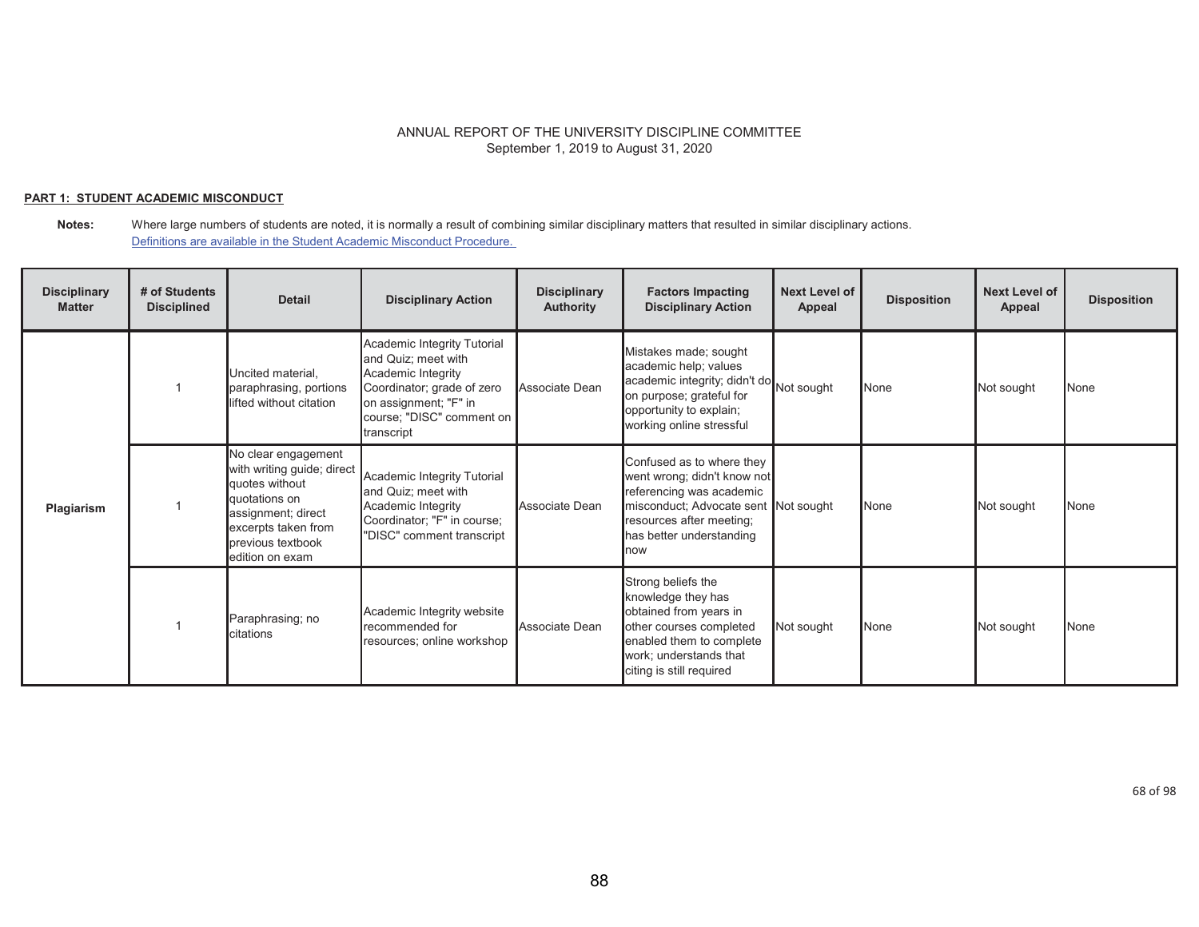ANNUAL REPORT OF THE UNIVERSITY DISCIPLINE COMMITTEE
September 1, 2019 to August 31, 2020

**PART 1: STUDENT ACADEMIC MISCONDUCT**

**Notes:** Where large numbers of students are noted, it is normally a result of combining similar disciplinary matters that resulted in similar disciplinary actions.
[Definitions are available in the Student Academic Misconduct Procedure.]

| Disciplinary Matter | # of Students Disciplined | Detail | Disciplinary Action | Disciplinary Authority | Factors Impacting Disciplinary Action | Next Level of Appeal | Disposition | Next Level of Appeal | Disposition |
|---|---|---|---|---|---|---|---|---|---|
| Plagiarism | 1 | Uncited material, paraphrasing, portions lifted without citation | Academic Integrity Tutorial and Quiz; meet with Academic Integrity Coordinator; grade of zero on assignment; "F" in course; "DISC" comment on transcript | Associate Dean | Mistakes made; sought academic help; values academic integrity; didn't do on purpose; grateful for opportunity to explain; working online stressful | Not sought | None | Not sought | None |
| | 1 | No clear engagement with writing guide; direct quotes without quotations on assignment; direct excerpts taken from previous textbook edition on exam | Academic Integrity Tutorial and Quiz; meet with Academic Integrity Coordinator; "F" in course; "DISC" comment transcript | Associate Dean | Confused as to where they went wrong; didn't know not referencing was academic misconduct; Advocate sent resources after meeting; has better understanding now | Not sought | None | Not sought | None |
| | 1 | Paraphrasing; no citations | Academic Integrity website recommended for resources; online workshop | Associate Dean | Strong beliefs the knowledge they has obtained from years in other courses completed enabled them to complete work; understands that citing is still required | Not sought | None | Not sought | None |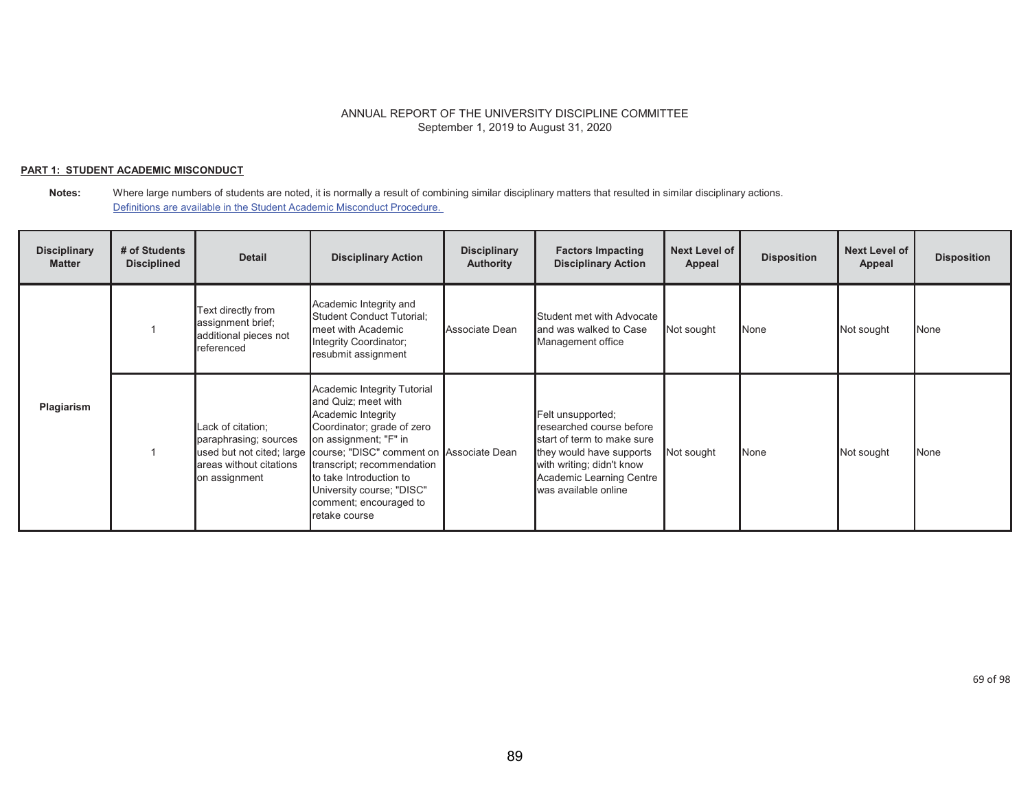ANNUAL REPORT OF THE UNIVERSITY DISCIPLINE COMMITTEE
September 1, 2019 to August 31, 2020

**PART 1: STUDENT ACADEMIC MISCONDUCT**

**Notes:** Where large numbers of students are noted, it is normally a result of combining similar disciplinary matters that resulted in similar disciplinary actions.
Definitions are available in the Student Academic Misconduct Procedure.

| Disciplinary Matter | # of Students Disciplined | Detail | Disciplinary Action | Disciplinary Authority | Factors Impacting Disciplinary Action | Next Level of Appeal | Disposition | Next Level of Appeal | Disposition |
|---|---|---|---|---|---|---|---|---|---|
| Plagiarism | 1 | Text directly from assignment brief; additional pieces not referenced | Academic Integrity and Student Conduct Tutorial; meet with Academic Integrity Coordinator; resubmit assignment | Associate Dean | Student met with Advocate and was walked to Case Management office | Not sought | None | Not sought | None |
| | 1 | Lack of citation; paraphrasing; sources used but not cited; large areas without citations on assignment | Academic Integrity Tutorial and Quiz; meet with Academic Integrity Coordinator; grade of zero on assignment; "F" in course; "DISC" comment on transcript; recommendation to take Introduction to University course; "DISC" comment; encouraged to retake course | Associate Dean | Felt unsupported; researched course before start of term to make sure they would have supports with writing; didn't know Academic Learning Centre was available online | Not sought | None | Not sought | None |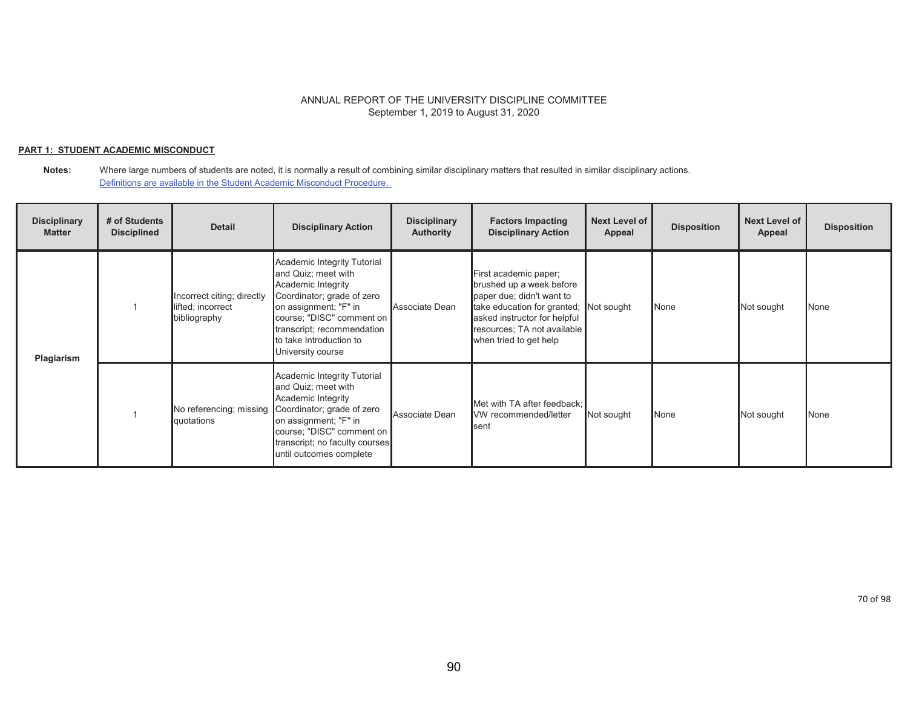ANNUAL REPORT OF THE UNIVERSITY DISCIPLINE COMMITTEE
September 1, 2019 to August 31, 2020

**PART 1: STUDENT ACADEMIC MISCONDUCT**

**Notes:** Where large numbers of students are noted, it is normally a result of combining similar disciplinary matters that resulted in similar disciplinary actions.
Definitions are available in the Student Academic Misconduct Procedure.

| Disciplinary Matter | # of Students Disciplined | Detail | Disciplinary Action | Disciplinary Authority | Factors Impacting Disciplinary Action | Next Level of Appeal | Disposition | Next Level of Appeal | Disposition |
|---|---|---|---|---|---|---|---|---|---|
| Plagiarism | 1 | Incorrect citing; directly lifted; incorrect bibliography | Academic Integrity Tutorial and Quiz; meet with Academic Integrity Coordinator; grade of zero on assignment; "F" in course; "DISC" comment on transcript; recommendation to take Introduction to University course | Associate Dean | First academic paper; brushed up a week before paper due; didn't want to take education for granted; asked instructor for helpful resources; TA not available when tried to get help | Not sought | None | Not sought | None |
| | 1 | No referencing; missing quotations | Academic Integrity Tutorial and Quiz; meet with Academic Integrity Coordinator; grade of zero on assignment; "F" in course; "DISC" comment on transcript; no faculty courses until outcomes complete | Associate Dean | Met with TA after feedback; VW recommended/letter sent | Not sought | None | Not sought | None |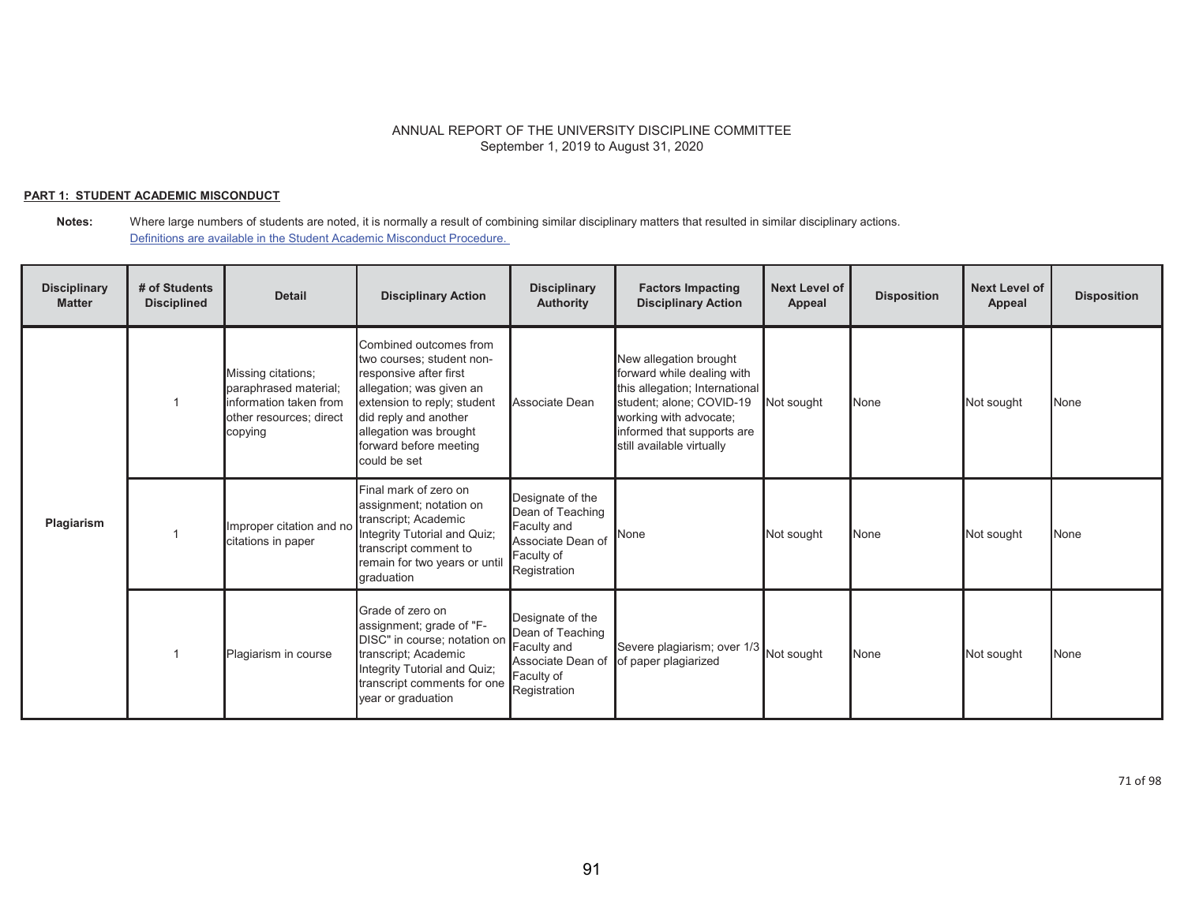ANNUAL REPORT OF THE UNIVERSITY DISCIPLINE COMMITTEE
September 1, 2019 to August 31, 2020

**PART 1: STUDENT ACADEMIC MISCONDUCT**

**Notes:** Where large numbers of students are noted, it is normally a result of combining similar disciplinary matters that resulted in similar disciplinary actions.
[Definitions are available in the Student Academic Misconduct Procedure.]

| Disciplinary Matter | # of Students Disciplined | Detail | Disciplinary Action | Disciplinary Authority | Factors Impacting Disciplinary Action | Next Level of Appeal | Disposition | Next Level of Appeal | Disposition |
|---|---|---|---|---|---|---|---|---|---|
| Plagiarism | 1 | Missing citations; paraphrased material; information taken from other resources; direct copying | Combined outcomes from two courses; student non-responsive after first allegation; was given an extension to reply; student did reply and another allegation was brought forward before meeting could be set | Associate Dean | New allegation brought forward while dealing with this allegation; International student; alone; COVID-19 working with advocate; informed that supports are still available virtually | Not sought | None | Not sought | None |
| | 1 | Improper citation and no citations in paper | Final mark of zero on assignment; notation on transcript; Academic Integrity Tutorial and Quiz; transcript comment to remain for two years or until graduation | Designate of the Dean of Teaching Faculty and Associate Dean of Faculty of Registration | None | Not sought | None | Not sought | None |
| | 1 | Plagiarism in course | Grade of zero on assignment; grade of "F-DISC" in course; notation on transcript; Academic Integrity Tutorial and Quiz; transcript comments for one year or graduation | Designate of the Dean of Teaching Faculty and Associate Dean of Faculty of Registration | Severe plagiarism; over 1/3 of paper plagiarized | Not sought | None | Not sought | None |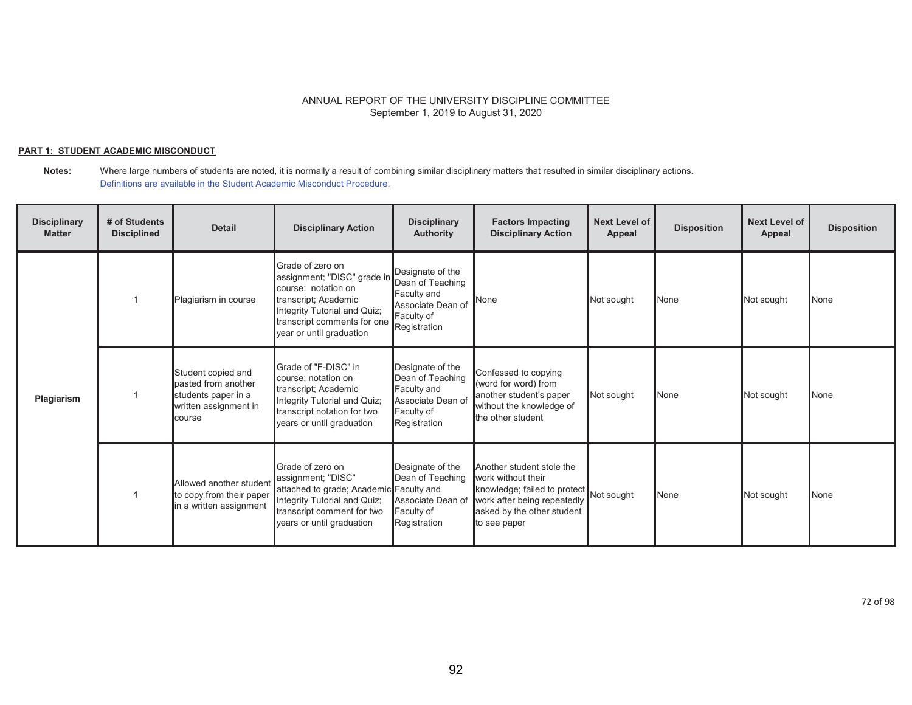ANNUAL REPORT OF THE UNIVERSITY DISCIPLINE COMMITTEE
September 1, 2019 to August 31, 2020

**PART 1: STUDENT ACADEMIC MISCONDUCT**

**Notes:** Where large numbers of students are noted, it is normally a result of combining similar disciplinary matters that resulted in similar disciplinary actions.
Definitions are available in the Student Academic Misconduct Procedure.

| Disciplinary Matter | # of Students Disciplined | Detail | Disciplinary Action | Disciplinary Authority | Factors Impacting Disciplinary Action | Next Level of Appeal | Disposition | Next Level of Appeal | Disposition |
|---|---|---|---|---|---|---|---|---|---|
| Plagiarism | 1 | Plagiarism in course | Grade of zero on assignment; "DISC" grade in course; notation on transcript; Academic Integrity Tutorial and Quiz; transcript comments for one year or until graduation | Designate of the Dean of Teaching Faculty and Associate Dean of Faculty of Registration | None | Not sought | None | Not sought | None |
| | 1 | Student copied and pasted from another students paper in a written assignment in course | Grade of "F-DISC" in course; notation on transcript; Academic Integrity Tutorial and Quiz; transcript notation for two years or until graduation | Designate of the Dean of Teaching Faculty and Associate Dean of Faculty of Registration | Confessed to copying (word for word) from another student's paper without the knowledge of the other student | Not sought | None | Not sought | None |
| | 1 | Allowed another student to copy from their paper in a written assignment | Grade of zero on assignment; "DISC" attached to grade; Academic Integrity Tutorial and Quiz; transcript comment for two years or until graduation | Designate of the Dean of Teaching Faculty and Associate Dean of Faculty of Registration | Another student stole the work without their knowledge; failed to protect work after being repeatedly asked by the other student to see paper | Not sought | None | Not sought | None |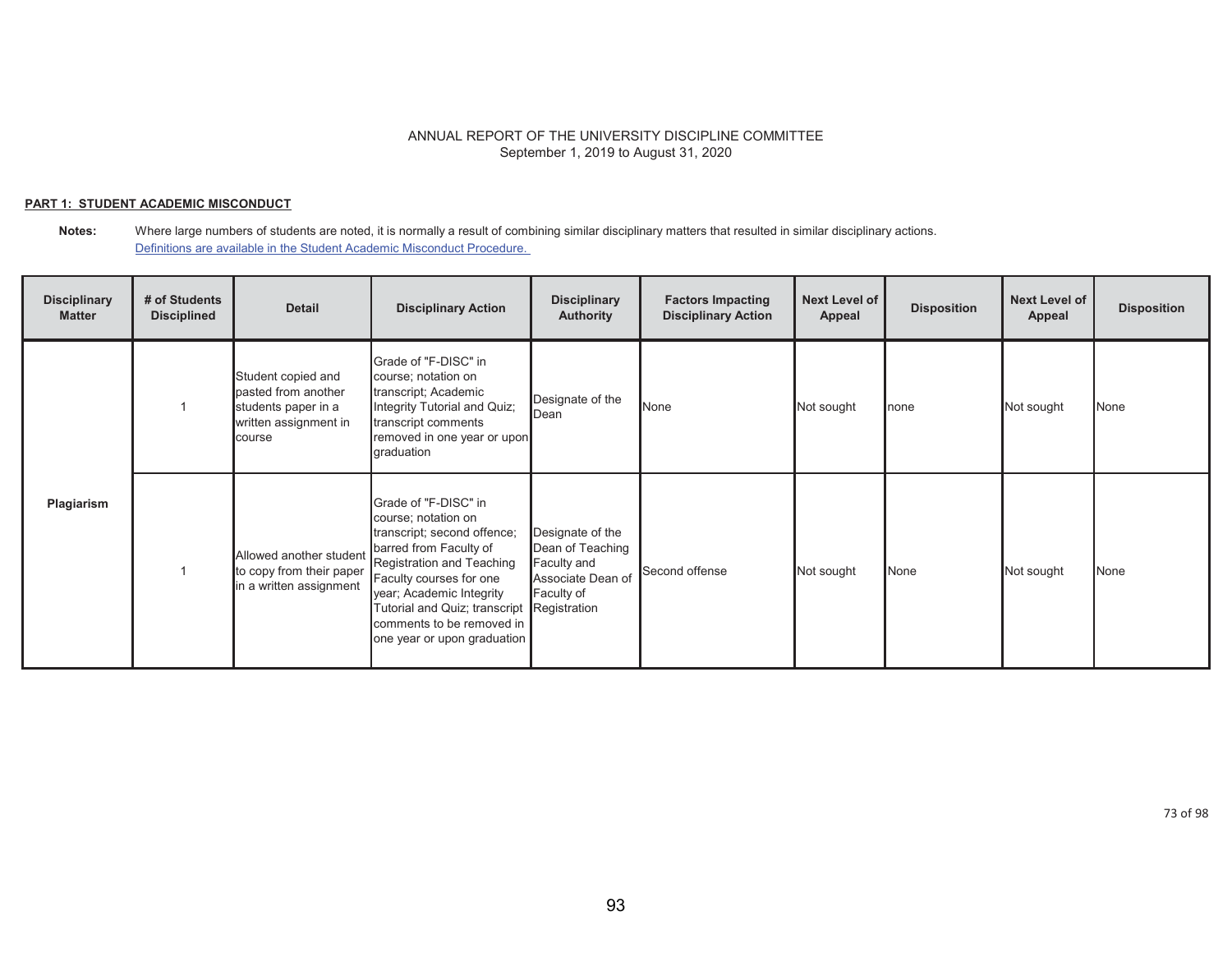ANNUAL REPORT OF THE UNIVERSITY DISCIPLINE COMMITTEE
September 1, 2019 to August 31, 2020

**PART 1: STUDENT ACADEMIC MISCONDUCT**

**Notes:** Where large numbers of students are noted, it is normally a result of combining similar disciplinary matters that resulted in similar disciplinary actions.
Definitions are available in the Student Academic Misconduct Procedure.

| Disciplinary Matter | # of Students Disciplined | Detail | Disciplinary Action | Disciplinary Authority | Factors Impacting Disciplinary Action | Next Level of Appeal | Disposition | Next Level of Appeal | Disposition |
|---|---|---|---|---|---|---|---|---|---|
| Plagiarism | 1 | Student copied and pasted from another students paper in a written assignment in course | Grade of "F-DISC" in course; notation on transcript; Academic Integrity Tutorial and Quiz; transcript comments removed in one year or upon graduation | Designate of the Dean | None | Not sought | none | Not sought | None |
| | 1 | Allowed another student to copy from their paper in a written assignment | Grade of "F-DISC" in course; notation on transcript; second offence; barred from Faculty of Registration and Teaching Faculty courses for one year; Academic Integrity Tutorial and Quiz; transcript comments to be removed in one year or upon graduation | Designate of the Dean of Teaching Faculty and Associate Dean of Faculty of Registration | Second offense | Not sought | None | Not sought | None |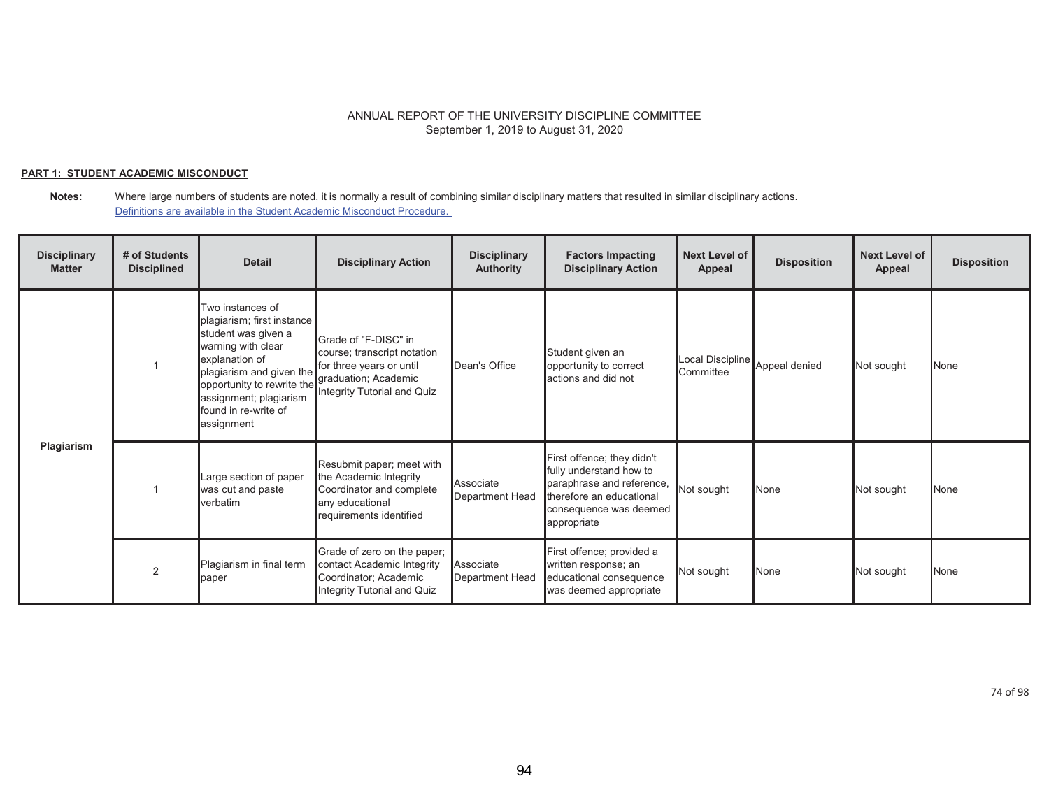ANNUAL REPORT OF THE UNIVERSITY DISCIPLINE COMMITTEE
September 1, 2019 to August 31, 2020

**PART 1: STUDENT ACADEMIC MISCONDUCT**

**Notes:** Where large numbers of students are noted, it is normally a result of combining similar disciplinary matters that resulted in similar disciplinary actions.
Definitions are available in the Student Academic Misconduct Procedure.

| Disciplinary Matter | # of Students Disciplined | Detail | Disciplinary Action | Disciplinary Authority | Factors Impacting Disciplinary Action | Next Level of Appeal | Disposition | Next Level of Appeal | Disposition |
|---|---|---|---|---|---|---|---|---|---|
| Plagiarism | 1 | Two instances of plagiarism; first instance student was given a warning with clear explanation of plagiarism and given the opportunity to rewrite the assignment; plagiarism found in re-write of assignment | Grade of "F-DISC" in course; transcript notation for three years or until graduation; Academic Integrity Tutorial and Quiz | Dean's Office | Student given an opportunity to correct actions and did not | Local Discipline Committee | Appeal denied | Not sought | None |
| | 1 | Large section of paper was cut and paste verbatim | Resubmit paper; meet with the Academic Integrity Coordinator and complete any educational requirements identified | Associate Department Head | First offence; they didn't fully understand how to paraphrase and reference, therefore an educational consequence was deemed appropriate | Not sought | None | Not sought | None |
| | 2 | Plagiarism in final term paper | Grade of zero on the paper; contact Academic Integrity Coordinator; Academic Integrity Tutorial and Quiz | Associate Department Head | First offence; provided a written response; an educational consequence was deemed appropriate | Not sought | None | Not sought | None |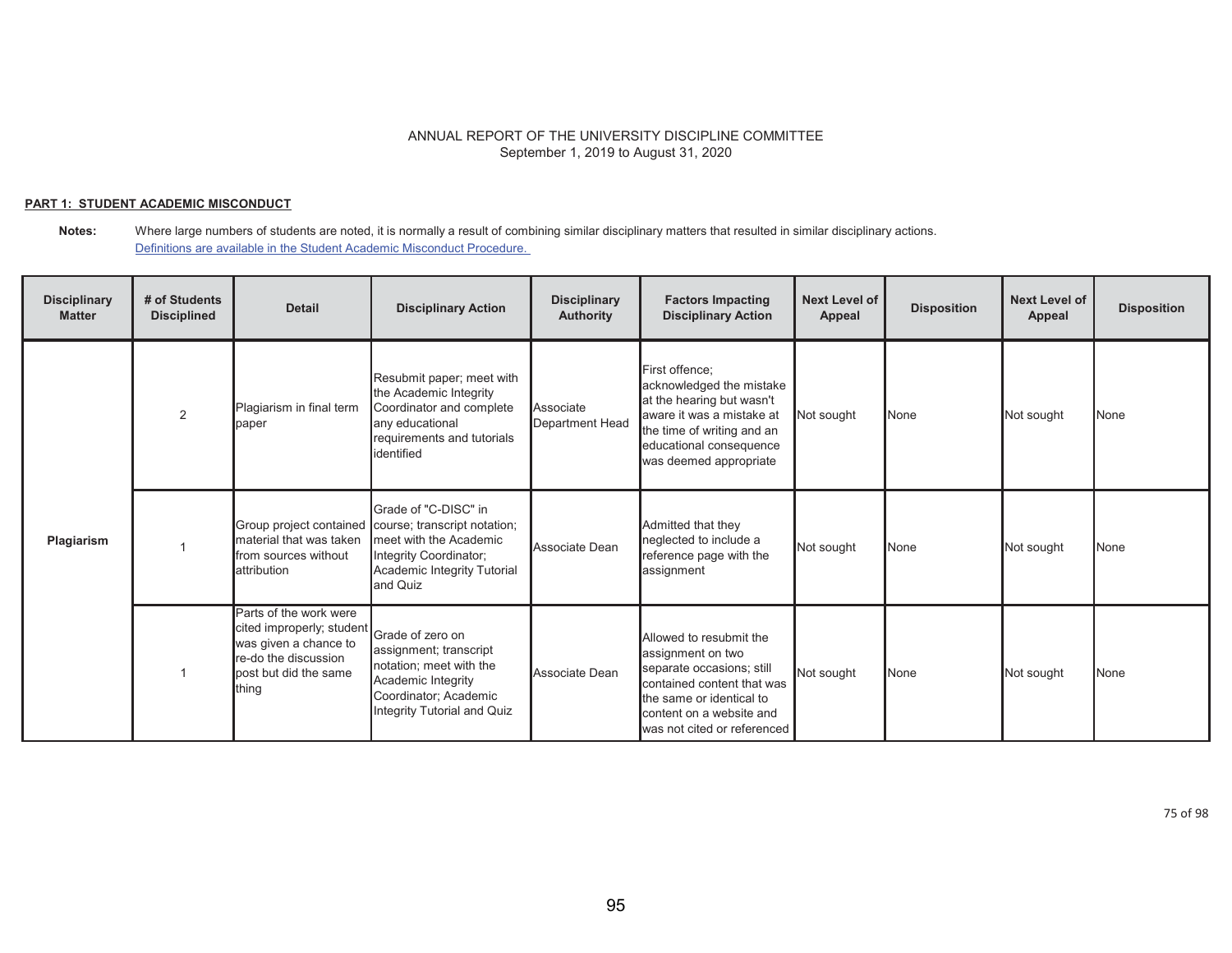ANNUAL REPORT OF THE UNIVERSITY DISCIPLINE COMMITTEE
September 1, 2019 to August 31, 2020

**PART 1: STUDENT ACADEMIC MISCONDUCT**

**Notes:** Where large numbers of students are noted, it is normally a result of combining similar disciplinary matters that resulted in similar disciplinary actions.
Definitions are available in the Student Academic Misconduct Procedure.

| Disciplinary Matter | # of Students Disciplined | Detail | Disciplinary Action | Disciplinary Authority | Factors Impacting Disciplinary Action | Next Level of Appeal | Disposition | Next Level of Appeal | Disposition |
|---|---|---|---|---|---|---|---|---|---|
| Plagiarism | 2 | Plagiarism in final term paper | Resubmit paper; meet with the Academic Integrity Coordinator and complete any educational requirements and tutorials identified | Associate Department Head | First offence; acknowledged the mistake at the hearing but wasn't aware it was a mistake at the time of writing and an educational consequence was deemed appropriate | Not sought | None | Not sought | None |
| | 1 | Group project contained material that was taken from sources without attribution | Grade of "C-DISC" in course; transcript notation; meet with the Academic Integrity Coordinator; Academic Integrity Tutorial and Quiz | Associate Dean | Admitted that they neglected to include a reference page with the assignment | Not sought | None | Not sought | None |
| | 1 | Parts of the work were cited improperly; student was given a chance to re-do the discussion post but did the same thing | Grade of zero on assignment; transcript notation; meet with the Academic Integrity Coordinator; Academic Integrity Tutorial and Quiz | Associate Dean | Allowed to resubmit the assignment on two separate occasions; still contained content that was the same or identical to content on a website and was not cited or referenced | Not sought | None | Not sought | None |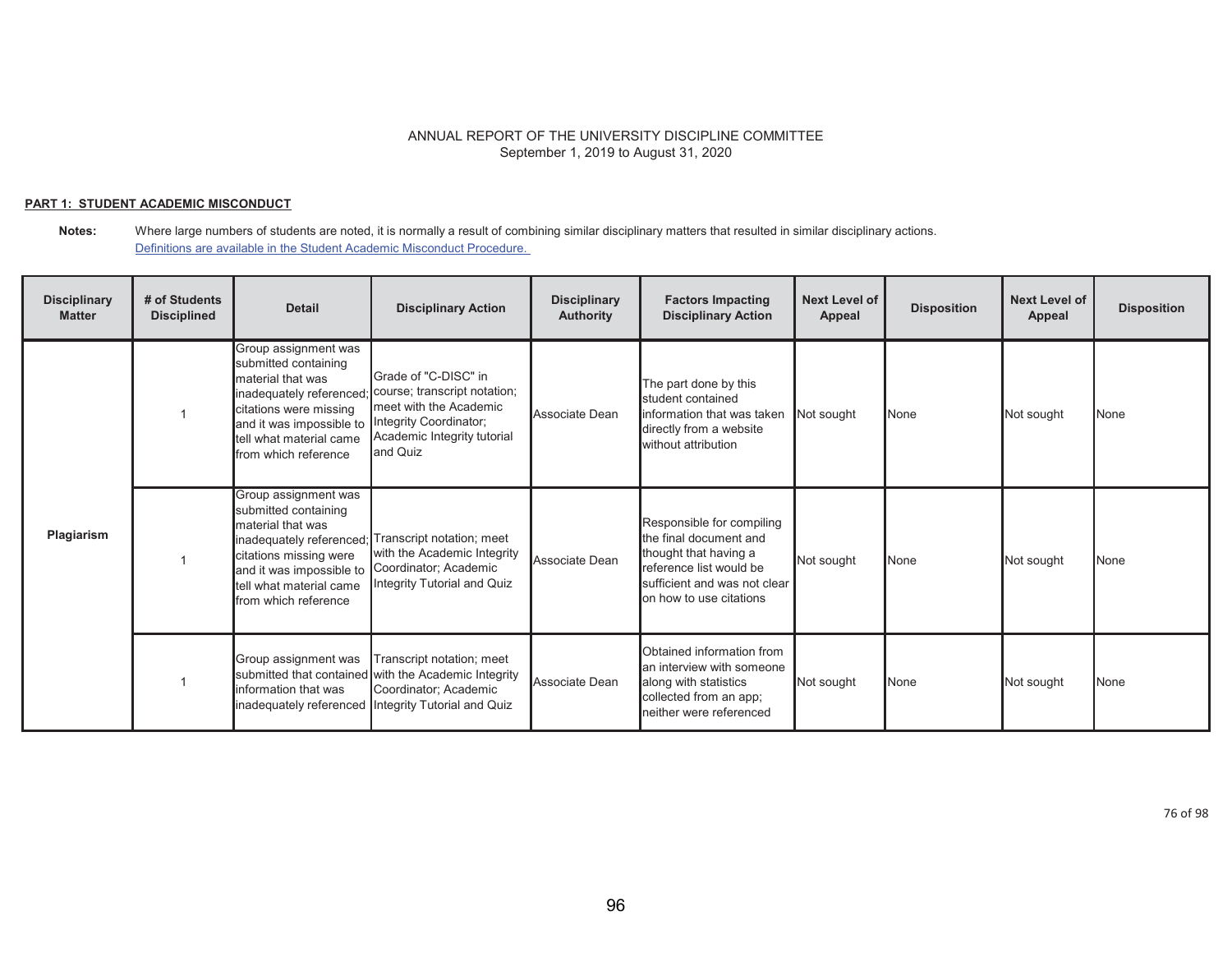ANNUAL REPORT OF THE UNIVERSITY DISCIPLINE COMMITTEE
September 1, 2019 to August 31, 2020

**PART 1: STUDENT ACADEMIC MISCONDUCT**

**Notes:** Where large numbers of students are noted, it is normally a result of combining similar disciplinary matters that resulted in similar disciplinary actions.
Definitions are available in the Student Academic Misconduct Procedure.

| Disciplinary Matter | # of Students Disciplined | Detail | Disciplinary Action | Disciplinary Authority | Factors Impacting Disciplinary Action | Next Level of Appeal | Disposition | Next Level of Appeal | Disposition |
|---|---|---|---|---|---|---|---|---|---|
| Plagiarism | 1 | Group assignment was submitted containing material that was inadequately referenced; citations were missing and it was impossible to tell what material came from which reference | Grade of "C-DISC" in course; transcript notation; meet with the Academic Integrity Coordinator; Academic Integrity tutorial and Quiz | Associate Dean | The part done by this student contained information that was taken directly from a website without attribution | Not sought | None | Not sought | None |
| | 1 | Group assignment was submitted containing material that was inadequately referenced; citations missing were and it was impossible to tell what material came from which reference | Transcript notation; meet with the Academic Integrity Coordinator; Academic Integrity Tutorial and Quiz | Associate Dean | Responsible for compiling the final document and thought that having a reference list would be sufficient and was not clear on how to use citations | Not sought | None | Not sought | None |
| | 1 | Group assignment was submitted that contained information that was inadequately referenced | Transcript notation; meet with the Academic Integrity Coordinator; Academic Integrity Tutorial and Quiz | Associate Dean | Obtained information from an interview with someone along with statistics collected from an app; neither were referenced | Not sought | None | Not sought | None |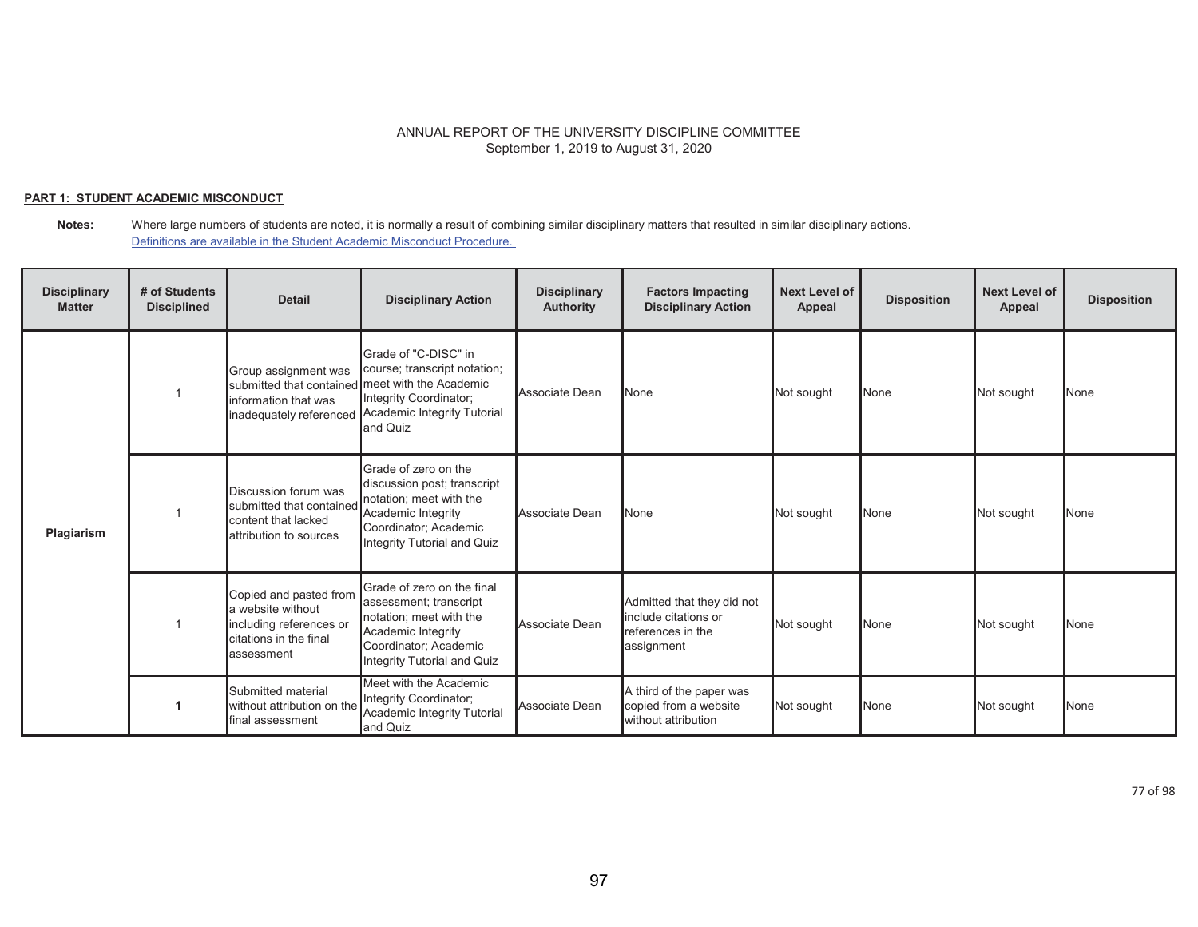ANNUAL REPORT OF THE UNIVERSITY DISCIPLINE COMMITTEE
September 1, 2019 to August 31, 2020

**PART 1: STUDENT ACADEMIC MISCONDUCT**

**Notes:** Where large numbers of students are noted, it is normally a result of combining similar disciplinary matters that resulted in similar disciplinary actions.
Definitions are available in the Student Academic Misconduct Procedure.

| Disciplinary Matter | # of Students Disciplined | Detail | Disciplinary Action | Disciplinary Authority | Factors Impacting Disciplinary Action | Next Level of Appeal | Disposition | Next Level of Appeal | Disposition |
|---|---|---|---|---|---|---|---|---|---|
| Plagiarism | 1 | Group assignment was submitted that contained information that was inadequately referenced | Grade of "C-DISC" in course; transcript notation; meet with the Academic Integrity Coordinator; Academic Integrity Tutorial and Quiz | Associate Dean | None | Not sought | None | Not sought | None |
| | 1 | Discussion forum was submitted that contained content that lacked attribution to sources | Grade of zero on the discussion post; transcript notation; meet with the Academic Integrity Coordinator; Academic Integrity Tutorial and Quiz | Associate Dean | None | Not sought | None | Not sought | None |
| | 1 | Copied and pasted from a website without including references or citations in the final assessment | Grade of zero on the final assessment; transcript notation; meet with the Academic Integrity Coordinator; Academic Integrity Tutorial and Quiz | Associate Dean | Admitted that they did not include citations or references in the assignment | Not sought | None | Not sought | None |
| | **1** | Submitted material without attribution on the final assessment | Meet with the Academic Integrity Coordinator; Academic Integrity Tutorial and Quiz | Associate Dean | A third of the paper was copied from a website without attribution | Not sought | None | Not sought | None |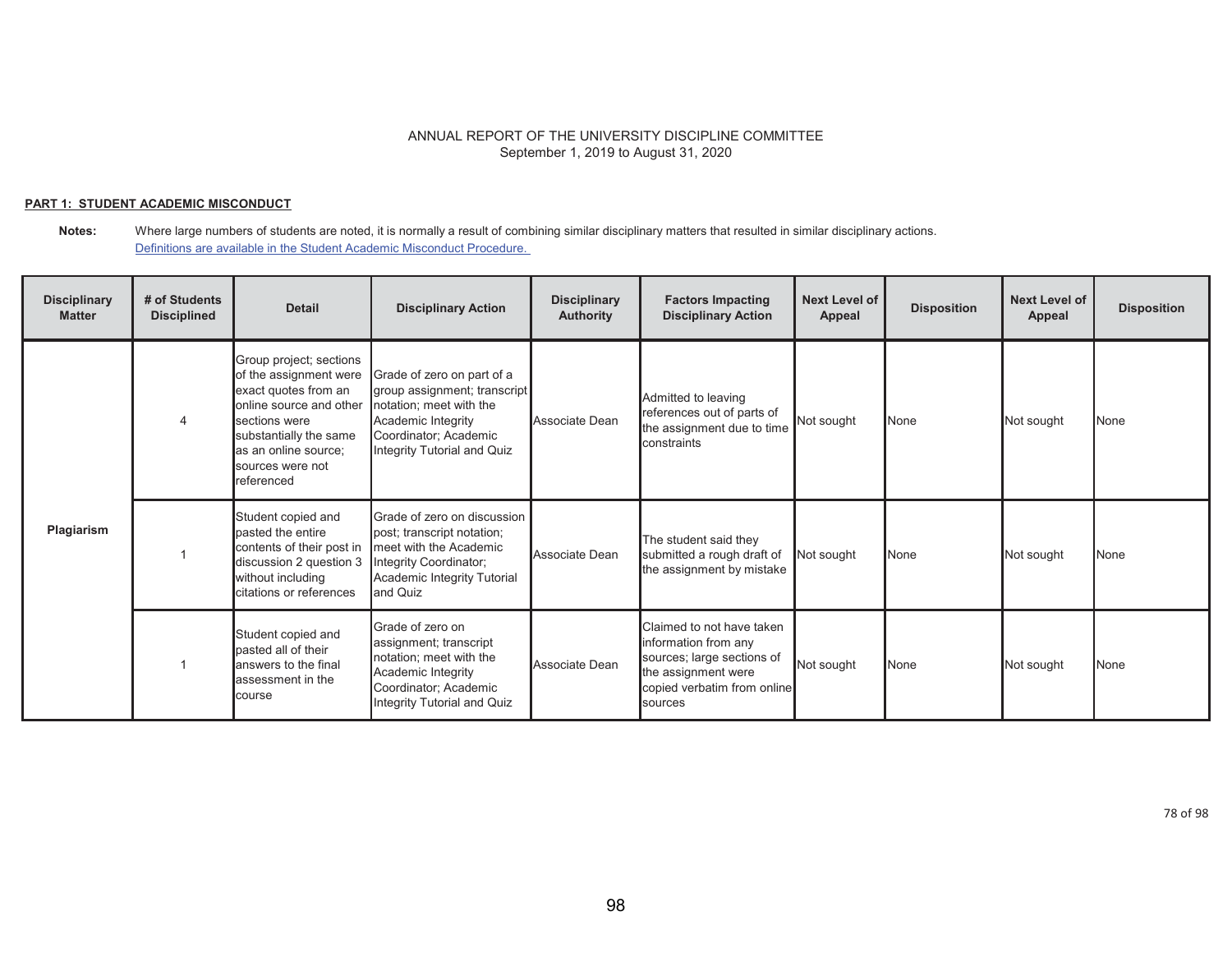ANNUAL REPORT OF THE UNIVERSITY DISCIPLINE COMMITTEE
September 1, 2019 to August 31, 2020

**PART 1: STUDENT ACADEMIC MISCONDUCT**

**Notes:** Where large numbers of students are noted, it is normally a result of combining similar disciplinary matters that resulted in similar disciplinary actions.
Definitions are available in the Student Academic Misconduct Procedure.

| Disciplinary Matter | # of Students Disciplined | Detail | Disciplinary Action | Disciplinary Authority | Factors Impacting Disciplinary Action | Next Level of Appeal | Disposition | Next Level of Appeal | Disposition |
|---|---|---|---|---|---|---|---|---|---|
| Plagiarism | 4 | Group project; sections of the assignment were exact quotes from an online source and other sections were substantially the same as an online source; sources were not referenced | Grade of zero on part of a group assignment; transcript notation; meet with the Academic Integrity Coordinator; Academic Integrity Tutorial and Quiz | Associate Dean | Admitted to leaving references out of parts of the assignment due to time constraints | Not sought | None | Not sought | None |
| | 1 | Student copied and pasted the entire contents of their post in discussion 2 question 3 without including citations or references | Grade of zero on discussion post; transcript notation; meet with the Academic Integrity Coordinator; Academic Integrity Tutorial and Quiz | Associate Dean | The student said they submitted a rough draft of the assignment by mistake | Not sought | None | Not sought | None |
| | 1 | Student copied and pasted all of their answers to the final assessment in the course | Grade of zero on assignment; transcript notation; meet with the Academic Integrity Coordinator; Academic Integrity Tutorial and Quiz | Associate Dean | Claimed to not have taken information from any sources; large sections of the assignment were copied verbatim from online sources | Not sought | None | Not sought | None |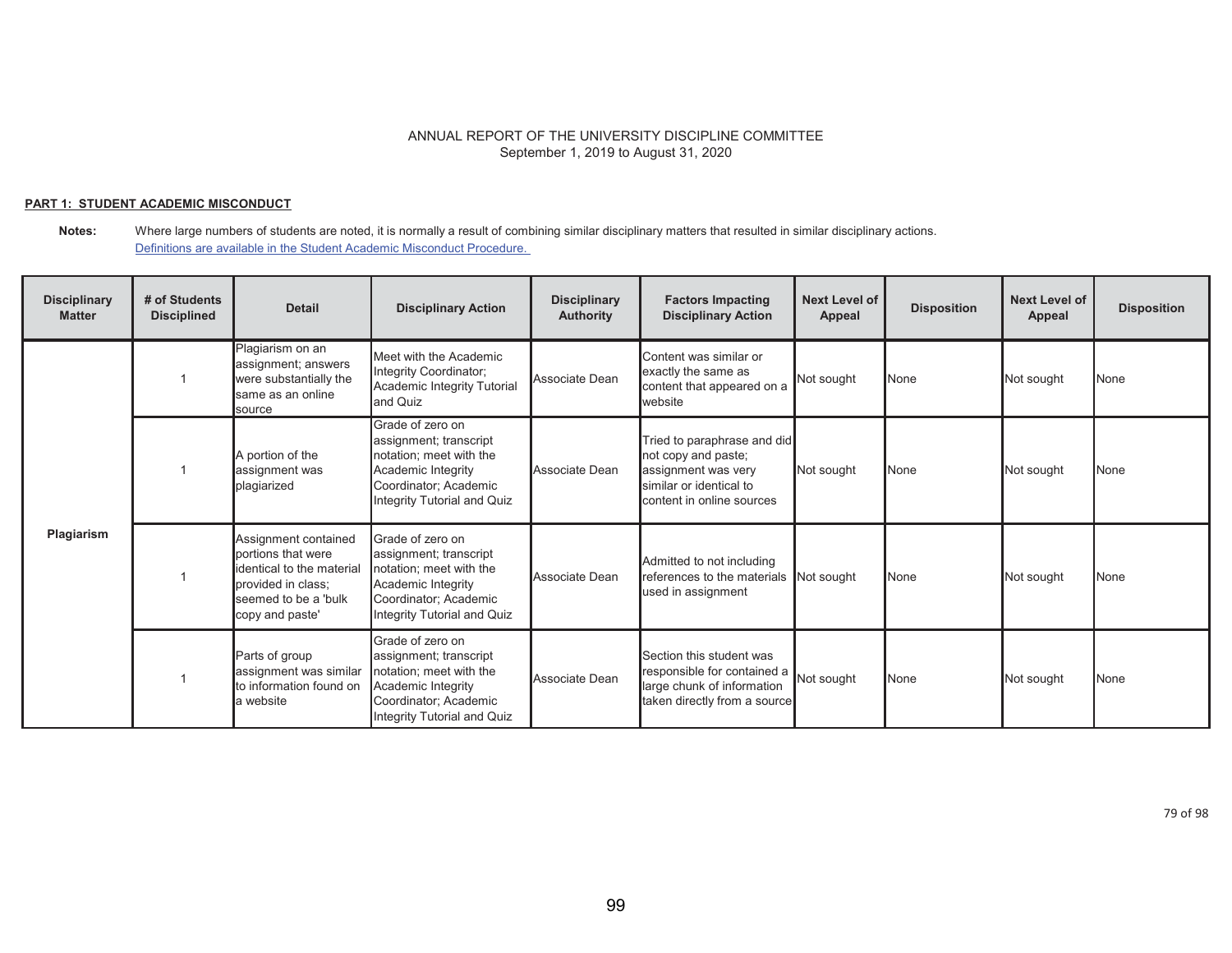ANNUAL REPORT OF THE UNIVERSITY DISCIPLINE COMMITTEE
September 1, 2019 to August 31, 2020

**PART 1: STUDENT ACADEMIC MISCONDUCT**

**Notes:** Where large numbers of students are noted, it is normally a result of combining similar disciplinary matters that resulted in similar disciplinary actions.
Definitions are available in the Student Academic Misconduct Procedure.

| Disciplinary Matter | # of Students Disciplined | Detail | Disciplinary Action | Disciplinary Authority | Factors Impacting Disciplinary Action | Next Level of Appeal | Disposition | Next Level of Appeal | Disposition |
|---|---|---|---|---|---|---|---|---|---|
| Plagiarism | 1 | Plagiarism on an assignment; answers were substantially the same as an online source | Meet with the Academic Integrity Coordinator; Academic Integrity Tutorial and Quiz | Associate Dean | Content was similar or exactly the same as content that appeared on a website | Not sought | None | Not sought | None |
| | 1 | A portion of the assignment was plagiarized | Grade of zero on assignment; transcript notation; meet with the Academic Integrity Coordinator; Academic Integrity Tutorial and Quiz | Associate Dean | Tried to paraphrase and did not copy and paste; assignment was very similar or identical to content in online sources | Not sought | None | Not sought | None |
| | 1 | Assignment contained portions that were identical to the material provided in class; seemed to be a 'bulk copy and paste' | Grade of zero on assignment; transcript notation; meet with the Academic Integrity Coordinator; Academic Integrity Tutorial and Quiz | Associate Dean | Admitted to not including references to the materials used in assignment | Not sought | None | Not sought | None |
| | 1 | Parts of group assignment was similar to information found on a website | Grade of zero on assignment; transcript notation; meet with the Academic Integrity Coordinator; Academic Integrity Tutorial and Quiz | Associate Dean | Section this student was responsible for contained a large chunk of information taken directly from a source | Not sought | None | Not sought | None |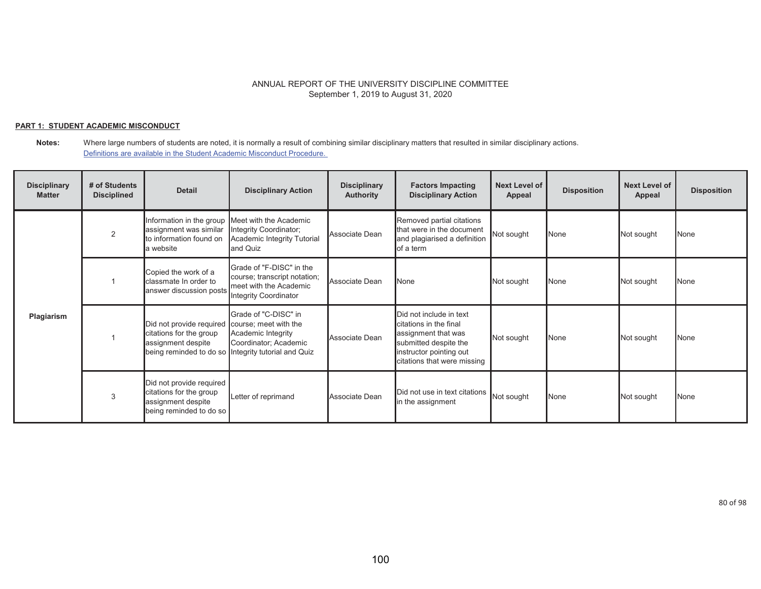ANNUAL REPORT OF THE UNIVERSITY DISCIPLINE COMMITTEE
September 1, 2019 to August 31, 2020

**PART 1: STUDENT ACADEMIC MISCONDUCT**

**Notes:** Where large numbers of students are noted, it is normally a result of combining similar disciplinary matters that resulted in similar disciplinary actions.
[Definitions are available in the Student Academic Misconduct Procedure.]

| Disciplinary Matter | # of Students Disciplined | Detail | Disciplinary Action | Disciplinary Authority | Factors Impacting Disciplinary Action | Next Level of Appeal | Disposition | Next Level of Appeal | Disposition |
|---|---|---|---|---|---|---|---|---|---|
| Plagiarism | 2 | Information in the group assignment was similar to information found on a website | Meet with the Academic Integrity Coordinator; Academic Integrity Tutorial and Quiz | Associate Dean | Removed partial citations that were in the document and plagiarised a definition of a term | Not sought | None | Not sought | None |
| | 1 | Copied the work of a classmate In order to answer discussion posts | Grade of "F-DISC" in the course; transcript notation; meet with the Academic Integrity Coordinator | Associate Dean | None | Not sought | None | Not sought | None |
| | 1 | Did not provide required citations for the group assignment despite being reminded to do so | Grade of "C-DISC" in course; meet with the Academic Integrity Coordinator; Academic Integrity tutorial and Quiz | Associate Dean | Did not include in text citations in the final assignment that was submitted despite the instructor pointing out citations that were missing | Not sought | None | Not sought | None |
| | 3 | Did not provide required citations for the group assignment despite being reminded to do so | Letter of reprimand | Associate Dean | Did not use in text citations in the assignment | Not sought | None | Not sought | None |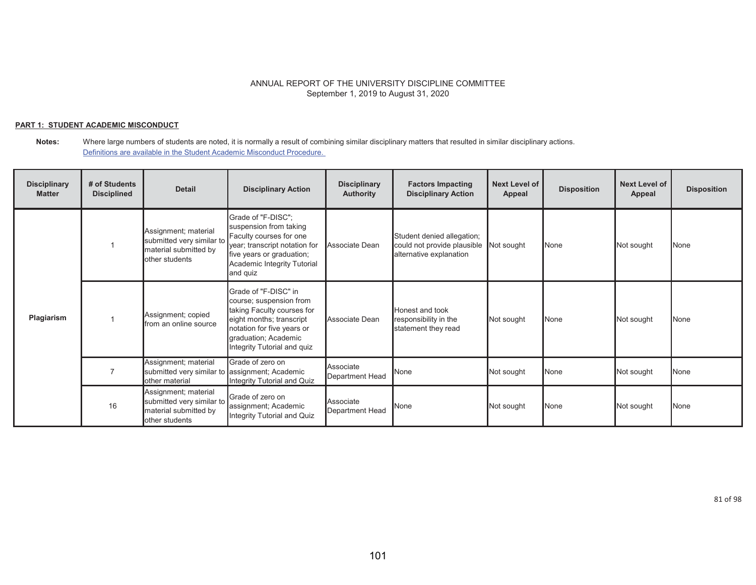ANNUAL REPORT OF THE UNIVERSITY DISCIPLINE COMMITTEE
September 1, 2019 to August 31, 2020

**PART 1: STUDENT ACADEMIC MISCONDUCT**

**Notes:** Where large numbers of students are noted, it is normally a result of combining similar disciplinary matters that resulted in similar disciplinary actions.
Definitions are available in the Student Academic Misconduct Procedure.

| Disciplinary Matter | # of Students Disciplined | Detail | Disciplinary Action | Disciplinary Authority | Factors Impacting Disciplinary Action | Next Level of Appeal | Disposition | Next Level of Appeal | Disposition |
|---|---|---|---|---|---|---|---|---|---|
| Plagiarism | 1 | Assignment; material submitted very similar to material submitted by other students | Grade of "F-DISC"; suspension from taking Faculty courses for one year; transcript notation for five years or graduation; Academic Integrity Tutorial and quiz | Associate Dean | Student denied allegation; could not provide plausible alternative explanation | Not sought | None | Not sought | None |
| | 1 | Assignment; copied from an online source | Grade of "F-DISC" in course; suspension from taking Faculty courses for eight months; transcript notation for five years or graduation; Academic Integrity Tutorial and quiz | Associate Dean | Honest and took responsibility in the statement they read | Not sought | None | Not sought | None |
| | 7 | Assignment; material submitted very similar to other material | Grade of zero on assignment; Academic Integrity Tutorial and Quiz | Associate Department Head | None | Not sought | None | Not sought | None |
| | 16 | Assignment; material submitted very similar to material submitted by other students | Grade of zero on assignment; Academic Integrity Tutorial and Quiz | Associate Department Head | None | Not sought | None | Not sought | None |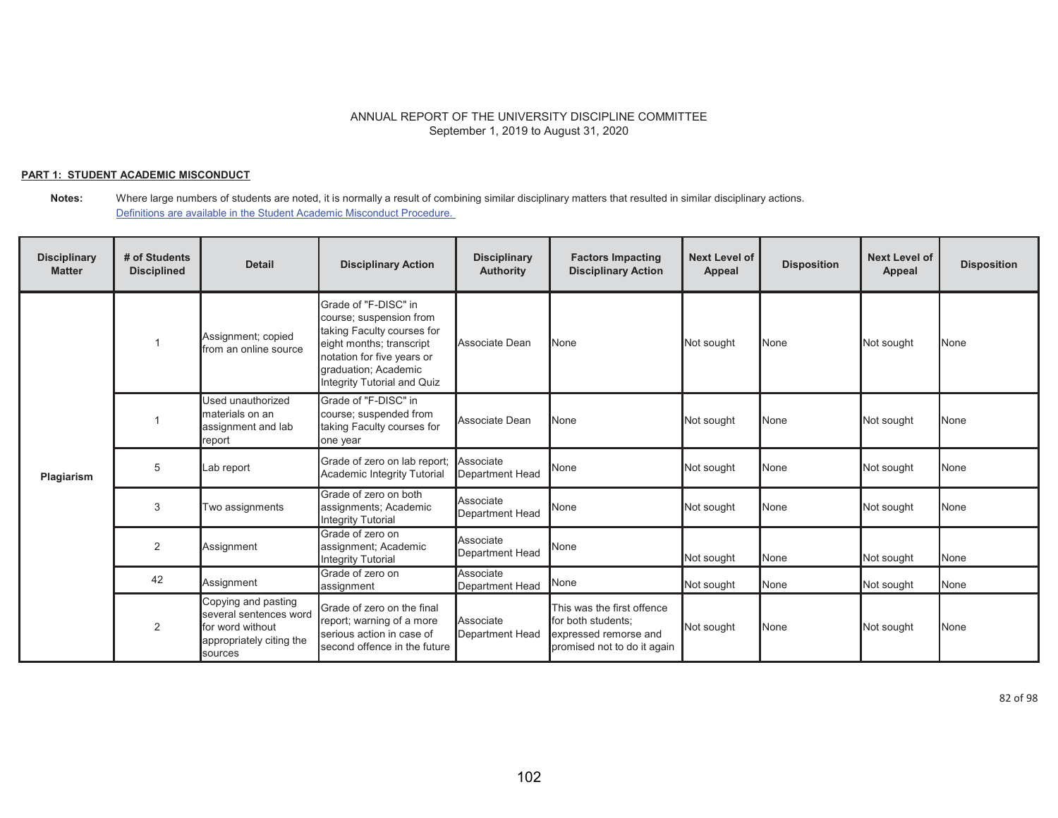ANNUAL REPORT OF THE UNIVERSITY DISCIPLINE COMMITTEE
September 1, 2019 to August 31, 2020

**PART 1: STUDENT ACADEMIC MISCONDUCT**

**Notes:** Where large numbers of students are noted, it is normally a result of combining similar disciplinary matters that resulted in similar disciplinary actions.
Definitions are available in the Student Academic Misconduct Procedure.

| Disciplinary Matter | # of Students Disciplined | Detail | Disciplinary Action | Disciplinary Authority | Factors Impacting Disciplinary Action | Next Level of Appeal | Disposition | Next Level of Appeal | Disposition |
|---|---|---|---|---|---|---|---|---|---|
| Plagiarism | 1 | Assignment; copied from an online source | Grade of "F-DISC" in course; suspension from taking Faculty courses for eight months; transcript notation for five years or graduation; Academic Integrity Tutorial and Quiz | Associate Dean | None | Not sought | None | Not sought | None |
| | 1 | Used unauthorized materials on an assignment and lab report | Grade of "F-DISC" in course; suspended from taking Faculty courses for one year | Associate Dean | None | Not sought | None | Not sought | None |
| | 5 | Lab report | Grade of zero on lab report; Academic Integrity Tutorial | Associate Department Head | None | Not sought | None | Not sought | None |
| | 3 | Two assignments | Grade of zero on both assignments; Academic Integrity Tutorial | Associate Department Head | None | Not sought | None | Not sought | None |
| | 2 | Assignment | Grade of zero on assignment; Academic Integrity Tutorial | Associate Department Head | None | Not sought | None | Not sought | None |
| | 42 | Assignment | Grade of zero on assignment | Associate Department Head | None | Not sought | None | Not sought | None |
| | 2 | Copying and pasting several sentences word for word without appropriately citing the sources | Grade of zero on the final report; warning of a more serious action in case of second offence in the future | Associate Department Head | This was the first offence for both students; expressed remorse and promised not to do it again | Not sought | None | Not sought | None |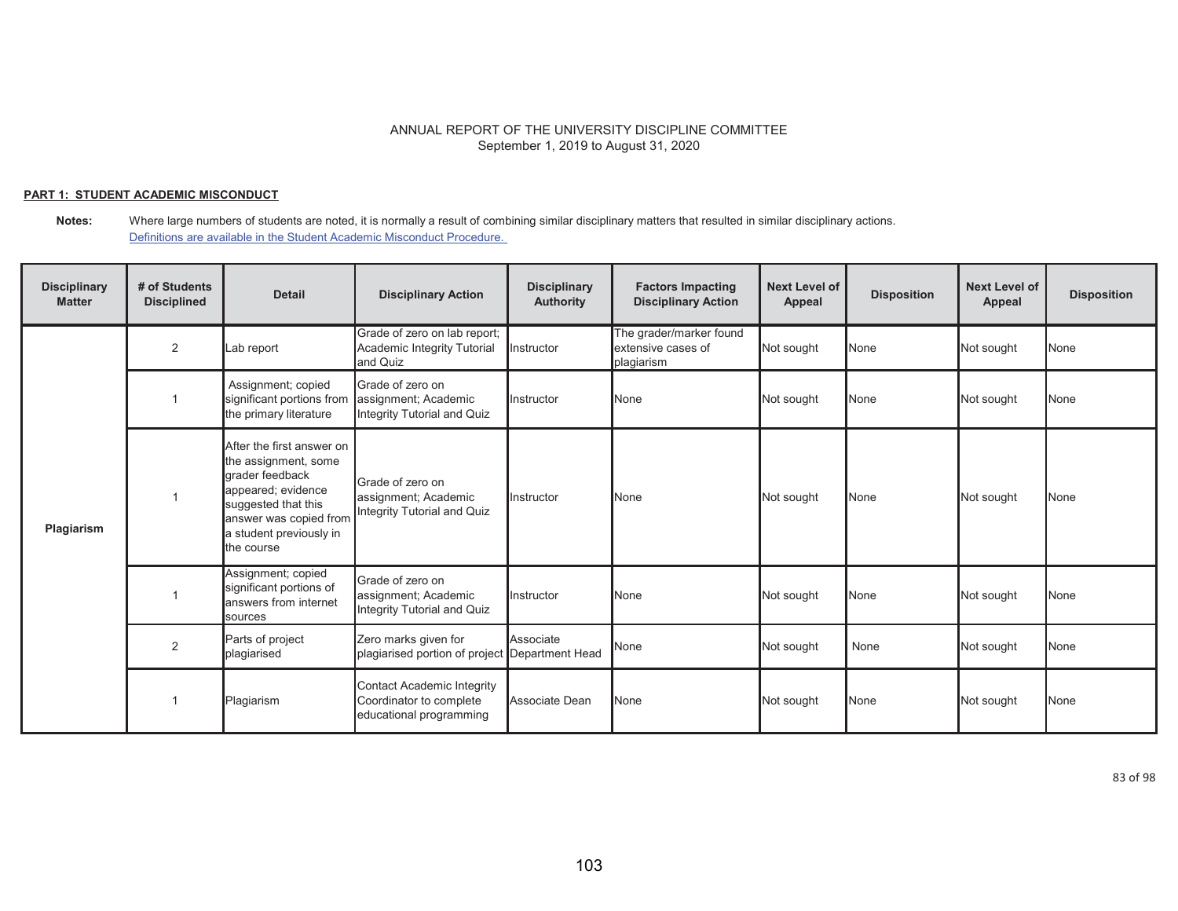ANNUAL REPORT OF THE UNIVERSITY DISCIPLINE COMMITTEE
September 1, 2019 to August 31, 2020

**PART 1: STUDENT ACADEMIC MISCONDUCT**

**Notes:** Where large numbers of students are noted, it is normally a result of combining similar disciplinary matters that resulted in similar disciplinary actions.
[Definitions are available in the Student Academic Misconduct Procedure.]

| Disciplinary Matter | # of Students Disciplined | Detail | Disciplinary Action | Disciplinary Authority | Factors Impacting Disciplinary Action | Next Level of Appeal | Disposition | Next Level of Appeal | Disposition |
|---|---|---|---|---|---|---|---|---|---|
| Plagiarism | 2 | Lab report | Grade of zero on lab report; Academic Integrity Tutorial and Quiz | Instructor | The grader/marker found extensive cases of plagiarism | Not sought | None | Not sought | None |
| | 1 | Assignment; copied significant portions from the primary literature | Grade of zero on assignment; Academic Integrity Tutorial and Quiz | Instructor | None | Not sought | None | Not sought | None |
| | 1 | After the first answer on the assignment, some grader feedback appeared; evidence suggested that this answer was copied from a student previously in the course | Grade of zero on assignment; Academic Integrity Tutorial and Quiz | Instructor | None | Not sought | None | Not sought | None |
| | 1 | Assignment; copied significant portions of answers from internet sources | Grade of zero on assignment; Academic Integrity Tutorial and Quiz | Instructor | None | Not sought | None | Not sought | None |
| | 2 | Parts of project plagiarised | Zero marks given for plagiarised portion of project | Associate Department Head | None | Not sought | None | Not sought | None |
| | 1 | Plagiarism | Contact Academic Integrity Coordinator to complete educational programming | Associate Dean | None | Not sought | None | Not sought | None |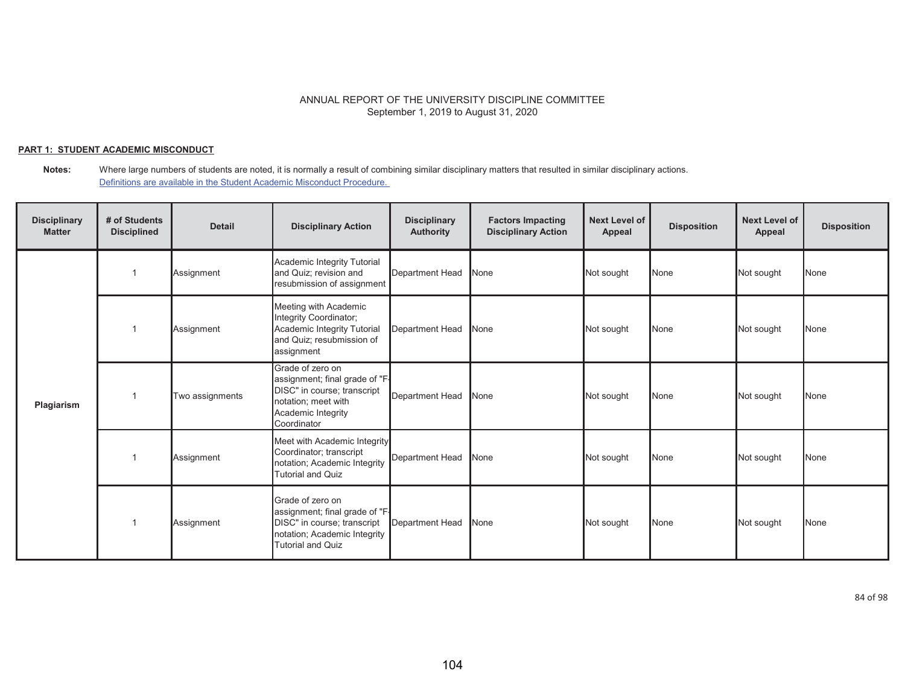ANNUAL REPORT OF THE UNIVERSITY DISCIPLINE COMMITTEE
September 1, 2019 to August 31, 2020

**PART 1: STUDENT ACADEMIC MISCONDUCT**

**Notes:** Where large numbers of students are noted, it is normally a result of combining similar disciplinary matters that resulted in similar disciplinary actions.
Definitions are available in the Student Academic Misconduct Procedure.

| Disciplinary Matter | # of Students Disciplined | Detail | Disciplinary Action | Disciplinary Authority | Factors Impacting Disciplinary Action | Next Level of Appeal | Disposition | Next Level of Appeal | Disposition |
|---|---|---|---|---|---|---|---|---|---|
| Plagiarism | 1 | Assignment | Academic Integrity Tutorial and Quiz; revision and resubmission of assignment | Department Head | None | Not sought | None | Not sought | None |
| | 1 | Assignment | Meeting with Academic Integrity Coordinator; Academic Integrity Tutorial and Quiz; resubmission of assignment | Department Head | None | Not sought | None | Not sought | None |
| | 1 | Two assignments | Grade of zero on assignment; final grade of "F-DISC" in course; transcript notation; meet with Academic Integrity Coordinator | Department Head | None | Not sought | None | Not sought | None |
| | 1 | Assignment | Meet with Academic Integrity Coordinator; transcript notation; Academic Integrity Tutorial and Quiz | Department Head | None | Not sought | None | Not sought | None |
| | 1 | Assignment | Grade of zero on assignment; final grade of "F-DISC" in course; transcript notation; Academic Integrity Tutorial and Quiz | Department Head | None | Not sought | None | Not sought | None |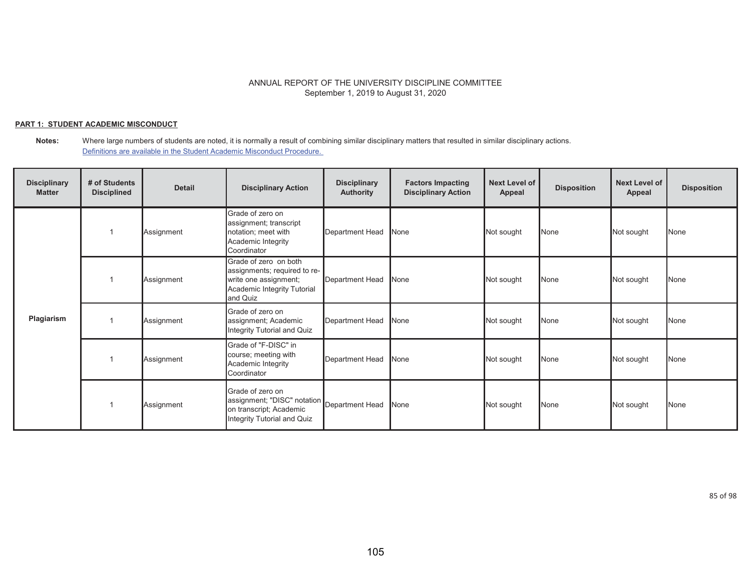ANNUAL REPORT OF THE UNIVERSITY DISCIPLINE COMMITTEE
September 1, 2019 to August 31, 2020

**PART 1: STUDENT ACADEMIC MISCONDUCT**

**Notes:** Where large numbers of students are noted, it is normally a result of combining similar disciplinary matters that resulted in similar disciplinary actions.
[Definitions are available in the Student Academic Misconduct Procedure.](#)

| Disciplinary Matter | # of Students Disciplined | Detail | Disciplinary Action | Disciplinary Authority | Factors Impacting Disciplinary Action | Next Level of Appeal | Disposition | Next Level of Appeal | Disposition |
|---|---|---|---|---|---|---|---|---|---|
| Plagiarism | 1 | Assignment | Grade of zero on assignment; transcript notation; meet with Academic Integrity Coordinator | Department Head | None | Not sought | None | Not sought | None |
| | 1 | Assignment | Grade of zero on both assignments; required to re-write one assignment; Academic Integrity Tutorial and Quiz | Department Head | None | Not sought | None | Not sought | None |
| | 1 | Assignment | Grade of zero on assignment; Academic Integrity Tutorial and Quiz | Department Head | None | Not sought | None | Not sought | None |
| | 1 | Assignment | Grade of "F-DISC" in course; meeting with Academic Integrity Coordinator | Department Head | None | Not sought | None | Not sought | None |
| | 1 | Assignment | Grade of zero on assignment; "DISC" notation on transcript; Academic Integrity Tutorial and Quiz | Department Head | None | Not sought | None | Not sought | None |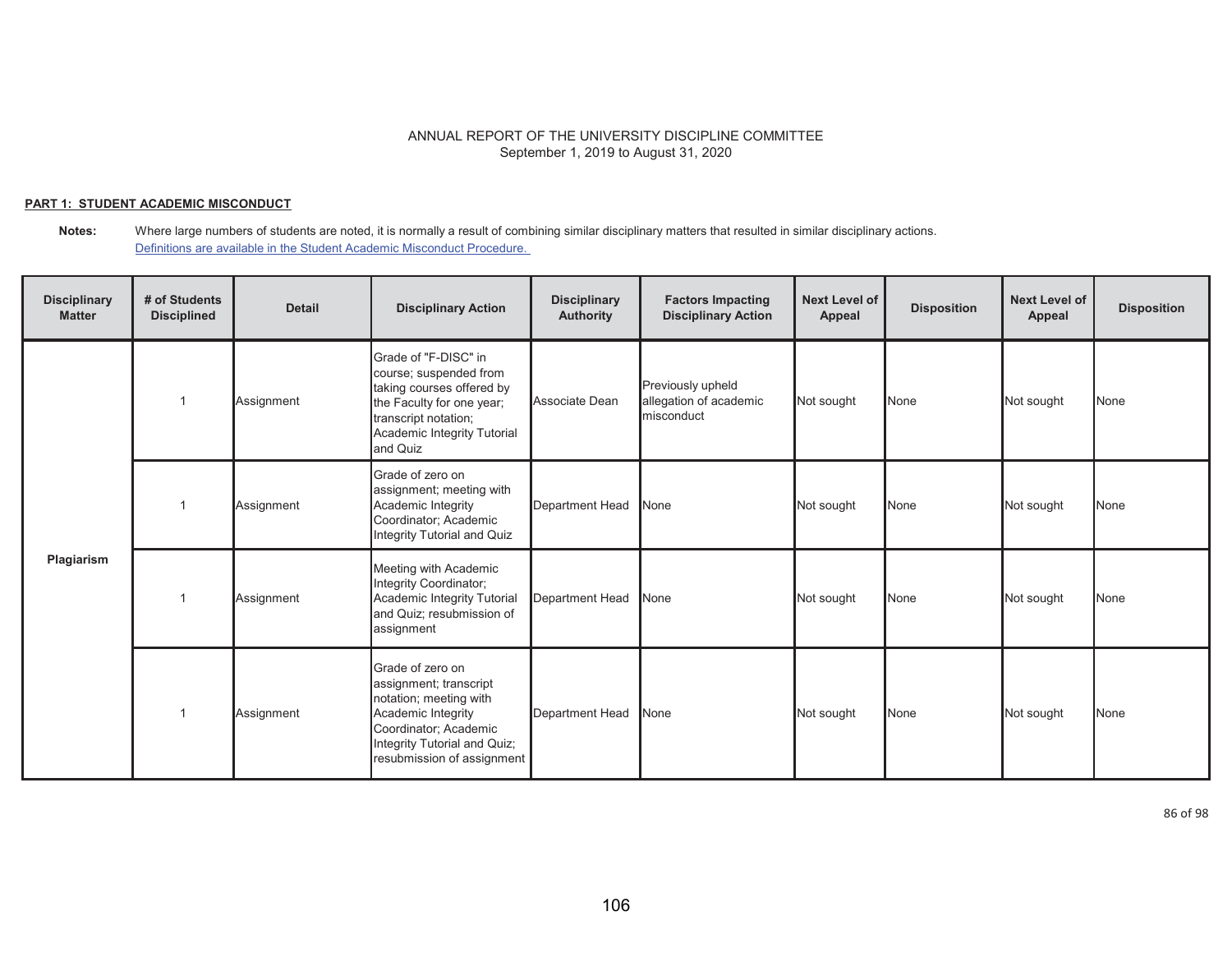ANNUAL REPORT OF THE UNIVERSITY DISCIPLINE COMMITTEE
September 1, 2019 to August 31, 2020

**PART 1: STUDENT ACADEMIC MISCONDUCT**

**Notes:** Where large numbers of students are noted, it is normally a result of combining similar disciplinary matters that resulted in similar disciplinary actions.
Definitions are available in the Student Academic Misconduct Procedure.

| Disciplinary Matter | # of Students Disciplined | Detail | Disciplinary Action | Disciplinary Authority | Factors Impacting Disciplinary Action | Next Level of Appeal | Disposition | Next Level of Appeal | Disposition |
|---|---|---|---|---|---|---|---|---|---|
| Plagiarism | 1 | Assignment | Grade of "F-DISC" in course; suspended from taking courses offered by the Faculty for one year; transcript notation; Academic Integrity Tutorial and Quiz | Associate Dean | Previously upheld allegation of academic misconduct | Not sought | None | Not sought | None |
| | 1 | Assignment | Grade of zero on assignment; meeting with Academic Integrity Coordinator; Academic Integrity Tutorial and Quiz | Department Head | None | Not sought | None | Not sought | None |
| | 1 | Assignment | Meeting with Academic Integrity Coordinator; Academic Integrity Tutorial and Quiz; resubmission of assignment | Department Head | None | Not sought | None | Not sought | None |
| | 1 | Assignment | Grade of zero on assignment; transcript notation; meeting with Academic Integrity Coordinator; Academic Integrity Tutorial and Quiz; resubmission of assignment | Department Head | None | Not sought | None | Not sought | None |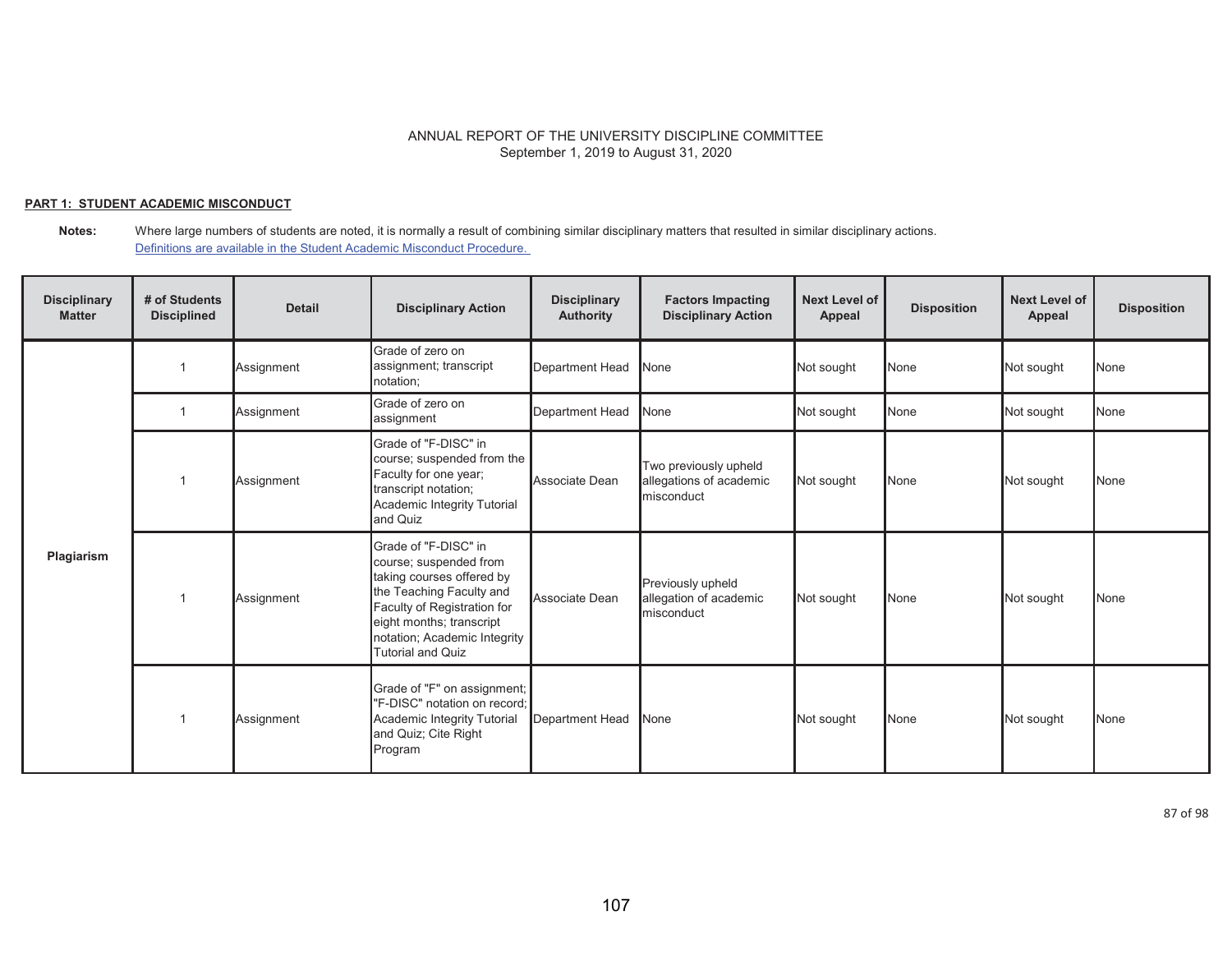ANNUAL REPORT OF THE UNIVERSITY DISCIPLINE COMMITTEE
September 1, 2019 to August 31, 2020

**PART 1: STUDENT ACADEMIC MISCONDUCT**

**Notes:** Where large numbers of students are noted, it is normally a result of combining similar disciplinary matters that resulted in similar disciplinary actions.
Definitions are available in the Student Academic Misconduct Procedure.

| Disciplinary Matter | # of Students Disciplined | Detail | Disciplinary Action | Disciplinary Authority | Factors Impacting Disciplinary Action | Next Level of Appeal | Disposition | Next Level of Appeal | Disposition |
|---|---|---|---|---|---|---|---|---|---|
| **Plagiarism** | 1 | Assignment | Grade of zero on assignment; transcript notation; | Department Head | None | Not sought | None | Not sought | None |
| | 1 | Assignment | Grade of zero on assignment | Department Head | None | Not sought | None | Not sought | None |
| | 1 | Assignment | Grade of "F-DISC" in course; suspended from the Faculty for one year; transcript notation; Academic Integrity Tutorial and Quiz | Associate Dean | Two previously upheld allegations of academic misconduct | Not sought | None | Not sought | None |
| | 1 | Assignment | Grade of "F-DISC" in course; suspended from taking courses offered by the Teaching Faculty and Faculty of Registration for eight months; transcript notation; Academic Integrity Tutorial and Quiz | Associate Dean | Previously upheld allegation of academic misconduct | Not sought | None | Not sought | None |
| | 1 | Assignment | Grade of "F" on assignment; "F-DISC" notation on record; Academic Integrity Tutorial and Quiz; Cite Right Program | Department Head | None | Not sought | None | Not sought | None |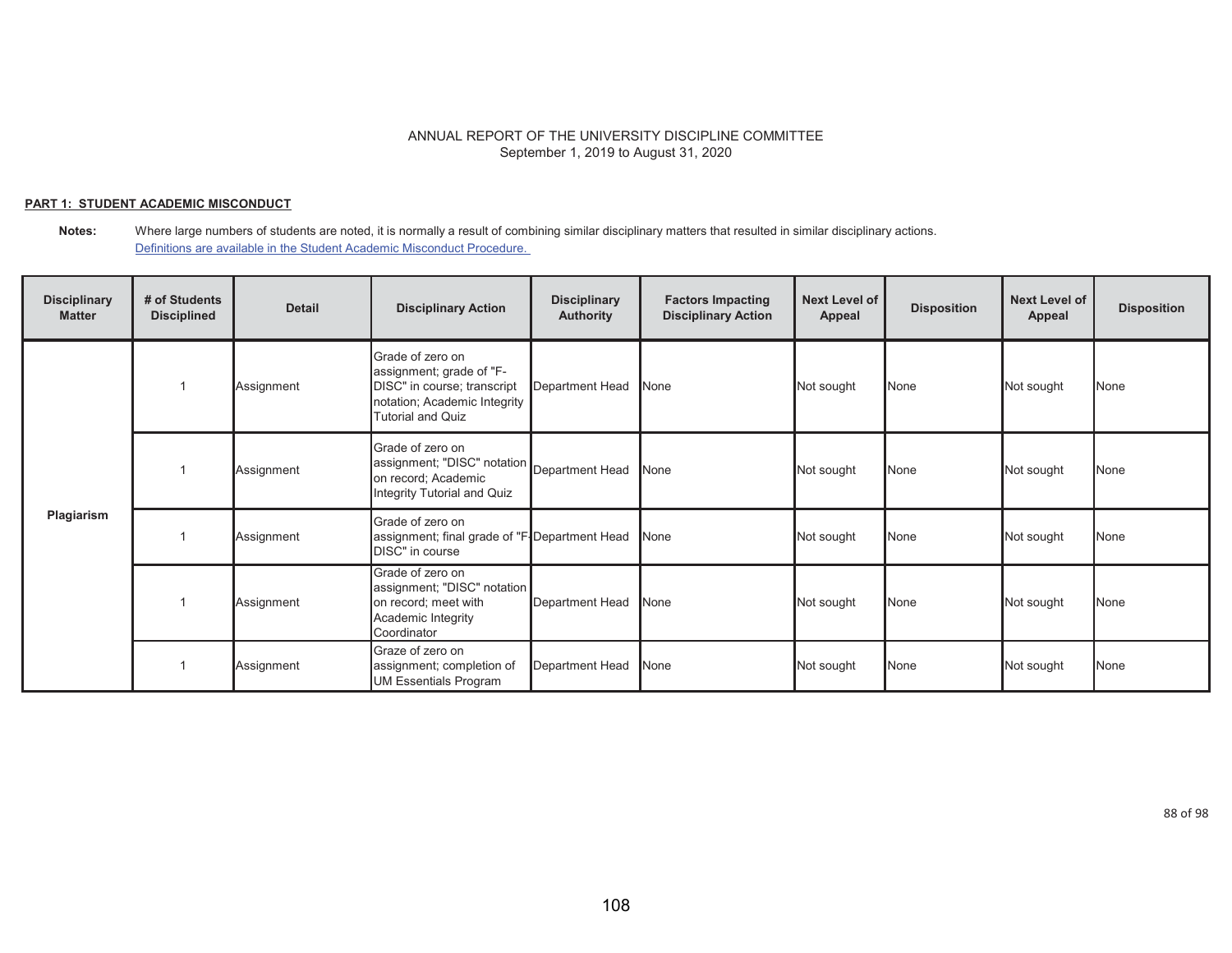ANNUAL REPORT OF THE UNIVERSITY DISCIPLINE COMMITTEE
September 1, 2019 to August 31, 2020

**PART 1: STUDENT ACADEMIC MISCONDUCT**

**Notes:** Where large numbers of students are noted, it is normally a result of combining similar disciplinary matters that resulted in similar disciplinary actions.
Definitions are available in the Student Academic Misconduct Procedure.

| Disciplinary Matter | # of Students Disciplined | Detail | Disciplinary Action | Disciplinary Authority | Factors Impacting Disciplinary Action | Next Level of Appeal | Disposition | Next Level of Appeal | Disposition |
|---|---|---|---|---|---|---|---|---|---|
| Plagiarism | 1 | Assignment | Grade of zero on assignment; grade of "F-DISC" in course; transcript notation; Academic Integrity Tutorial and Quiz | Department Head | None | Not sought | None | Not sought | None |
| | 1 | Assignment | Grade of zero on assignment; "DISC" notation on record; Academic Integrity Tutorial and Quiz | Department Head | None | Not sought | None | Not sought | None |
| | 1 | Assignment | Grade of zero on assignment; final grade of "F-DISC" in course | Department Head | None | Not sought | None | Not sought | None |
| | 1 | Assignment | Grade of zero on assignment; "DISC" notation on record; meet with Academic Integrity Coordinator | Department Head | None | Not sought | None | Not sought | None |
| | 1 | Assignment | Graze of zero on assignment; completion of UM Essentials Program | Department Head | None | Not sought | None | Not sought | None |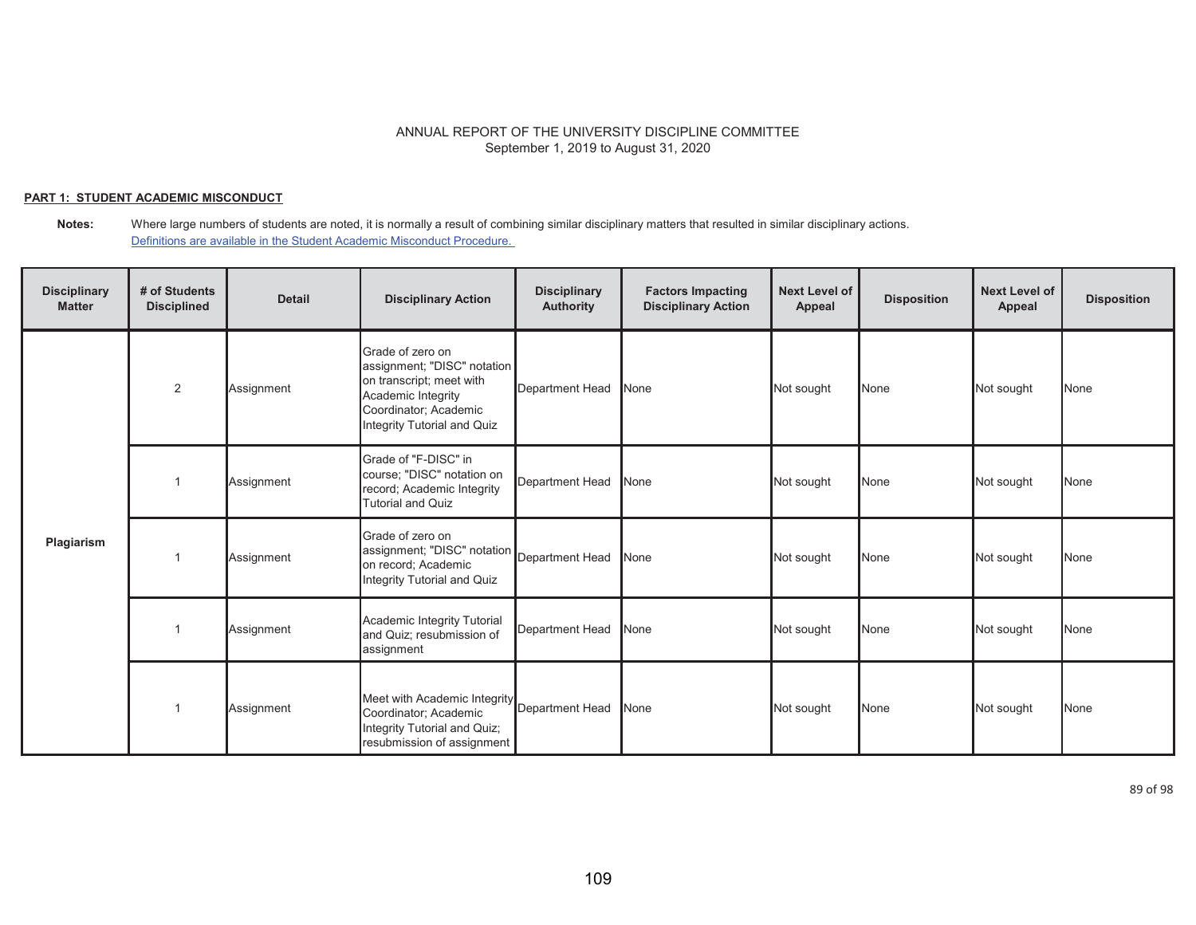ANNUAL REPORT OF THE UNIVERSITY DISCIPLINE COMMITTEE
September 1, 2019 to August 31, 2020

**PART 1: STUDENT ACADEMIC MISCONDUCT**

**Notes:** Where large numbers of students are noted, it is normally a result of combining similar disciplinary matters that resulted in similar disciplinary actions.
Definitions are available in the Student Academic Misconduct Procedure.

| Disciplinary Matter | # of Students Disciplined | Detail | Disciplinary Action | Disciplinary Authority | Factors Impacting Disciplinary Action | Next Level of Appeal | Disposition | Next Level of Appeal | Disposition |
|---|---|---|---|---|---|---|---|---|---|
| Plagiarism | 2 | Assignment | Grade of zero on assignment; "DISC" notation on transcript; meet with Academic Integrity Coordinator; Academic Integrity Tutorial and Quiz | Department Head | None | Not sought | None | Not sought | None |
| | 1 | Assignment | Grade of "F-DISC" in course; "DISC" notation on record; Academic Integrity Tutorial and Quiz | Department Head | None | Not sought | None | Not sought | None |
| | 1 | Assignment | Grade of zero on assignment; "DISC" notation on record; Academic Integrity Tutorial and Quiz | Department Head | None | Not sought | None | Not sought | None |
| | 1 | Assignment | Academic Integrity Tutorial and Quiz; resubmission of assignment | Department Head | None | Not sought | None | Not sought | None |
| | 1 | Assignment | Meet with Academic Integrity Coordinator; Academic Integrity Tutorial and Quiz; resubmission of assignment | Department Head | None | Not sought | None | Not sought | None |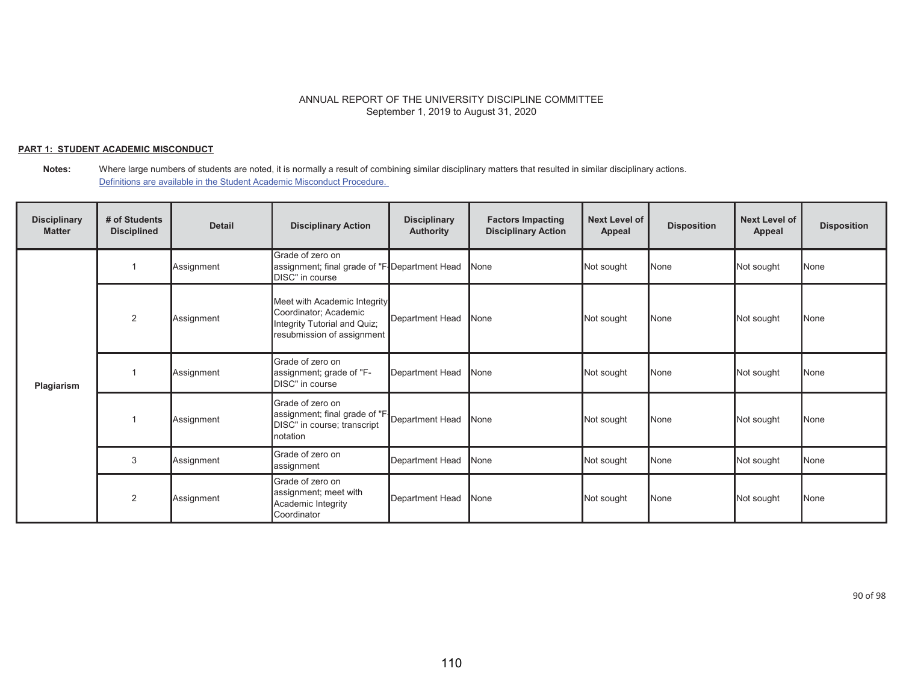ANNUAL REPORT OF THE UNIVERSITY DISCIPLINE COMMITTEE
September 1, 2019 to August 31, 2020

**PART 1: STUDENT ACADEMIC MISCONDUCT**

**Notes:** Where large numbers of students are noted, it is normally a result of combining similar disciplinary matters that resulted in similar disciplinary actions.
Definitions are available in the Student Academic Misconduct Procedure.

| Disciplinary Matter | # of Students Disciplined | Detail | Disciplinary Action | Disciplinary Authority | Factors Impacting Disciplinary Action | Next Level of Appeal | Disposition | Next Level of Appeal | Disposition |
|---|---|---|---|---|---|---|---|---|---|
| Plagiarism | 1 | Assignment | Grade of zero on assignment; final grade of "F-DISC" in course | Department Head | None | Not sought | None | Not sought | None |
| | 2 | Assignment | Meet with Academic Integrity Coordinator; Academic Integrity Tutorial and Quiz; resubmission of assignment | Department Head | None | Not sought | None | Not sought | None |
| | 1 | Assignment | Grade of zero on assignment; grade of "F-DISC" in course | Department Head | None | Not sought | None | Not sought | None |
| | 1 | Assignment | Grade of zero on assignment; final grade of "F-DISC" in course; transcript notation | Department Head | None | Not sought | None | Not sought | None |
| | 3 | Assignment | Grade of zero on assignment | Department Head | None | Not sought | None | Not sought | None |
| | 2 | Assignment | Grade of zero on assignment; meet with Academic Integrity Coordinator | Department Head | None | Not sought | None | Not sought | None |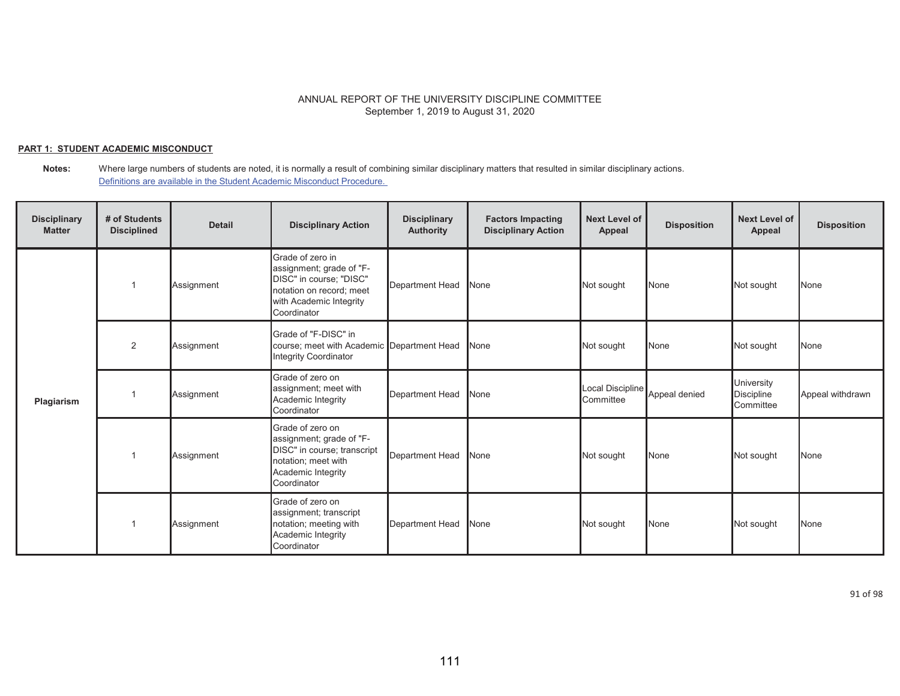ANNUAL REPORT OF THE UNIVERSITY DISCIPLINE COMMITTEE
September 1, 2019 to August 31, 2020

**PART 1: STUDENT ACADEMIC MISCONDUCT**

**Notes:** Where large numbers of students are noted, it is normally a result of combining similar disciplinary matters that resulted in similar disciplinary actions.
Definitions are available in the Student Academic Misconduct Procedure.

| Disciplinary Matter | # of Students Disciplined | Detail | Disciplinary Action | Disciplinary Authority | Factors Impacting Disciplinary Action | Next Level of Appeal | Disposition | Next Level of Appeal | Disposition |
|---|---|---|---|---|---|---|---|---|---|
| **Plagiarism** | 1 | Assignment | Grade of zero in assignment; grade of "F-DISC" in course; "DISC" notation on record; meet with Academic Integrity Coordinator | Department Head | None | Not sought | None | Not sought | None |
| | 2 | Assignment | Grade of "F-DISC" in course; meet with Academic Integrity Coordinator | Department Head | None | Not sought | None | Not sought | None |
| | 1 | Assignment | Grade of zero on assignment; meet with Academic Integrity Coordinator | Department Head | None | Local Discipline Committee | Appeal denied | University Discipline Committee | Appeal withdrawn |
| | 1 | Assignment | Grade of zero on assignment; grade of "F-DISC" in course; transcript notation; meet with Academic Integrity Coordinator | Department Head | None | Not sought | None | Not sought | None |
| | 1 | Assignment | Grade of zero on assignment; transcript notation; meeting with Academic Integrity Coordinator | Department Head | None | Not sought | None | Not sought | None |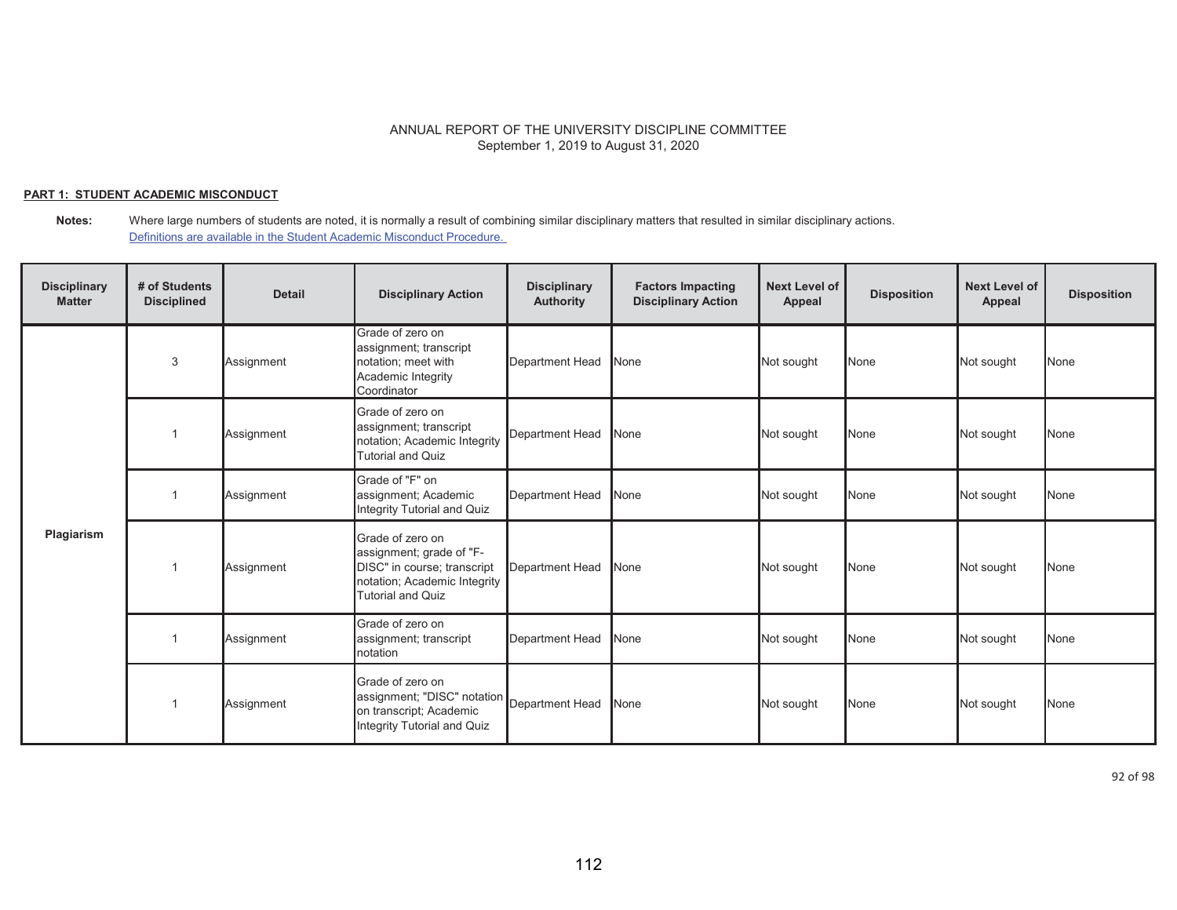ANNUAL REPORT OF THE UNIVERSITY DISCIPLINE COMMITTEE
September 1, 2019 to August 31, 2020

**PART 1: STUDENT ACADEMIC MISCONDUCT**

**Notes:** Where large numbers of students are noted, it is normally a result of combining similar disciplinary matters that resulted in similar disciplinary actions.
[Definitions are available in the Student Academic Misconduct Procedure.]

| Disciplinary Matter | # of Students Disciplined | Detail | Disciplinary Action | Disciplinary Authority | Factors Impacting Disciplinary Action | Next Level of Appeal | Disposition | Next Level of Appeal | Disposition |
|---|---|---|---|---|---|---|---|---|---|
| Plagiarism | 3 | Assignment | Grade of zero on assignment; transcript notation; meet with Academic Integrity Coordinator | Department Head | None | Not sought | None | Not sought | None |
| | 1 | Assignment | Grade of zero on assignment; transcript notation; Academic Integrity Tutorial and Quiz | Department Head | None | Not sought | None | Not sought | None |
| | 1 | Assignment | Grade of "F" on assignment; Academic Integrity Tutorial and Quiz | Department Head | None | Not sought | None | Not sought | None |
| | 1 | Assignment | Grade of zero on assignment; grade of "F-DISC" in course; transcript notation; Academic Integrity Tutorial and Quiz | Department Head | None | Not sought | None | Not sought | None |
| | 1 | Assignment | Grade of zero on assignment; transcript notation | Department Head | None | Not sought | None | Not sought | None |
| | 1 | Assignment | Grade of zero on assignment; "DISC" notation on transcript; Academic Integrity Tutorial and Quiz | Department Head | None | Not sought | None | Not sought | None |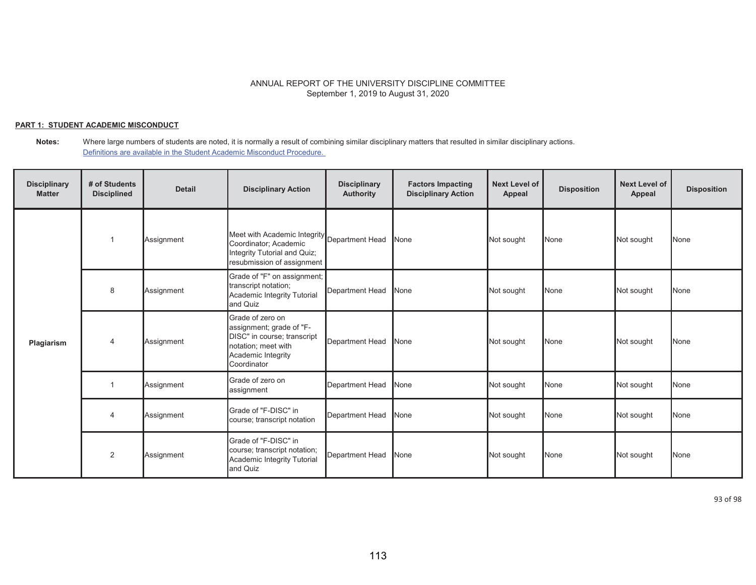ANNUAL REPORT OF THE UNIVERSITY DISCIPLINE COMMITTEE
September 1, 2019 to August 31, 2020

**PART 1: STUDENT ACADEMIC MISCONDUCT**

**Notes:** Where large numbers of students are noted, it is normally a result of combining similar disciplinary matters that resulted in similar disciplinary actions.
Definitions are available in the Student Academic Misconduct Procedure.

| Disciplinary Matter | # of Students Disciplined | Detail | Disciplinary Action | Disciplinary Authority | Factors Impacting Disciplinary Action | Next Level of Appeal | Disposition | Next Level of Appeal | Disposition |
|---|---|---|---|---|---|---|---|---|---|
| Plagiarism | 1 | Assignment | Meet with Academic Integrity Coordinator; Academic Integrity Tutorial and Quiz; resubmission of assignment | Department Head | None | Not sought | None | Not sought | None |
| | 8 | Assignment | Grade of "F" on assignment; transcript notation; Academic Integrity Tutorial and Quiz | Department Head | None | Not sought | None | Not sought | None |
| | 4 | Assignment | Grade of zero on assignment; grade of "F-DISC" in course; transcript notation; meet with Academic Integrity Coordinator | Department Head | None | Not sought | None | Not sought | None |
| | 1 | Assignment | Grade of zero on assignment | Department Head | None | Not sought | None | Not sought | None |
| | 4 | Assignment | Grade of "F-DISC" in course; transcript notation | Department Head | None | Not sought | None | Not sought | None |
| | 2 | Assignment | Grade of "F-DISC" in course; transcript notation; Academic Integrity Tutorial and Quiz | Department Head | None | Not sought | None | Not sought | None |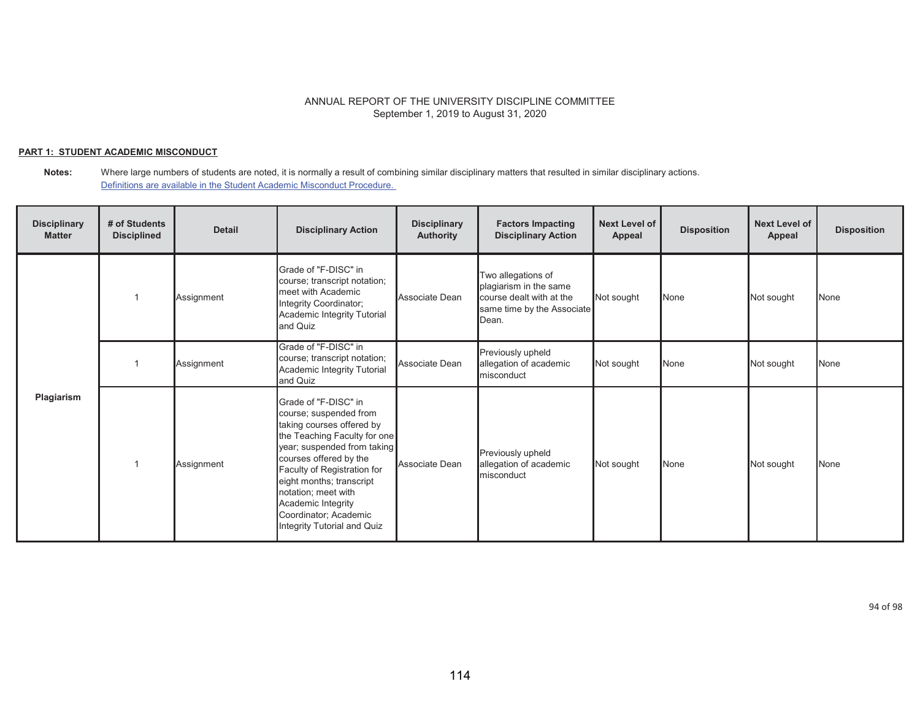ANNUAL REPORT OF THE UNIVERSITY DISCIPLINE COMMITTEE
September 1, 2019 to August 31, 2020

**PART 1: STUDENT ACADEMIC MISCONDUCT**

**Notes:** Where large numbers of students are noted, it is normally a result of combining similar disciplinary matters that resulted in similar disciplinary actions.
Definitions are available in the Student Academic Misconduct Procedure.

| Disciplinary Matter | # of Students Disciplined | Detail | Disciplinary Action | Disciplinary Authority | Factors Impacting Disciplinary Action | Next Level of Appeal | Disposition | Next Level of Appeal | Disposition |
|---|---|---|---|---|---|---|---|---|---|
| Plagiarism | 1 | Assignment | Grade of "F-DISC" in course; transcript notation; meet with Academic Integrity Coordinator; Academic Integrity Tutorial and Quiz | Associate Dean | Two allegations of plagiarism in the same course dealt with at the same time by the Associate Dean. | Not sought | None | Not sought | None |
| | 1 | Assignment | Grade of "F-DISC" in course; transcript notation; Academic Integrity Tutorial and Quiz | Associate Dean | Previously upheld allegation of academic misconduct | Not sought | None | Not sought | None |
| | 1 | Assignment | Grade of "F-DISC" in course; suspended from taking courses offered by the Teaching Faculty for one year; suspended from taking courses offered by the Faculty of Registration for eight months; transcript notation; meet with Academic Integrity Coordinator; Academic Integrity Tutorial and Quiz | Associate Dean | Previously upheld allegation of academic misconduct | Not sought | None | Not sought | None |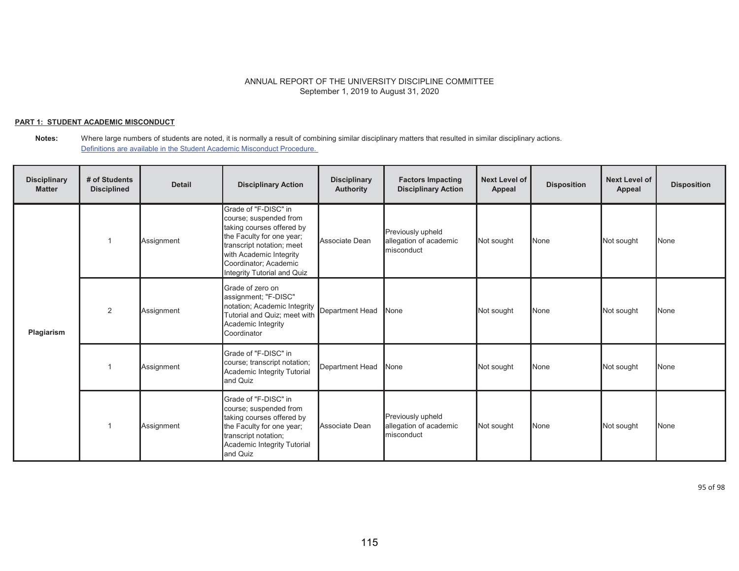ANNUAL REPORT OF THE UNIVERSITY DISCIPLINE COMMITTEE
September 1, 2019 to August 31, 2020

**PART 1: STUDENT ACADEMIC MISCONDUCT**

**Notes:** Where large numbers of students are noted, it is normally a result of combining similar disciplinary matters that resulted in similar disciplinary actions.
Definitions are available in the Student Academic Misconduct Procedure.

| Disciplinary Matter | # of Students Disciplined | Detail | Disciplinary Action | Disciplinary Authority | Factors Impacting Disciplinary Action | Next Level of Appeal | Disposition | Next Level of Appeal | Disposition |
|---|---|---|---|---|---|---|---|---|---|
| Plagiarism | 1 | Assignment | Grade of "F-DISC" in course; suspended from taking courses offered by the Faculty for one year; transcript notation; meet with Academic Integrity Coordinator; Academic Integrity Tutorial and Quiz | Associate Dean | Previously upheld allegation of academic misconduct | Not sought | None | Not sought | None |
| | 2 | Assignment | Grade of zero on assignment; "F-DISC" notation; Academic Integrity Tutorial and Quiz; meet with Academic Integrity Coordinator | Department Head | None | Not sought | None | Not sought | None |
| | 1 | Assignment | Grade of "F-DISC" in course; transcript notation; Academic Integrity Tutorial and Quiz | Department Head | None | Not sought | None | Not sought | None |
| | 1 | Assignment | Grade of "F-DISC" in course; suspended from taking courses offered by the Faculty for one year; transcript notation; Academic Integrity Tutorial and Quiz | Associate Dean | Previously upheld allegation of academic misconduct | Not sought | None | Not sought | None |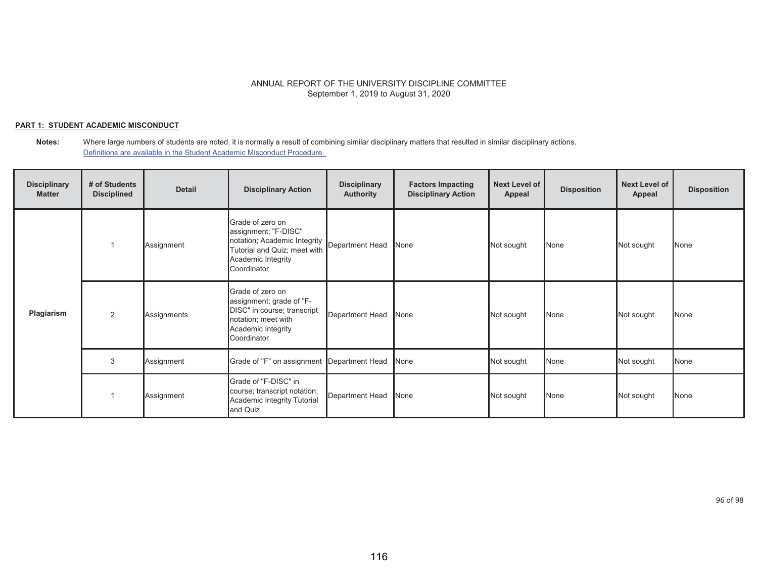ANNUAL REPORT OF THE UNIVERSITY DISCIPLINE COMMITTEE
September 1, 2019 to August 31, 2020

**PART 1: STUDENT ACADEMIC MISCONDUCT**

**Notes:** Where large numbers of students are noted, it is normally a result of combining similar disciplinary matters that resulted in similar disciplinary actions.
Definitions are available in the Student Academic Misconduct Procedure.

| Disciplinary Matter | # of Students Disciplined | Detail | Disciplinary Action | Disciplinary Authority | Factors Impacting Disciplinary Action | Next Level of Appeal | Disposition | Next Level of Appeal | Disposition |
|---|---|---|---|---|---|---|---|---|---|
| **Plagiarism** | 1 | Assignment | Grade of zero on assignment; "F-DISC" notation; Academic Integrity Tutorial and Quiz; meet with Academic Integrity Coordinator | Department Head | None | Not sought | None | Not sought | None |
| | 2 | Assignments | Grade of zero on assignment; grade of "F-DISC" in course; transcript notation; meet with Academic Integrity Coordinator | Department Head | None | Not sought | None | Not sought | None |
| | 3 | Assignment | Grade of "F" on assignment | Department Head | None | Not sought | None | Not sought | None |
| | 1 | Assignment | Grade of "F-DISC" in course; transcript notation; Academic Integrity Tutorial and Quiz | Department Head | None | Not sought | None | Not sought | None |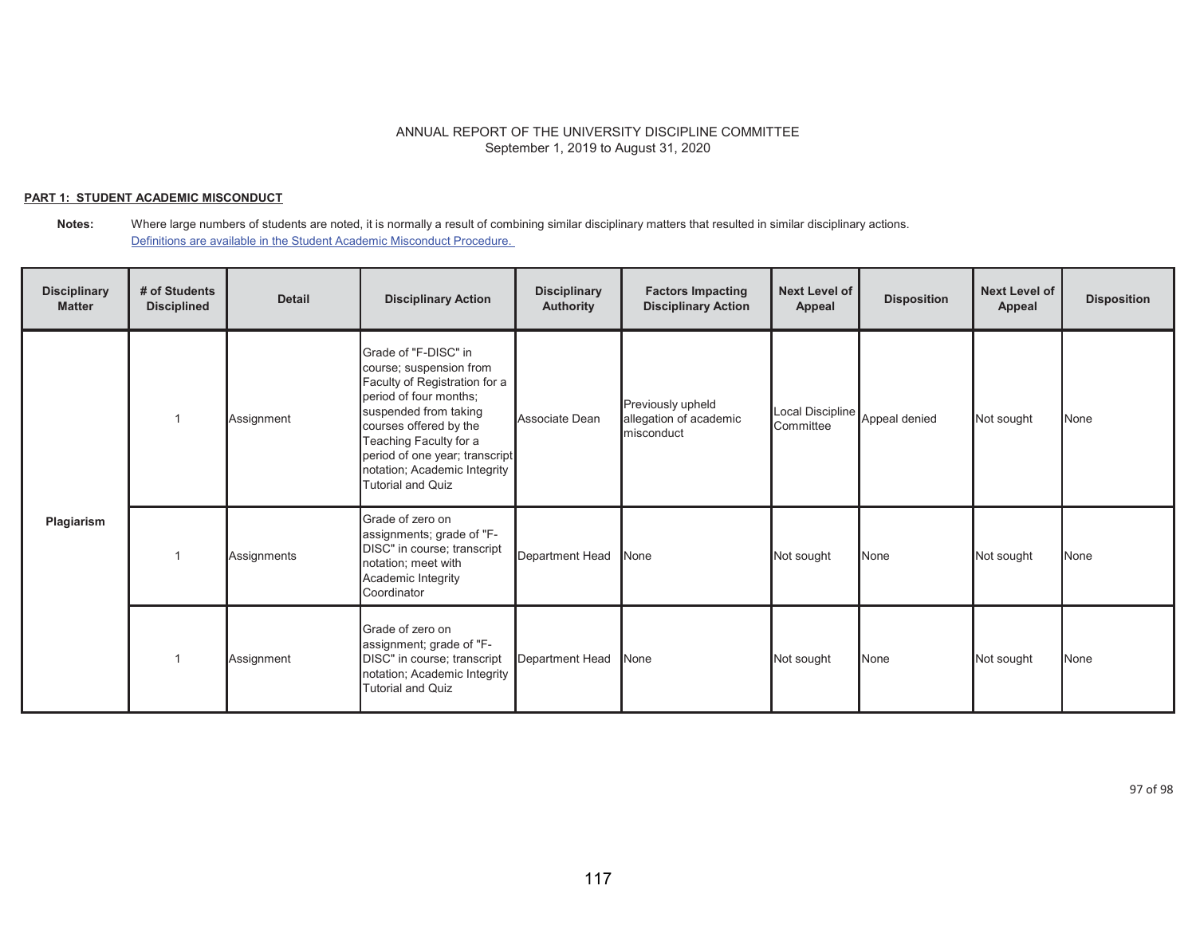ANNUAL REPORT OF THE UNIVERSITY DISCIPLINE COMMITTEE
September 1, 2019 to August 31, 2020

**PART 1: STUDENT ACADEMIC MISCONDUCT**

**Notes:** Where large numbers of students are noted, it is normally a result of combining similar disciplinary matters that resulted in similar disciplinary actions.
Definitions are available in the Student Academic Misconduct Procedure.

| Disciplinary Matter | # of Students Disciplined | Detail | Disciplinary Action | Disciplinary Authority | Factors Impacting Disciplinary Action | Next Level of Appeal | Disposition | Next Level of Appeal | Disposition |
|---|---|---|---|---|---|---|---|---|---|
| Plagiarism | 1 | Assignment | Grade of "F-DISC" in course; suspension from Faculty of Registration for a period of four months; suspended from taking courses offered by the Teaching Faculty for a period of one year; transcript notation; Academic Integrity Tutorial and Quiz | Associate Dean | Previously upheld allegation of academic misconduct | Local Discipline Committee | Appeal denied | Not sought | None |
| | 1 | Assignments | Grade of zero on assignments; grade of "F-DISC" in course; transcript notation; meet with Academic Integrity Coordinator | Department Head | None | Not sought | None | Not sought | None |
| | 1 | Assignment | Grade of zero on assignment; grade of "F-DISC" in course; transcript notation; Academic Integrity Tutorial and Quiz | Department Head | None | Not sought | None | Not sought | None |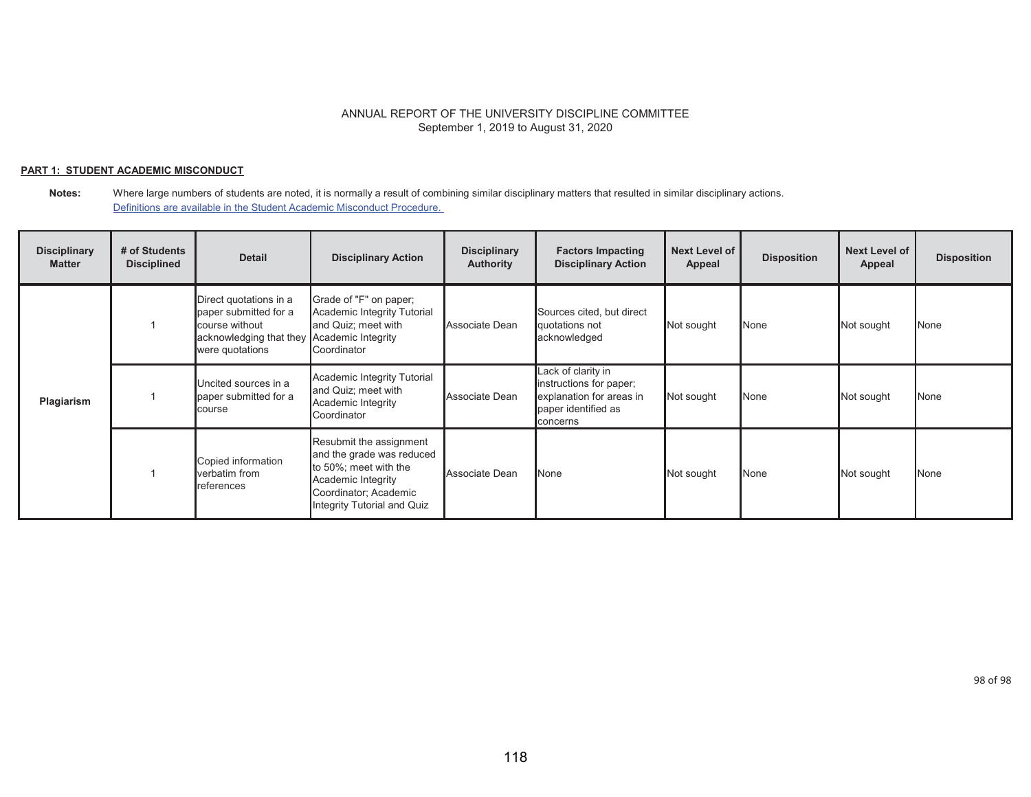ANNUAL REPORT OF THE UNIVERSITY DISCIPLINE COMMITTEE
September 1, 2019 to August 31, 2020

**PART 1: STUDENT ACADEMIC MISCONDUCT**

**Notes:** Where large numbers of students are noted, it is normally a result of combining similar disciplinary matters that resulted in similar disciplinary actions.
Definitions are available in the Student Academic Misconduct Procedure.

| Disciplinary Matter | # of Students Disciplined | Detail | Disciplinary Action | Disciplinary Authority | Factors Impacting Disciplinary Action | Next Level of Appeal | Disposition | Next Level of Appeal | Disposition |
|---|---|---|---|---|---|---|---|---|---|
| Plagiarism | 1 | Direct quotations in a paper submitted for a course without acknowledging that they were quotations | Grade of "F" on paper; Academic Integrity Tutorial and Quiz; meet with Academic Integrity Coordinator | Associate Dean | Sources cited, but direct quotations not acknowledged | Not sought | None | Not sought | None |
| | 1 | Uncited sources in a paper submitted for a course | Academic Integrity Tutorial and Quiz; meet with Academic Integrity Coordinator | Associate Dean | Lack of clarity in instructions for paper; explanation for areas in paper identified as concerns | Not sought | None | Not sought | None |
| | 1 | Copied information verbatim from references | Resubmit the assignment and the grade was reduced to 50%; meet with the Academic Integrity Coordinator; Academic Integrity Tutorial and Quiz | Associate Dean | None | Not sought | None | Not sought | None |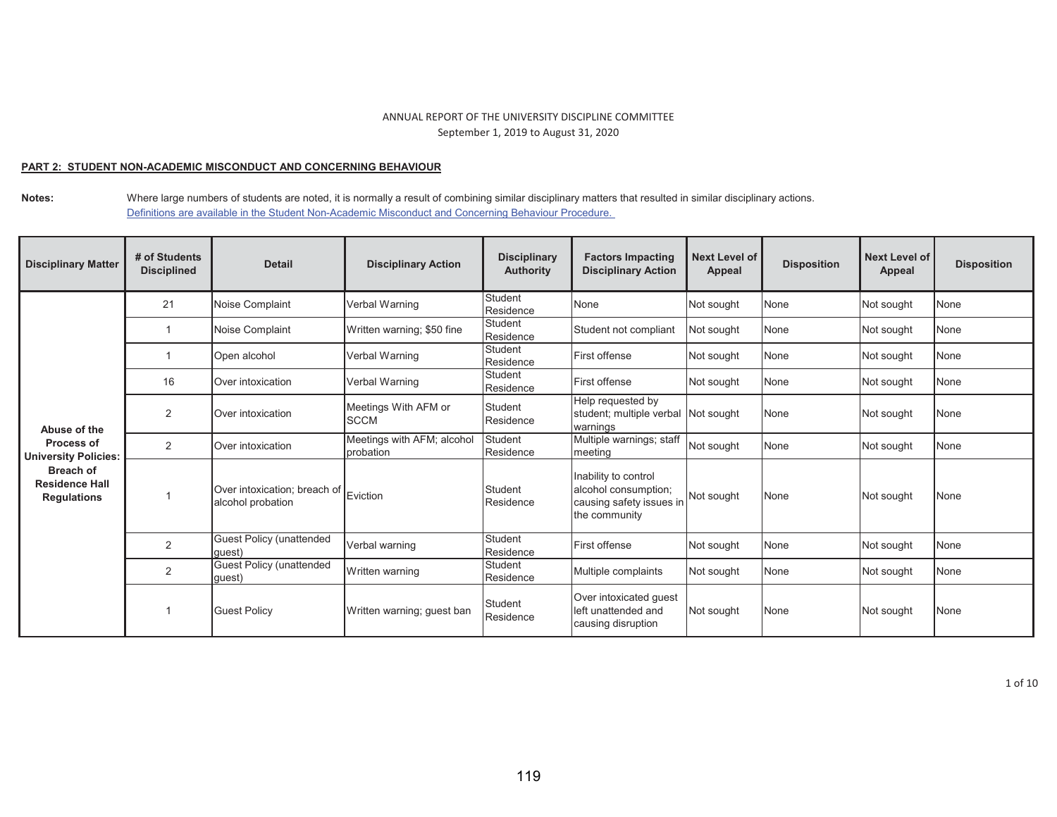ANNUAL REPORT OF THE UNIVERSITY DISCIPLINE COMMITTEE
September 1, 2019 to August 31, 2020

**PART 2: STUDENT NON-ACADEMIC MISCONDUCT AND CONCERNING BEHAVIOUR**

**Notes:** Where large numbers of students are noted, it is normally a result of combining similar disciplinary matters that resulted in similar disciplinary actions.
[Definitions are available in the Student Non-Academic Misconduct and Concerning Behaviour Procedure.]

| Disciplinary Matter | # of Students Disciplined | Detail | Disciplinary Action | Disciplinary Authority | Factors Impacting Disciplinary Action | Next Level of Appeal | Disposition | Next Level of Appeal | Disposition |
|---|---|---|---|---|---|---|---|---|---|
| **Abuse of the Process of University Policies: Breach of Residence Hall Regulations** | 21 | Noise Complaint | Verbal Warning | Student Residence | None | Not sought | None | Not sought | None |
| | 1 | Noise Complaint | Written warning; $50 fine | Student Residence | Student not compliant | Not sought | None | Not sought | None |
| | 1 | Open alcohol | Verbal Warning | Student Residence | First offense | Not sought | None | Not sought | None |
| | 16 | Over intoxication | Verbal Warning | Student Residence | First offense | Not sought | None | Not sought | None |
| | 2 | Over intoxication | Meetings With AFM or SCCM | Student Residence | Help requested by student; multiple verbal warnings | Not sought | None | Not sought | None |
| | 2 | Over intoxication | Meetings with AFM; alcohol probation | Student Residence | Multiple warnings; staff meeting | Not sought | None | Not sought | None |
| | 1 | Over intoxication; breach of alcohol probation | Eviction | Student Residence | Inability to control alcohol consumption; causing safety issues in the community | Not sought | None | Not sought | None |
| | 2 | Guest Policy (unattended guest) | Verbal warning | Student Residence | First offense | Not sought | None | Not sought | None |
| | 2 | Guest Policy (unattended guest) | Written warning | Student Residence | Multiple complaints | Not sought | None | Not sought | None |
| | 1 | Guest Policy | Written warning; guest ban | Student Residence | Over intoxicated guest left unattended and causing disruption | Not sought | None | Not sought | None |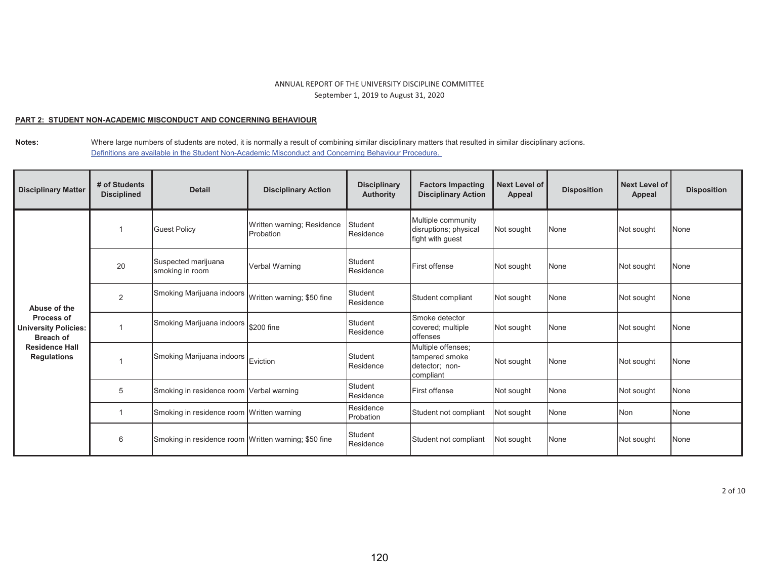ANNUAL REPORT OF THE UNIVERSITY DISCIPLINE COMMITTEE
September 1, 2019 to August 31, 2020

**PART 2: STUDENT NON-ACADEMIC MISCONDUCT AND CONCERNING BEHAVIOUR**

**Notes:** Where large numbers of students are noted, it is normally a result of combining similar disciplinary matters that resulted in similar disciplinary actions.
Definitions are available in the Student Non-Academic Misconduct and Concerning Behaviour Procedure.

| Disciplinary Matter | # of Students Disciplined | Detail | Disciplinary Action | Disciplinary Authority | Factors Impacting Disciplinary Action | Next Level of Appeal | Disposition | Next Level of Appeal | Disposition |
|---|---|---|---|---|---|---|---|---|---|
| Abuse of the Process of University Policies: Breach of Residence Hall Regulations | 1 | Guest Policy | Written warning; Residence Probation | Student Residence | Multiple community disruptions; physical fight with guest | Not sought | None | Not sought | None |
| | 20 | Suspected marijuana smoking in room | Verbal Warning | Student Residence | First offense | Not sought | None | Not sought | None |
| | 2 | Smoking Marijuana indoors | Written warning; $50 fine | Student Residence | Student compliant | Not sought | None | Not sought | None |
| | 1 | Smoking Marijuana indoors | $200 fine | Student Residence | Smoke detector covered; multiple offenses | Not sought | None | Not sought | None |
| | 1 | Smoking Marijuana indoors | Eviction | Student Residence | Multiple offenses; tampered smoke detector; non-compliant | Not sought | None | Not sought | None |
| | 5 | Smoking in residence room | Verbal warning | Student Residence | First offense | Not sought | None | Not sought | None |
| | 1 | Smoking in residence room | Written warning | Residence Probation | Student not compliant | Not sought | None | Non | None |
| | 6 | Smoking in residence room | Written warning; $50 fine | Student Residence | Student not compliant | Not sought | None | Not sought | None |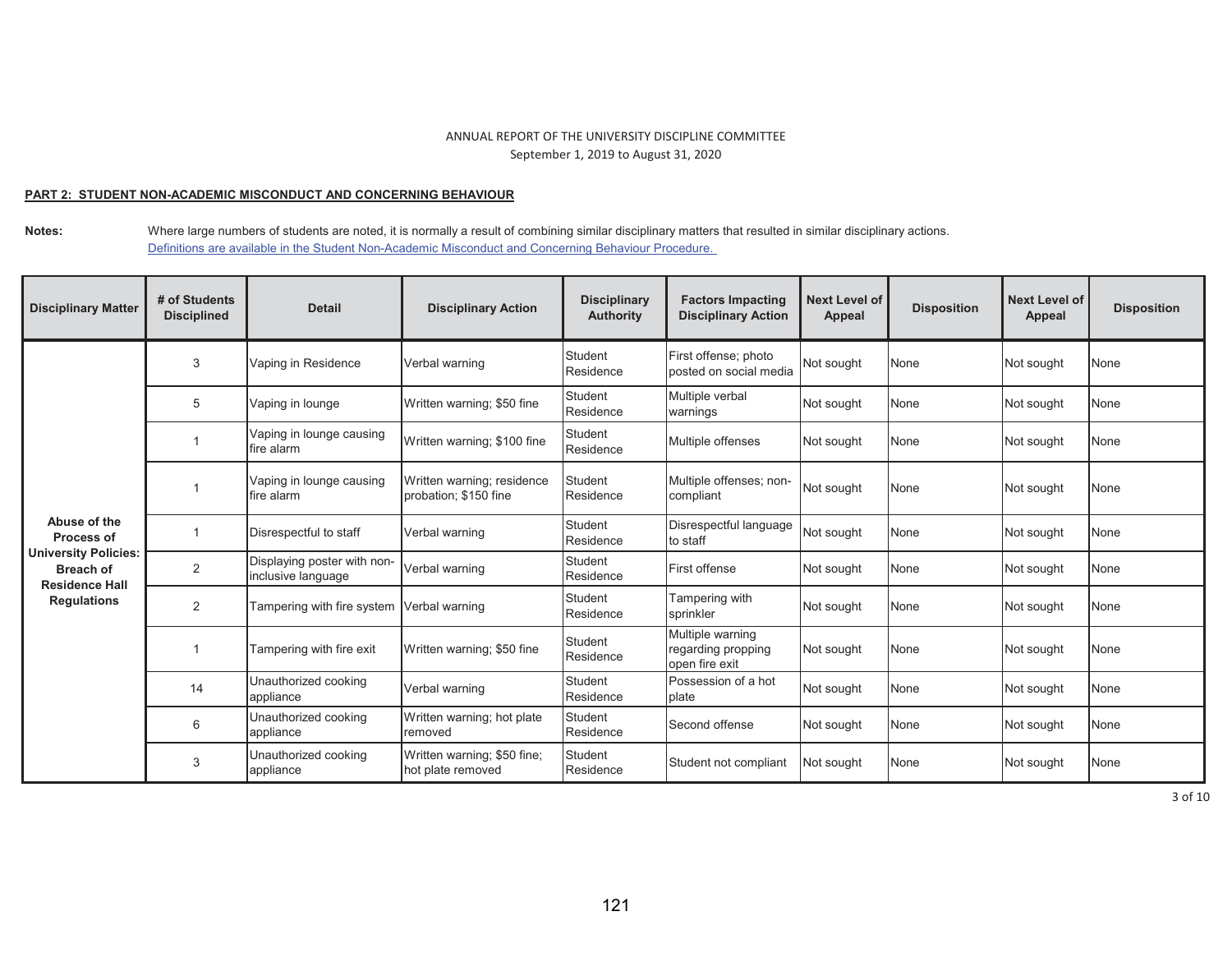ANNUAL REPORT OF THE UNIVERSITY DISCIPLINE COMMITTEE
September 1, 2019 to August 31, 2020

**PART 2: STUDENT NON-ACADEMIC MISCONDUCT AND CONCERNING BEHAVIOUR**

**Notes:** Where large numbers of students are noted, it is normally a result of combining similar disciplinary matters that resulted in similar disciplinary actions.
Definitions are available in the Student Non-Academic Misconduct and Concerning Behaviour Procedure.

| Disciplinary Matter | # of Students Disciplined | Detail | Disciplinary Action | Disciplinary Authority | Factors Impacting Disciplinary Action | Next Level of Appeal | Disposition | Next Level of Appeal | Disposition |
|---|---|---|---|---|---|---|---|---|---|
| Abuse of the Process of University Policies: Breach of Residence Hall Regulations | 3 | Vaping in Residence | Verbal warning | Student Residence | First offense; photo posted on social media | Not sought | None | Not sought | None |
| | 5 | Vaping in lounge | Written warning; $50 fine | Student Residence | Multiple verbal warnings | Not sought | None | Not sought | None |
| | 1 | Vaping in lounge causing fire alarm | Written warning; $100 fine | Student Residence | Multiple offenses | Not sought | None | Not sought | None |
| | 1 | Vaping in lounge causing fire alarm | Written warning; residence probation; $150 fine | Student Residence | Multiple offenses; non-compliant | Not sought | None | Not sought | None |
| | 1 | Disrespectful to staff | Verbal warning | Student Residence | Disrespectful language to staff | Not sought | None | Not sought | None |
| | 2 | Displaying poster with non-inclusive language | Verbal warning | Student Residence | First offense | Not sought | None | Not sought | None |
| | 2 | Tampering with fire system | Verbal warning | Student Residence | Tampering with sprinkler | Not sought | None | Not sought | None |
| | 1 | Tampering with fire exit | Written warning; $50 fine | Student Residence | Multiple warning regarding propping open fire exit | Not sought | None | Not sought | None |
| | 14 | Unauthorized cooking appliance | Verbal warning | Student Residence | Possession of a hot plate | Not sought | None | Not sought | None |
| | 6 | Unauthorized cooking appliance | Written warning; hot plate removed | Student Residence | Second offense | Not sought | None | Not sought | None |
| | 3 | Unauthorized cooking appliance | Written warning; $50 fine; hot plate removed | Student Residence | Student not compliant | Not sought | None | Not sought | None |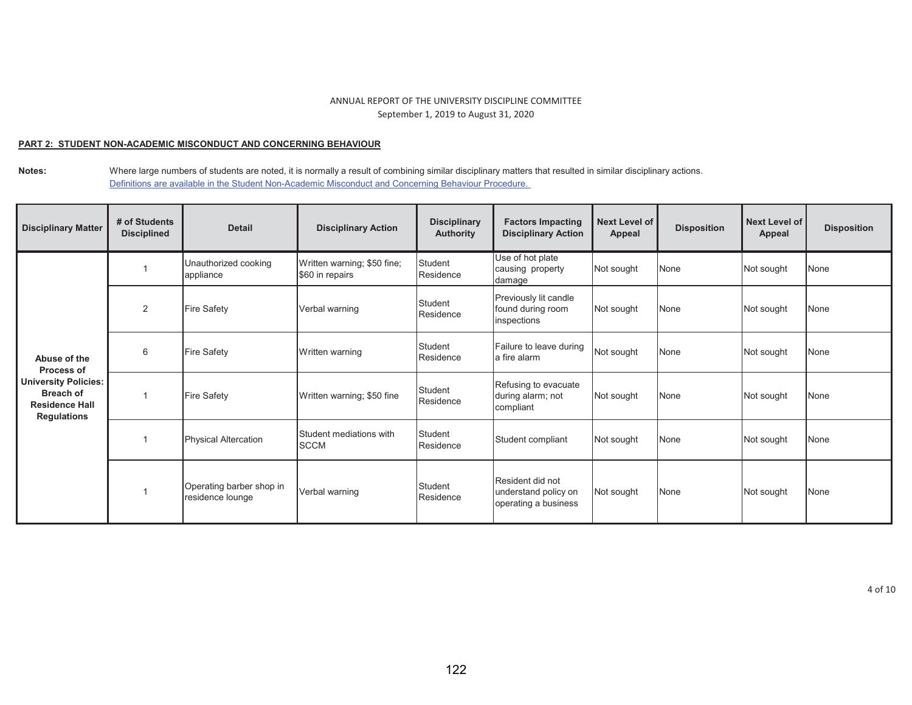ANNUAL REPORT OF THE UNIVERSITY DISCIPLINE COMMITTEE
September 1, 2019 to August 31, 2020

**PART 2: STUDENT NON-ACADEMIC MISCONDUCT AND CONCERNING BEHAVIOUR**

**Notes:** Where large numbers of students are noted, it is normally a result of combining similar disciplinary matters that resulted in similar disciplinary actions.
[Definitions are available in the Student Non-Academic Misconduct and Concerning Behaviour Procedure.]

| Disciplinary Matter | # of Students Disciplined | Detail | Disciplinary Action | Disciplinary Authority | Factors Impacting Disciplinary Action | Next Level of Appeal | Disposition | Next Level of Appeal | Disposition |
|---|---|---|---|---|---|---|---|---|---|
| **Abuse of the Process of University Policies: Breach of Residence Hall Regulations** | 1 | Unauthorized cooking appliance | Written warning; $50 fine; $60 in repairs | Student Residence | Use of hot plate causing property damage | Not sought | None | Not sought | None |
| | 2 | Fire Safety | Verbal warning | Student Residence | Previously lit candle found during room inspections | Not sought | None | Not sought | None |
| | 6 | Fire Safety | Written warning | Student Residence | Failure to leave during a fire alarm | Not sought | None | Not sought | None |
| | 1 | Fire Safety | Written warning; $50 fine | Student Residence | Refusing to evacuate during alarm; not compliant | Not sought | None | Not sought | None |
| | 1 | Physical Altercation | Student mediations with SCCM | Student Residence | Student compliant | Not sought | None | Not sought | None |
| | 1 | Operating barber shop in residence lounge | Verbal warning | Student Residence | Resident did not understand policy on operating a business | Not sought | None | Not sought | None |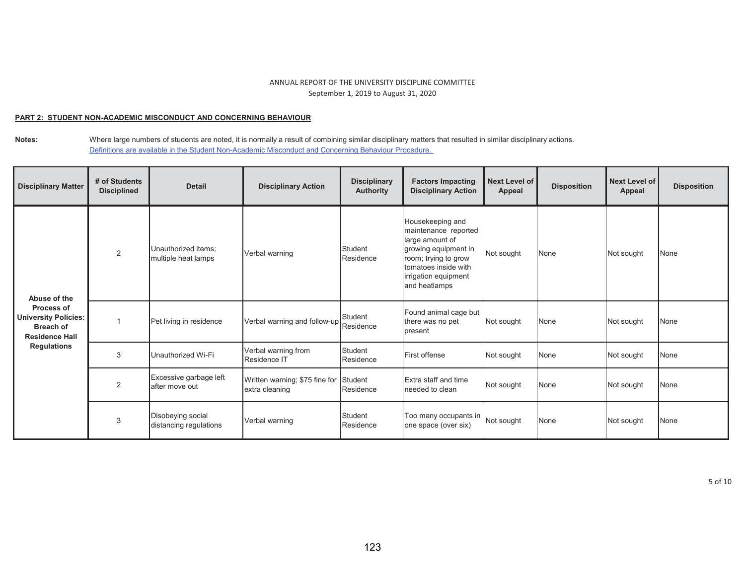ANNUAL REPORT OF THE UNIVERSITY DISCIPLINE COMMITTEE
September 1, 2019 to August 31, 2020

**PART 2: STUDENT NON-ACADEMIC MISCONDUCT AND CONCERNING BEHAVIOUR**

**Notes:** Where large numbers of students are noted, it is normally a result of combining similar disciplinary matters that resulted in similar disciplinary actions.
Definitions are available in the Student Non-Academic Misconduct and Concerning Behaviour Procedure.

| Disciplinary Matter | # of Students Disciplined | Detail | Disciplinary Action | Disciplinary Authority | Factors Impacting Disciplinary Action | Next Level of Appeal | Disposition | Next Level of Appeal | Disposition |
|---|---|---|---|---|---|---|---|---|---|
| Abuse of the Process of University Policies: Breach of Residence Hall Regulations | 2 | Unauthorized items; multiple heat lamps | Verbal warning | Student Residence | Housekeeping and maintenance reported large amount of growing equipment in room; trying to grow tomatoes inside with irrigation equipment and heatlamps | Not sought | None | Not sought | None |
| | 1 | Pet living in residence | Verbal warning and follow-up | Student Residence | Found animal cage but there was no pet present | Not sought | None | Not sought | None |
| | 3 | Unauthorized Wi-Fi | Verbal warning from Residence IT | Student Residence | First offense | Not sought | None | Not sought | None |
| | 2 | Excessive garbage left after move out | Written warning; $75 fine for extra cleaning | Student Residence | Extra staff and time needed to clean | Not sought | None | Not sought | None |
| | 3 | Disobeying social distancing regulations | Verbal warning | Student Residence | Too many occupants in one space (over six) | Not sought | None | Not sought | None |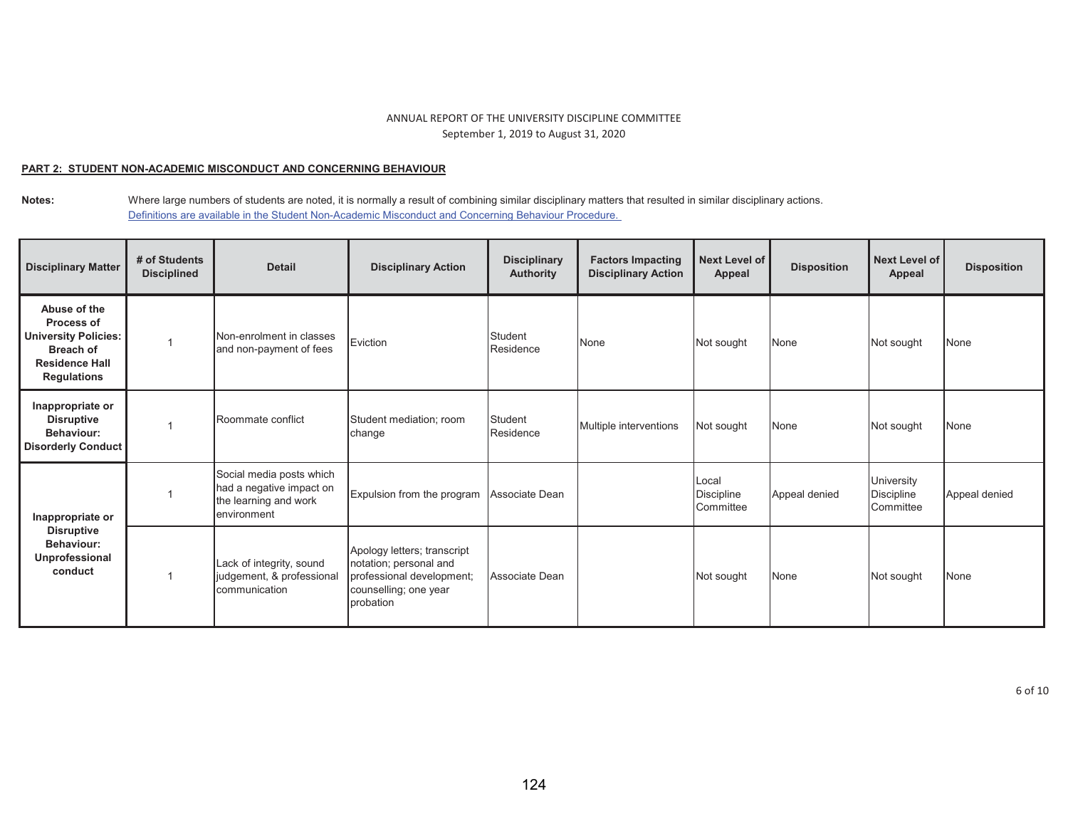ANNUAL REPORT OF THE UNIVERSITY DISCIPLINE COMMITTEE
September 1, 2019 to August 31, 2020

**PART 2: STUDENT NON-ACADEMIC MISCONDUCT AND CONCERNING BEHAVIOUR**

**Notes:** Where large numbers of students are noted, it is normally a result of combining similar disciplinary matters that resulted in similar disciplinary actions.
Definitions are available in the Student Non-Academic Misconduct and Concerning Behaviour Procedure.

| Disciplinary Matter | # of Students Disciplined | Detail | Disciplinary Action | Disciplinary Authority | Factors Impacting Disciplinary Action | Next Level of Appeal | Disposition | Next Level of Appeal | Disposition |
|---|---|---|---|---|---|---|---|---|---|
| **Abuse of the Process of University Policies: Breach of Residence Hall Regulations** | 1 | Non-enrolment in classes and non-payment of fees | Eviction | Student Residence | None | Not sought | None | Not sought | None |
| **Inappropriate or Disruptive Behaviour: Disorderly Conduct** | 1 | Roommate conflict | Student mediation; room change | Student Residence | Multiple interventions | Not sought | None | Not sought | None |
| **Inappropriate or Disruptive Behaviour: Unprofessional conduct** | 1 | Social media posts which had a negative impact on the learning and work environment | Expulsion from the program | Associate Dean | | Local Discipline Committee | Appeal denied | University Discipline Committee | Appeal denied |
| | 1 | Lack of integrity, sound judgement, & professional communication | Apology letters; transcript notation; personal and professional development; counselling; one year probation | Associate Dean | | Not sought | None | Not sought | None |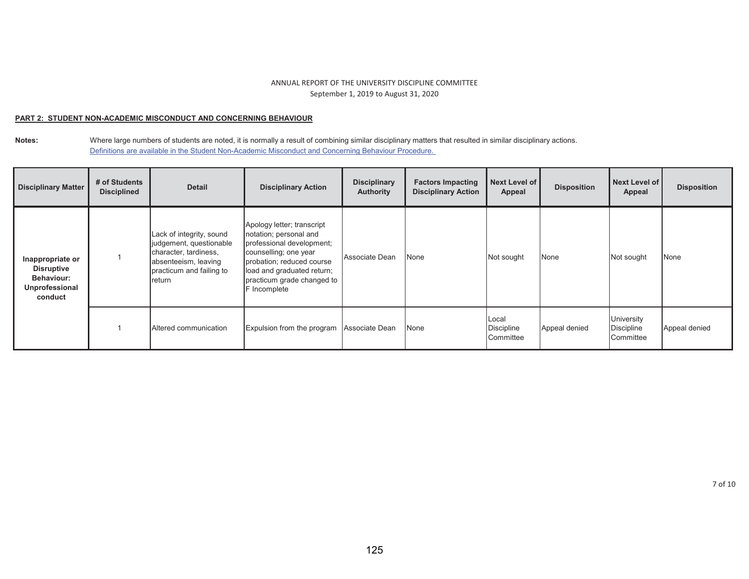ANNUAL REPORT OF THE UNIVERSITY DISCIPLINE COMMITTEE
September 1, 2019 to August 31, 2020

**PART 2: STUDENT NON-ACADEMIC MISCONDUCT AND CONCERNING BEHAVIOUR**

**Notes:** Where large numbers of students are noted, it is normally a result of combining similar disciplinary matters that resulted in similar disciplinary actions.
Definitions are available in the Student Non-Academic Misconduct and Concerning Behaviour Procedure.

| Disciplinary Matter | # of Students Disciplined | Detail | Disciplinary Action | Disciplinary Authority | Factors Impacting Disciplinary Action | Next Level of Appeal | Disposition | Next Level of Appeal | Disposition |
|---|---|---|---|---|---|---|---|---|---|
| **Inappropriate or Disruptive Behaviour: Unprofessional conduct** | 1 | Lack of integrity, sound judgement, questionable character, tardiness, absenteeism, leaving practicum and failing to return | Apology letter; transcript notation; personal and professional development; counselling; one year probation; reduced course load and graduated return; practicum grade changed to F Incomplete | Associate Dean | None | Not sought | None | Not sought | None |
| | 1 | Altered communication | Expulsion from the program | Associate Dean | None | Local Discipline Committee | Appeal denied | University Discipline Committee | Appeal denied |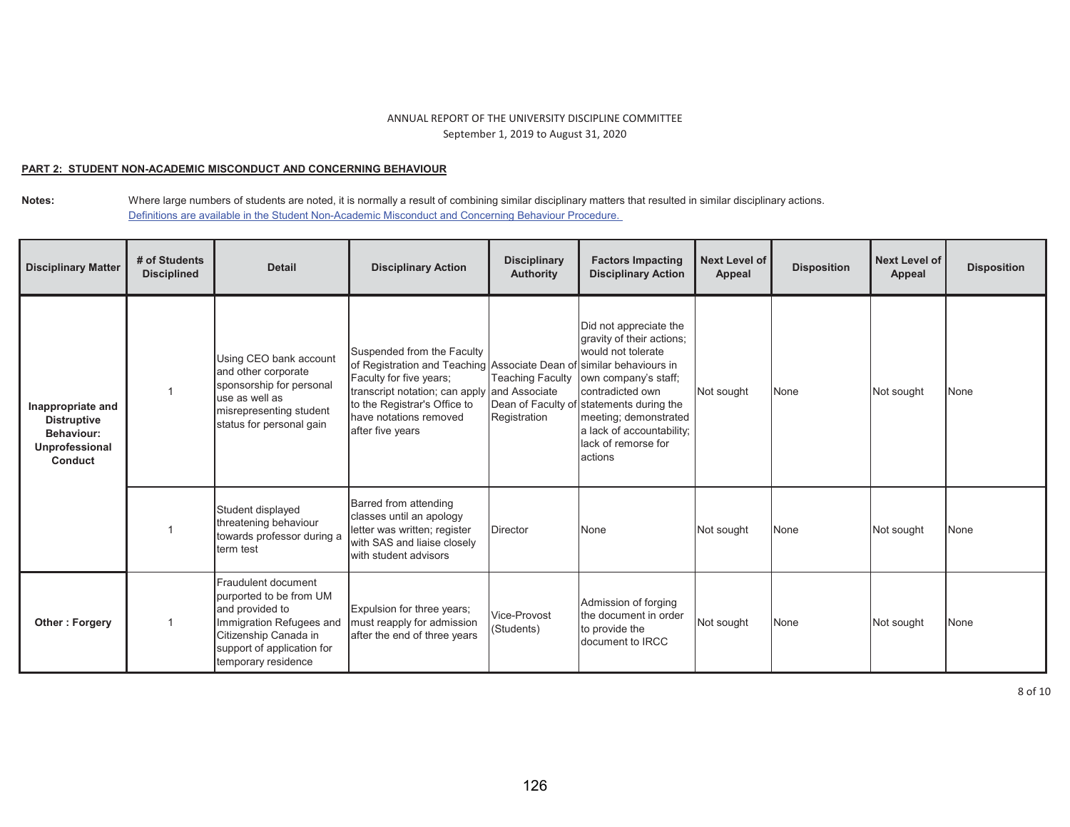ANNUAL REPORT OF THE UNIVERSITY DISCIPLINE COMMITTEE
September 1, 2019 to August 31, 2020

**PART 2: STUDENT NON-ACADEMIC MISCONDUCT AND CONCERNING BEHAVIOUR**

**Notes:** Where large numbers of students are noted, it is normally a result of combining similar disciplinary matters that resulted in similar disciplinary actions.
Definitions are available in the Student Non-Academic Misconduct and Concerning Behaviour Procedure.

| Disciplinary Matter | # of Students Disciplined | Detail | Disciplinary Action | Disciplinary Authority | Factors Impacting Disciplinary Action | Next Level of Appeal | Disposition | Next Level of Appeal | Disposition |
|---|---|---|---|---|---|---|---|---|---|
| **Inappropriate and Distruptive Behaviour: Unprofessional Conduct** | 1 | Using CEO bank account and other corporate sponsorship for personal use as well as misrepresenting student status for personal gain | Suspended from the Faculty of Registration and Teaching Faculty for five years; transcript notation; can apply to the Registrar's Office to have notations removed after five years | Associate Dean of Teaching Faculty and Associate Dean of Faculty of Registration | Did not appreciate the gravity of their actions; would not tolerate similar behaviours in own company's staff; contradicted own statements during the meeting; demonstrated a lack of accountability; lack of remorse for actions | Not sought | None | Not sought | None |
| | 1 | Student displayed threatening behaviour towards professor during a term test | Barred from attending classes until an apology letter was written; register with SAS and liaise closely with student advisors | Director | None | Not sought | None | Not sought | None |
| **Other : Forgery** | 1 | Fraudulent document purported to be from UM and provided to Immigration Refugees and Citizenship Canada in support of application for temporary residence | Expulsion for three years; must reapply for admission after the end of three years | Vice-Provost (Students) | Admission of forging the document in order to provide the document to IRCC | Not sought | None | Not sought | None |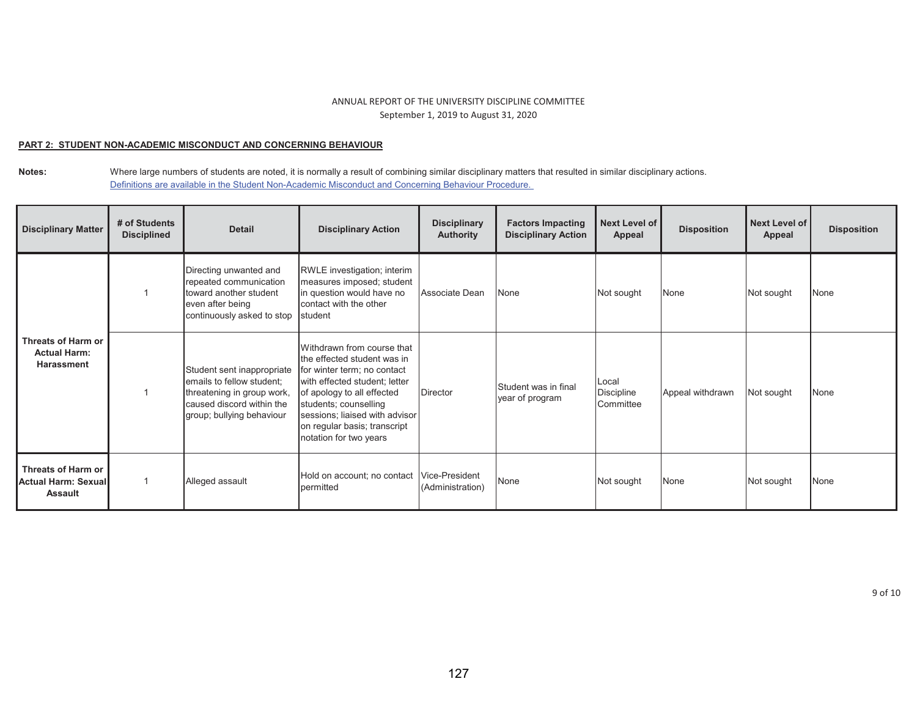ANNUAL REPORT OF THE UNIVERSITY DISCIPLINE COMMITTEE
September 1, 2019 to August 31, 2020

**PART 2: STUDENT NON-ACADEMIC MISCONDUCT AND CONCERNING BEHAVIOUR**

**Notes:** Where large numbers of students are noted, it is normally a result of combining similar disciplinary matters that resulted in similar disciplinary actions.
Definitions are available in the Student Non-Academic Misconduct and Concerning Behaviour Procedure.

| Disciplinary Matter | # of Students Disciplined | Detail | Disciplinary Action | Disciplinary Authority | Factors Impacting Disciplinary Action | Next Level of Appeal | Disposition | Next Level of Appeal | Disposition |
|---|---|---|---|---|---|---|---|---|---|
| **Threats of Harm or Actual Harm: Harassment** | 1 | Directing unwanted and repeated communication toward another student even after being continuously asked to stop | RWLE investigation; interim measures imposed; student in question would have no contact with the other student | Associate Dean | None | Not sought | None | Not sought | None |
| | 1 | Student sent inappropriate emails to fellow student; threatening in group work, caused discord within the group; bullying behaviour | Withdrawn from course that the effected student was in for winter term; no contact with effected student; letter of apology to all effected students; counselling sessions; liaised with advisor on regular basis; transcript notation for two years | Director | Student was in final year of program | Local Discipline Committee | Appeal withdrawn | Not sought | None |
| **Threats of Harm or Actual Harm: Sexual Assault** | 1 | Alleged assault | Hold on account; no contact permitted | Vice-President (Administration) | None | Not sought | None | Not sought | None |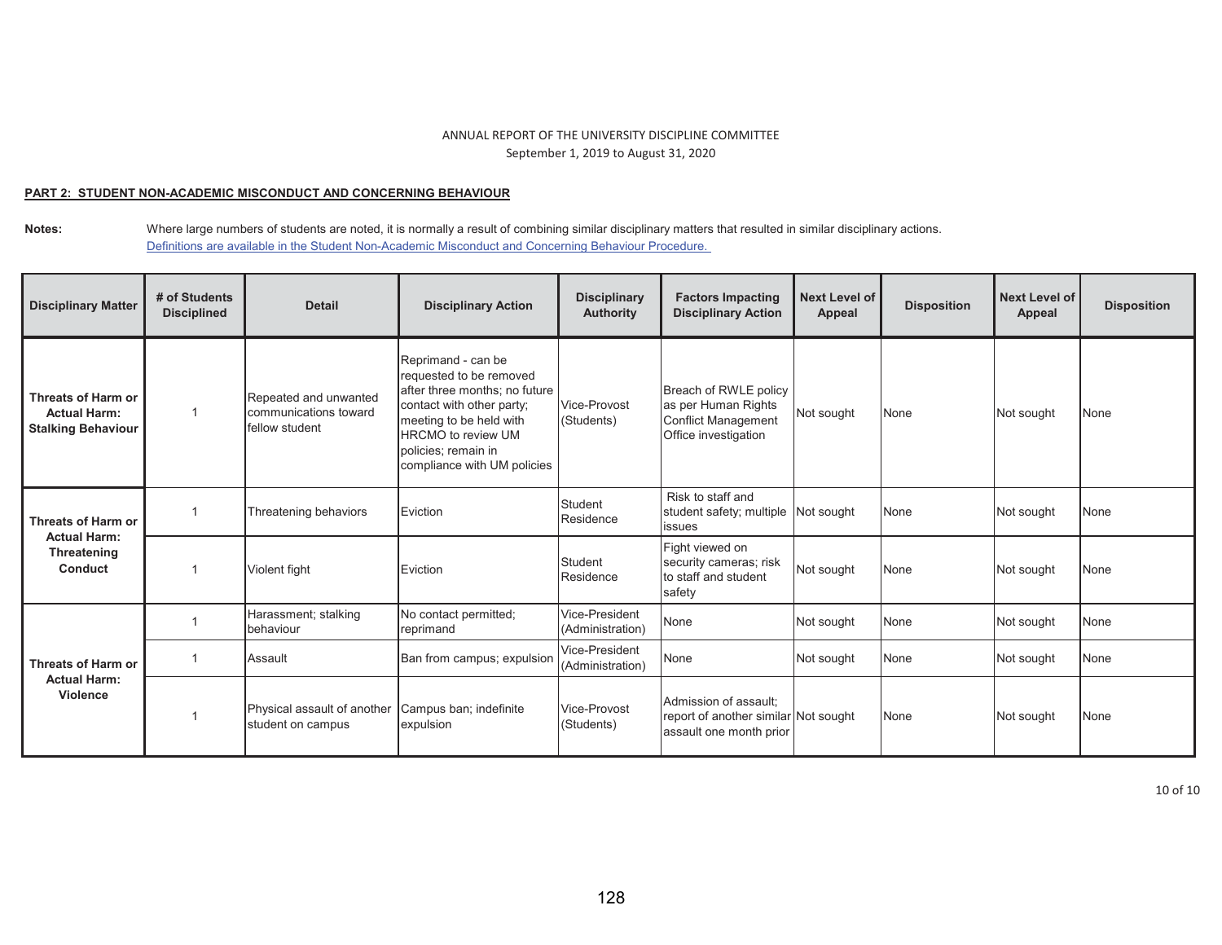ANNUAL REPORT OF THE UNIVERSITY DISCIPLINE COMMITTEE
September 1, 2019 to August 31, 2020

**PART 2: STUDENT NON-ACADEMIC MISCONDUCT AND CONCERNING BEHAVIOUR**

**Notes:** Where large numbers of students are noted, it is normally a result of combining similar disciplinary matters that resulted in similar disciplinary actions.
Definitions are available in the Student Non-Academic Misconduct and Concerning Behaviour Procedure.

| Disciplinary Matter | # of Students Disciplined | Detail | Disciplinary Action | Disciplinary Authority | Factors Impacting Disciplinary Action | Next Level of Appeal | Disposition | Next Level of Appeal | Disposition |
|---|---|---|---|---|---|---|---|---|---|
| **Threats of Harm or Actual Harm: Stalking Behaviour** | 1 | Repeated and unwanted communications toward fellow student | Reprimand - can be requested to be removed after three months; no future contact with other party; meeting to be held with HRCMO to review UM policies; remain in compliance with UM policies | Vice-Provost (Students) | Breach of RWLE policy as per Human Rights Conflict Management Office investigation | Not sought | None | Not sought | None |
| **Threats of Harm or Actual Harm: Threatening Conduct** | 1 | Threatening behaviors | Eviction | Student Residence | Risk to staff and student safety; multiple issues | Not sought | None | Not sought | None |
| | 1 | Violent fight | Eviction | Student Residence | Fight viewed on security cameras; risk to staff and student safety | Not sought | None | Not sought | None |
| **Threats of Harm or Actual Harm: Violence** | 1 | Harassment; stalking behaviour | No contact permitted; reprimand | Vice-President (Administration) | None | Not sought | None | Not sought | None |
| | 1 | Assault | Ban from campus; expulsion | Vice-President (Administration) | None | Not sought | None | Not sought | None |
| | 1 | Physical assault of another student on campus | Campus ban; indefinite expulsion | Vice-Provost (Students) | Admission of assault; report of another similar assault one month prior | Not sought | None | Not sought | None |